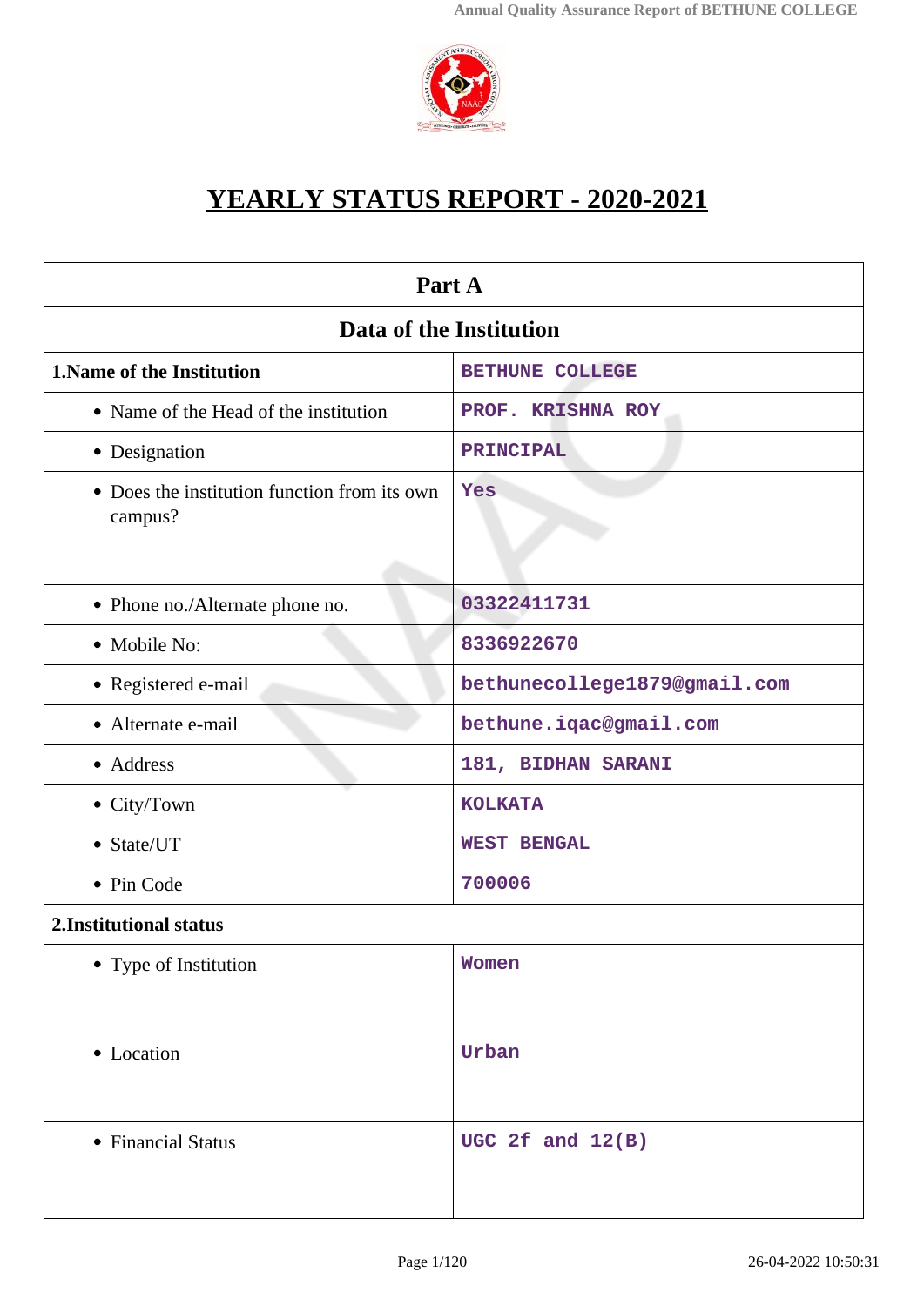# YEARLY STATUS REPORT - 2020-2021

| Part A | |
|---|---|
| **Data of the Institution** | |
| **1.Name of the Institution** | BETHUNE COLLEGE |
| • Name of the Head of the institution | PROF. KRISHNA ROY |
| • Designation | PRINCIPAL |
| • Does the institution function from its own campus? | Yes |
| • Phone no./Alternate phone no. | 03322411731 |
| • Mobile No: | 8336922670 |
| • Registered e-mail | bethunecollege1879@gmail.com |
| • Alternate e-mail | bethune.iqac@gmail.com |
| • Address | 181, BIDHAN SARANI |
| • City/Town | KOLKATA |
| • State/UT | WEST BENGAL |
| • Pin Code | 700006 |
| **2.Institutional status** | |
| • Type of Institution | Women |
| • Location | Urban |
| • Financial Status | UGC 2f and 12(B) |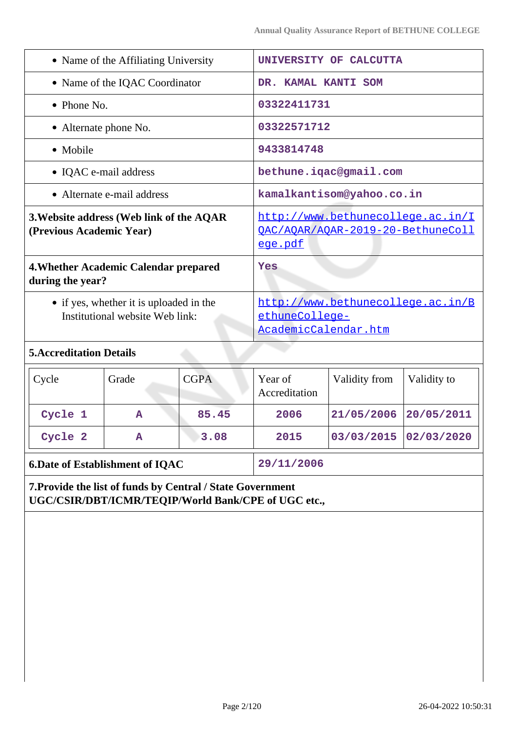| | |
|---|---|
| • Name of the Affiliating University | UNIVERSITY OF CALCUTTA |
| • Name of the IQAC Coordinator | DR. KAMAL KANTI SOM |
| • Phone No. | 03322411731 |
| • Alternate phone No. | 03322571712 |
| • Mobile | 9433814748 |
| • IQAC e-mail address | bethune.iqac@gmail.com |
| • Alternate e-mail address | kamalkantisom@yahoo.co.in |
| **3.Website address (Web link of the AQAR (Previous Academic Year)** | http://www.bethunecollege.ac.in/IQAC/AQAR/AQAR-2019-20-BethuneCollege.pdf |
| **4.Whether Academic Calendar prepared during the year?** | Yes |
| • if yes, whether it is uploaded in the Institutional website Web link: | http://www.bethunecollege.ac.in/BethuneCollege-AcademicCalendar.htm |

**5.Accreditation Details**

| Cycle | Grade | CGPA | Year of Accreditation | Validity from | Validity to |
|---|---|---|---|---|---|
| Cycle 1 | A | 85.45 | 2006 | 21/05/2006 | 20/05/2011 |
| Cycle 2 | A | 3.08 | 2015 | 03/03/2015 | 02/03/2020 |

| | |
|---|---|
| **6.Date of Establishment of IQAC** | 29/11/2006 |

**7.Provide the list of funds by Central / State Government UGC/CSIR/DBT/ICMR/TEQIP/World Bank/CPE of UGC etc.,**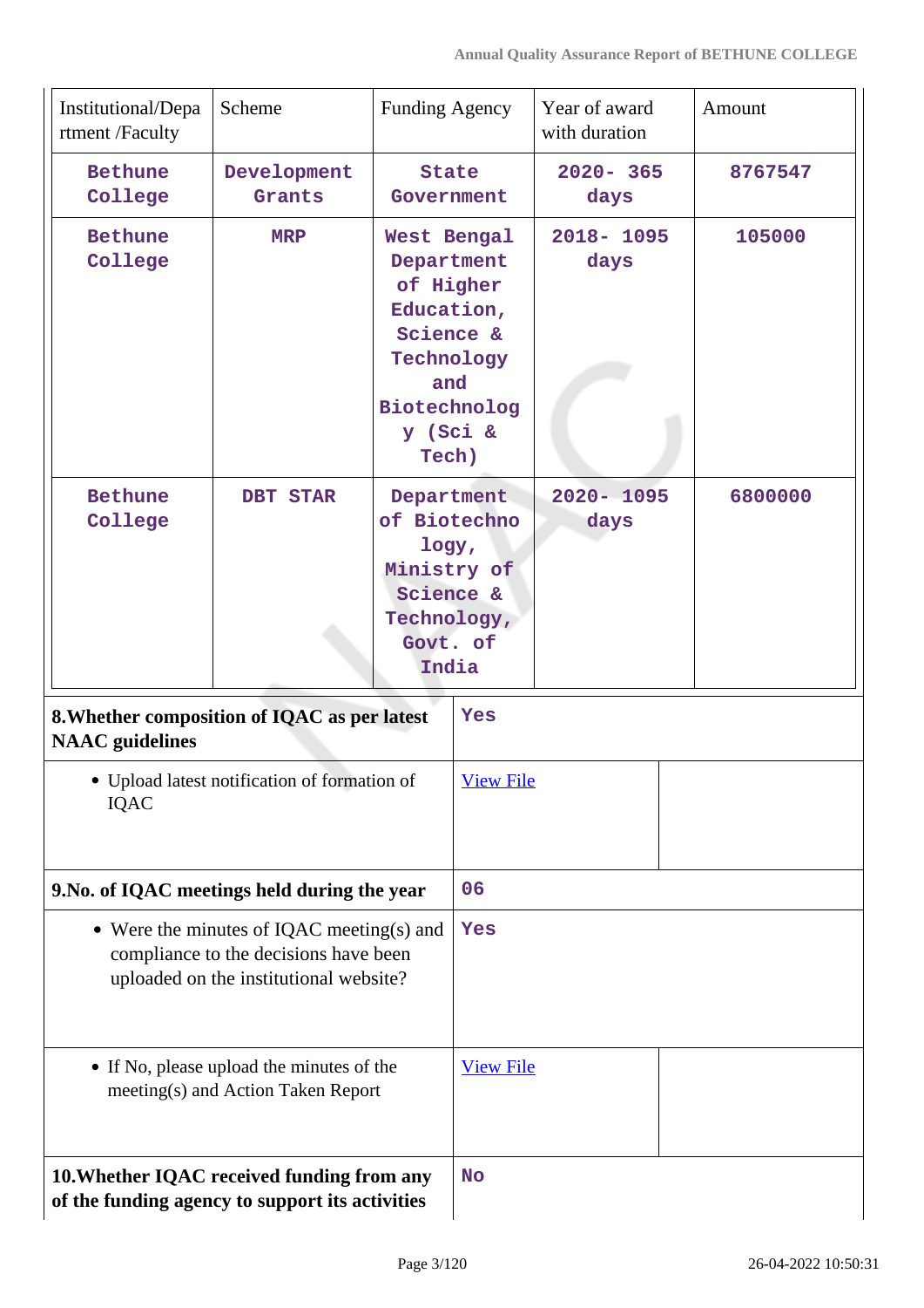| Institutional/Department /Faculty | Scheme | Funding Agency | Year of award with duration | Amount |
|---|---|---|---|---|
| Bethune College | Development Grants | State Government | 2020- 365 days | 8767547 |
| Bethune College | MRP | West Bengal Department of Higher Education, Science & Technology and Biotechnology (Sci & Tech) | 2018- 1095 days | 105000 |
| Bethune College | DBT STAR | Department of Biotechnology, Ministry of Science & Technology, Govt. of India | 2020- 1095 days | 6800000 |

| | |
|---|---|
| **8.Whether composition of IQAC as per latest NAAC guidelines** | Yes |
| • Upload latest notification of formation of IQAC | [View File]() |
| **9.No. of IQAC meetings held during the year** | 06 |
| • Were the minutes of IQAC meeting(s) and compliance to the decisions have been uploaded on the institutional website? | Yes |
| • If No, please upload the minutes of the meeting(s) and Action Taken Report | [View File]() |
| **10.Whether IQAC received funding from any of the funding agency to support its activities** | No |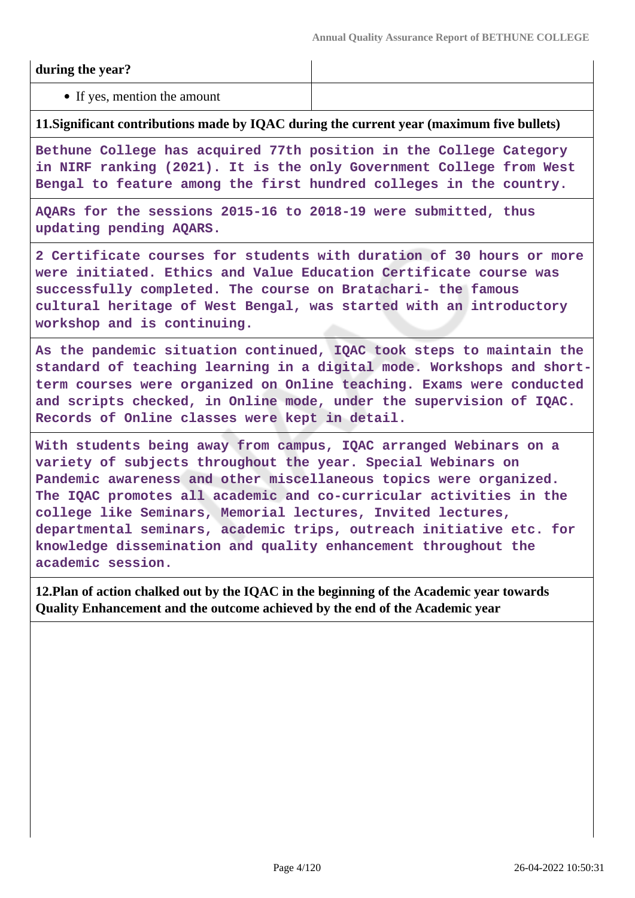| during the year? | |
|---|---|
| • If yes, mention the amount | |

**11.Significant contributions made by IQAC during the current year (maximum five bullets)**

Bethune College has acquired 77th position in the College Category in NIRF ranking (2021). It is the only Government College from West Bengal to feature among the first hundred colleges in the country.

AQARs for the sessions 2015-16 to 2018-19 were submitted, thus updating pending AQARS.

2 Certificate courses for students with duration of 30 hours or more were initiated. Ethics and Value Education Certificate course was successfully completed. The course on Bratachari- the famous cultural heritage of West Bengal, was started with an introductory workshop and is continuing.

As the pandemic situation continued, IQAC took steps to maintain the standard of teaching learning in a digital mode. Workshops and short-term courses were organized on Online teaching. Exams were conducted and scripts checked, in Online mode, under the supervision of IQAC. Records of Online classes were kept in detail.

With students being away from campus, IQAC arranged Webinars on a variety of subjects throughout the year. Special Webinars on Pandemic awareness and other miscellaneous topics were organized. The IQAC promotes all academic and co-curricular activities in the college like Seminars, Memorial lectures, Invited lectures, departmental seminars, academic trips, outreach initiative etc. for knowledge dissemination and quality enhancement throughout the academic session.

**12.Plan of action chalked out by the IQAC in the beginning of the Academic year towards Quality Enhancement and the outcome achieved by the end of the Academic year**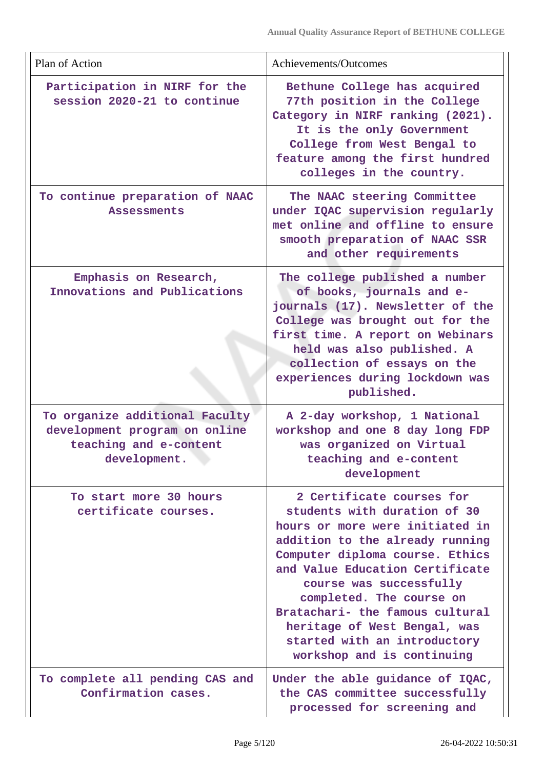| Plan of Action | Achievements/Outcomes |
|---|---|
| Participation in NIRF for the session 2020-21 to continue | Bethune College has acquired 77th position in the College Category in NIRF ranking (2021). It is the only Government College from West Bengal to feature among the first hundred colleges in the country. |
| To continue preparation of NAAC Assessments | The NAAC steering Committee under IQAC supervision regularly met online and offline to ensure smooth preparation of NAAC SSR and other requirements |
| Emphasis on Research, Innovations and Publications | The college published a number of books, journals and e-journals (17). Newsletter of the College was brought out for the first time. A report on Webinars held was also published. A collection of essays on the experiences during lockdown was published. |
| To organize additional Faculty development program on online teaching and e-content development. | A 2-day workshop, 1 National workshop and one 8 day long FDP was organized on Virtual teaching and e-content development |
| To start more 30 hours certificate courses. | 2 Certificate courses for students with duration of 30 hours or more were initiated in addition to the already running Computer diploma course. Ethics and Value Education Certificate course was successfully completed. The course on Bratachari- the famous cultural heritage of West Bengal, was started with an introductory workshop and is continuing |
| To complete all pending CAS and Confirmation cases. | Under the able guidance of IQAC, the CAS committee successfully processed for screening and |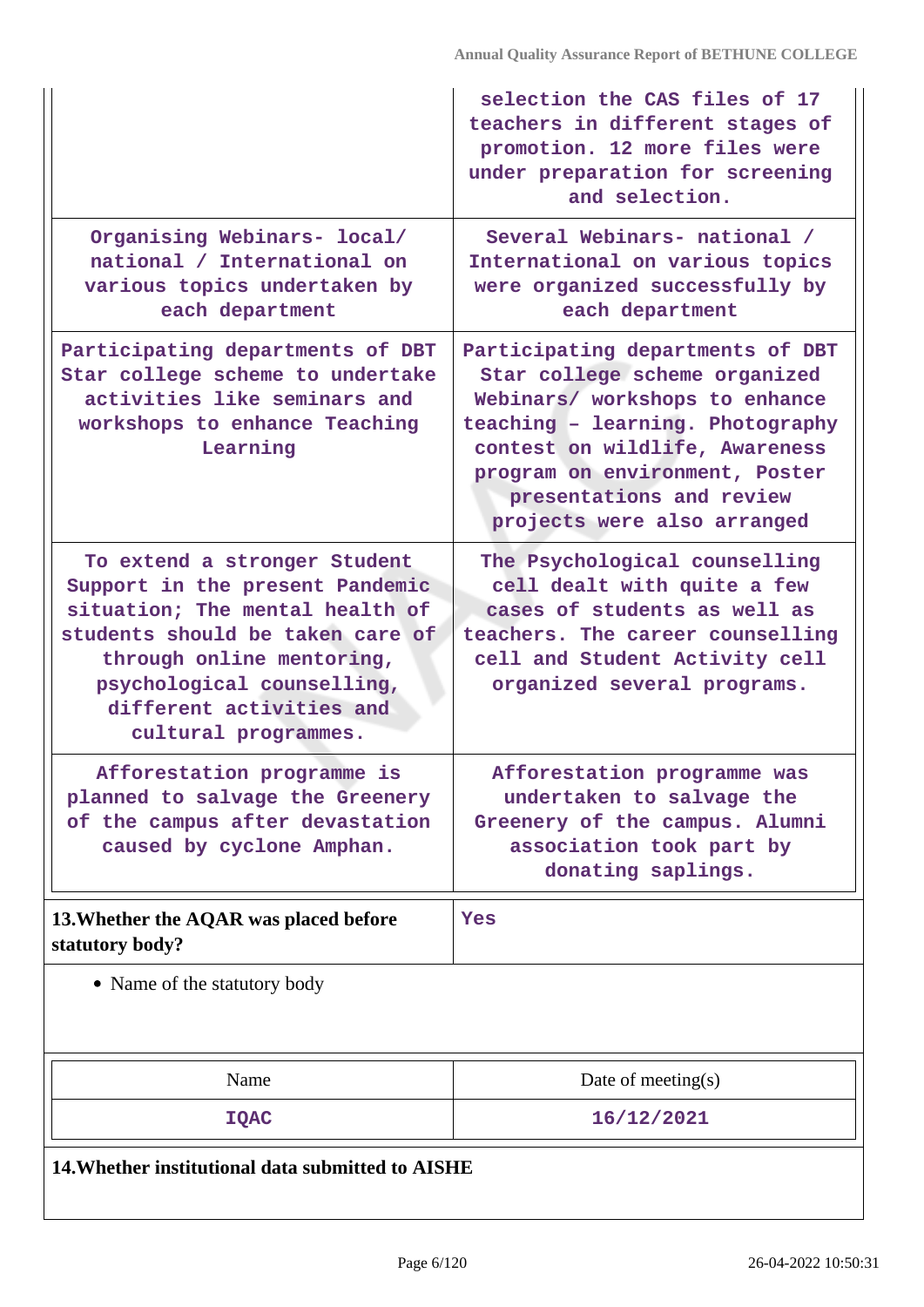| | |
|---|---|
| | selection the CAS files of 17 teachers in different stages of promotion. 12 more files were under preparation for screening and selection. |
| Organising Webinars- local/ national / International on various topics undertaken by each department | Several Webinars- national / International on various topics were organized successfully by each department |
| Participating departments of DBT Star college scheme to undertake activities like seminars and workshops to enhance Teaching Learning | Participating departments of DBT Star college scheme organized Webinars/ workshops to enhance teaching – learning. Photography contest on wildlife, Awareness program on environment, Poster presentations and review projects were also arranged |
| To extend a stronger Student Support in the present Pandemic situation; The mental health of students should be taken care of through online mentoring, psychological counselling, different activities and cultural programmes. | The Psychological counselling cell dealt with quite a few cases of students as well as teachers. The career counselling cell and Student Activity cell organized several programs. |
| Afforestation programme is planned to salvage the Greenery of the campus after devastation caused by cyclone Amphan. | Afforestation programme was undertaken to salvage the Greenery of the campus. Alumni association took part by donating saplings. |

| 13.Whether the AQAR was placed before statutory body? | Yes |
|---|---|

- Name of the statutory body

| Name | Date of meeting(s) |
|---|---|
| IQAC | 16/12/2021 |

**14.Whether institutional data submitted to AISHE**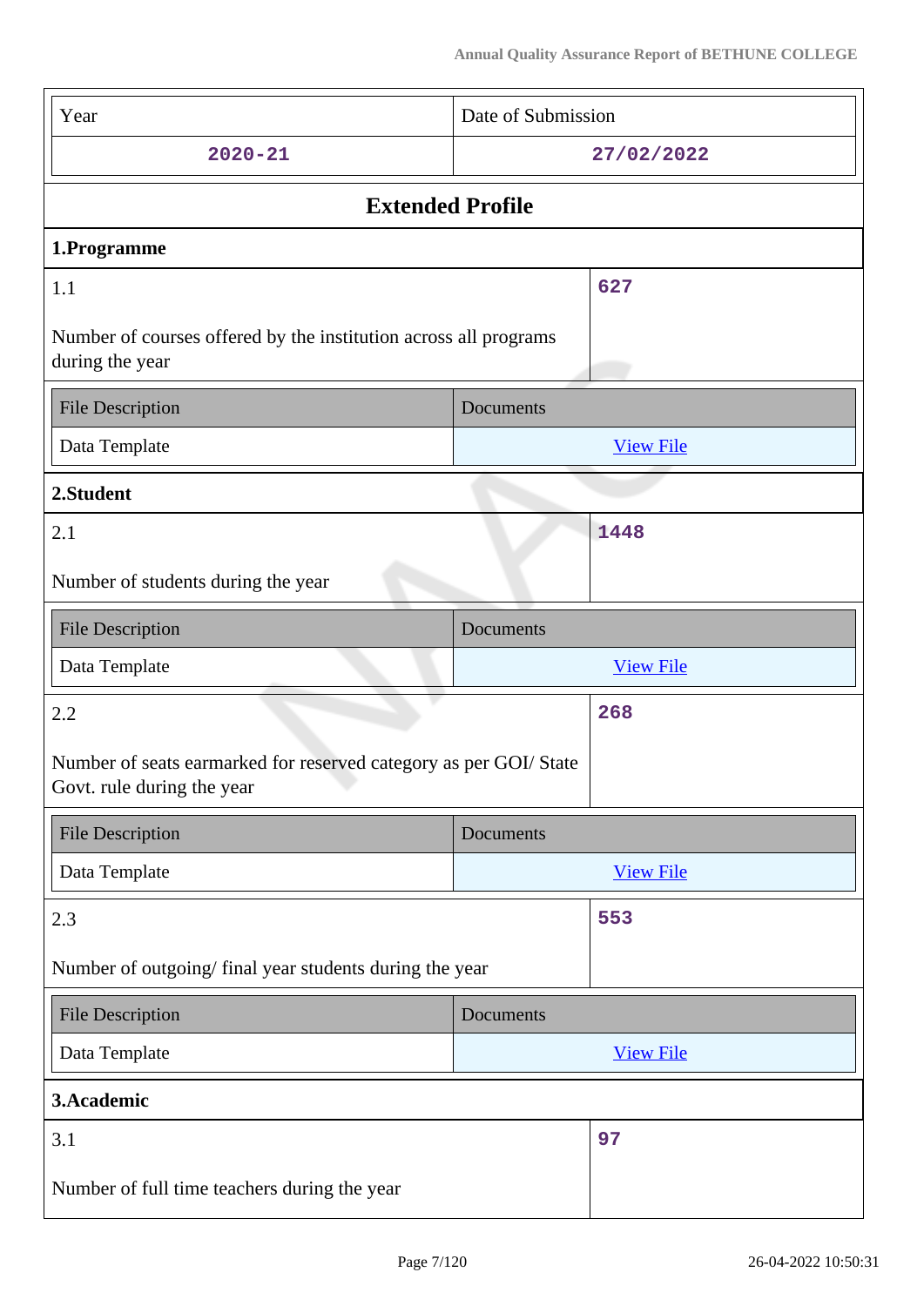| Year | Date of Submission |
|---|---|
| 2020-21 | 27/02/2022 |

## Extended Profile

### 1.Programme

| 1.1 Number of courses offered by the institution across all programs during the year | 627 |
|---|---|

| File Description | Documents |
|---|---|
| Data Template | View File |

### 2.Student

| 2.1 Number of students during the year | 1448 |
|---|---|

| File Description | Documents |
|---|---|
| Data Template | View File |

| 2.2 Number of seats earmarked for reserved category as per GOI/ State Govt. rule during the year | 268 |
|---|---|

| File Description | Documents |
|---|---|
| Data Template | View File |

| 2.3 Number of outgoing/ final year students during the year | 553 |
|---|---|

| File Description | Documents |
|---|---|
| Data Template | View File |

### 3.Academic

| 3.1 Number of full time teachers during the year | 97 |
|---|---|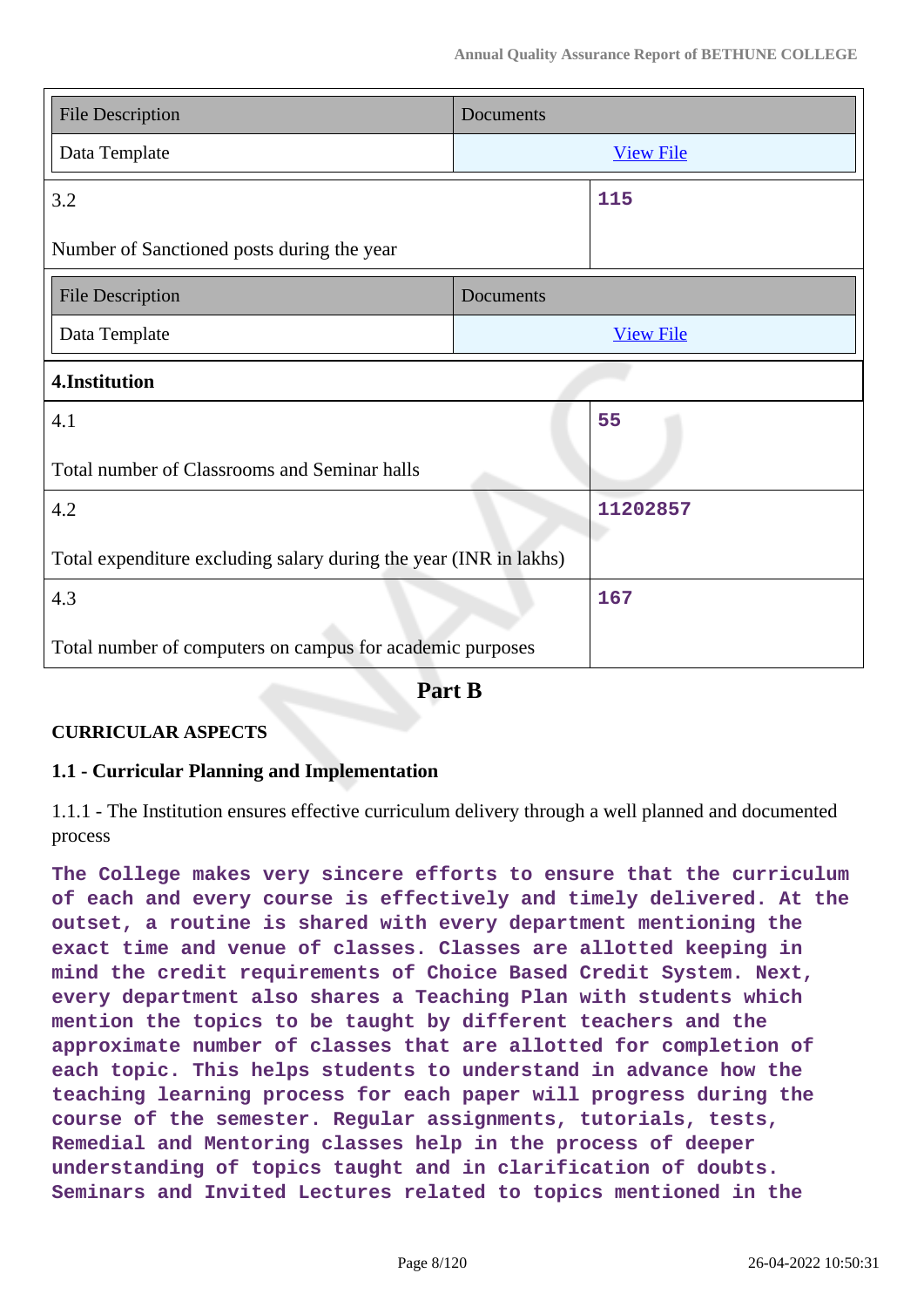| File Description | Documents |
| --- | --- |
| Data Template | View File |

| 3.2 | 115 |
| --- | --- |
| Number of Sanctioned posts during the year | |

| File Description | Documents |
| --- | --- |
| Data Template | View File |

**4.Institution**

| 4.1 | 55 |
| --- | --- |
| Total number of Classrooms and Seminar halls | |
| 4.2 | 11202857 |
| Total expenditure excluding salary during the year (INR in lakhs) | |
| 4.3 | 167 |
| Total number of computers on campus for academic purposes | |

## Part B

### CURRICULAR ASPECTS

### 1.1 - Curricular Planning and Implementation

1.1.1 - The Institution ensures effective curriculum delivery through a well planned and documented process

The College makes very sincere efforts to ensure that the curriculum of each and every course is effectively and timely delivered. At the outset, a routine is shared with every department mentioning the exact time and venue of classes. Classes are allotted keeping in mind the credit requirements of Choice Based Credit System. Next, every department also shares a Teaching Plan with students which mention the topics to be taught by different teachers and the approximate number of classes that are allotted for completion of each topic. This helps students to understand in advance how the teaching learning process for each paper will progress during the course of the semester. Regular assignments, tutorials, tests, Remedial and Mentoring classes help in the process of deeper understanding of topics taught and in clarification of doubts. Seminars and Invited Lectures related to topics mentioned in the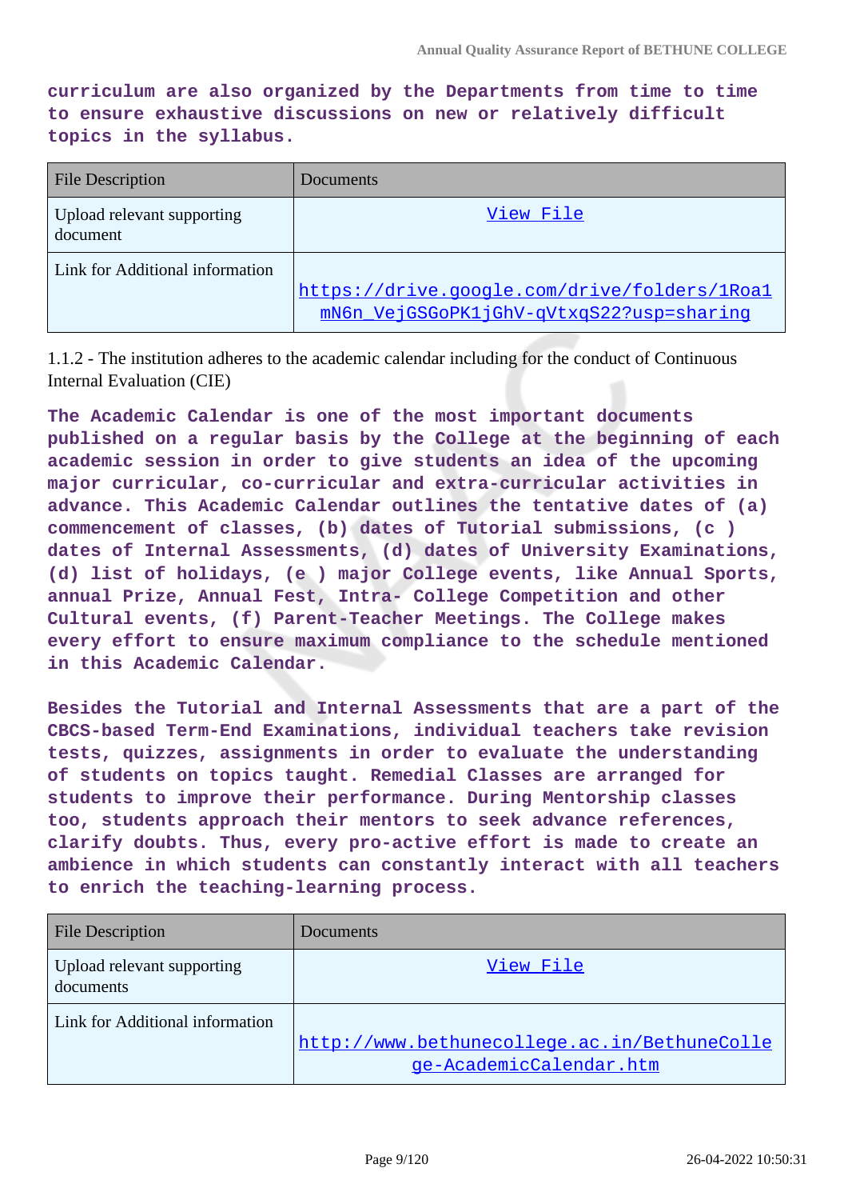**curriculum are also organized by the Departments from time to time to ensure exhaustive discussions on new or relatively difficult topics in the syllabus.**

| File Description | Documents |
|---|---|
| Upload relevant supporting document | View File |
| Link for Additional information | https://drive.google.com/drive/folders/1Roa1mN6n_VejGSGoPK1jGhV-qVtxqS22?usp=sharing |

1.1.2 - The institution adheres to the academic calendar including for the conduct of Continuous Internal Evaluation (CIE)

**The Academic Calendar is one of the most important documents published on a regular basis by the College at the beginning of each academic session in order to give students an idea of the upcoming major curricular, co-curricular and extra-curricular activities in advance. This Academic Calendar outlines the tentative dates of (a) commencement of classes, (b) dates of Tutorial submissions, (c ) dates of Internal Assessments, (d) dates of University Examinations, (d) list of holidays, (e ) major College events, like Annual Sports, annual Prize, Annual Fest, Intra- College Competition and other Cultural events, (f) Parent-Teacher Meetings. The College makes every effort to ensure maximum compliance to the schedule mentioned in this Academic Calendar.**

**Besides the Tutorial and Internal Assessments that are a part of the CBCS-based Term-End Examinations, individual teachers take revision tests, quizzes, assignments in order to evaluate the understanding of students on topics taught. Remedial Classes are arranged for students to improve their performance. During Mentorship classes too, students approach their mentors to seek advance references, clarify doubts. Thus, every pro-active effort is made to create an ambience in which students can constantly interact with all teachers to enrich the teaching-learning process.**

| File Description | Documents |
|---|---|
| Upload relevant supporting documents | View File |
| Link for Additional information | http://www.bethunecollege.ac.in/BethuneCollege-AcademicCalendar.htm |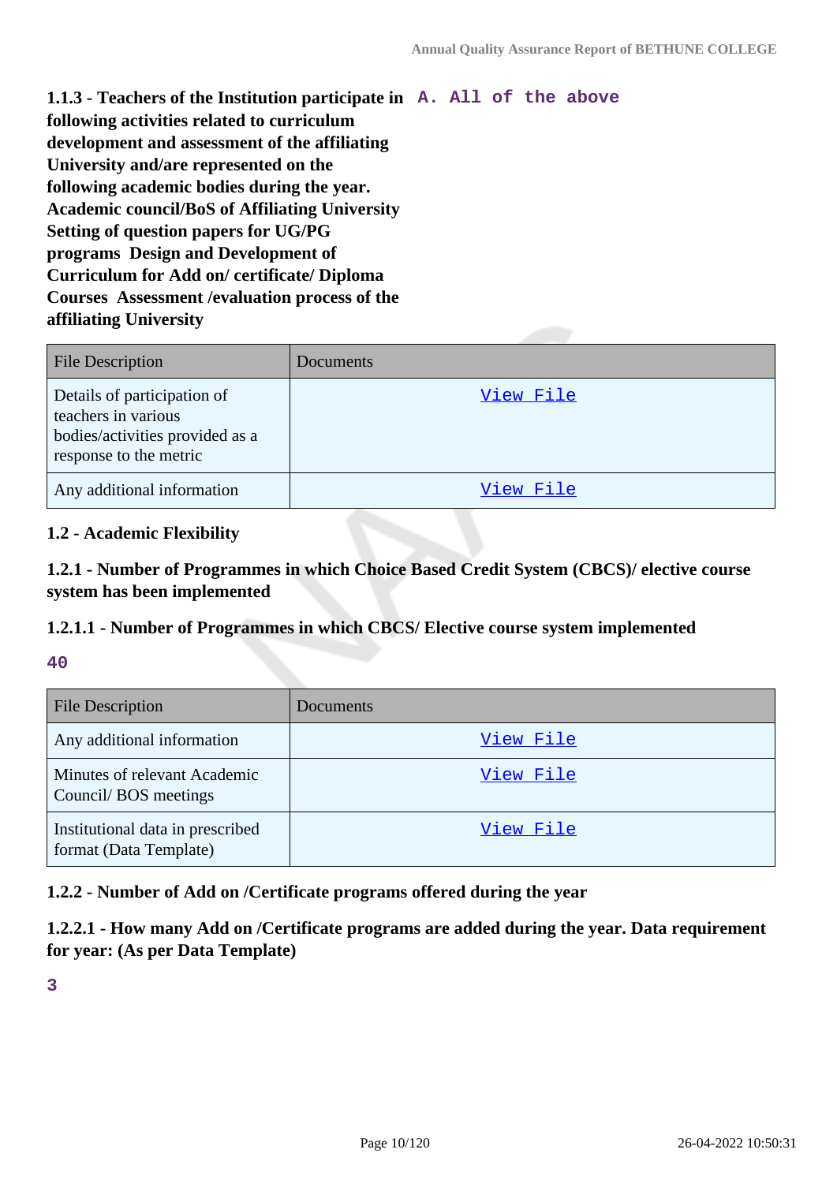**1.1.3 - Teachers of the Institution participate in following activities related to curriculum development and assessment of the affiliating University and/are represented on the following academic bodies during the year. Academic council/BoS of Affiliating University Setting of question papers for UG/PG programs Design and Development of Curriculum for Add on/ certificate/ Diploma Courses Assessment /evaluation process of the affiliating University**

A. All of the above

| File Description | Documents |
|---|---|
| Details of participation of teachers in various bodies/activities provided as a response to the metric | View File |
| Any additional information | View File |

### 1.2 - Academic Flexibility

#### 1.2.1 - Number of Programmes in which Choice Based Credit System (CBCS)/ elective course system has been implemented

#### 1.2.1.1 - Number of Programmes in which CBCS/ Elective course system implemented

40

| File Description | Documents |
|---|---|
| Any additional information | View File |
| Minutes of relevant Academic Council/ BOS meetings | View File |
| Institutional data in prescribed format (Data Template) | View File |

#### 1.2.2 - Number of Add on /Certificate programs offered during the year

#### 1.2.2.1 - How many Add on /Certificate programs are added during the year. Data requirement for year: (As per Data Template)

3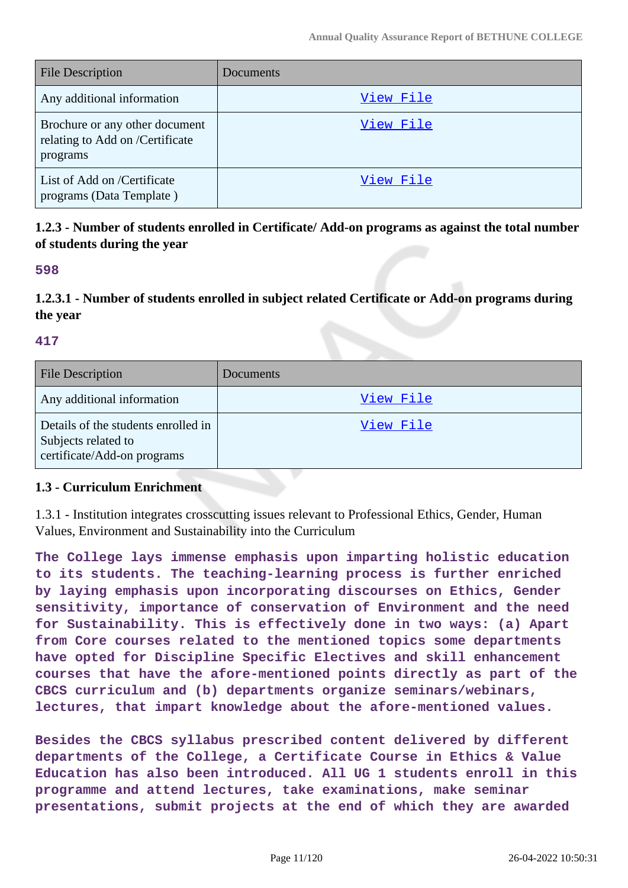| File Description | Documents |
|---|---|
| Any additional information | View File |
| Brochure or any other document relating to Add on /Certificate programs | View File |
| List of Add on /Certificate programs (Data Template ) | View File |

### 1.2.3 - Number of students enrolled in Certificate/ Add-on programs as against the total number of students during the year

**598**

### 1.2.3.1 - Number of students enrolled in subject related Certificate or Add-on programs during the year

**417**

| File Description | Documents |
|---|---|
| Any additional information | View File |
| Details of the students enrolled in Subjects related to certificate/Add-on programs | View File |

### 1.3 - Curriculum Enrichment

1.3.1 - Institution integrates crosscutting issues relevant to Professional Ethics, Gender, Human Values, Environment and Sustainability into the Curriculum

**The College lays immense emphasis upon imparting holistic education to its students. The teaching-learning process is further enriched by laying emphasis upon incorporating discourses on Ethics, Gender sensitivity, importance of conservation of Environment and the need for Sustainability. This is effectively done in two ways: (a) Apart from Core courses related to the mentioned topics some departments have opted for Discipline Specific Electives and skill enhancement courses that have the afore-mentioned points directly as part of the CBCS curriculum and (b) departments organize seminars/webinars, lectures, that impart knowledge about the afore-mentioned values.**

**Besides the CBCS syllabus prescribed content delivered by different departments of the College, a Certificate Course in Ethics & Value Education has also been introduced. All UG 1 students enroll in this programme and attend lectures, take examinations, make seminar presentations, submit projects at the end of which they are awarded**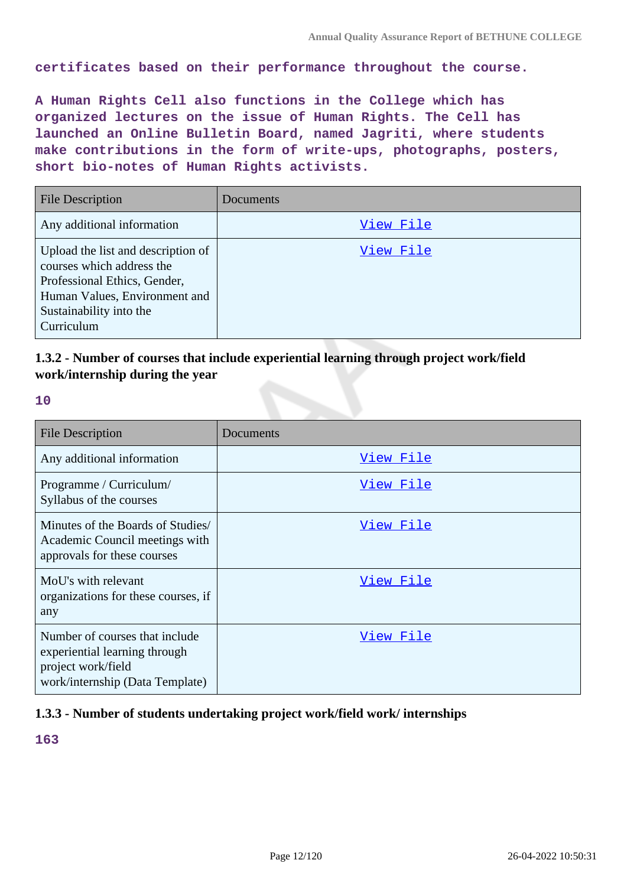certificates based on their performance throughout the course.

A Human Rights Cell also functions in the College which has organized lectures on the issue of Human Rights. The Cell has launched an Online Bulletin Board, named Jagriti, where students make contributions in the form of write-ups, photographs, posters, short bio-notes of Human Rights activists.

| File Description | Documents |
| --- | --- |
| Any additional information | View File |
| Upload the list and description of courses which address the Professional Ethics, Gender, Human Values, Environment and Sustainability into the Curriculum | View File |

### 1.3.2 - Number of courses that include experiential learning through project work/field work/internship during the year

10

| File Description | Documents |
| --- | --- |
| Any additional information | View File |
| Programme / Curriculum/ Syllabus of the courses | View File |
| Minutes of the Boards of Studies/ Academic Council meetings with approvals for these courses | View File |
| MoU's with relevant organizations for these courses, if any | View File |
| Number of courses that include experiential learning through project work/field work/internship (Data Template) | View File |

### 1.3.3 - Number of students undertaking project work/field work/ internships

163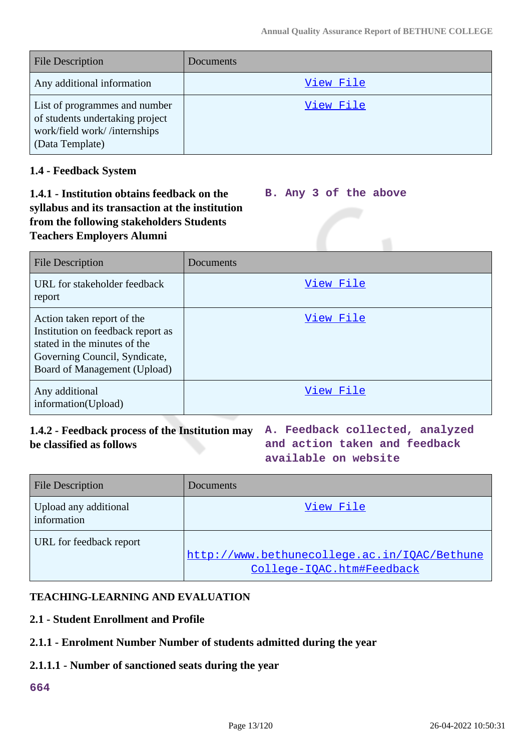| File Description | Documents |
|---|---|
| Any additional information | View File |
| List of programmes and number of students undertaking project work/field work/ /internships (Data Template) | View File |

**1.4 - Feedback System**

**1.4.1 - Institution obtains feedback on the syllabus and its transaction at the institution from the following stakeholders Students Teachers Employers Alumni**

B. Any 3 of the above

| File Description | Documents |
|---|---|
| URL for stakeholder feedback report | View File |
| Action taken report of the Institution on feedback report as stated in the minutes of the Governing Council, Syndicate, Board of Management (Upload) | View File |
| Any additional information(Upload) | View File |

**1.4.2 - Feedback process of the Institution may be classified as follows**

A. Feedback collected, analyzed and action taken and feedback available on website

| File Description | Documents |
|---|---|
| Upload any additional information | View File |
| URL for feedback report | http://www.bethunecollege.ac.in/IQAC/Bethune College-IQAC.htm#Feedback |

**TEACHING-LEARNING AND EVALUATION**

**2.1 - Student Enrollment and Profile**

**2.1.1 - Enrolment Number Number of students admitted during the year**

**2.1.1.1 - Number of sanctioned seats during the year**

664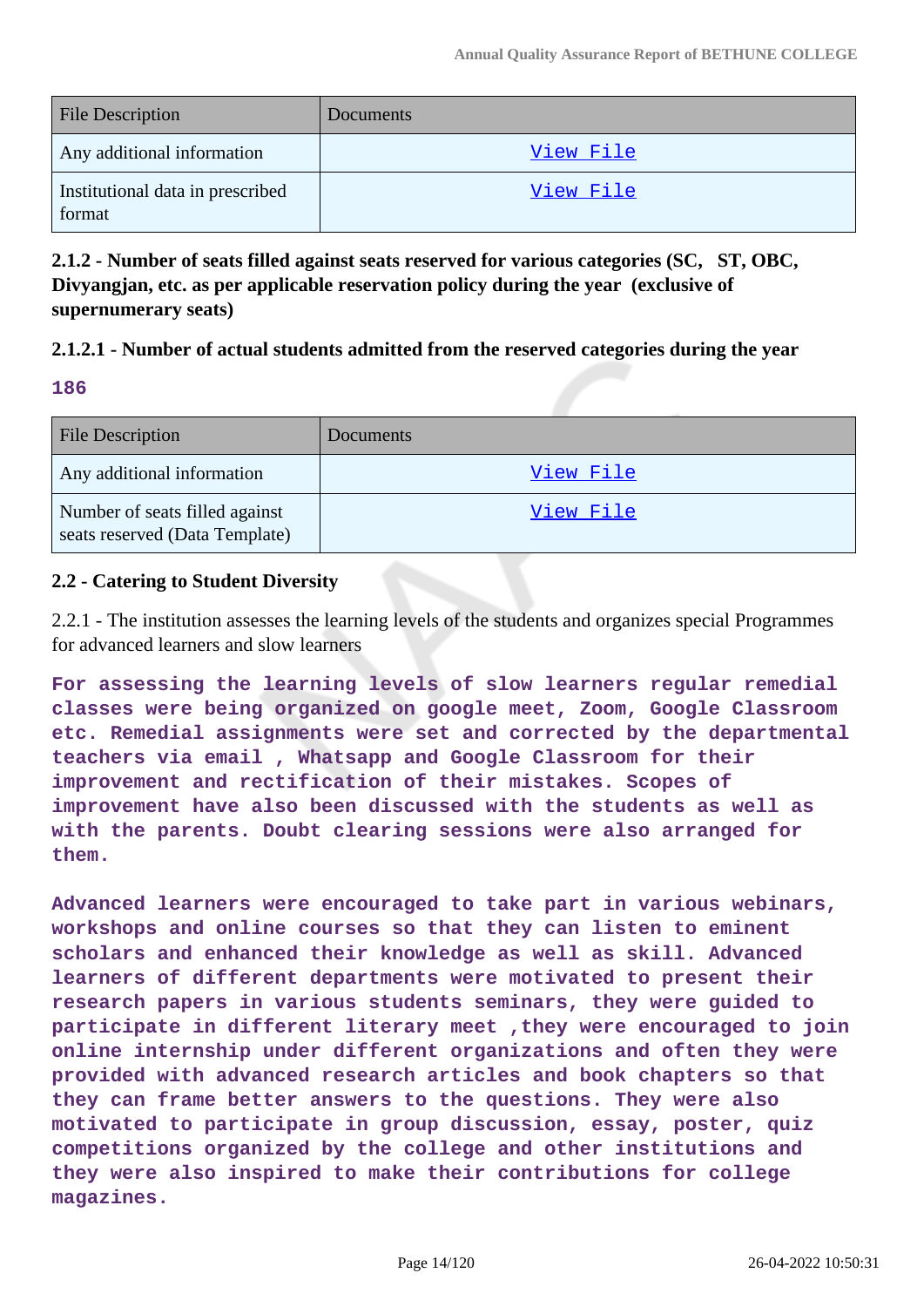| File Description | Documents |
| --- | --- |
| Any additional information | View File |
| Institutional data in prescribed format | View File |

**2.1.2 - Number of seats filled against seats reserved for various categories (SC, ST, OBC, Divyangjan, etc. as per applicable reservation policy during the year (exclusive of supernumerary seats)**

**2.1.2.1 - Number of actual students admitted from the reserved categories during the year**

**186**

| File Description | Documents |
| --- | --- |
| Any additional information | View File |
| Number of seats filled against seats reserved (Data Template) | View File |

**2.2 - Catering to Student Diversity**

2.2.1 - The institution assesses the learning levels of the students and organizes special Programmes for advanced learners and slow learners

**For assessing the learning levels of slow learners regular remedial classes were being organized on google meet, Zoom, Google Classroom etc. Remedial assignments were set and corrected by the departmental teachers via email , Whatsapp and Google Classroom for their improvement and rectification of their mistakes. Scopes of improvement have also been discussed with the students as well as with the parents. Doubt clearing sessions were also arranged for them.**

**Advanced learners were encouraged to take part in various webinars, workshops and online courses so that they can listen to eminent scholars and enhanced their knowledge as well as skill. Advanced learners of different departments were motivated to present their research papers in various students seminars, they were guided to participate in different literary meet ,they were encouraged to join online internship under different organizations and often they were provided with advanced research articles and book chapters so that they can frame better answers to the questions. They were also motivated to participate in group discussion, essay, poster, quiz competitions organized by the college and other institutions and they were also inspired to make their contributions for college magazines.**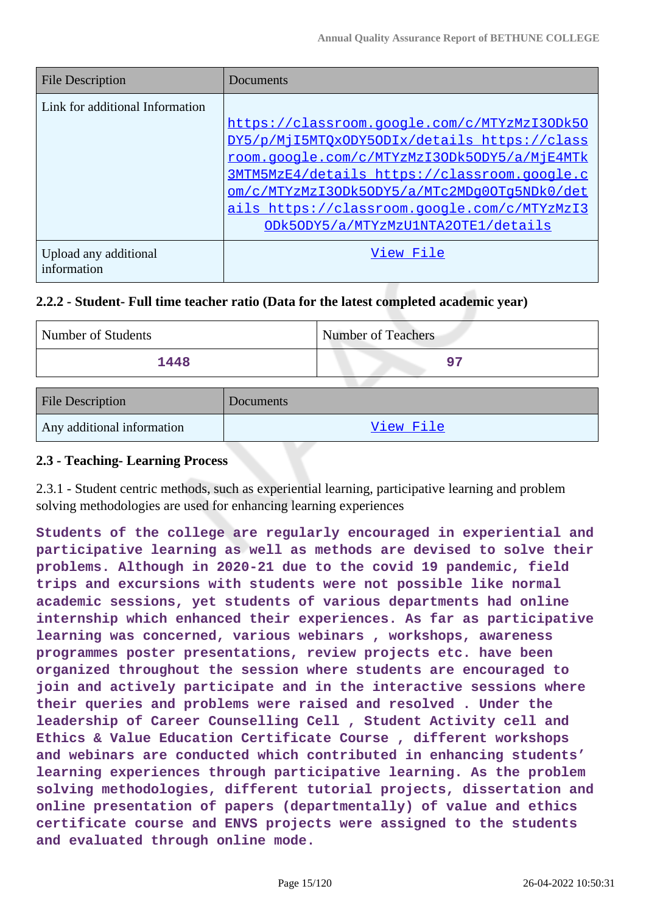| File Description | Documents |
|---|---|
| Link for additional Information | https://classroom.google.com/c/MTYzMzI3ODk5ODY5/p/MjI5MTQxODY5ODIx/details https://classroom.google.com/c/MTYzMzI3ODk5ODY5/a/MjE4MTk3MTM5MzE4/details https://classroom.google.com/c/MTYzMzI3ODk5ODY5/a/MTc2MDg0OTg5NDk0/details https://classroom.google.com/c/MTYzMzI3ODk5ODY5/a/MTYzMzU1NTA2OTE1/details |
| Upload any additional information | View File |

### 2.2.2 - Student- Full time teacher ratio (Data for the latest completed academic year)

| Number of Students | Number of Teachers |
|---|---|
| 1448 | 97 |

| File Description | Documents |
|---|---|
| Any additional information | View File |

### 2.3 - Teaching- Learning Process

2.3.1 - Student centric methods, such as experiential learning, participative learning and problem solving methodologies are used for enhancing learning experiences

**Students of the college are regularly encouraged in experiential and participative learning as well as methods are devised to solve their problems. Although in 2020-21 due to the covid 19 pandemic, field trips and excursions with students were not possible like normal academic sessions, yet students of various departments had online internship which enhanced their experiences. As far as participative learning was concerned, various webinars , workshops, awareness programmes poster presentations, review projects etc. have been organized throughout the session where students are encouraged to join and actively participate and in the interactive sessions where their queries and problems were raised and resolved . Under the leadership of Career Counselling Cell , Student Activity cell and Ethics & Value Education Certificate Course , different workshops and webinars are conducted which contributed in enhancing students' learning experiences through participative learning. As the problem solving methodologies, different tutorial projects, dissertation and online presentation of papers (departmentally) of value and ethics certificate course and ENVS projects were assigned to the students and evaluated through online mode.**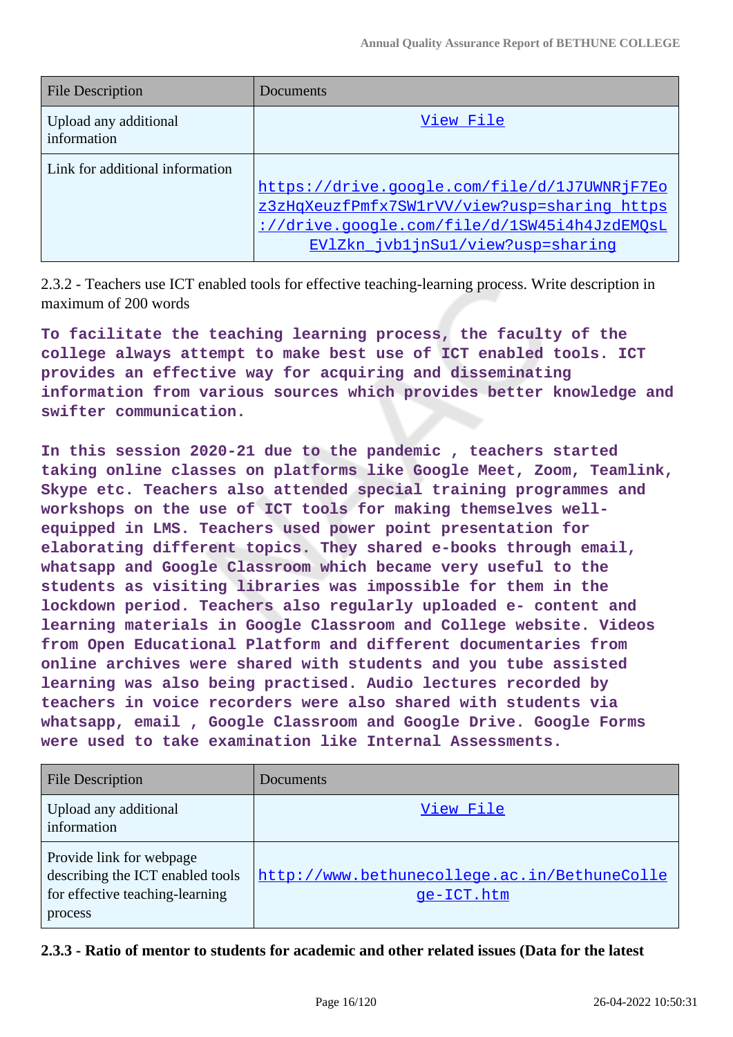| File Description | Documents |
| --- | --- |
| Upload any additional information | View File |
| Link for additional information | https://drive.google.com/file/d/1J7UWNRjF7Eoz3zHqXeuzfPmfx7SW1rVV/view?usp=sharing https://drive.google.com/file/d/1SW45i4h4JzdEMQsLEVlZkn_jvb1jnSu1/view?usp=sharing |

2.3.2 - Teachers use ICT enabled tools for effective teaching-learning process. Write description in maximum of 200 words

**To facilitate the teaching learning process, the faculty of the college always attempt to make best use of ICT enabled tools. ICT provides an effective way for acquiring and disseminating information from various sources which provides better knowledge and swifter communication.**

**In this session 2020-21 due to the pandemic , teachers started taking online classes on platforms like Google Meet, Zoom, Teamlink, Skype etc. Teachers also attended special training programmes and workshops on the use of ICT tools for making themselves well-equipped in LMS. Teachers used power point presentation for elaborating different topics. They shared e-books through email, whatsapp and Google Classroom which became very useful to the students as visiting libraries was impossible for them in the lockdown period. Teachers also regularly uploaded e- content and learning materials in Google Classroom and College website. Videos from Open Educational Platform and different documentaries from online archives were shared with students and you tube assisted learning was also being practised. Audio lectures recorded by teachers in voice recorders were also shared with students via whatsapp, email , Google Classroom and Google Drive. Google Forms were used to take examination like Internal Assessments.**

| File Description | Documents |
| --- | --- |
| Upload any additional information | View File |
| Provide link for webpage describing the ICT enabled tools for effective teaching-learning process | http://www.bethunecollege.ac.in/BethuneCollege-ICT.htm |

**2.3.3 - Ratio of mentor to students for academic and other related issues (Data for the latest**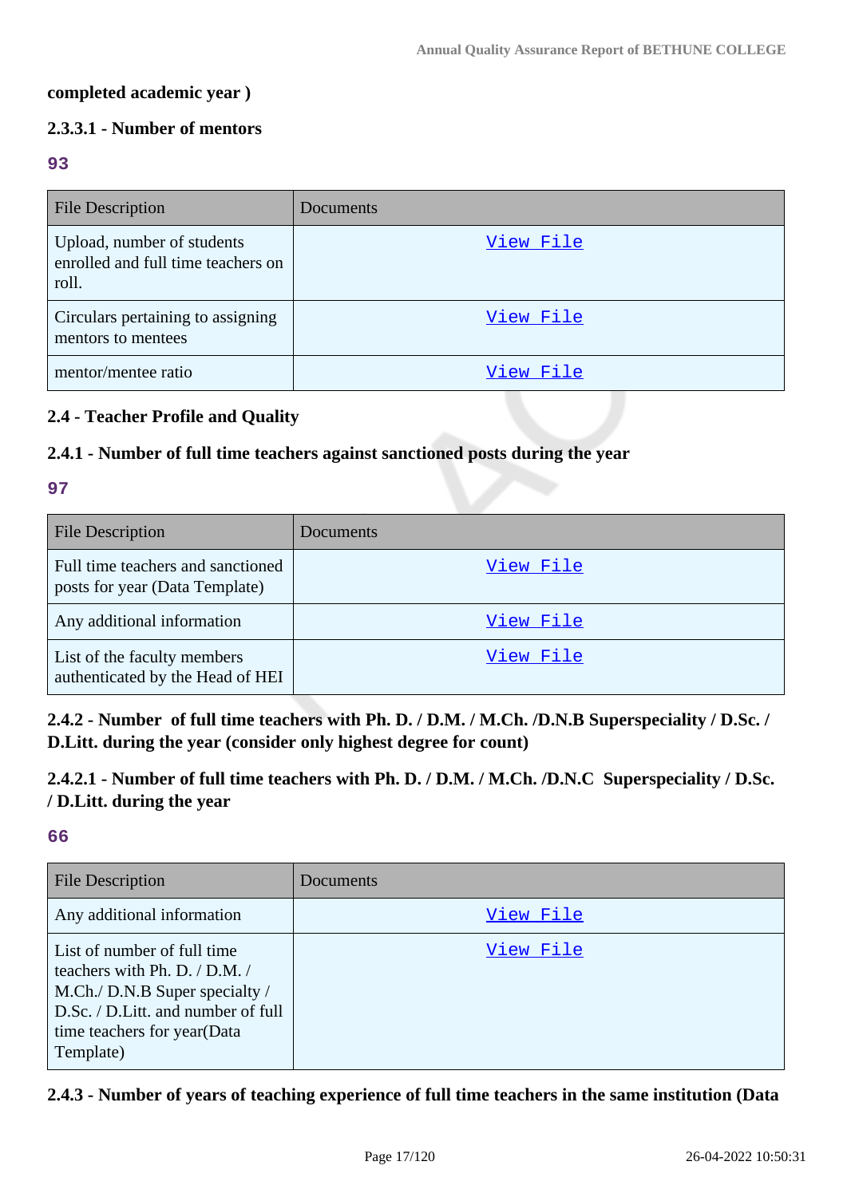**completed academic year )**

### 2.3.3.1 - Number of mentors

**93**

| File Description | Documents |
|---|---|
| Upload, number of students enrolled and full time teachers on roll. | View File |
| Circulars pertaining to assigning mentors to mentees | View File |
| mentor/mentee ratio | View File |

## 2.4 - Teacher Profile and Quality

### 2.4.1 - Number of full time teachers against sanctioned posts during the year

**97**

| File Description | Documents |
|---|---|
| Full time teachers and sanctioned posts for year (Data Template) | View File |
| Any additional information | View File |
| List of the faculty members authenticated by the Head of HEI | View File |

### 2.4.2 - Number of full time teachers with Ph. D. / D.M. / M.Ch. /D.N.B Superspeciality / D.Sc. / D.Litt. during the year (consider only highest degree for count)

### 2.4.2.1 - Number of full time teachers with Ph. D. / D.M. / M.Ch. /D.N.C Superspeciality / D.Sc. / D.Litt. during the year

**66**

| File Description | Documents |
|---|---|
| Any additional information | View File |
| List of number of full time teachers with Ph. D. / D.M. / M.Ch./ D.N.B Super specialty / D.Sc. / D.Litt. and number of full time teachers for year(Data Template) | View File |

### 2.4.3 - Number of years of teaching experience of full time teachers in the same institution (Data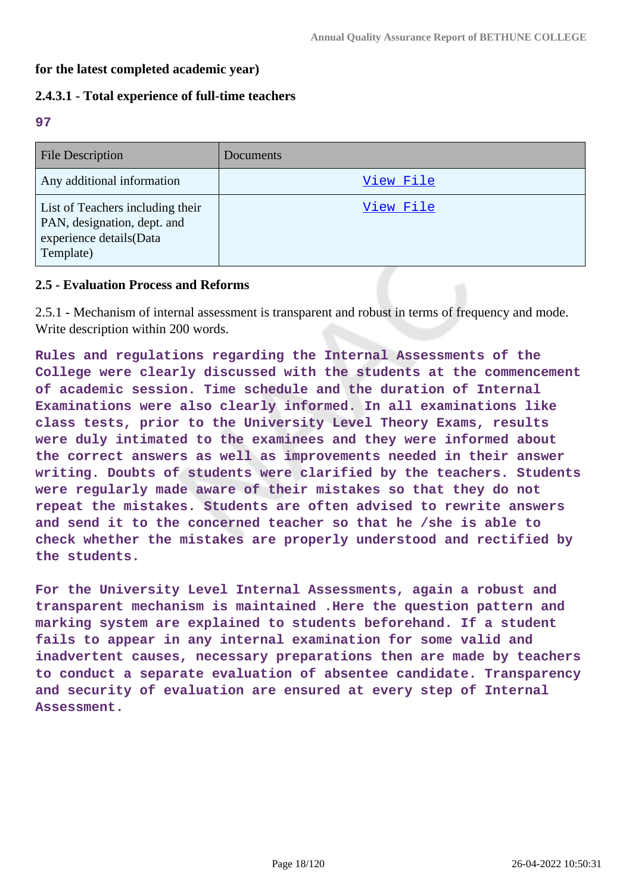**for the latest completed academic year)**

**2.4.3.1 - Total experience of full-time teachers**

**97**

| File Description | Documents |
|---|---|
| Any additional information | View File |
| List of Teachers including their PAN, designation, dept. and experience details(Data Template) | View File |

**2.5 - Evaluation Process and Reforms**

2.5.1 - Mechanism of internal assessment is transparent and robust in terms of frequency and mode. Write description within 200 words.

**Rules and regulations regarding the Internal Assessments of the College were clearly discussed with the students at the commencement of academic session. Time schedule and the duration of Internal Examinations were also clearly informed. In all examinations like class tests, prior to the University Level Theory Exams, results were duly intimated to the examinees and they were informed about the correct answers as well as improvements needed in their answer writing. Doubts of students were clarified by the teachers. Students were regularly made aware of their mistakes so that they do not repeat the mistakes. Students are often advised to rewrite answers and send it to the concerned teacher so that he /she is able to check whether the mistakes are properly understood and rectified by the students.**

**For the University Level Internal Assessments, again a robust and transparent mechanism is maintained .Here the question pattern and marking system are explained to students beforehand. If a student fails to appear in any internal examination for some valid and inadvertent causes, necessary preparations then are made by teachers to conduct a separate evaluation of absentee candidate. Transparency and security of evaluation are ensured at every step of Internal Assessment.**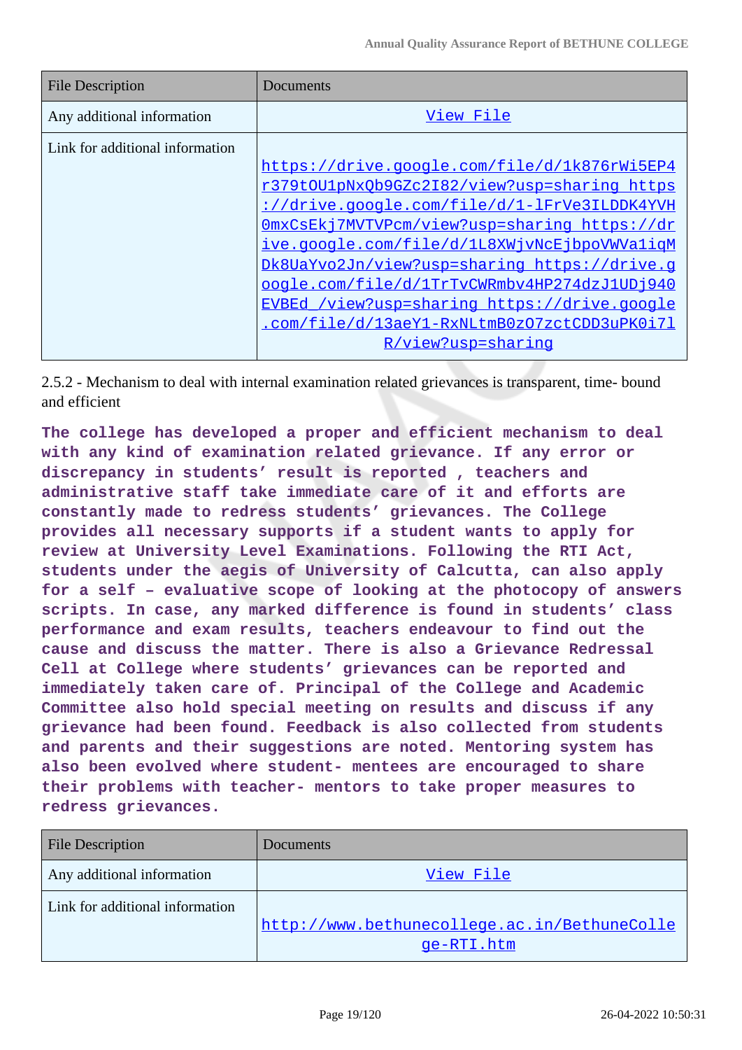| File Description | Documents |
| --- | --- |
| Any additional information | View File |
| Link for additional information | https://drive.google.com/file/d/1k876rWi5EP4r379tOU1pNxQb9GZc2I82/view?usp=sharing https://drive.google.com/file/d/1-lFrVe3ILDDK4YVH0mxCsEkj7MVTVPcm/view?usp=sharing https://drive.google.com/file/d/1L8XWjvNcEjbpoVWVa1iqMDk8UaYvo2Jn/view?usp=sharing https://drive.google.com/file/d/1TrTvCWRmbv4HP274dzJ1UDj940EVBEd_/view?usp=sharing https://drive.google.com/file/d/13aeY1-RxNLtmB0zO7zctCDD3uPK0i7lR/view?usp=sharing |

2.5.2 - Mechanism to deal with internal examination related grievances is transparent, time- bound and efficient

**The college has developed a proper and efficient mechanism to deal with any kind of examination related grievance. If any error or discrepancy in students' result is reported , teachers and administrative staff take immediate care of it and efforts are constantly made to redress students' grievances. The College provides all necessary supports if a student wants to apply for review at University Level Examinations. Following the RTI Act, students under the aegis of University of Calcutta, can also apply for a self – evaluative scope of looking at the photocopy of answers scripts. In case, any marked difference is found in students' class performance and exam results, teachers endeavour to find out the cause and discuss the matter. There is also a Grievance Redressal Cell at College where students' grievances can be reported and immediately taken care of. Principal of the College and Academic Committee also hold special meeting on results and discuss if any grievance had been found. Feedback is also collected from students and parents and their suggestions are noted. Mentoring system has also been evolved where student- mentees are encouraged to share their problems with teacher- mentors to take proper measures to redress grievances.**

| File Description | Documents |
| --- | --- |
| Any additional information | View File |
| Link for additional information | http://www.bethunecollege.ac.in/BethuneCollege-RTI.htm |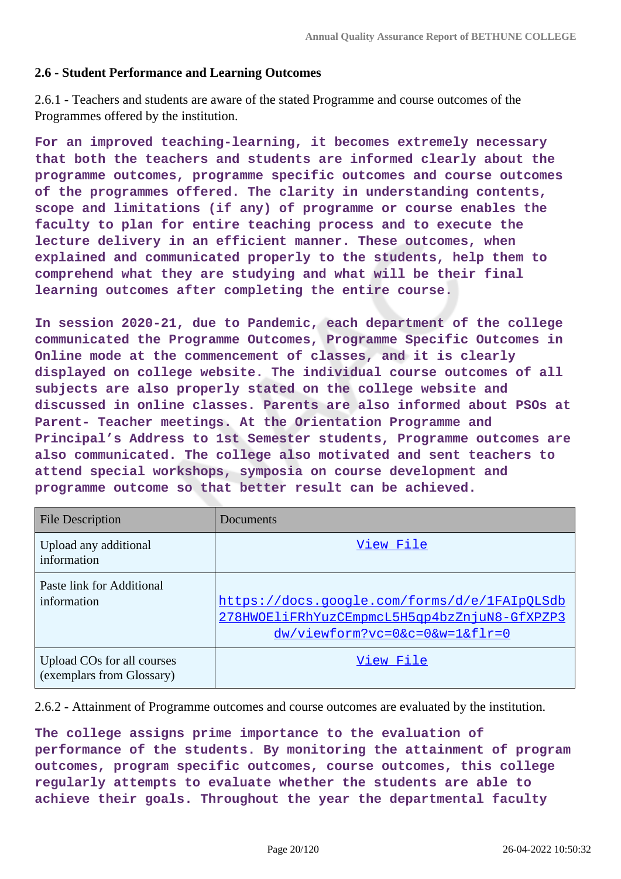### 2.6 - Student Performance and Learning Outcomes

2.6.1 - Teachers and students are aware of the stated Programme and course outcomes of the Programmes offered by the institution.

**For an improved teaching-learning, it becomes extremely necessary that both the teachers and students are informed clearly about the programme outcomes, programme specific outcomes and course outcomes of the programmes offered. The clarity in understanding contents, scope and limitations (if any) of programme or course enables the faculty to plan for entire teaching process and to execute the lecture delivery in an efficient manner. These outcomes, when explained and communicated properly to the students, help them to comprehend what they are studying and what will be their final learning outcomes after completing the entire course.**

**In session 2020-21, due to Pandemic, each department of the college communicated the Programme Outcomes, Programme Specific Outcomes in Online mode at the commencement of classes, and it is clearly displayed on college website. The individual course outcomes of all subjects are also properly stated on the college website and discussed in online classes. Parents are also informed about PSOs at Parent- Teacher meetings. At the Orientation Programme and Principal's Address to 1st Semester students, Programme outcomes are also communicated. The college also motivated and sent teachers to attend special workshops, symposia on course development and programme outcome so that better result can be achieved.**

| File Description | Documents |
|---|---|
| Upload any additional information | View File |
| Paste link for Additional information | https://docs.google.com/forms/d/e/1FAIpQLSdb278HWOEliFRhYuzCEmpmcL5H5qp4bzZnjuN8-GfXPZP3dw/viewform?vc=0&c=0&w=1&flr=0 |
| Upload COs for all courses (exemplars from Glossary) | View File |

2.6.2 - Attainment of Programme outcomes and course outcomes are evaluated by the institution.

**The college assigns prime importance to the evaluation of performance of the students. By monitoring the attainment of program outcomes, program specific outcomes, course outcomes, this college regularly attempts to evaluate whether the students are able to achieve their goals. Throughout the year the departmental faculty**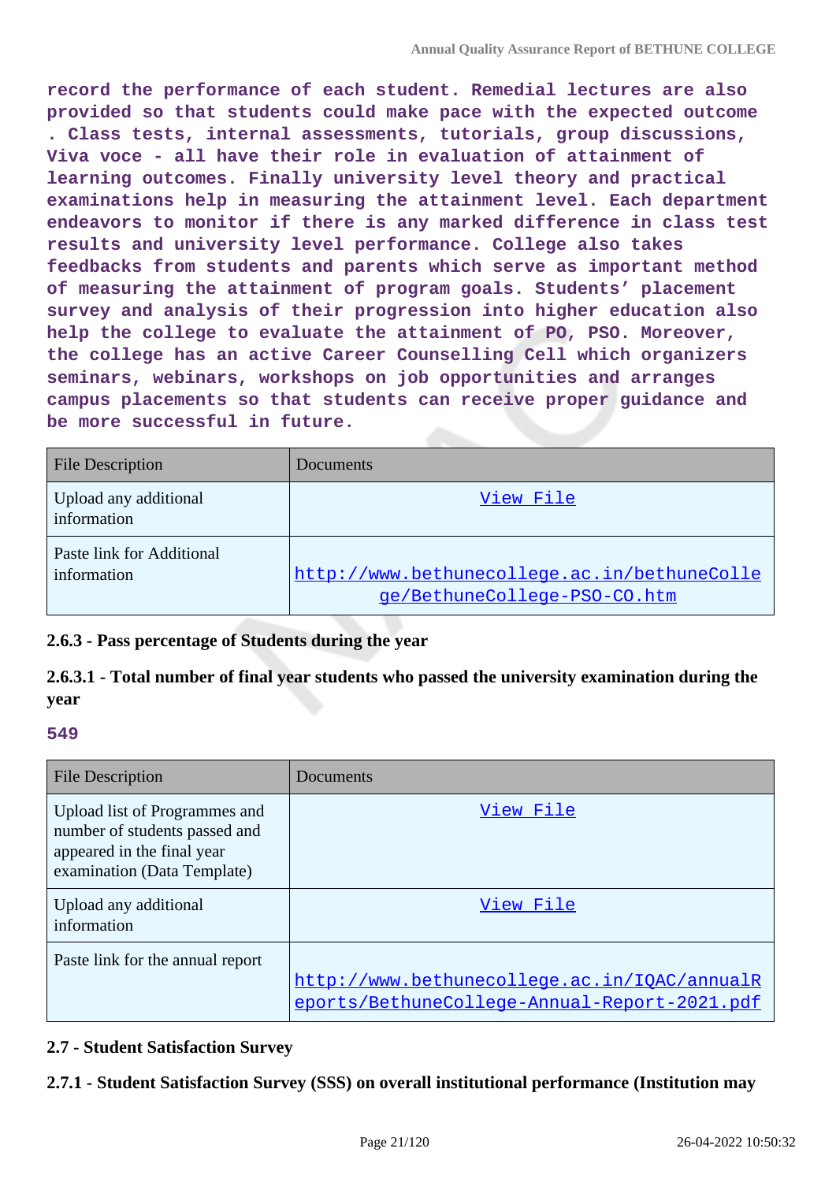record the performance of each student. Remedial lectures are also provided so that students could make pace with the expected outcome . Class tests, internal assessments, tutorials, group discussions, Viva voce - all have their role in evaluation of attainment of learning outcomes. Finally university level theory and practical examinations help in measuring the attainment level. Each department endeavors to monitor if there is any marked difference in class test results and university level performance. College also takes feedbacks from students and parents which serve as important method of measuring the attainment of program goals. Students' placement survey and analysis of their progression into higher education also help the college to evaluate the attainment of PO, PSO. Moreover, the college has an active Career Counselling Cell which organizers seminars, webinars, workshops on job opportunities and arranges campus placements so that students can receive proper guidance and be more successful in future.

| File Description | Documents |
|---|---|
| Upload any additional information | View File |
| Paste link for Additional information | http://www.bethunecollege.ac.in/bethuneCollege/BethuneCollege-PSO-CO.htm |

### 2.6.3 - Pass percentage of Students during the year

#### 2.6.3.1 - Total number of final year students who passed the university examination during the year

549

| File Description | Documents |
|---|---|
| Upload list of Programmes and number of students passed and appeared in the final year examination (Data Template) | View File |
| Upload any additional information | View File |
| Paste link for the annual report | http://www.bethunecollege.ac.in/IQAC/annualReports/BethuneCollege-Annual-Report-2021.pdf |

### 2.7 - Student Satisfaction Survey

#### 2.7.1 - Student Satisfaction Survey (SSS) on overall institutional performance (Institution may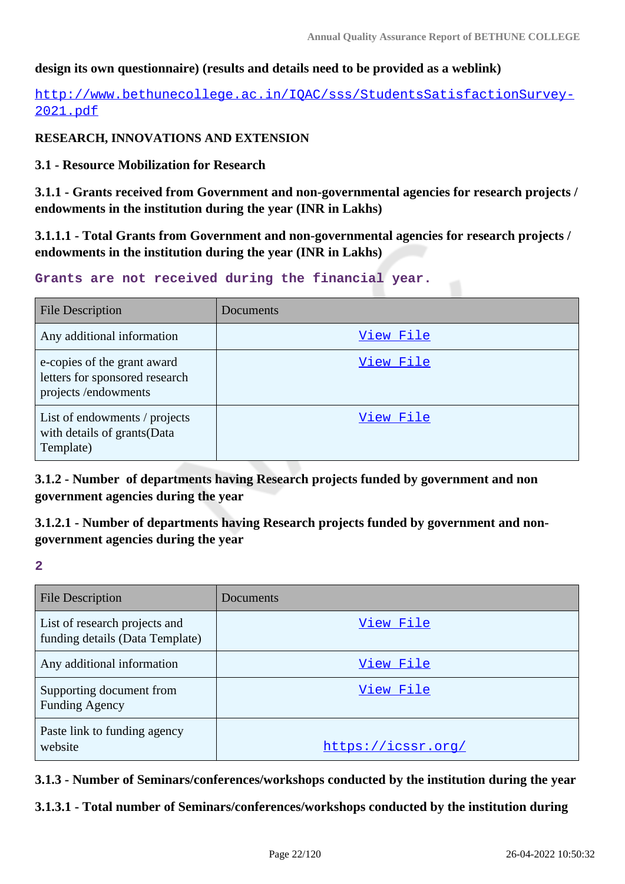**design its own questionnaire) (results and details need to be provided as a weblink)**

http://www.bethunecollege.ac.in/IQAC/sss/StudentsSatisfactionSurvey-2021.pdf

**RESEARCH, INNOVATIONS AND EXTENSION**

**3.1 - Resource Mobilization for Research**

**3.1.1 - Grants received from Government and non-governmental agencies for research projects / endowments in the institution during the year (INR in Lakhs)**

**3.1.1.1 - Total Grants from Government and non-governmental agencies for research projects / endowments in the institution during the year (INR in Lakhs)**

**Grants are not received during the financial year.**

| File Description | Documents |
|---|---|
| Any additional information | View File |
| e-copies of the grant award letters for sponsored research projects /endowments | View File |
| List of endowments / projects with details of grants(Data Template) | View File |

**3.1.2 - Number of departments having Research projects funded by government and non government agencies during the year**

**3.1.2.1 - Number of departments having Research projects funded by government and non-government agencies during the year**

**2**

| File Description | Documents |
|---|---|
| List of research projects and funding details (Data Template) | View File |
| Any additional information | View File |
| Supporting document from Funding Agency | View File |
| Paste link to funding agency website | https://icssr.org/ |

**3.1.3 - Number of Seminars/conferences/workshops conducted by the institution during the year**

**3.1.3.1 - Total number of Seminars/conferences/workshops conducted by the institution during**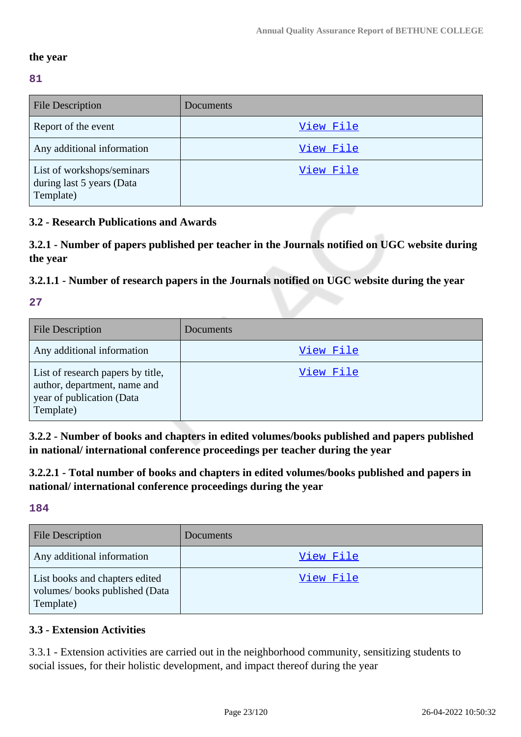**the year**

**81**

| File Description | Documents |
|---|---|
| Report of the event | View File |
| Any additional information | View File |
| List of workshops/seminars during last 5 years (Data Template) | View File |

### 3.2 - Research Publications and Awards

#### 3.2.1 - Number of papers published per teacher in the Journals notified on UGC website during the year

#### 3.2.1.1 - Number of research papers in the Journals notified on UGC website during the year

**27**

| File Description | Documents |
|---|---|
| Any additional information | View File |
| List of research papers by title, author, department, name and year of publication (Data Template) | View File |

#### 3.2.2 - Number of books and chapters in edited volumes/books published and papers published in national/ international conference proceedings per teacher during the year

#### 3.2.2.1 - Total number of books and chapters in edited volumes/books published and papers in national/ international conference proceedings during the year

**184**

| File Description | Documents |
|---|---|
| Any additional information | View File |
| List books and chapters edited volumes/ books published (Data Template) | View File |

### 3.3 - Extension Activities

3.3.1 - Extension activities are carried out in the neighborhood community, sensitizing students to social issues, for their holistic development, and impact thereof during the year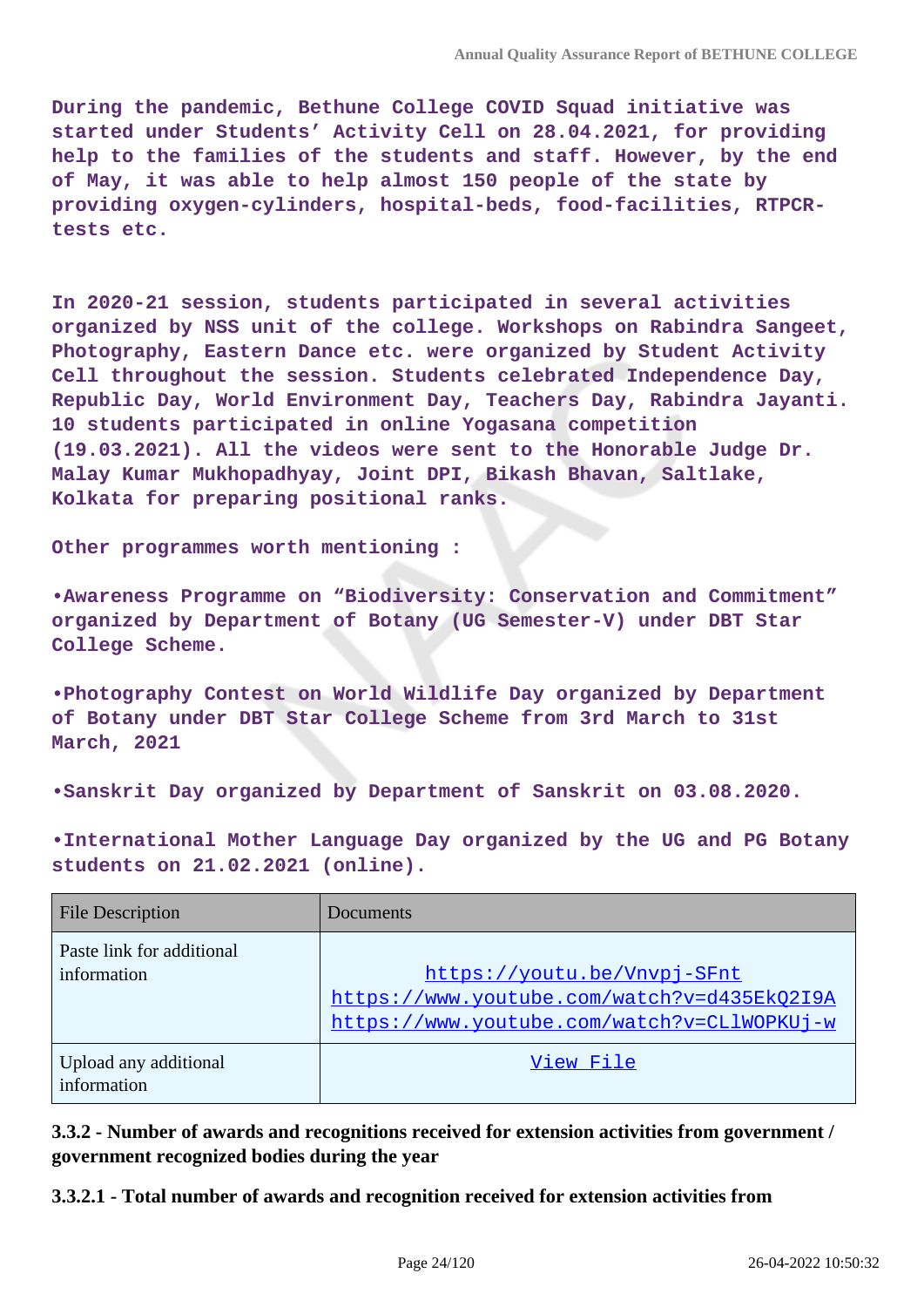During the pandemic, Bethune College COVID Squad initiative was started under Students' Activity Cell on 28.04.2021, for providing help to the families of the students and staff. However, by the end of May, it was able to help almost 150 people of the state by providing oxygen-cylinders, hospital-beds, food-facilities, RTPCR-tests etc.

In 2020-21 session, students participated in several activities organized by NSS unit of the college. Workshops on Rabindra Sangeet, Photography, Eastern Dance etc. were organized by Student Activity Cell throughout the session. Students celebrated Independence Day, Republic Day, World Environment Day, Teachers Day, Rabindra Jayanti. 10 students participated in online Yogasana competition (19.03.2021). All the videos were sent to the Honorable Judge Dr. Malay Kumar Mukhopadhyay, Joint DPI, Bikash Bhavan, Saltlake, Kolkata for preparing positional ranks.

Other programmes worth mentioning :

•Awareness Programme on "Biodiversity: Conservation and Commitment" organized by Department of Botany (UG Semester-V) under DBT Star College Scheme.

•Photography Contest on World Wildlife Day organized by Department of Botany under DBT Star College Scheme from 3rd March to 31st March, 2021

•Sanskrit Day organized by Department of Sanskrit on 03.08.2020.

•International Mother Language Day organized by the UG and PG Botany students on 21.02.2021 (online).

| File Description | Documents |
|---|---|
| Paste link for additional information | https://youtu.be/Vnvpj-SFnt https://www.youtube.com/watch?v=d435EkQ2I9A https://www.youtube.com/watch?v=CLlWOPKUj-w |
| Upload any additional information | View File |

**3.3.2 - Number of awards and recognitions received for extension activities from government / government recognized bodies during the year**

**3.3.2.1 - Total number of awards and recognition received for extension activities from**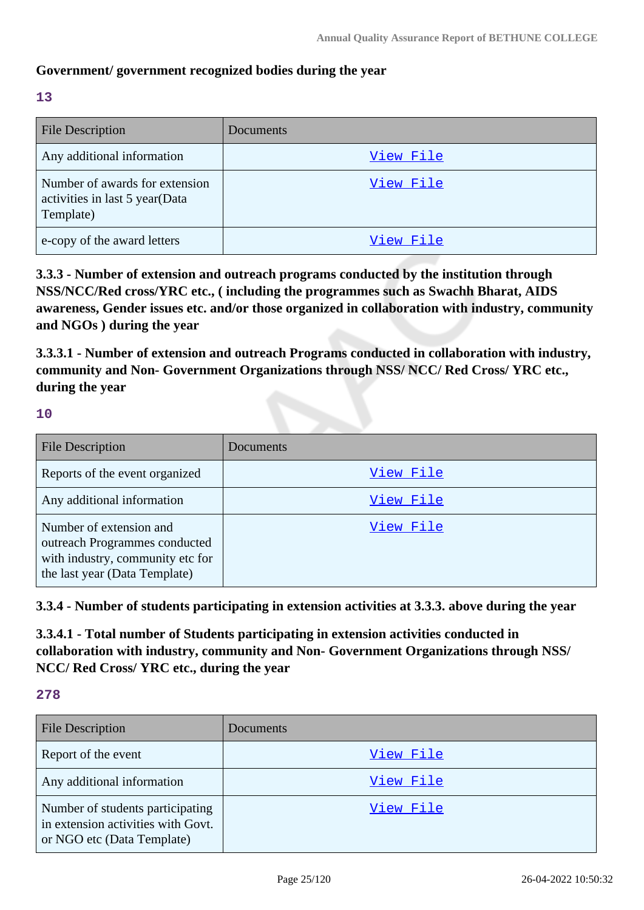**Government/ government recognized bodies during the year**

**13**

| File Description | Documents |
|---|---|
| Any additional information | View File |
| Number of awards for extension activities in last 5 year(Data Template) | View File |
| e-copy of the award letters | View File |

**3.3.3 - Number of extension and outreach programs conducted by the institution through NSS/NCC/Red cross/YRC etc., ( including the programmes such as Swachh Bharat, AIDS awareness, Gender issues etc. and/or those organized in collaboration with industry, community and NGOs ) during the year**

**3.3.3.1 - Number of extension and outreach Programs conducted in collaboration with industry, community and Non- Government Organizations through NSS/ NCC/ Red Cross/ YRC etc., during the year**

**10**

| File Description | Documents |
|---|---|
| Reports of the event organized | View File |
| Any additional information | View File |
| Number of extension and outreach Programmes conducted with industry, community etc for the last year (Data Template) | View File |

**3.3.4 - Number of students participating in extension activities at 3.3.3. above during the year**

**3.3.4.1 - Total number of Students participating in extension activities conducted in collaboration with industry, community and Non- Government Organizations through NSS/ NCC/ Red Cross/ YRC etc., during the year**

**278**

| File Description | Documents |
|---|---|
| Report of the event | View File |
| Any additional information | View File |
| Number of students participating in extension activities with Govt. or NGO etc (Data Template) | View File |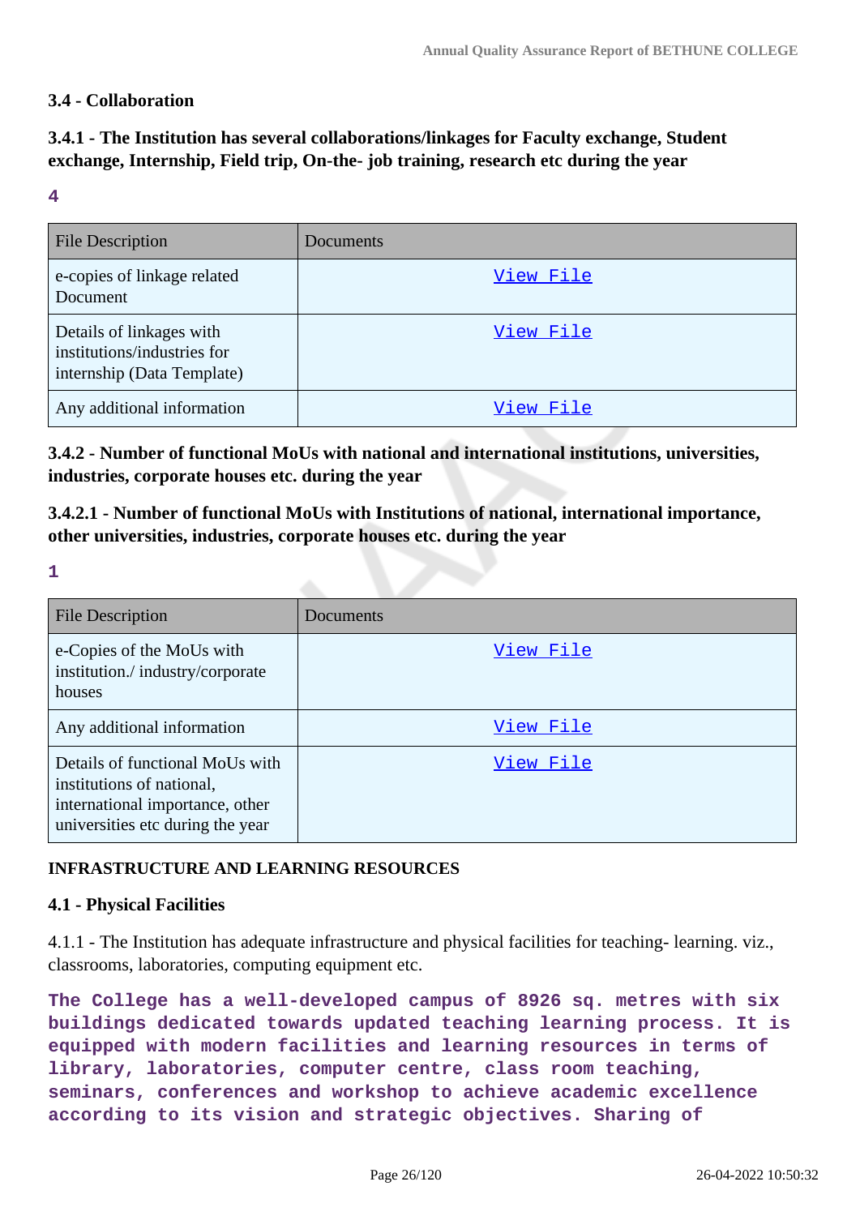### 3.4 - Collaboration

### 3.4.1 - The Institution has several collaborations/linkages for Faculty exchange, Student exchange, Internship, Field trip, On-the- job training, research etc during the year

**4**

| File Description | Documents |
|---|---|
| e-copies of linkage related Document | View File |
| Details of linkages with institutions/industries for internship (Data Template) | View File |
| Any additional information | View File |

### 3.4.2 - Number of functional MoUs with national and international institutions, universities, industries, corporate houses etc. during the year

### 3.4.2.1 - Number of functional MoUs with Institutions of national, international importance, other universities, industries, corporate houses etc. during the year

**1**

| File Description | Documents |
|---|---|
| e-Copies of the MoUs with institution./ industry/corporate houses | View File |
| Any additional information | View File |
| Details of functional MoUs with institutions of national, international importance, other universities etc during the year | View File |

## INFRASTRUCTURE AND LEARNING RESOURCES

### 4.1 - Physical Facilities

4.1.1 - The Institution has adequate infrastructure and physical facilities for teaching- learning. viz., classrooms, laboratories, computing equipment etc.

**The College has a well-developed campus of 8926 sq. metres with six buildings dedicated towards updated teaching learning process. It is equipped with modern facilities and learning resources in terms of library, laboratories, computer centre, class room teaching, seminars, conferences and workshop to achieve academic excellence according to its vision and strategic objectives. Sharing of**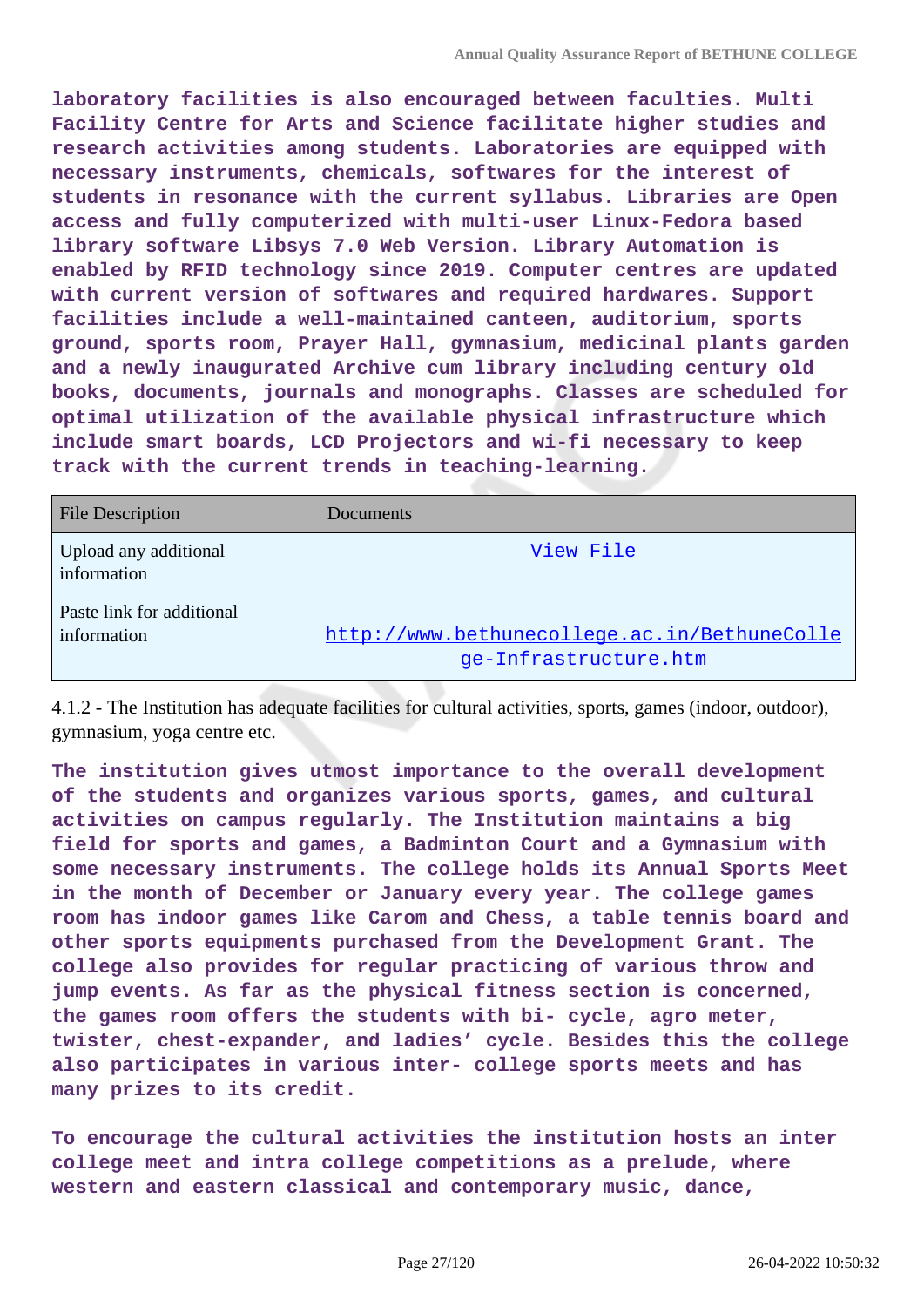**laboratory facilities is also encouraged between faculties. Multi Facility Centre for Arts and Science facilitate higher studies and research activities among students. Laboratories are equipped with necessary instruments, chemicals, softwares for the interest of students in resonance with the current syllabus. Libraries are Open access and fully computerized with multi-user Linux-Fedora based library software Libsys 7.0 Web Version. Library Automation is enabled by RFID technology since 2019. Computer centres are updated with current version of softwares and required hardwares. Support facilities include a well-maintained canteen, auditorium, sports ground, sports room, Prayer Hall, gymnasium, medicinal plants garden and a newly inaugurated Archive cum library including century old books, documents, journals and monographs. Classes are scheduled for optimal utilization of the available physical infrastructure which include smart boards, LCD Projectors and wi-fi necessary to keep track with the current trends in teaching-learning.**

| File Description | Documents |
| --- | --- |
| Upload any additional information | View File |
| Paste link for additional information | http://www.bethunecollege.ac.in/BethuneCollege-Infrastructure.htm |

4.1.2 - The Institution has adequate facilities for cultural activities, sports, games (indoor, outdoor), gymnasium, yoga centre etc.

**The institution gives utmost importance to the overall development of the students and organizes various sports, games, and cultural activities on campus regularly. The Institution maintains a big field for sports and games, a Badminton Court and a Gymnasium with some necessary instruments. The college holds its Annual Sports Meet in the month of December or January every year. The college games room has indoor games like Carom and Chess, a table tennis board and other sports equipments purchased from the Development Grant. The college also provides for regular practicing of various throw and jump events. As far as the physical fitness section is concerned, the games room offers the students with bi- cycle, agro meter, twister, chest-expander, and ladies' cycle. Besides this the college also participates in various inter- college sports meets and has many prizes to its credit.**

**To encourage the cultural activities the institution hosts an inter college meet and intra college competitions as a prelude, where western and eastern classical and contemporary music, dance,**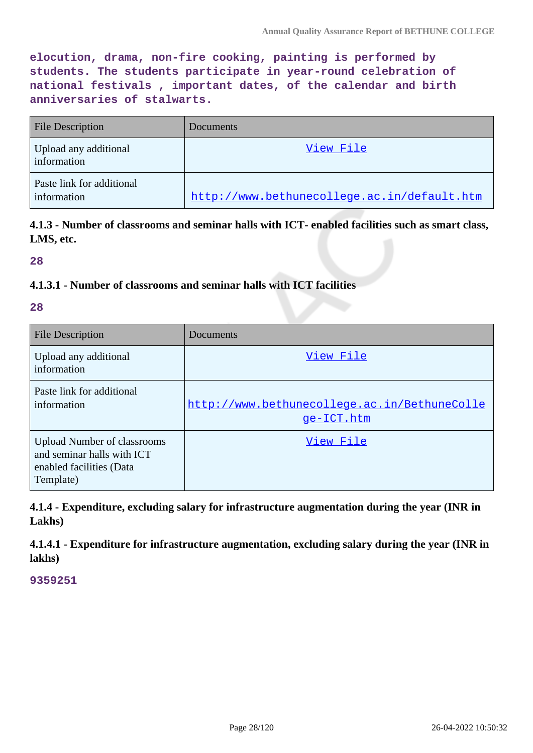elocution, drama, non-fire cooking, painting is performed by students. The students participate in year-round celebration of national festivals , important dates, of the calendar and birth anniversaries of stalwarts.

| File Description | Documents |
| --- | --- |
| Upload any additional information | View File |
| Paste link for additional information | http://www.bethunecollege.ac.in/default.htm |

**4.1.3 - Number of classrooms and seminar halls with ICT- enabled facilities such as smart class, LMS, etc.**

28

**4.1.3.1 - Number of classrooms and seminar halls with ICT facilities**

28

| File Description | Documents |
| --- | --- |
| Upload any additional information | View File |
| Paste link for additional information | http://www.bethunecollege.ac.in/BethuneCollege-ICT.htm |
| Upload Number of classrooms and seminar halls with ICT enabled facilities (Data Template) | View File |

**4.1.4 - Expenditure, excluding salary for infrastructure augmentation during the year (INR in Lakhs)**

**4.1.4.1 - Expenditure for infrastructure augmentation, excluding salary during the year (INR in lakhs)**

9359251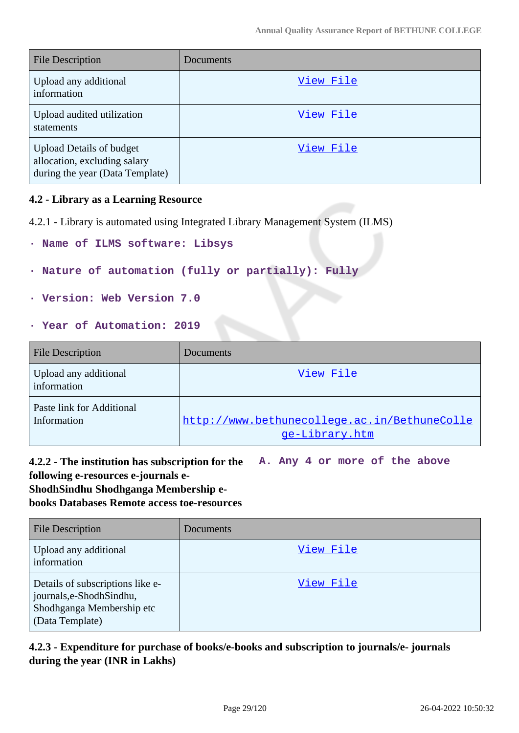| File Description | Documents |
| --- | --- |
| Upload any additional information | View File |
| Upload audited utilization statements | View File |
| Upload Details of budget allocation, excluding salary during the year (Data Template) | View File |

#### 4.2 - Library as a Learning Resource

4.2.1 - Library is automated using Integrated Library Management System (ILMS)

- **Name of ILMS software: Libsys**
- **Nature of automation (fully or partially): Fully**
- **Version: Web Version 7.0**
- **Year of Automation: 2019**

| File Description | Documents |
| --- | --- |
| Upload any additional information | View File |
| Paste link for Additional Information | http://www.bethunecollege.ac.in/BethuneCollege-Library.htm |

**4.2.2 - The institution has subscription for the following e-resources e-journals e-ShodhSindhu Shodhganga Membership e-books Databases Remote access toe-resources**

**A. Any 4 or more of the above**

| File Description | Documents |
| --- | --- |
| Upload any additional information | View File |
| Details of subscriptions like e-journals,e-ShodhSindhu, Shodhganga Membership etc (Data Template) | View File |

**4.2.3 - Expenditure for purchase of books/e-books and subscription to journals/e- journals during the year (INR in Lakhs)**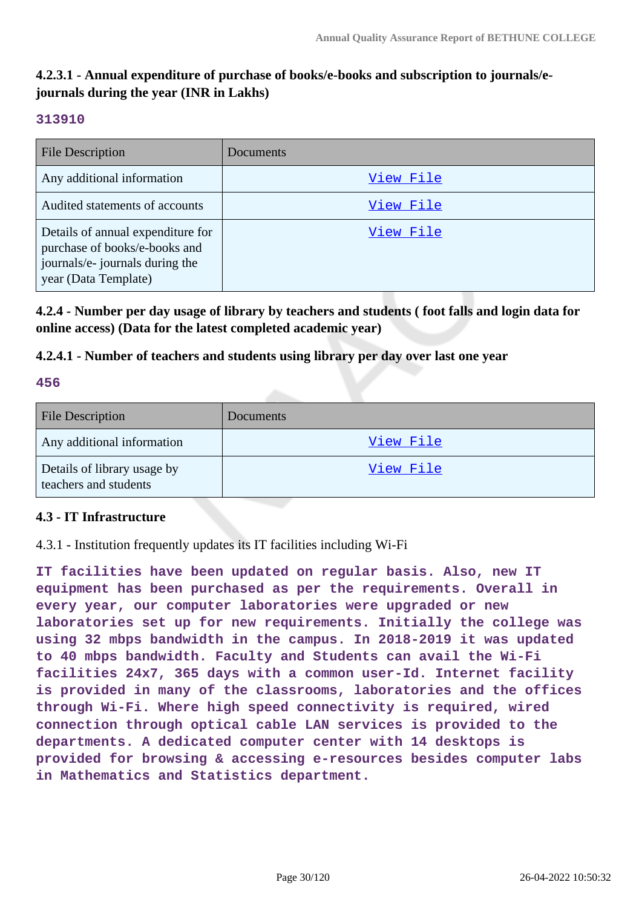#### 4.2.3.1 - Annual expenditure of purchase of books/e-books and subscription to journals/e-journals during the year (INR in Lakhs)

**313910**

| File Description | Documents |
|---|---|
| Any additional information | View File |
| Audited statements of accounts | View File |
| Details of annual expenditure for purchase of books/e-books and journals/e- journals during the year (Data Template) | View File |

#### 4.2.4 - Number per day usage of library by teachers and students ( foot falls and login data for online access) (Data for the latest completed academic year)

#### 4.2.4.1 - Number of teachers and students using library per day over last one year

**456**

| File Description | Documents |
|---|---|
| Any additional information | View File |
| Details of library usage by teachers and students | View File |

#### 4.3 - IT Infrastructure

4.3.1 - Institution frequently updates its IT facilities including Wi-Fi

**IT facilities have been updated on regular basis. Also, new IT equipment has been purchased as per the requirements. Overall in every year, our computer laboratories were upgraded or new laboratories set up for new requirements. Initially the college was using 32 mbps bandwidth in the campus. In 2018-2019 it was updated to 40 mbps bandwidth. Faculty and Students can avail the Wi-Fi facilities 24x7, 365 days with a common user-Id. Internet facility is provided in many of the classrooms, laboratories and the offices through Wi-Fi. Where high speed connectivity is required, wired connection through optical cable LAN services is provided to the departments. A dedicated computer center with 14 desktops is provided for browsing & accessing e-resources besides computer labs in Mathematics and Statistics department.**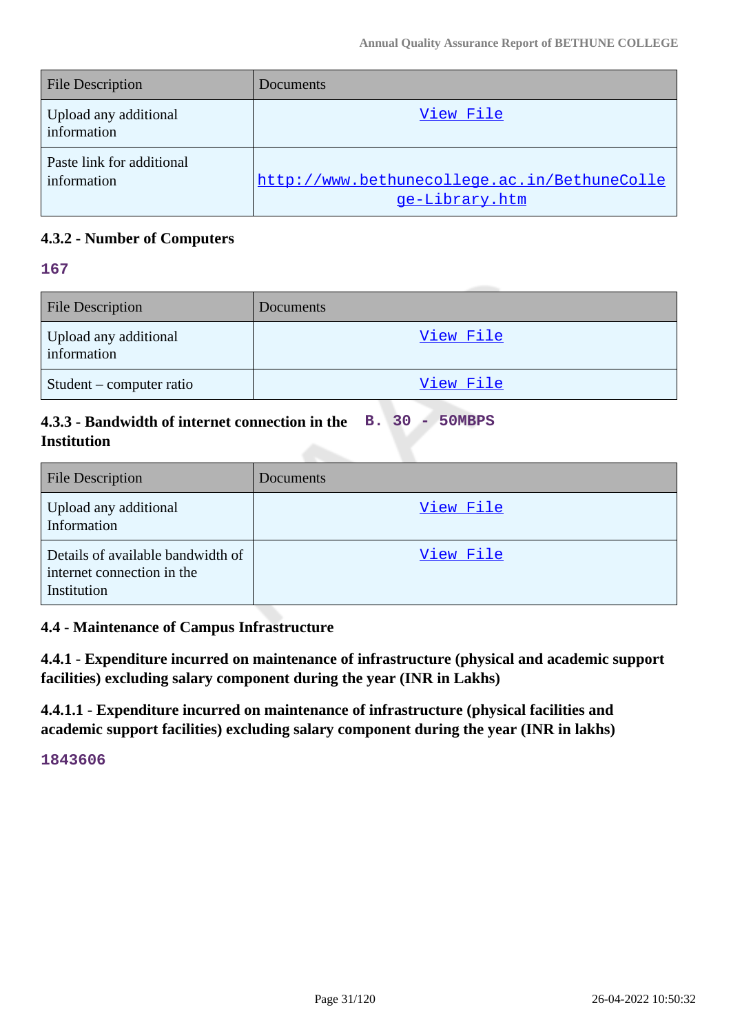| File Description | Documents |
|---|---|
| Upload any additional information | View File |
| Paste link for additional information | http://www.bethunecollege.ac.in/BethuneCollege-Library.htm |

#### 4.3.2 - Number of Computers

**167**

| File Description | Documents |
|---|---|
| Upload any additional information | View File |
| Student – computer ratio | View File |

#### 4.3.3 - Bandwidth of internet connection in the Institution

**B. 30 - 50MBPS**

| File Description | Documents |
|---|---|
| Upload any additional Information | View File |
| Details of available bandwidth of internet connection in the Institution | View File |

### 4.4 - Maintenance of Campus Infrastructure

#### 4.4.1 - Expenditure incurred on maintenance of infrastructure (physical and academic support facilities) excluding salary component during the year (INR in Lakhs)

#### 4.4.1.1 - Expenditure incurred on maintenance of infrastructure (physical facilities and academic support facilities) excluding salary component during the year (INR in lakhs)

**1843606**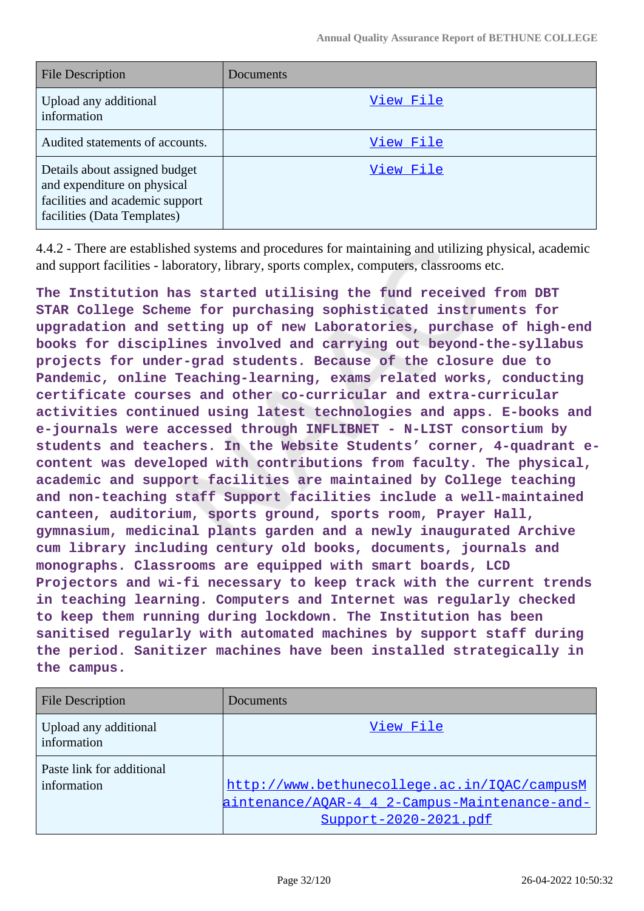| File Description | Documents |
| --- | --- |
| Upload any additional information | View File |
| Audited statements of accounts. | View File |
| Details about assigned budget and expenditure on physical facilities and academic support facilities (Data Templates) | View File |

4.4.2 - There are established systems and procedures for maintaining and utilizing physical, academic and support facilities - laboratory, library, sports complex, computers, classrooms etc.

**The Institution has started utilising the fund received from DBT STAR College Scheme for purchasing sophisticated instruments for upgradation and setting up of new Laboratories, purchase of high-end books for disciplines involved and carrying out beyond-the-syllabus projects for under-grad students. Because of the closure due to Pandemic, online Teaching-learning, exams related works, conducting certificate courses and other co-curricular and extra-curricular activities continued using latest technologies and apps. E-books and e-journals were accessed through INFLIBNET - N-LIST consortium by students and teachers. In the Website Students' corner, 4-quadrant e-content was developed with contributions from faculty. The physical, academic and support facilities are maintained by College teaching and non-teaching staff Support facilities include a well-maintained canteen, auditorium, sports ground, sports room, Prayer Hall, gymnasium, medicinal plants garden and a newly inaugurated Archive cum library including century old books, documents, journals and monographs. Classrooms are equipped with smart boards, LCD Projectors and wi-fi necessary to keep track with the current trends in teaching learning. Computers and Internet was regularly checked to keep them running during lockdown. The Institution has been sanitised regularly with automated machines by support staff during the period. Sanitizer machines have been installed strategically in the campus.**

| File Description | Documents |
| --- | --- |
| Upload any additional information | View File |
| Paste link for additional information | http://www.bethunecollege.ac.in/IQAC/campusMaintenance/AQAR-4_4_2-Campus-Maintenance-and-Support-2020-2021.pdf |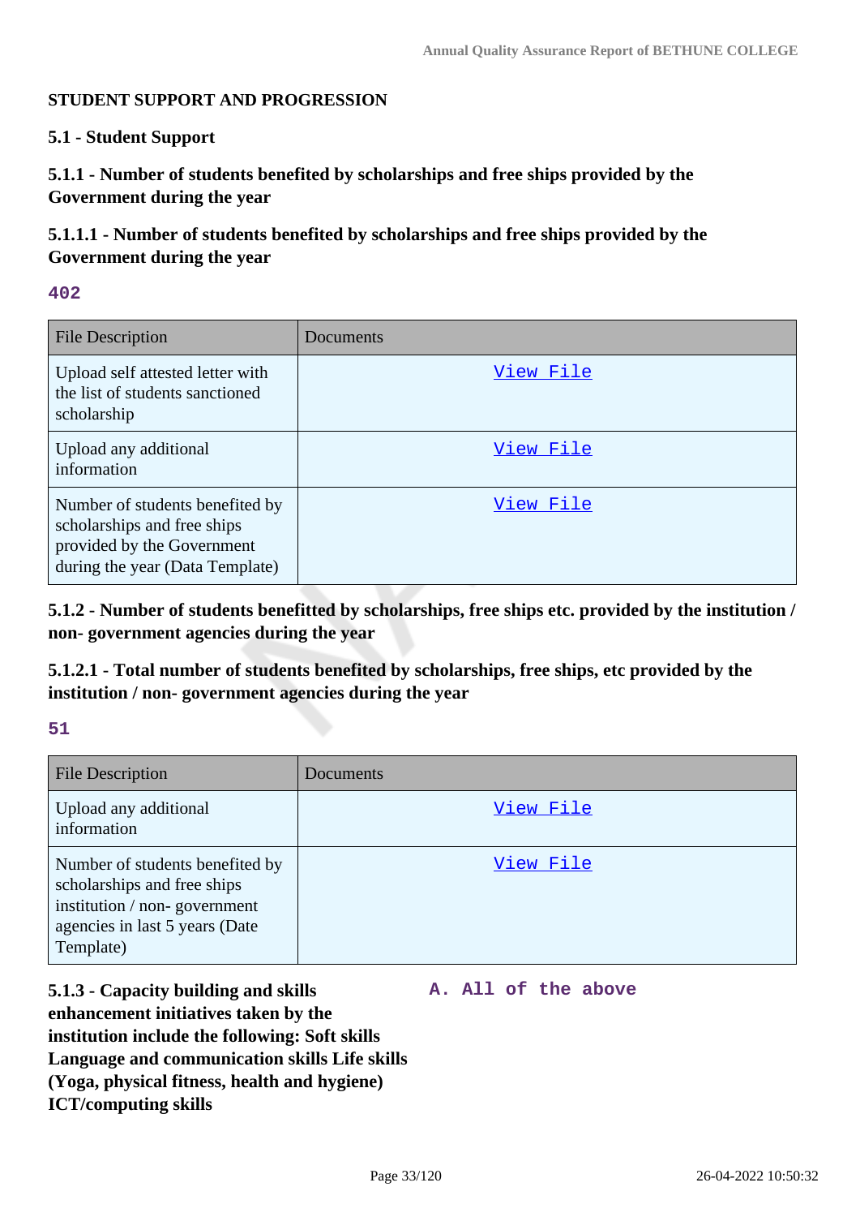## STUDENT SUPPORT AND PROGRESSION

### 5.1 - Student Support

### 5.1.1 - Number of students benefited by scholarships and free ships provided by the Government during the year

### 5.1.1.1 - Number of students benefited by scholarships and free ships provided by the Government during the year

**402**

| File Description | Documents |
|---|---|
| Upload self attested letter with the list of students sanctioned scholarship | View File |
| Upload any additional information | View File |
| Number of students benefited by scholarships and free ships provided by the Government during the year (Data Template) | View File |

### 5.1.2 - Number of students benefitted by scholarships, free ships etc. provided by the institution / non- government agencies during the year

### 5.1.2.1 - Total number of students benefited by scholarships, free ships, etc provided by the institution / non- government agencies during the year

**51**

| File Description | Documents |
|---|---|
| Upload any additional information | View File |
| Number of students benefited by scholarships and free ships institution / non- government agencies in last 5 years (Date Template) | View File |

**5.1.3 - Capacity building and skills enhancement initiatives taken by the institution include the following: Soft skills Language and communication skills Life skills (Yoga, physical fitness, health and hygiene) ICT/computing skills**

**A. All of the above**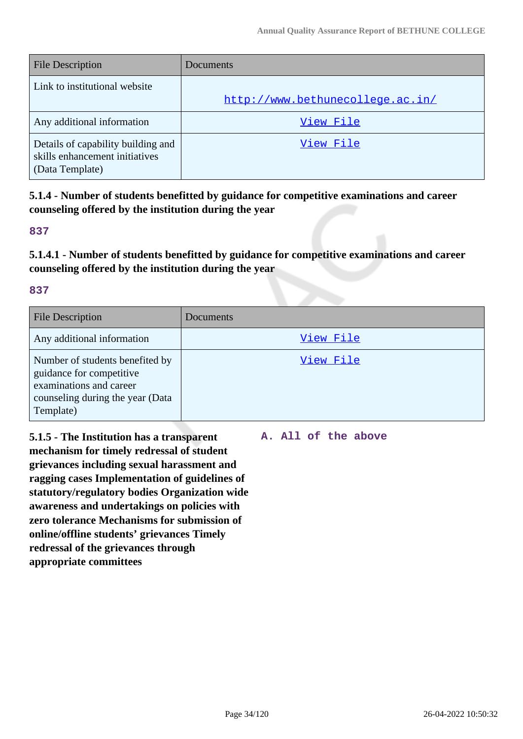| File Description | Documents |
|---|---|
| Link to institutional website | http://www.bethunecollege.ac.in/ |
| Any additional information | View File |
| Details of capability building and skills enhancement initiatives (Data Template) | View File |

**5.1.4 - Number of students benefitted by guidance for competitive examinations and career counseling offered by the institution during the year**

**837**

**5.1.4.1 - Number of students benefitted by guidance for competitive examinations and career counseling offered by the institution during the year**

**837**

| File Description | Documents |
|---|---|
| Any additional information | View File |
| Number of students benefited by guidance for competitive examinations and career counseling during the year (Data Template) | View File |

**5.1.5 - The Institution has a transparent mechanism for timely redressal of student grievances including sexual harassment and ragging cases Implementation of guidelines of statutory/regulatory bodies Organization wide awareness and undertakings on policies with zero tolerance Mechanisms for submission of online/offline students' grievances Timely redressal of the grievances through appropriate committees**

**A. All of the above**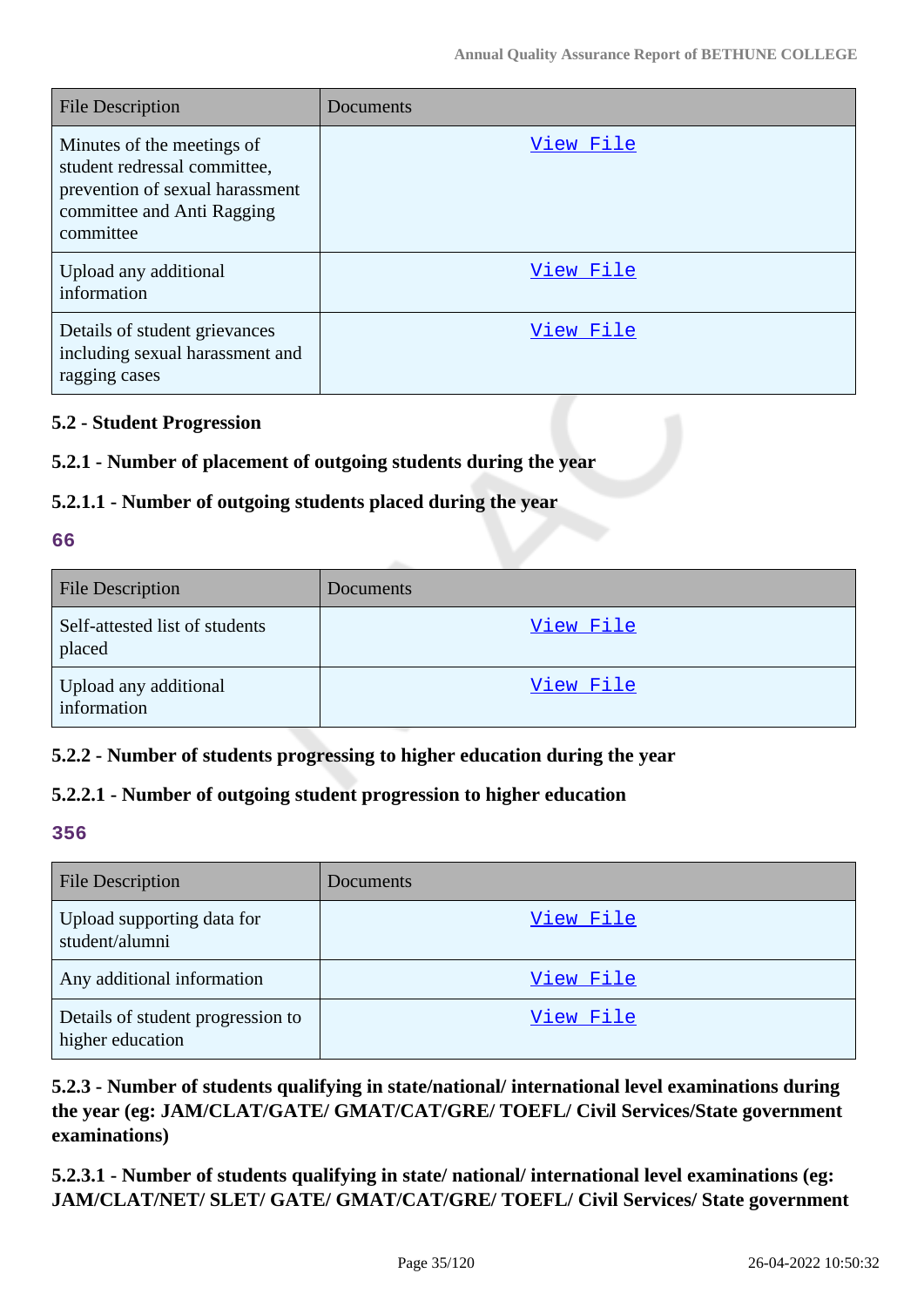| File Description | Documents |
| --- | --- |
| Minutes of the meetings of student redressal committee, prevention of sexual harassment committee and Anti Ragging committee | View File |
| Upload any additional information | View File |
| Details of student grievances including sexual harassment and ragging cases | View File |

**5.2 - Student Progression**

**5.2.1 - Number of placement of outgoing students during the year**

**5.2.1.1 - Number of outgoing students placed during the year**

**66**

| File Description | Documents |
| --- | --- |
| Self-attested list of students placed | View File |
| Upload any additional information | View File |

**5.2.2 - Number of students progressing to higher education during the year**

**5.2.2.1 - Number of outgoing student progression to higher education**

**356**

| File Description | Documents |
| --- | --- |
| Upload supporting data for student/alumni | View File |
| Any additional information | View File |
| Details of student progression to higher education | View File |

**5.2.3 - Number of students qualifying in state/national/ international level examinations during the year (eg: JAM/CLAT/GATE/ GMAT/CAT/GRE/ TOEFL/ Civil Services/State government examinations)**

**5.2.3.1 - Number of students qualifying in state/ national/ international level examinations (eg: JAM/CLAT/NET/ SLET/ GATE/ GMAT/CAT/GRE/ TOEFL/ Civil Services/ State government**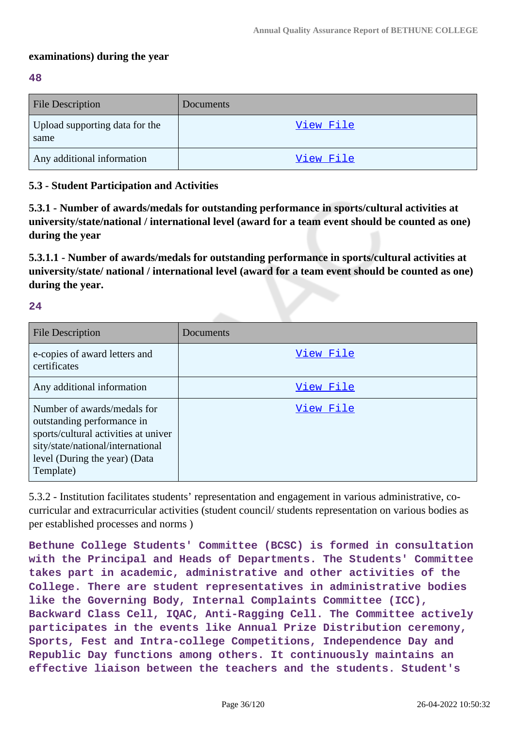**examinations) during the year**

**48**

| File Description | Documents |
|---|---|
| Upload supporting data for the same | View File |
| Any additional information | View File |

**5.3 - Student Participation and Activities**

**5.3.1 - Number of awards/medals for outstanding performance in sports/cultural activities at university/state/national / international level (award for a team event should be counted as one) during the year**

**5.3.1.1 - Number of awards/medals for outstanding performance in sports/cultural activities at university/state/ national / international level (award for a team event should be counted as one) during the year.**

**24**

| File Description | Documents |
|---|---|
| e-copies of award letters and certificates | View File |
| Any additional information | View File |
| Number of awards/medals for outstanding performance in sports/cultural activities at university/state/national/international level (During the year) (Data Template) | View File |

5.3.2 - Institution facilitates students' representation and engagement in various administrative, co-curricular and extracurricular activities (student council/ students representation on various bodies as per established processes and norms )

**Bethune College Students' Committee (BCSC) is formed in consultation with the Principal and Heads of Departments. The Students' Committee takes part in academic, administrative and other activities of the College. There are student representatives in administrative bodies like the Governing Body, Internal Complaints Committee (ICC), Backward Class Cell, IQAC, Anti-Ragging Cell. The Committee actively participates in the events like Annual Prize Distribution ceremony, Sports, Fest and Intra-college Competitions, Independence Day and Republic Day functions among others. It continuously maintains an effective liaison between the teachers and the students. Student's**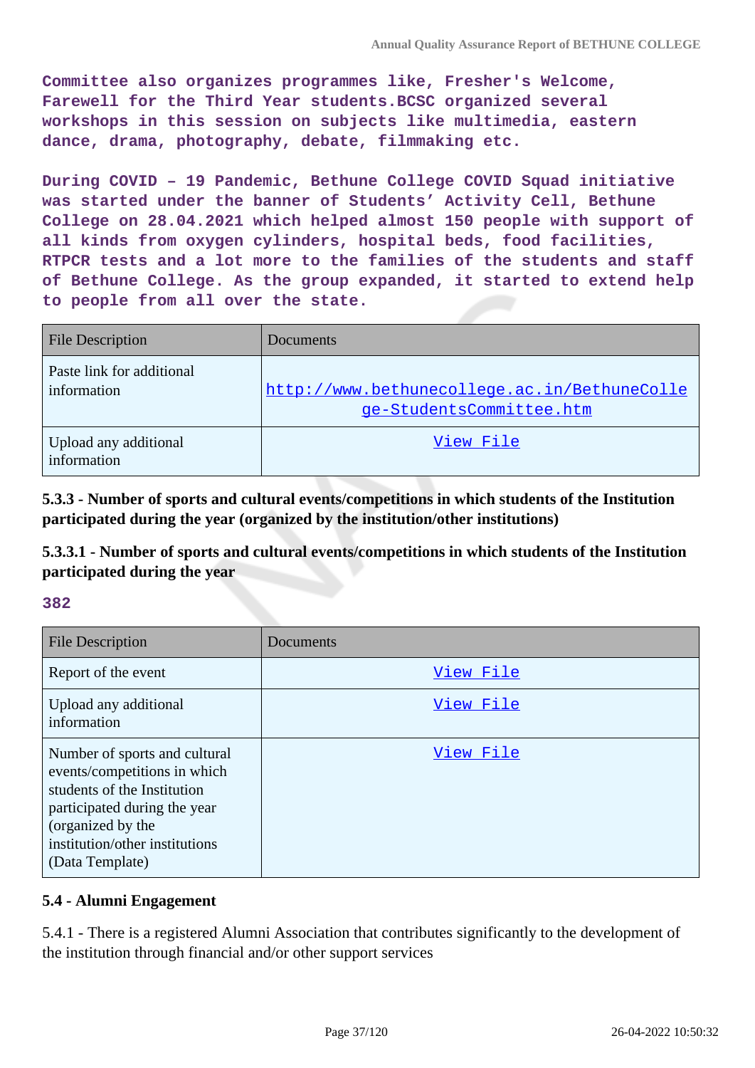Committee also organizes programmes like, Fresher's Welcome, Farewell for the Third Year students.BCSC organized several workshops in this session on subjects like multimedia, eastern dance, drama, photography, debate, filmmaking etc.

During COVID – 19 Pandemic, Bethune College COVID Squad initiative was started under the banner of Students' Activity Cell, Bethune College on 28.04.2021 which helped almost 150 people with support of all kinds from oxygen cylinders, hospital beds, food facilities, RTPCR tests and a lot more to the families of the students and staff of Bethune College. As the group expanded, it started to extend help to people from all over the state.

| File Description | Documents |
|---|---|
| Paste link for additional information | http://www.bethunecollege.ac.in/BethuneCollege-StudentsCommittee.htm |
| Upload any additional information | View File |

**5.3.3 - Number of sports and cultural events/competitions in which students of the Institution participated during the year (organized by the institution/other institutions)**

**5.3.3.1 - Number of sports and cultural events/competitions in which students of the Institution participated during the year**

**382**

| File Description | Documents |
|---|---|
| Report of the event | View File |
| Upload any additional information | View File |
| Number of sports and cultural events/competitions in which students of the Institution participated during the year (organized by the institution/other institutions) (Data Template) | View File |

**5.4 - Alumni Engagement**

5.4.1 - There is a registered Alumni Association that contributes significantly to the development of the institution through financial and/or other support services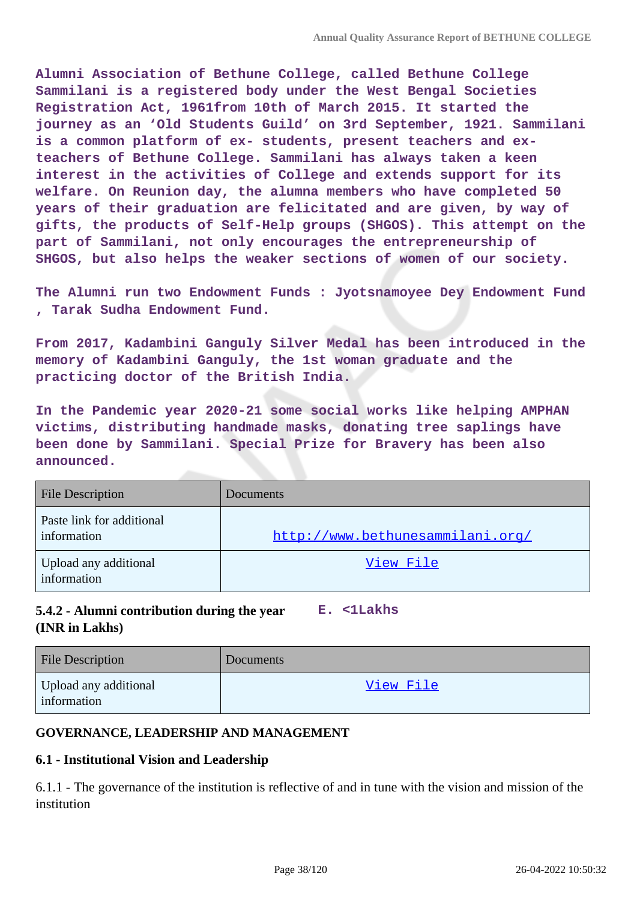**Alumni Association of Bethune College, called Bethune College Sammilani is a registered body under the West Bengal Societies Registration Act, 1961from 10th of March 2015. It started the journey as an 'Old Students Guild' on 3rd September, 1921. Sammilani is a common platform of ex- students, present teachers and ex-teachers of Bethune College. Sammilani has always taken a keen interest in the activities of College and extends support for its welfare. On Reunion day, the alumna members who have completed 50 years of their graduation are felicitated and are given, by way of gifts, the products of Self-Help groups (SHGOS). This attempt on the part of Sammilani, not only encourages the entrepreneurship of SHGOS, but also helps the weaker sections of women of our society.**

**The Alumni run two Endowment Funds : Jyotsnamoyee Dey Endowment Fund , Tarak Sudha Endowment Fund.**

**From 2017, Kadambini Ganguly Silver Medal has been introduced in the memory of Kadambini Ganguly, the 1st woman graduate and the practicing doctor of the British India.**

**In the Pandemic year 2020-21 some social works like helping AMPHAN victims, distributing handmade masks, donating tree saplings have been done by Sammilani. Special Prize for Bravery has been also announced.**

| File Description | Documents |
|---|---|
| Paste link for additional information | http://www.bethunesammilani.org/ |
| Upload any additional information | View File |

**5.4.2 - Alumni contribution during the year (INR in Lakhs)** **E. <1Lakhs**

| File Description | Documents |
|---|---|
| Upload any additional information | View File |

**GOVERNANCE, LEADERSHIP AND MANAGEMENT**

**6.1 - Institutional Vision and Leadership**

6.1.1 - The governance of the institution is reflective of and in tune with the vision and mission of the institution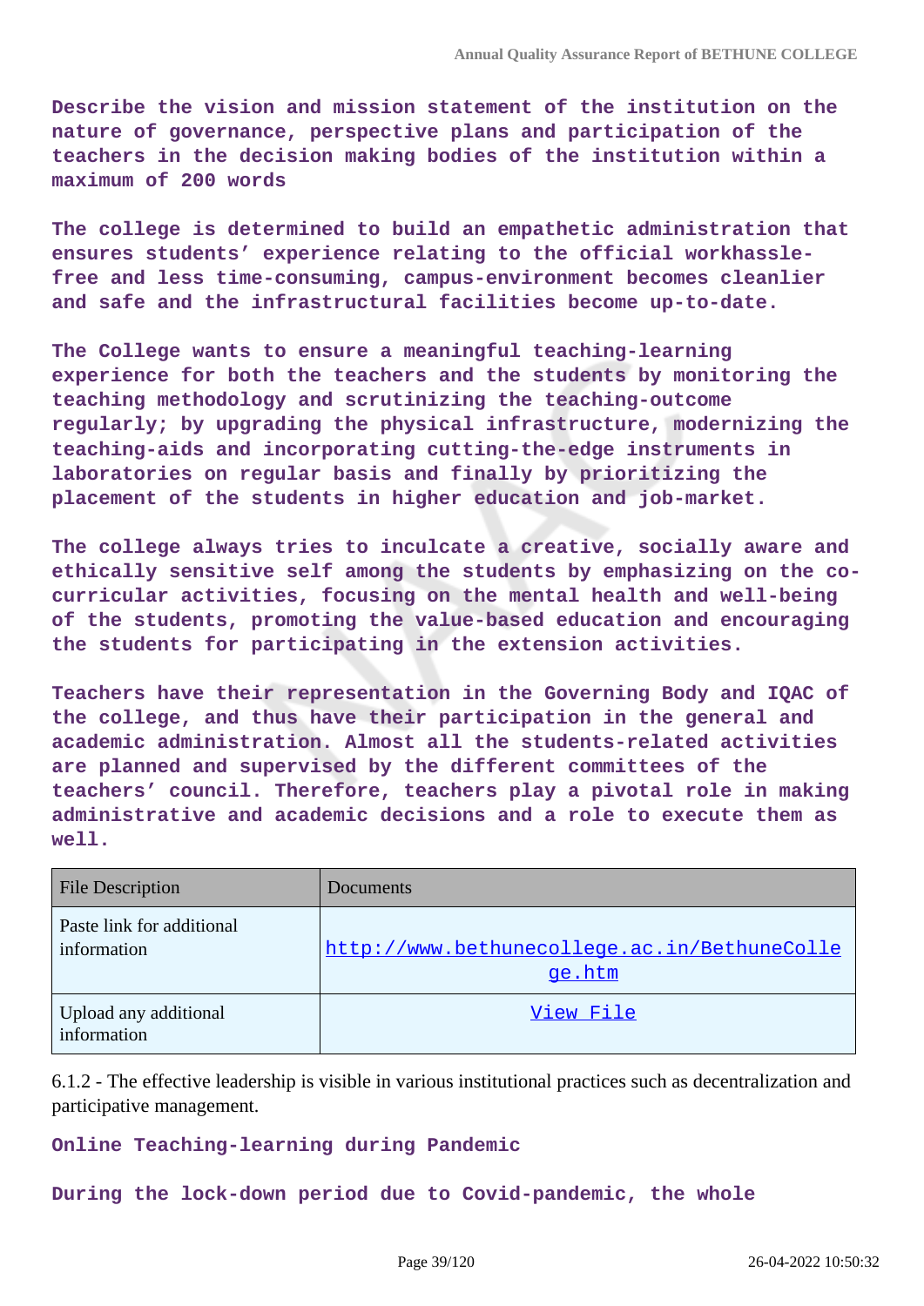**Describe the vision and mission statement of the institution on the nature of governance, perspective plans and participation of the teachers in the decision making bodies of the institution within a maximum of 200 words**

**The college is determined to build an empathetic administration that ensures students' experience relating to the official workhassle-free and less time-consuming, campus-environment becomes cleanlier and safe and the infrastructural facilities become up-to-date.**

**The College wants to ensure a meaningful teaching-learning experience for both the teachers and the students by monitoring the teaching methodology and scrutinizing the teaching-outcome regularly; by upgrading the physical infrastructure, modernizing the teaching-aids and incorporating cutting-the-edge instruments in laboratories on regular basis and finally by prioritizing the placement of the students in higher education and job-market.**

**The college always tries to inculcate a creative, socially aware and ethically sensitive self among the students by emphasizing on the co-curricular activities, focusing on the mental health and well-being of the students, promoting the value-based education and encouraging the students for participating in the extension activities.**

**Teachers have their representation in the Governing Body and IQAC of the college, and thus have their participation in the general and academic administration. Almost all the students-related activities are planned and supervised by the different committees of the teachers' council. Therefore, teachers play a pivotal role in making administrative and academic decisions and a role to execute them as well.**

| File Description | Documents |
|---|---|
| Paste link for additional information | http://www.bethunecollege.ac.in/BethuneCollege.htm |
| Upload any additional information | View File |

6.1.2 - The effective leadership is visible in various institutional practices such as decentralization and participative management.

**Online Teaching-learning during Pandemic**

**During the lock-down period due to Covid-pandemic, the whole**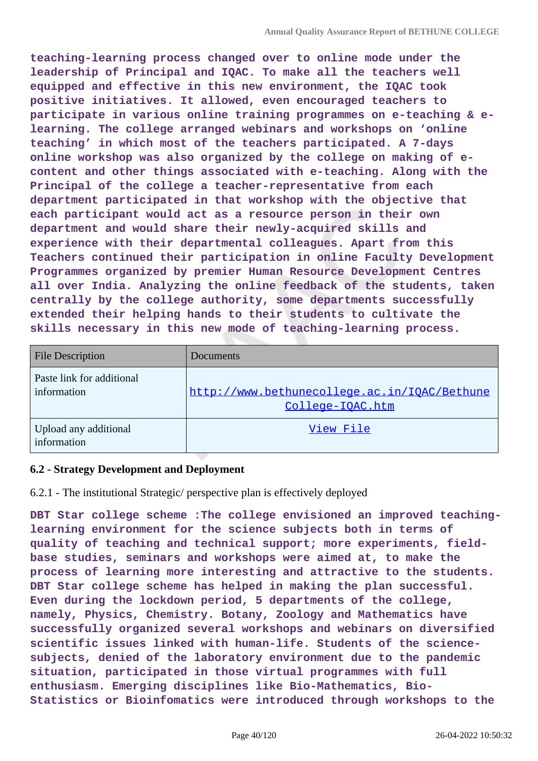**teaching-learning process changed over to online mode under the leadership of Principal and IQAC. To make all the teachers well equipped and effective in this new environment, the IQAC took positive initiatives. It allowed, even encouraged teachers to participate in various online training programmes on e-teaching & e-learning. The college arranged webinars and workshops on 'online teaching' in which most of the teachers participated. A 7-days online workshop was also organized by the college on making of e-content and other things associated with e-teaching. Along with the Principal of the college a teacher-representative from each department participated in that workshop with the objective that each participant would act as a resource person in their own department and would share their newly-acquired skills and experience with their departmental colleagues. Apart from this Teachers continued their participation in online Faculty Development Programmes organized by premier Human Resource Development Centres all over India. Analyzing the online feedback of the students, taken centrally by the college authority, some departments successfully extended their helping hands to their students to cultivate the skills necessary in this new mode of teaching-learning process.**

| File Description | Documents |
| --- | --- |
| Paste link for additional information | http://www.bethunecollege.ac.in/IQAC/Bethune College-IQAC.htm |
| Upload any additional information | View File |

### 6.2 - Strategy Development and Deployment

6.2.1 - The institutional Strategic/ perspective plan is effectively deployed

**DBT Star college scheme :The college envisioned an improved teaching-learning environment for the science subjects both in terms of quality of teaching and technical support; more experiments, field-base studies, seminars and workshops were aimed at, to make the process of learning more interesting and attractive to the students. DBT Star college scheme has helped in making the plan successful. Even during the lockdown period, 5 departments of the college, namely, Physics, Chemistry. Botany, Zoology and Mathematics have successfully organized several workshops and webinars on diversified scientific issues linked with human-life. Students of the science-subjects, denied of the laboratory environment due to the pandemic situation, participated in those virtual programmes with full enthusiasm. Emerging disciplines like Bio-Mathematics, Bio-Statistics or Bioinfomatics were introduced through workshops to the**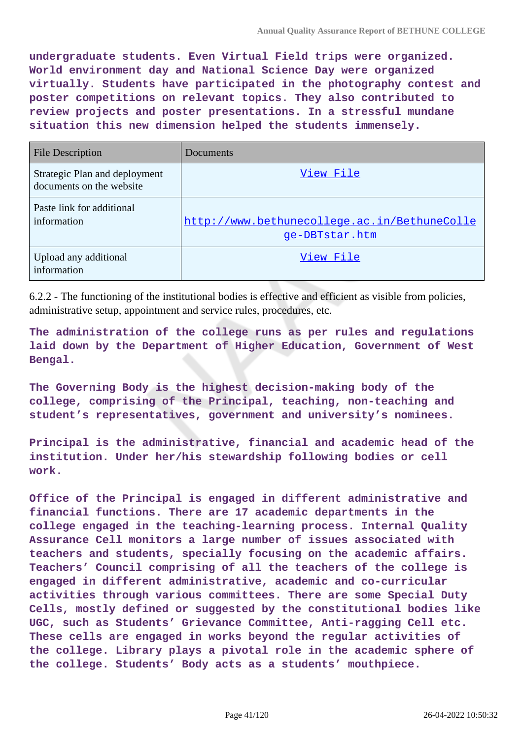**undergraduate students. Even Virtual Field trips were organized. World environment day and National Science Day were organized virtually. Students have participated in the photography contest and poster competitions on relevant topics. They also contributed to review projects and poster presentations. In a stressful mundane situation this new dimension helped the students immensely.**

| File Description | Documents |
|---|---|
| Strategic Plan and deployment documents on the website | View File |
| Paste link for additional information | http://www.bethunecollege.ac.in/BethuneCollege-DBTstar.htm |
| Upload any additional information | View File |

6.2.2 - The functioning of the institutional bodies is effective and efficient as visible from policies, administrative setup, appointment and service rules, procedures, etc.

**The administration of the college runs as per rules and regulations laid down by the Department of Higher Education, Government of West Bengal.**

**The Governing Body is the highest decision-making body of the college, comprising of the Principal, teaching, non-teaching and student's representatives, government and university's nominees.**

**Principal is the administrative, financial and academic head of the institution. Under her/his stewardship following bodies or cell work.**

**Office of the Principal is engaged in different administrative and financial functions. There are 17 academic departments in the college engaged in the teaching-learning process. Internal Quality Assurance Cell monitors a large number of issues associated with teachers and students, specially focusing on the academic affairs. Teachers' Council comprising of all the teachers of the college is engaged in different administrative, academic and co-curricular activities through various committees. There are some Special Duty Cells, mostly defined or suggested by the constitutional bodies like UGC, such as Students' Grievance Committee, Anti-ragging Cell etc. These cells are engaged in works beyond the regular activities of the college. Library plays a pivotal role in the academic sphere of the college. Students' Body acts as a students' mouthpiece.**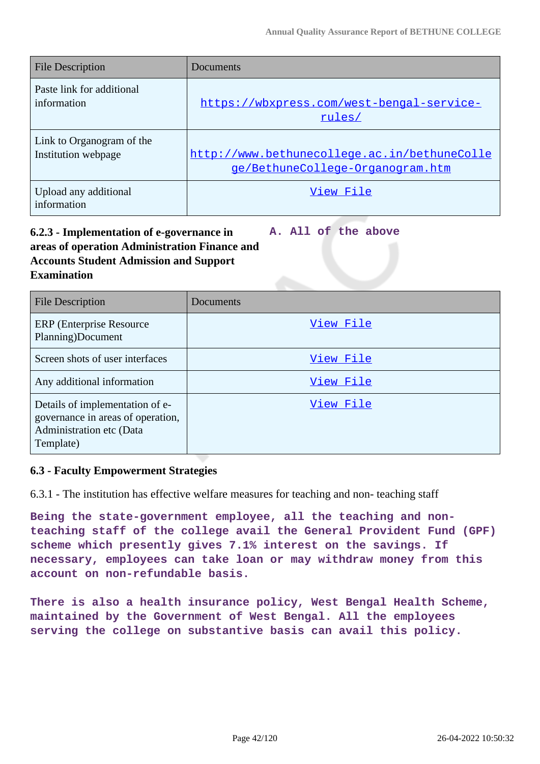| File Description | Documents |
|---|---|
| Paste link for additional information | https://wbxpress.com/west-bengal-service-rules/ |
| Link to Organogram of the Institution webpage | http://www.bethunecollege.ac.in/bethuneCollege/BethuneCollege-Organogram.htm |
| Upload any additional information | View File |

**6.2.3 - Implementation of e-governance in areas of operation Administration Finance and Accounts Student Admission and Support Examination**

**A. All of the above**

| File Description | Documents |
|---|---|
| ERP (Enterprise Resource Planning)Document | View File |
| Screen shots of user interfaces | View File |
| Any additional information | View File |
| Details of implementation of e-governance in areas of operation, Administration etc (Data Template) | View File |

**6.3 - Faculty Empowerment Strategies**

6.3.1 - The institution has effective welfare measures for teaching and non- teaching staff

**Being the state-government employee, all the teaching and non-teaching staff of the college avail the General Provident Fund (GPF) scheme which presently gives 7.1% interest on the savings. If necessary, employees can take loan or may withdraw money from this account on non-refundable basis.**

**There is also a health insurance policy, West Bengal Health Scheme, maintained by the Government of West Bengal. All the employees serving the college on substantive basis can avail this policy.**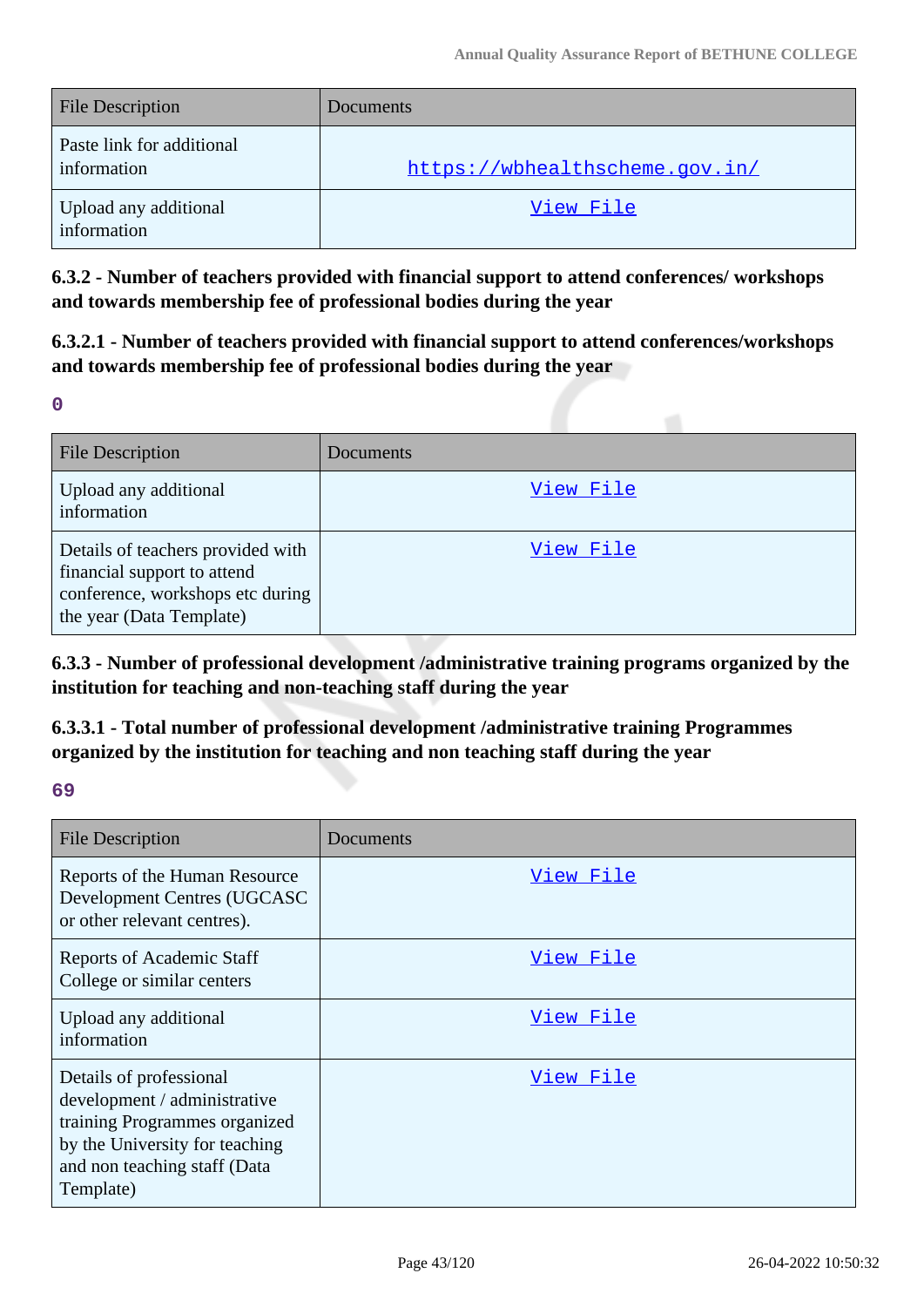| File Description | Documents |
| --- | --- |
| Paste link for additional information | https://wbhealthscheme.gov.in/ |
| Upload any additional information | View File |

**6.3.2 - Number of teachers provided with financial support to attend conferences/ workshops and towards membership fee of professional bodies during the year**

**6.3.2.1 - Number of teachers provided with financial support to attend conferences/workshops and towards membership fee of professional bodies during the year**

0

| File Description | Documents |
| --- | --- |
| Upload any additional information | View File |
| Details of teachers provided with financial support to attend conference, workshops etc during the year (Data Template) | View File |

**6.3.3 - Number of professional development /administrative training programs organized by the institution for teaching and non-teaching staff during the year**

**6.3.3.1 - Total number of professional development /administrative training Programmes organized by the institution for teaching and non teaching staff during the year**

69

| File Description | Documents |
| --- | --- |
| Reports of the Human Resource Development Centres (UGCASC or other relevant centres). | View File |
| Reports of Academic Staff College or similar centers | View File |
| Upload any additional information | View File |
| Details of professional development / administrative training Programmes organized by the University for teaching and non teaching staff (Data Template) | View File |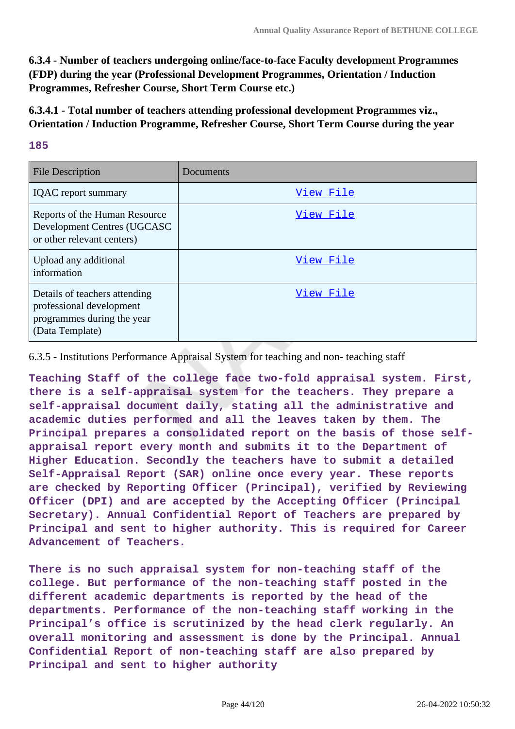**6.3.4 - Number of teachers undergoing online/face-to-face Faculty development Programmes (FDP) during the year (Professional Development Programmes, Orientation / Induction Programmes, Refresher Course, Short Term Course etc.)**

**6.3.4.1 - Total number of teachers attending professional development Programmes viz., Orientation / Induction Programme, Refresher Course, Short Term Course during the year**

**185**

| File Description | Documents |
| --- | --- |
| IQAC report summary | View File |
| Reports of the Human Resource Development Centres (UGCASC or other relevant centers) | View File |
| Upload any additional information | View File |
| Details of teachers attending professional development programmes during the year (Data Template) | View File |

6.3.5 - Institutions Performance Appraisal System for teaching and non- teaching staff

**Teaching Staff of the college face two-fold appraisal system. First, there is a self-appraisal system for the teachers. They prepare a self-appraisal document daily, stating all the administrative and academic duties performed and all the leaves taken by them. The Principal prepares a consolidated report on the basis of those self-appraisal report every month and submits it to the Department of Higher Education. Secondly the teachers have to submit a detailed Self-Appraisal Report (SAR) online once every year. These reports are checked by Reporting Officer (Principal), verified by Reviewing Officer (DPI) and are accepted by the Accepting Officer (Principal Secretary). Annual Confidential Report of Teachers are prepared by Principal and sent to higher authority. This is required for Career Advancement of Teachers.**

**There is no such appraisal system for non-teaching staff of the college. But performance of the non-teaching staff posted in the different academic departments is reported by the head of the departments. Performance of the non-teaching staff working in the Principal's office is scrutinized by the head clerk regularly. An overall monitoring and assessment is done by the Principal. Annual Confidential Report of non-teaching staff are also prepared by Principal and sent to higher authority**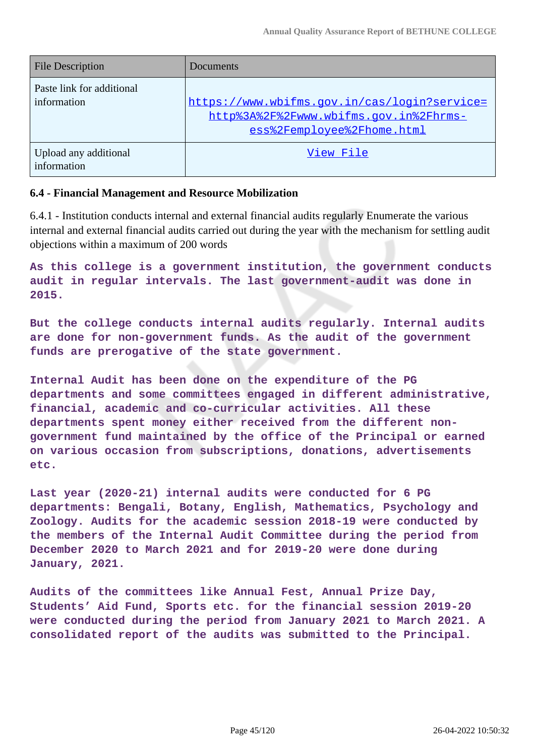| File Description | Documents |
| --- | --- |
| Paste link for additional information | https://www.wbifms.gov.in/cas/login?service=http%3A%2F%2Fwww.wbifms.gov.in%2Fhrms-ess%2Femployee%2Fhome.html |
| Upload any additional information | View File |

**6.4 - Financial Management and Resource Mobilization**

6.4.1 - Institution conducts internal and external financial audits regularly Enumerate the various internal and external financial audits carried out during the year with the mechanism for settling audit objections within a maximum of 200 words

**As this college is a government institution, the government conducts audit in regular intervals. The last government-audit was done in 2015.**

**But the college conducts internal audits regularly. Internal audits are done for non-government funds. As the audit of the government funds are prerogative of the state government.**

**Internal Audit has been done on the expenditure of the PG departments and some committees engaged in different administrative, financial, academic and co-curricular activities. All these departments spent money either received from the different non-government fund maintained by the office of the Principal or earned on various occasion from subscriptions, donations, advertisements etc.**

**Last year (2020-21) internal audits were conducted for 6 PG departments: Bengali, Botany, English, Mathematics, Psychology and Zoology. Audits for the academic session 2018-19 were conducted by the members of the Internal Audit Committee during the period from December 2020 to March 2021 and for 2019-20 were done during January, 2021.**

**Audits of the committees like Annual Fest, Annual Prize Day, Students' Aid Fund, Sports etc. for the financial session 2019-20 were conducted during the period from January 2021 to March 2021. A consolidated report of the audits was submitted to the Principal.**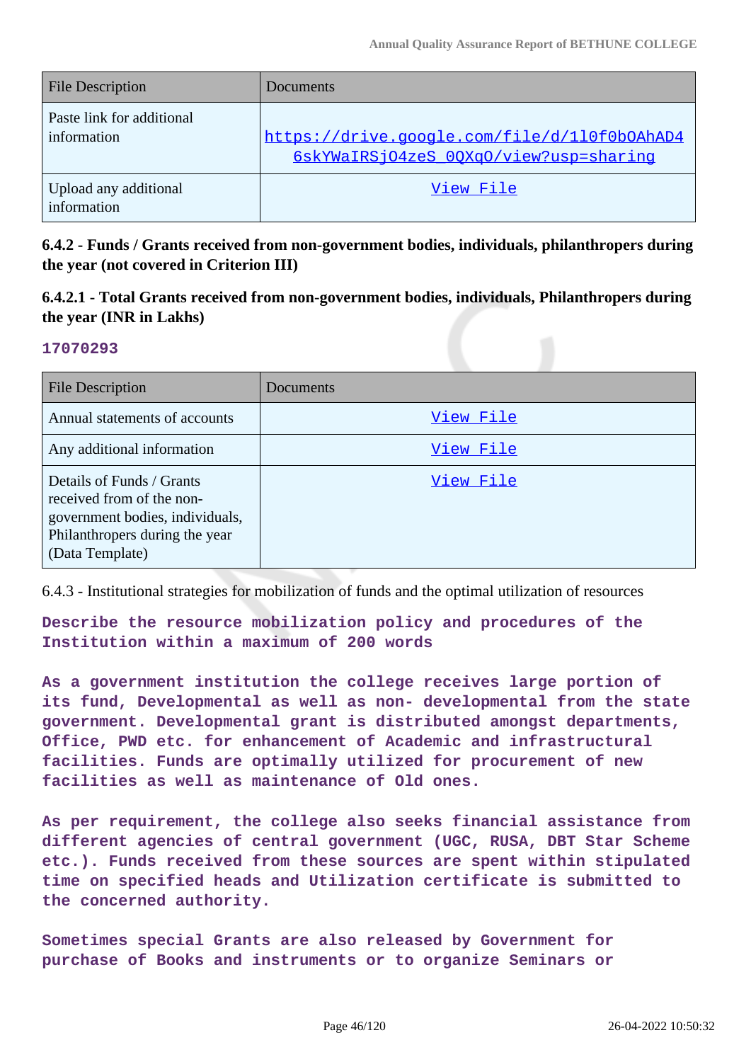| File Description | Documents |
| --- | --- |
| Paste link for additional information | https://drive.google.com/file/d/1l0f0bOAhAD46skYWaIRSjO4zeS_0QXqO/view?usp=sharing |
| Upload any additional information | View File |

**6.4.2 - Funds / Grants received from non-government bodies, individuals, philanthropers during the year (not covered in Criterion III)**

**6.4.2.1 - Total Grants received from non-government bodies, individuals, Philanthropers during the year (INR in Lakhs)**

**17070293**

| File Description | Documents |
| --- | --- |
| Annual statements of accounts | View File |
| Any additional information | View File |
| Details of Funds / Grants received from of the non-government bodies, individuals, Philanthropers during the year (Data Template) | View File |

6.4.3 - Institutional strategies for mobilization of funds and the optimal utilization of resources

**Describe the resource mobilization policy and procedures of the Institution within a maximum of 200 words**

**As a government institution the college receives large portion of its fund, Developmental as well as non- developmental from the state government. Developmental grant is distributed amongst departments, Office, PWD etc. for enhancement of Academic and infrastructural facilities. Funds are optimally utilized for procurement of new facilities as well as maintenance of Old ones.**

**As per requirement, the college also seeks financial assistance from different agencies of central government (UGC, RUSA, DBT Star Scheme etc.). Funds received from these sources are spent within stipulated time on specified heads and Utilization certificate is submitted to the concerned authority.**

**Sometimes special Grants are also released by Government for purchase of Books and instruments or to organize Seminars or**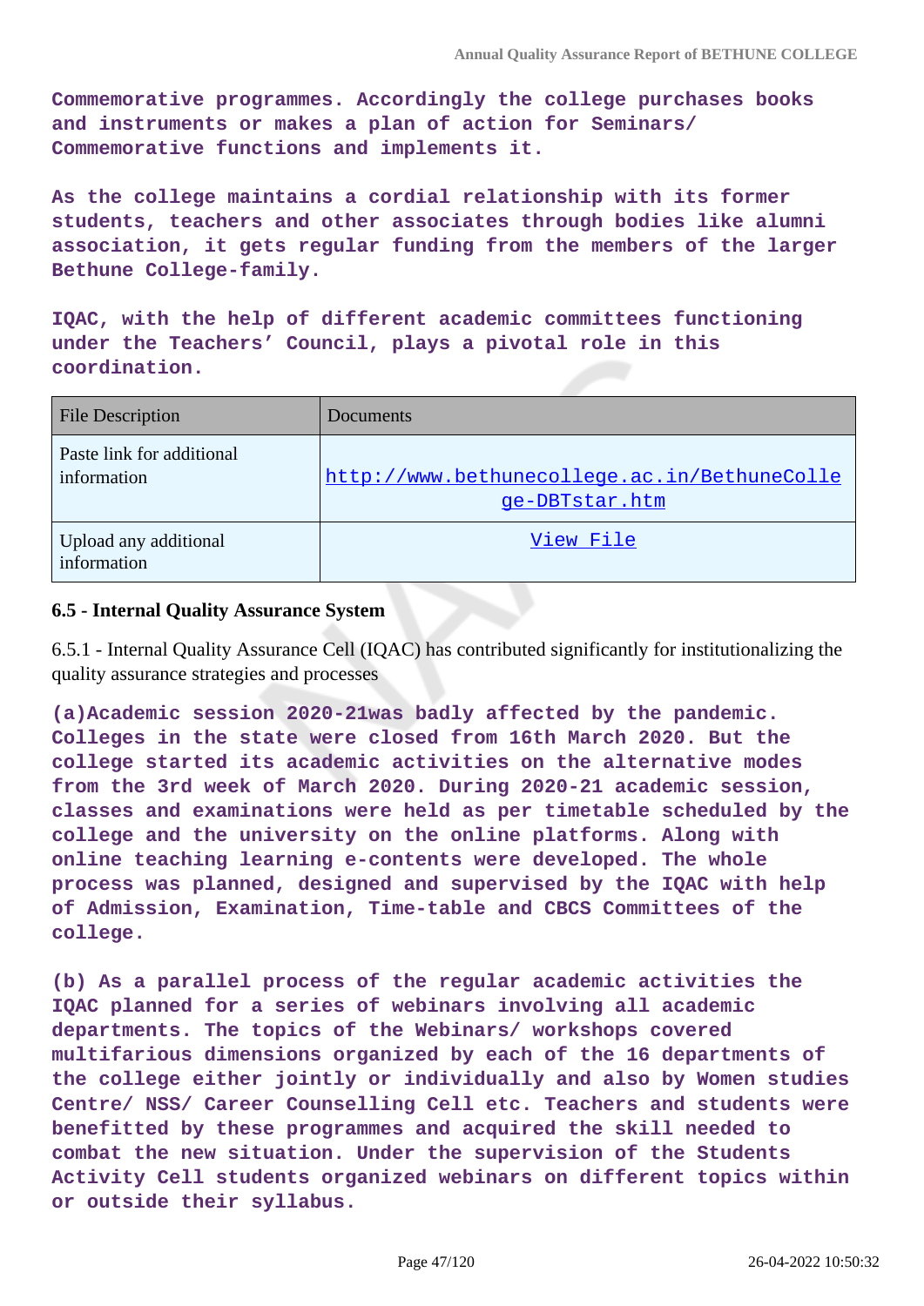**Commemorative programmes. Accordingly the college purchases books and instruments or makes a plan of action for Seminars/ Commemorative functions and implements it.**

**As the college maintains a cordial relationship with its former students, teachers and other associates through bodies like alumni association, it gets regular funding from the members of the larger Bethune College-family.**

**IQAC, with the help of different academic committees functioning under the Teachers' Council, plays a pivotal role in this coordination.**

| File Description | Documents |
| --- | --- |
| Paste link for additional information | http://www.bethunecollege.ac.in/BethuneCollege-DBTstar.htm |
| Upload any additional information | View File |

### 6.5 - Internal Quality Assurance System

6.5.1 - Internal Quality Assurance Cell (IQAC) has contributed significantly for institutionalizing the quality assurance strategies and processes

**(a)Academic session 2020-21was badly affected by the pandemic. Colleges in the state were closed from 16th March 2020. But the college started its academic activities on the alternative modes from the 3rd week of March 2020. During 2020-21 academic session, classes and examinations were held as per timetable scheduled by the college and the university on the online platforms. Along with online teaching learning e-contents were developed. The whole process was planned, designed and supervised by the IQAC with help of Admission, Examination, Time-table and CBCS Committees of the college.**

**(b) As a parallel process of the regular academic activities the IQAC planned for a series of webinars involving all academic departments. The topics of the Webinars/ workshops covered multifarious dimensions organized by each of the 16 departments of the college either jointly or individually and also by Women studies Centre/ NSS/ Career Counselling Cell etc. Teachers and students were benefitted by these programmes and acquired the skill needed to combat the new situation. Under the supervision of the Students Activity Cell students organized webinars on different topics within or outside their syllabus.**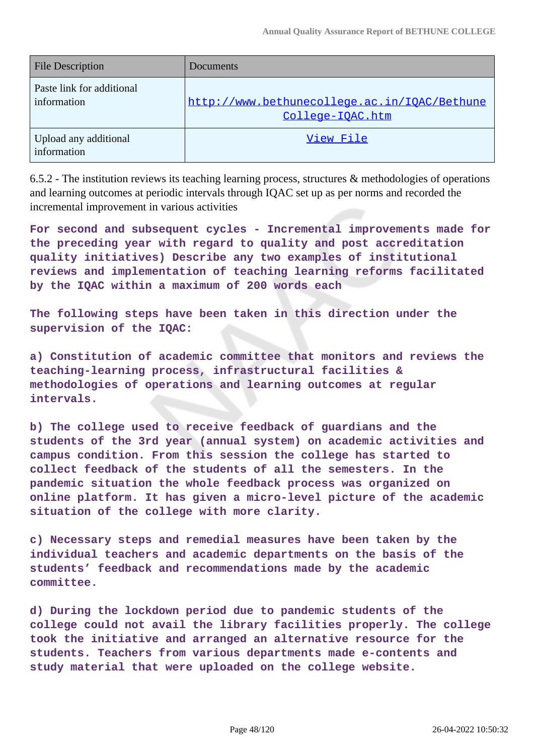| File Description | Documents |
|---|---|
| Paste link for additional information | http://www.bethunecollege.ac.in/IQAC/Bethune College-IQAC.htm |
| Upload any additional information | View File |

6.5.2 - The institution reviews its teaching learning process, structures & methodologies of operations and learning outcomes at periodic intervals through IQAC set up as per norms and recorded the incremental improvement in various activities

**For second and subsequent cycles - Incremental improvements made for the preceding year with regard to quality and post accreditation quality initiatives) Describe any two examples of institutional reviews and implementation of teaching learning reforms facilitated by the IQAC within a maximum of 200 words each**

**The following steps have been taken in this direction under the supervision of the IQAC:**

**a) Constitution of academic committee that monitors and reviews the teaching-learning process, infrastructural facilities & methodologies of operations and learning outcomes at regular intervals.**

**b) The college used to receive feedback of guardians and the students of the 3rd year (annual system) on academic activities and campus condition. From this session the college has started to collect feedback of the students of all the semesters. In the pandemic situation the whole feedback process was organized on online platform. It has given a micro-level picture of the academic situation of the college with more clarity.**

**c) Necessary steps and remedial measures have been taken by the individual teachers and academic departments on the basis of the students' feedback and recommendations made by the academic committee.**

**d) During the lockdown period due to pandemic students of the college could not avail the library facilities properly. The college took the initiative and arranged an alternative resource for the students. Teachers from various departments made e-contents and study material that were uploaded on the college website.**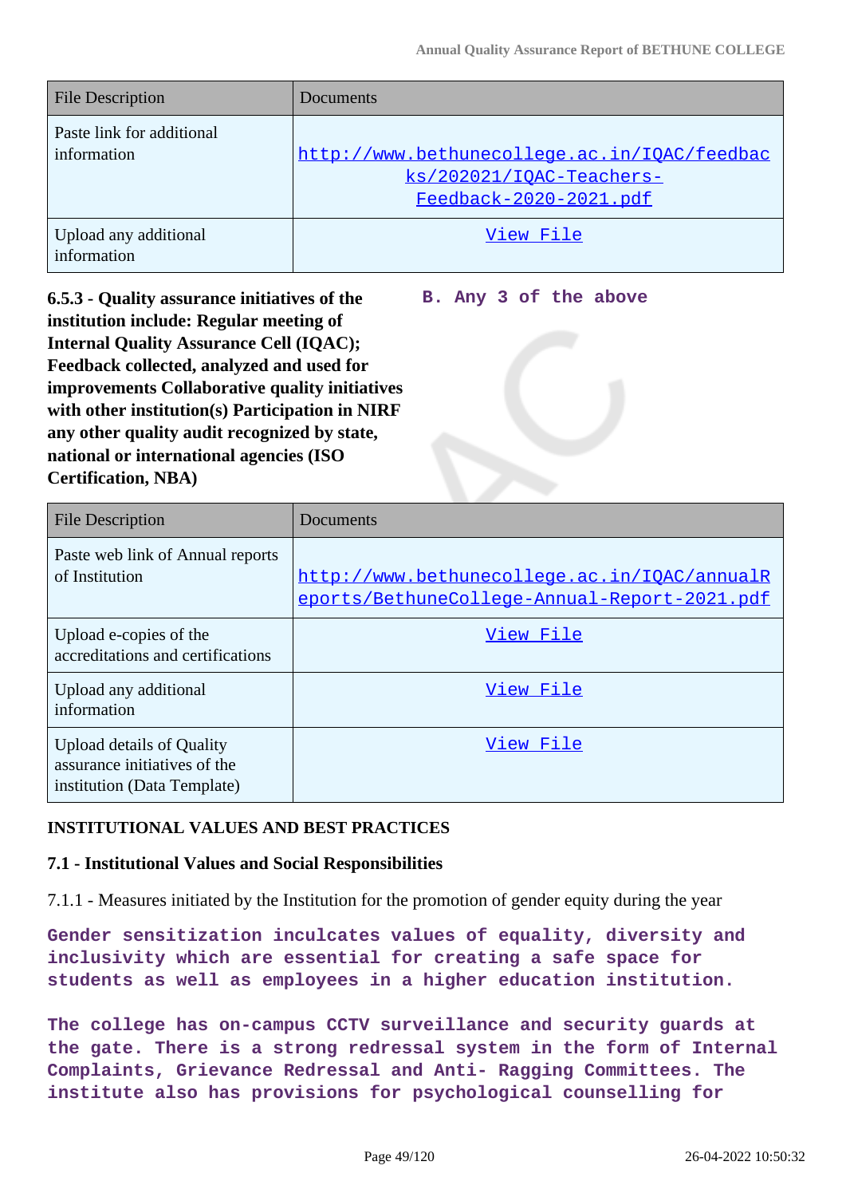| File Description | Documents |
|---|---|
| Paste link for additional information | http://www.bethunecollege.ac.in/IQAC/feedbacks/202021/IQAC-Teachers-Feedback-2020-2021.pdf |
| Upload any additional information | View File |

**6.5.3 - Quality assurance initiatives of the institution include: Regular meeting of Internal Quality Assurance Cell (IQAC); Feedback collected, analyzed and used for improvements Collaborative quality initiatives with other institution(s) Participation in NIRF any other quality audit recognized by state, national or international agencies (ISO Certification, NBA)**

**B. Any 3 of the above**

| File Description | Documents |
|---|---|
| Paste web link of Annual reports of Institution | http://www.bethunecollege.ac.in/IQAC/annualReports/BethuneCollege-Annual-Report-2021.pdf |
| Upload e-copies of the accreditations and certifications | View File |
| Upload any additional information | View File |
| Upload details of Quality assurance initiatives of the institution (Data Template) | View File |

**INSTITUTIONAL VALUES AND BEST PRACTICES**

**7.1 - Institutional Values and Social Responsibilities**

7.1.1 - Measures initiated by the Institution for the promotion of gender equity during the year

Gender sensitization inculcates values of equality, diversity and inclusivity which are essential for creating a safe space for students as well as employees in a higher education institution.

The college has on-campus CCTV surveillance and security guards at the gate. There is a strong redressal system in the form of Internal Complaints, Grievance Redressal and Anti- Ragging Committees. The institute also has provisions for psychological counselling for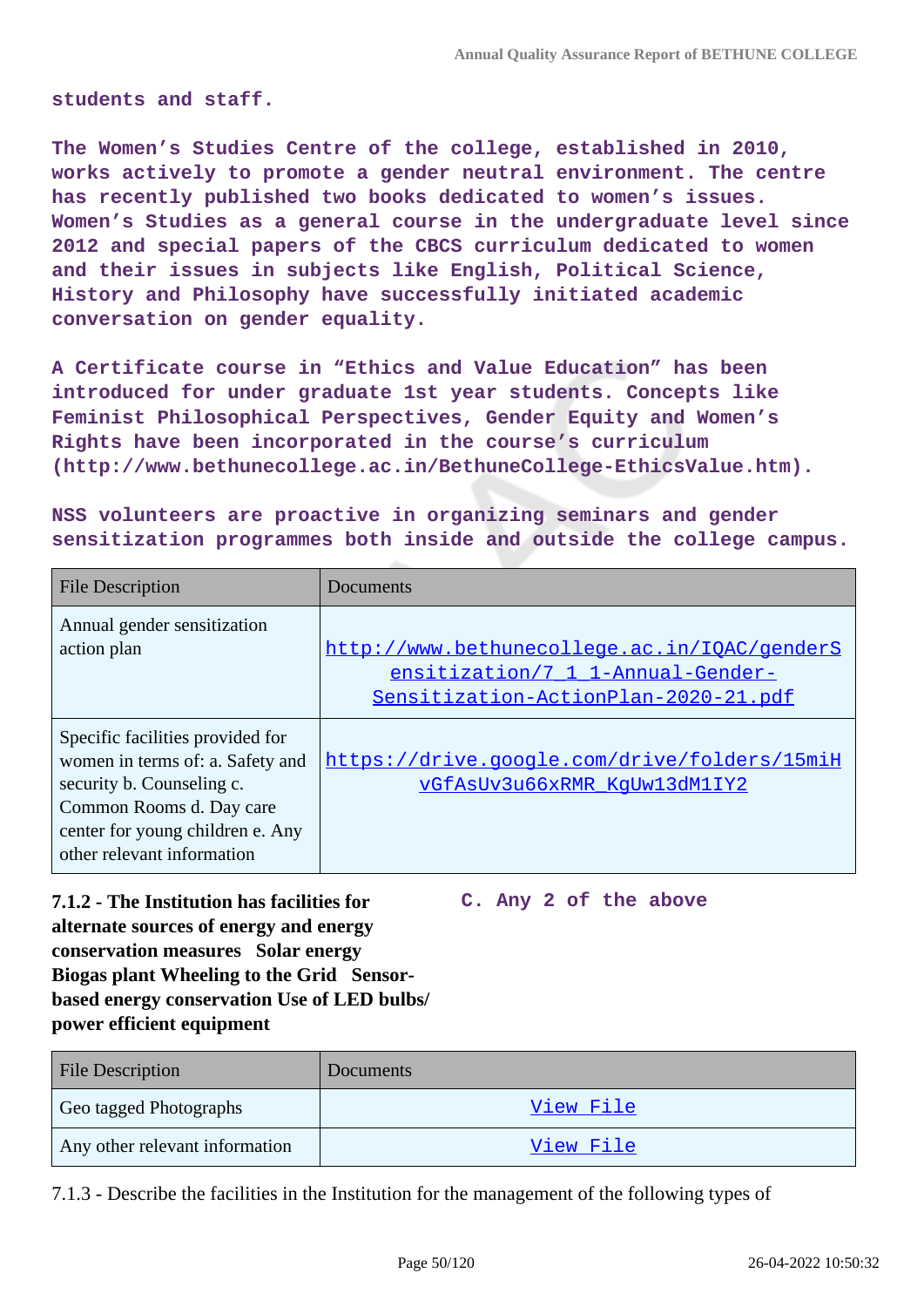students and staff.

The Women's Studies Centre of the college, established in 2010, works actively to promote a gender neutral environment. The centre has recently published two books dedicated to women's issues. Women's Studies as a general course in the undergraduate level since 2012 and special papers of the CBCS curriculum dedicated to women and their issues in subjects like English, Political Science, History and Philosophy have successfully initiated academic conversation on gender equality.

A Certificate course in "Ethics and Value Education" has been introduced for under graduate 1st year students. Concepts like Feminist Philosophical Perspectives, Gender Equity and Women's Rights have been incorporated in the course's curriculum (http://www.bethunecollege.ac.in/BethuneCollege-EthicsValue.htm).

NSS volunteers are proactive in organizing seminars and gender sensitization programmes both inside and outside the college campus.

| File Description | Documents |
| --- | --- |
| Annual gender sensitization action plan | http://www.bethunecollege.ac.in/IQAC/genderSensitization/7_1_1-Annual-Gender-Sensitization-ActionPlan-2020-21.pdf |
| Specific facilities provided for women in terms of: a. Safety and security b. Counseling c. Common Rooms d. Day care center for young children e. Any other relevant information | https://drive.google.com/drive/folders/15miHvGfAsUv3u66xRMR_KgUw13dM1IY2 |

**7.1.2 - The Institution has facilities for alternate sources of energy and energy conservation measures Solar energy Biogas plant Wheeling to the Grid Sensor-based energy conservation Use of LED bulbs/ power efficient equipment**

C. Any 2 of the above

| File Description | Documents |
| --- | --- |
| Geo tagged Photographs | View File |
| Any other relevant information | View File |

7.1.3 - Describe the facilities in the Institution for the management of the following types of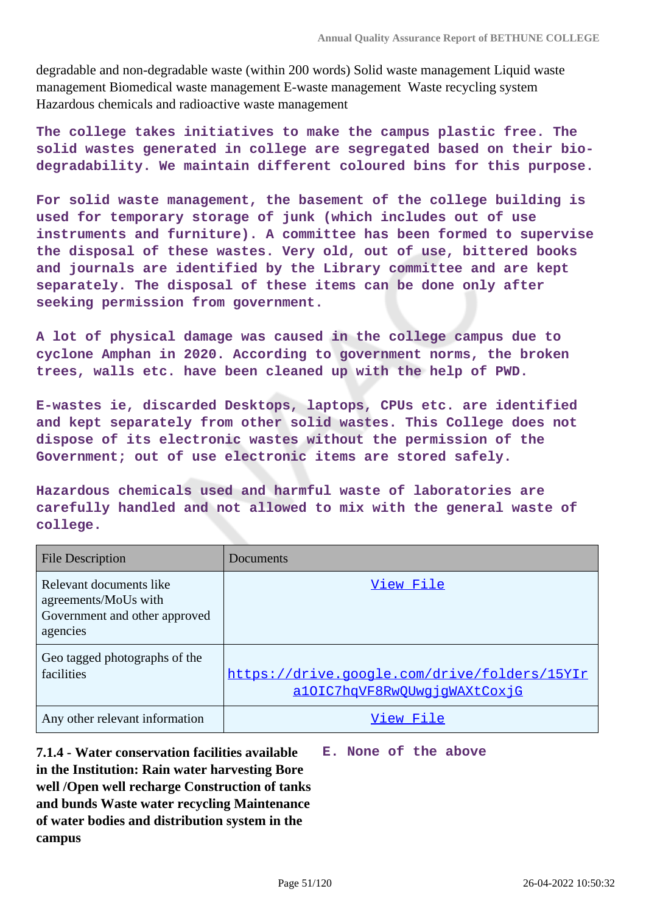degradable and non-degradable waste (within 200 words) Solid waste management Liquid waste management Biomedical waste management E-waste management Waste recycling system Hazardous chemicals and radioactive waste management

**The college takes initiatives to make the campus plastic free. The solid wastes generated in college are segregated based on their bio-degradability. We maintain different coloured bins for this purpose.**

**For solid waste management, the basement of the college building is used for temporary storage of junk (which includes out of use instruments and furniture). A committee has been formed to supervise the disposal of these wastes. Very old, out of use, bittered books and journals are identified by the Library committee and are kept separately. The disposal of these items can be done only after seeking permission from government.**

**A lot of physical damage was caused in the college campus due to cyclone Amphan in 2020. According to government norms, the broken trees, walls etc. have been cleaned up with the help of PWD.**

**E-wastes ie, discarded Desktops, laptops, CPUs etc. are identified and kept separately from other solid wastes. This College does not dispose of its electronic wastes without the permission of the Government; out of use electronic items are stored safely.**

**Hazardous chemicals used and harmful waste of laboratories are carefully handled and not allowed to mix with the general waste of college.**

| File Description | Documents |
|---|---|
| Relevant documents like agreements/MoUs with Government and other approved agencies | View File |
| Geo tagged photographs of the facilities | https://drive.google.com/drive/folders/15YIra1OIC7hqVF8RwQUwgjgWAXtCoxjG |
| Any other relevant information | View File |

**7.1.4 - Water conservation facilities available in the Institution: Rain water harvesting Bore well /Open well recharge Construction of tanks and bunds Waste water recycling Maintenance of water bodies and distribution system in the campus**

**E. None of the above**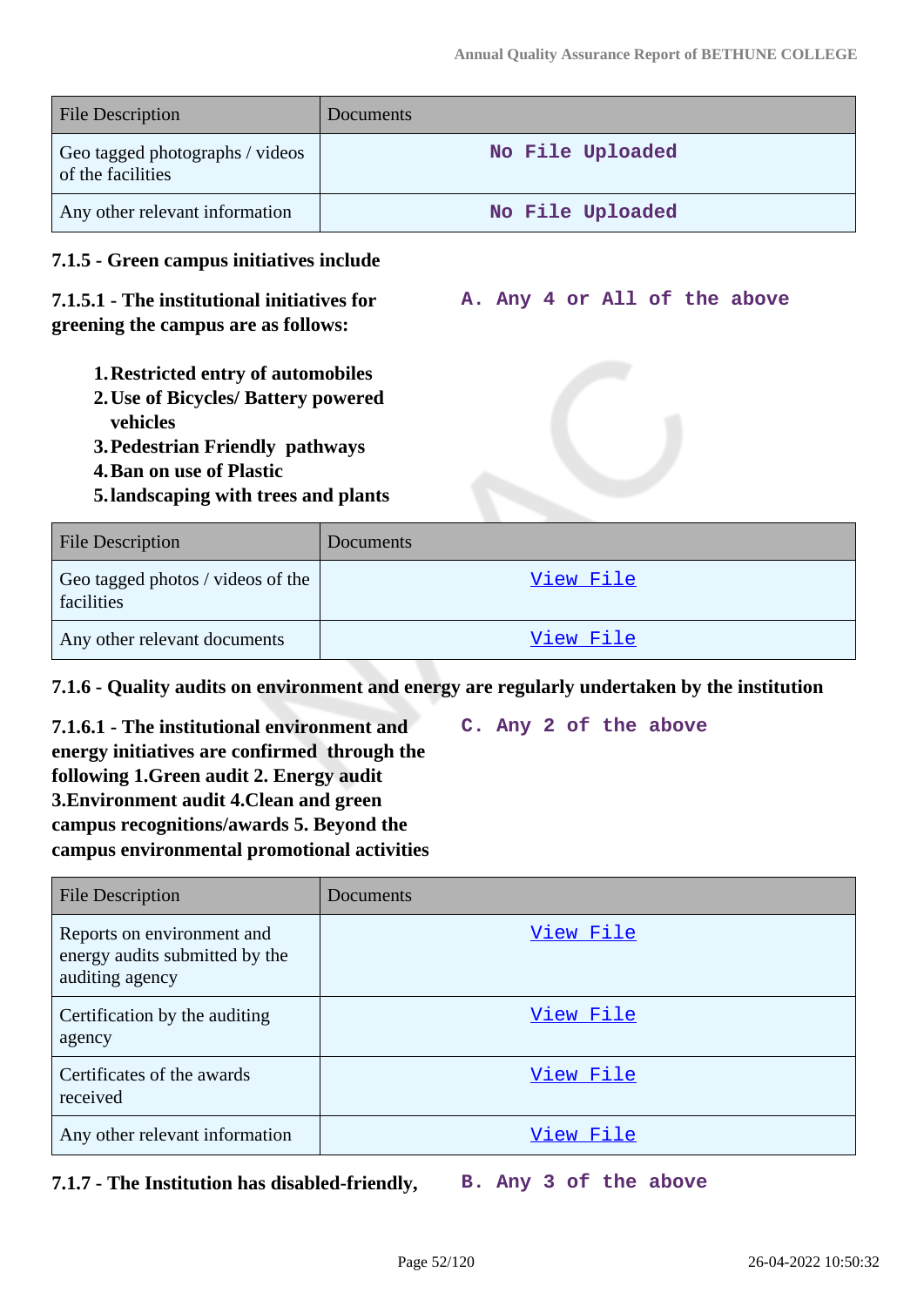| File Description | Documents |
|---|---|
| Geo tagged photographs / videos of the facilities | No File Uploaded |
| Any other relevant information | No File Uploaded |

**7.1.5 - Green campus initiatives include**

**7.1.5.1 - The institutional initiatives for greening the campus are as follows:**

**A. Any 4 or All of the above**

1. **Restricted entry of automobiles**
2. **Use of Bicycles/ Battery powered vehicles**
3. **Pedestrian Friendly pathways**
4. **Ban on use of Plastic**
5. **landscaping with trees and plants**

| File Description | Documents |
|---|---|
| Geo tagged photos / videos of the facilities | View File |
| Any other relevant documents | View File |

**7.1.6 - Quality audits on environment and energy are regularly undertaken by the institution**

**7.1.6.1 - The institutional environment and energy initiatives are confirmed through the following 1.Green audit 2. Energy audit 3.Environment audit 4.Clean and green campus recognitions/awards 5. Beyond the campus environmental promotional activities**

**C. Any 2 of the above**

| File Description | Documents |
|---|---|
| Reports on environment and energy audits submitted by the auditing agency | View File |
| Certification by the auditing agency | View File |
| Certificates of the awards received | View File |
| Any other relevant information | View File |

**7.1.7 - The Institution has disabled-friendly,**

**B. Any 3 of the above**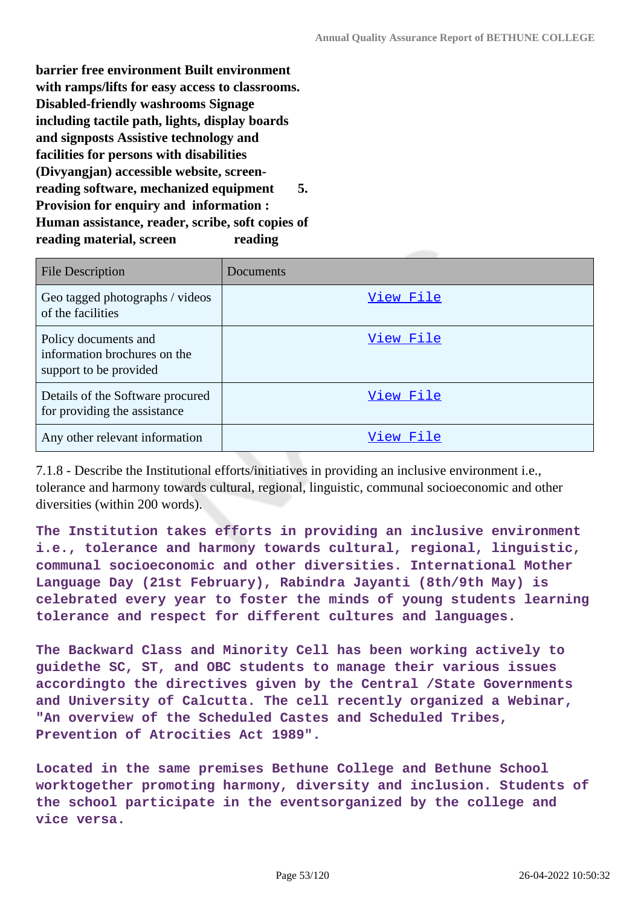**barrier free environment Built environment with ramps/lifts for easy access to classrooms. Disabled-friendly washrooms Signage including tactile path, lights, display boards and signposts Assistive technology and facilities for persons with disabilities (Divyangjan) accessible website, screen-reading software, mechanized equipment 5. Provision for enquiry and information : Human assistance, reader, scribe, soft copies of reading material, screen reading**

| File Description | Documents |
| --- | --- |
| Geo tagged photographs / videos of the facilities | View File |
| Policy documents and information brochures on the support to be provided | View File |
| Details of the Software procured for providing the assistance | View File |
| Any other relevant information | View File |

7.1.8 - Describe the Institutional efforts/initiatives in providing an inclusive environment i.e., tolerance and harmony towards cultural, regional, linguistic, communal socioeconomic and other diversities (within 200 words).

**The Institution takes efforts in providing an inclusive environment i.e., tolerance and harmony towards cultural, regional, linguistic, communal socioeconomic and other diversities. International Mother Language Day (21st February), Rabindra Jayanti (8th/9th May) is celebrated every year to foster the minds of young students learning tolerance and respect for different cultures and languages.**

**The Backward Class and Minority Cell has been working actively to guidethe SC, ST, and OBC students to manage their various issues accordingto the directives given by the Central /State Governments and University of Calcutta. The cell recently organized a Webinar, "An overview of the Scheduled Castes and Scheduled Tribes, Prevention of Atrocities Act 1989".**

**Located in the same premises Bethune College and Bethune School worktogether promoting harmony, diversity and inclusion. Students of the school participate in the eventsorganized by the college and vice versa.**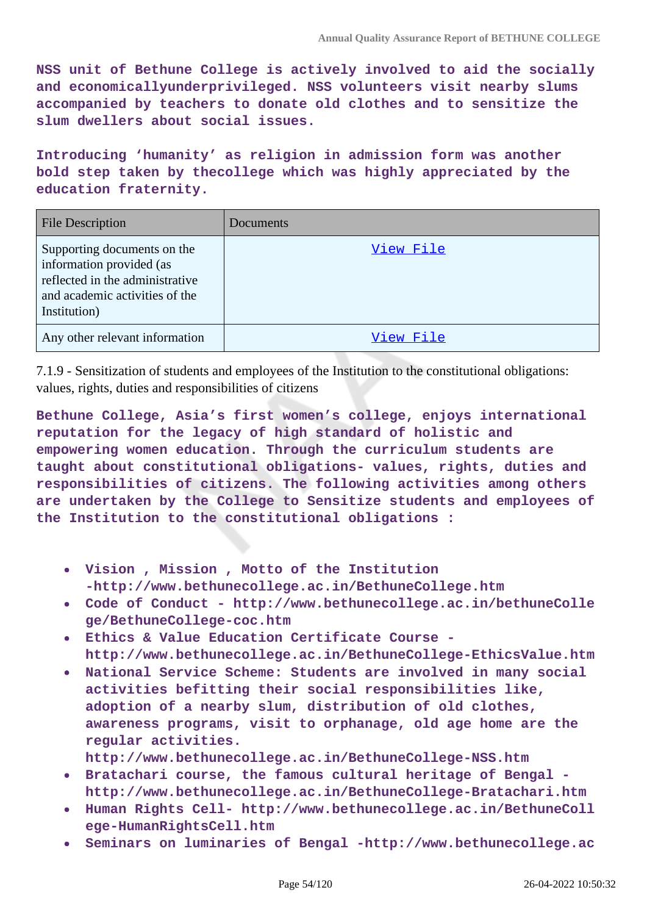**NSS unit of Bethune College is actively involved to aid the socially and economicallyunderprivileged. NSS volunteers visit nearby slums accompanied by teachers to donate old clothes and to sensitize the slum dwellers about social issues.**

**Introducing 'humanity' as religion in admission form was another bold step taken by thecollege which was highly appreciated by the education fraternity.**

| File Description | Documents |
|---|---|
| Supporting documents on the information provided (as reflected in the administrative and academic activities of the Institution) | View File |
| Any other relevant information | View File |

7.1.9 - Sensitization of students and employees of the Institution to the constitutional obligations: values, rights, duties and responsibilities of citizens

**Bethune College, Asia's first women's college, enjoys international reputation for the legacy of high standard of holistic and empowering women education. Through the curriculum students are taught about constitutional obligations- values, rights, duties and responsibilities of citizens. The following activities among others are undertaken by the College to Sensitize students and employees of the Institution to the constitutional obligations :**

- **Vision , Mission , Motto of the Institution -http://www.bethunecollege.ac.in/BethuneCollege.htm**
- **Code of Conduct - http://www.bethunecollege.ac.in/bethuneCollege/BethuneCollege-coc.htm**
- **Ethics & Value Education Certificate Course - http://www.bethunecollege.ac.in/BethuneCollege-EthicsValue.htm**
- **National Service Scheme: Students are involved in many social activities befitting their social responsibilities like, adoption of a nearby slum, distribution of old clothes, awareness programs, visit to orphanage, old age home are the regular activities. http://www.bethunecollege.ac.in/BethuneCollege-NSS.htm**
- **Bratachari course, the famous cultural heritage of Bengal - http://www.bethunecollege.ac.in/BethuneCollege-Bratachari.htm**
- **Human Rights Cell- http://www.bethunecollege.ac.in/BethuneCollege-HumanRightsCell.htm**
- **Seminars on luminaries of Bengal -http://www.bethunecollege.ac**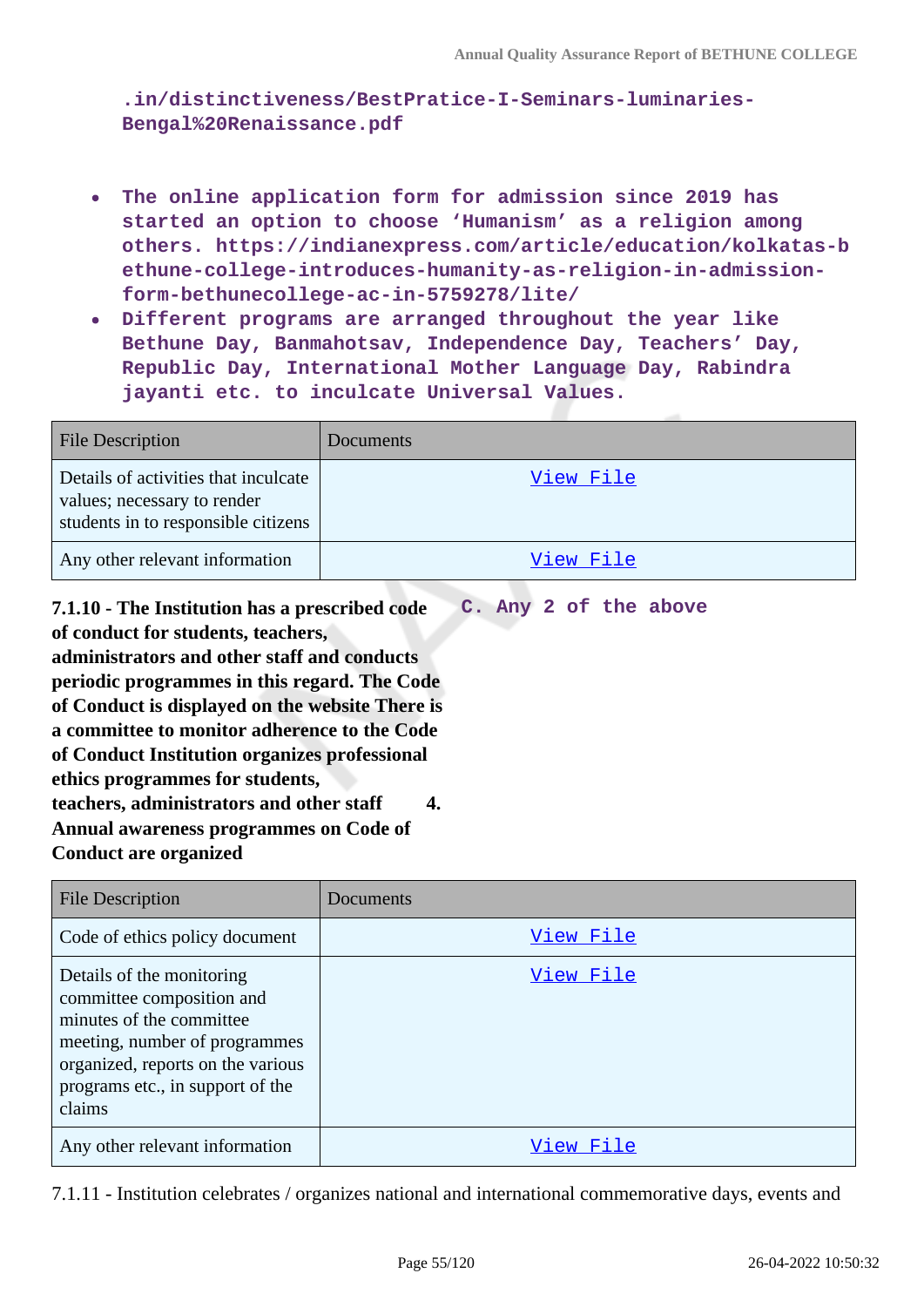.in/distinctiveness/BestPratice-I-Seminars-luminaries-Bengal%20Renaissance.pdf

- The online application form for admission since 2019 has started an option to choose 'Humanism' as a religion among others. https://indianexpress.com/article/education/kolkatas-bethune-college-introduces-humanity-as-religion-in-admission-form-bethunecollege-ac-in-5759278/lite/
- Different programs are arranged throughout the year like Bethune Day, Banmahotsav, Independence Day, Teachers' Day, Republic Day, International Mother Language Day, Rabindra jayanti etc. to inculcate Universal Values.

| File Description | Documents |
|---|---|
| Details of activities that inculcate values; necessary to render students in to responsible citizens | View File |
| Any other relevant information | View File |

**7.1.10 - The Institution has a prescribed code of conduct for students, teachers, administrators and other staff and conducts periodic programmes in this regard. The Code of Conduct is displayed on the website There is a committee to monitor adherence to the Code of Conduct Institution organizes professional ethics programmes for students, teachers, administrators and other staff 4. Annual awareness programmes on Code of Conduct are organized**

**C. Any 2 of the above**

| File Description | Documents |
|---|---|
| Code of ethics policy document | View File |
| Details of the monitoring committee composition and minutes of the committee meeting, number of programmes organized, reports on the various programs etc., in support of the claims | View File |
| Any other relevant information | View File |

7.1.11 - Institution celebrates / organizes national and international commemorative days, events and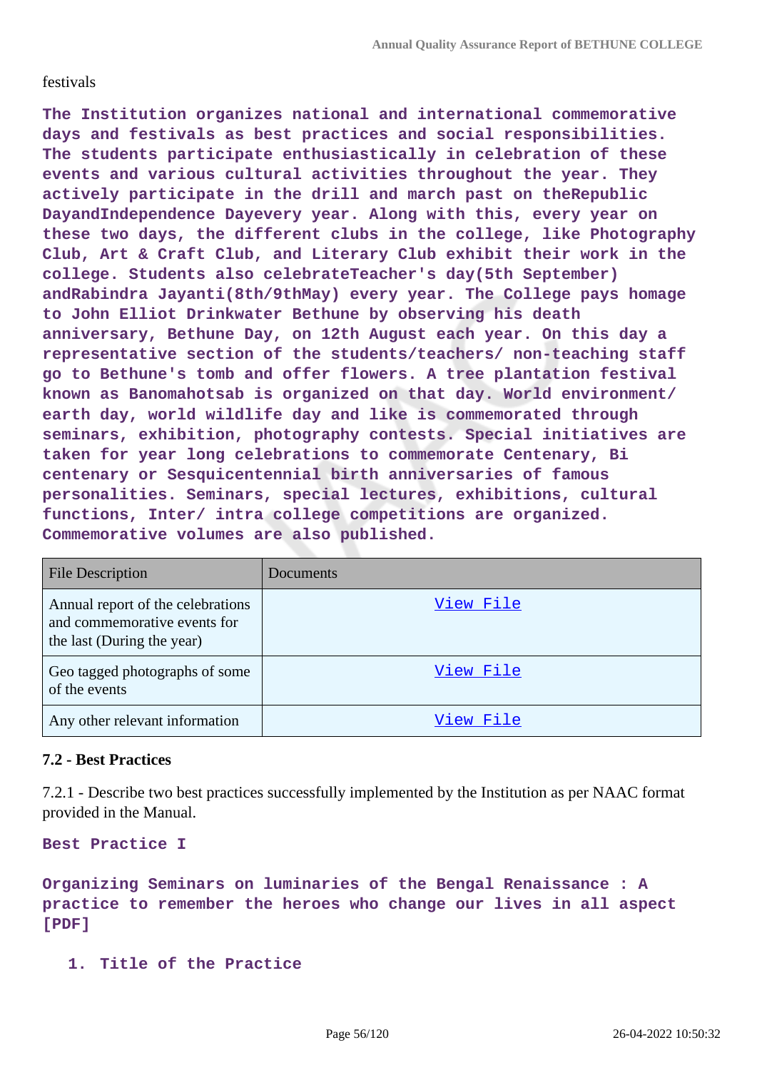festivals

**The Institution organizes national and international commemorative days and festivals as best practices and social responsibilities. The students participate enthusiastically in celebration of these events and various cultural activities throughout the year. They actively participate in the drill and march past on theRepublic DayandIndependence Dayevery year. Along with this, every year on these two days, the different clubs in the college, like Photography Club, Art & Craft Club, and Literary Club exhibit their work in the college. Students also celebrateTeacher's day(5th September) andRabindra Jayanti(8th/9thMay) every year. The College pays homage to John Elliot Drinkwater Bethune by observing his death anniversary, Bethune Day, on 12th August each year. On this day a representative section of the students/teachers/ non-teaching staff go to Bethune's tomb and offer flowers. A tree plantation festival known as Banomahotsab is organized on that day. World environment/ earth day, world wildlife day and like is commemorated through seminars, exhibition, photography contests. Special initiatives are taken for year long celebrations to commemorate Centenary, Bi centenary or Sesquicentennial birth anniversaries of famous personalities. Seminars, special lectures, exhibitions, cultural functions, Inter/ intra college competitions are organized. Commemorative volumes are also published.**

| File Description | Documents |
| --- | --- |
| Annual report of the celebrations and commemorative events for the last (During the year) | View File |
| Geo tagged photographs of some of the events | View File |
| Any other relevant information | View File |

### 7.2 - Best Practices

7.2.1 - Describe two best practices successfully implemented by the Institution as per NAAC format provided in the Manual.

**Best Practice I**

**Organizing Seminars on luminaries of the Bengal Renaissance : A practice to remember the heroes who change our lives in all aspect [PDF]**

1. **Title of the Practice**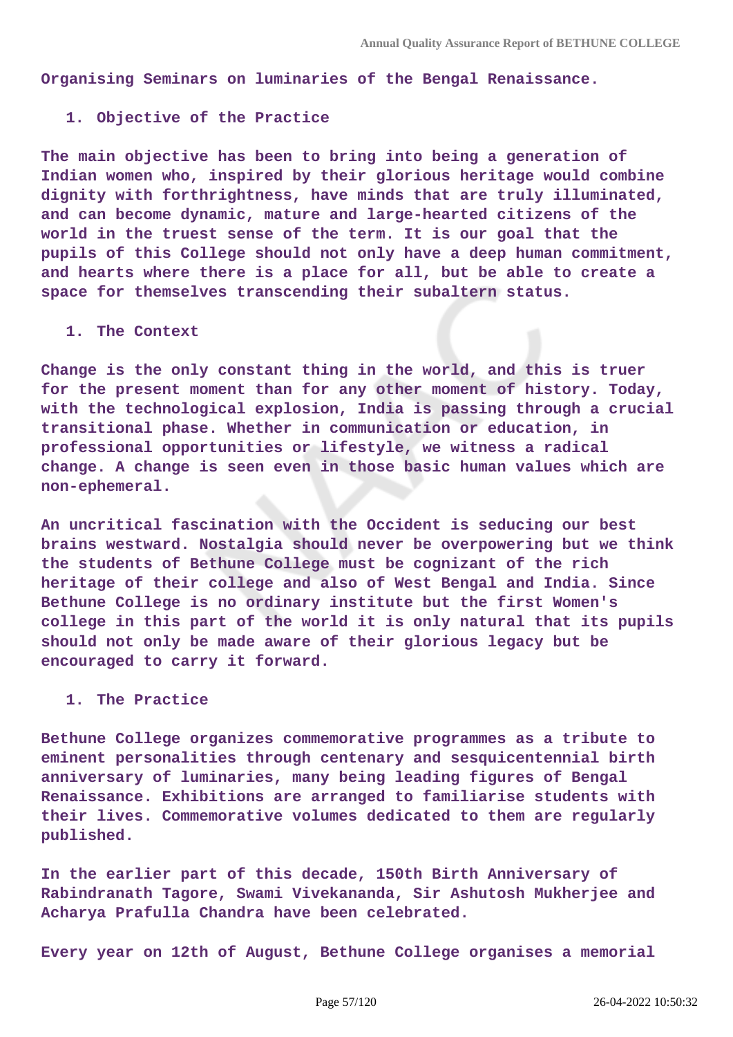**Organising Seminars on luminaries of the Bengal Renaissance.**

1. **Objective of the Practice**

**The main objective has been to bring into being a generation of Indian women who, inspired by their glorious heritage would combine dignity with forthrightness, have minds that are truly illuminated, and can become dynamic, mature and large-hearted citizens of the world in the truest sense of the term. It is our goal that the pupils of this College should not only have a deep human commitment, and hearts where there is a place for all, but be able to create a space for themselves transcending their subaltern status.**

1. **The Context**

**Change is the only constant thing in the world, and this is truer for the present moment than for any other moment of history. Today, with the technological explosion, India is passing through a crucial transitional phase. Whether in communication or education, in professional opportunities or lifestyle, we witness a radical change. A change is seen even in those basic human values which are non-ephemeral.**

**An uncritical fascination with the Occident is seducing our best brains westward. Nostalgia should never be overpowering but we think the students of Bethune College must be cognizant of the rich heritage of their college and also of West Bengal and India. Since Bethune College is no ordinary institute but the first Women's college in this part of the world it is only natural that its pupils should not only be made aware of their glorious legacy but be encouraged to carry it forward.**

1. **The Practice**

**Bethune College organizes commemorative programmes as a tribute to eminent personalities through centenary and sesquicentennial birth anniversary of luminaries, many being leading figures of Bengal Renaissance. Exhibitions are arranged to familiarise students with their lives. Commemorative volumes dedicated to them are regularly published.**

**In the earlier part of this decade, 150th Birth Anniversary of Rabindranath Tagore, Swami Vivekananda, Sir Ashutosh Mukherjee and Acharya Prafulla Chandra have been celebrated.**

**Every year on 12th of August, Bethune College organises a memorial**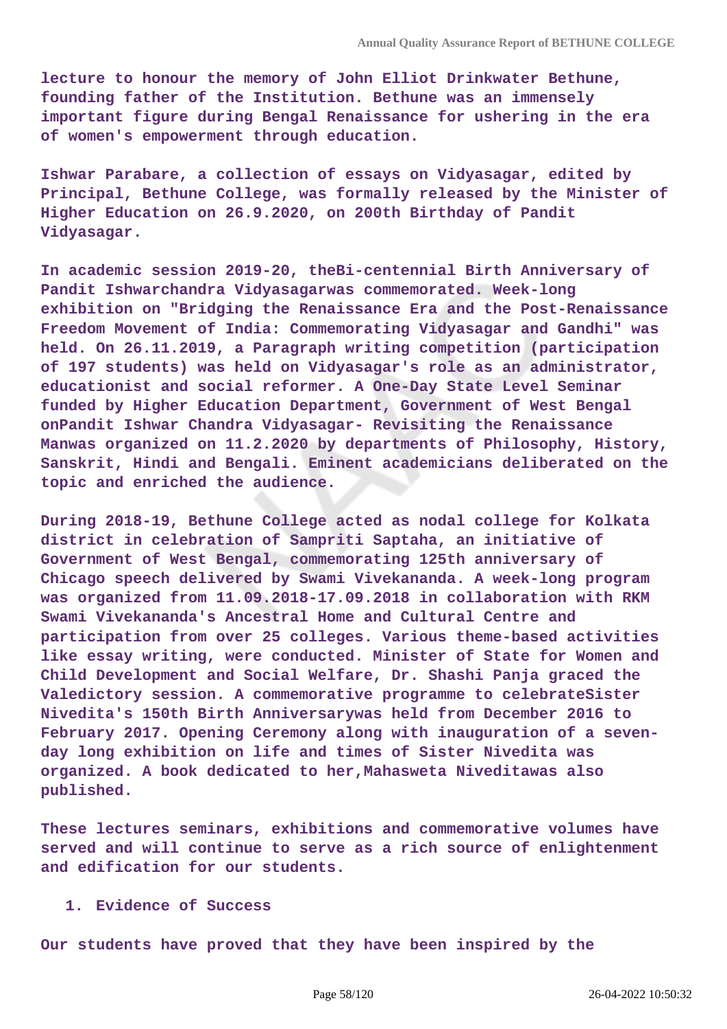**lecture to honour the memory of John Elliot Drinkwater Bethune, founding father of the Institution. Bethune was an immensely important figure during Bengal Renaissance for ushering in the era of women's empowerment through education.**

**Ishwar Parabare, a collection of essays on Vidyasagar, edited by Principal, Bethune College, was formally released by the Minister of Higher Education on 26.9.2020, on 200th Birthday of Pandit Vidyasagar.**

**In academic session 2019-20, theBi-centennial Birth Anniversary of Pandit Ishwarchandra Vidyasagarwas commemorated. Week-long exhibition on "Bridging the Renaissance Era and the Post-Renaissance Freedom Movement of India: Commemorating Vidyasagar and Gandhi" was held. On 26.11.2019, a Paragraph writing competition (participation of 197 students) was held on Vidyasagar's role as an administrator, educationist and social reformer. A One-Day State Level Seminar funded by Higher Education Department, Government of West Bengal onPandit Ishwar Chandra Vidyasagar- Revisiting the Renaissance Manwas organized on 11.2.2020 by departments of Philosophy, History, Sanskrit, Hindi and Bengali. Eminent academicians deliberated on the topic and enriched the audience.**

**During 2018-19, Bethune College acted as nodal college for Kolkata district in celebration of Sampriti Saptaha, an initiative of Government of West Bengal, commemorating 125th anniversary of Chicago speech delivered by Swami Vivekananda. A week-long program was organized from 11.09.2018-17.09.2018 in collaboration with RKM Swami Vivekananda's Ancestral Home and Cultural Centre and participation from over 25 colleges. Various theme-based activities like essay writing, were conducted. Minister of State for Women and Child Development and Social Welfare, Dr. Shashi Panja graced the Valedictory session. A commemorative programme to celebrateSister Nivedita's 150th Birth Anniversarywas held from December 2016 to February 2017. Opening Ceremony along with inauguration of a seven-day long exhibition on life and times of Sister Nivedita was organized. A book dedicated to her,Mahasweta Niveditawas also published.**

**These lectures seminars, exhibitions and commemorative volumes have served and will continue to serve as a rich source of enlightenment and edification for our students.**

1. **Evidence of Success**

**Our students have proved that they have been inspired by the**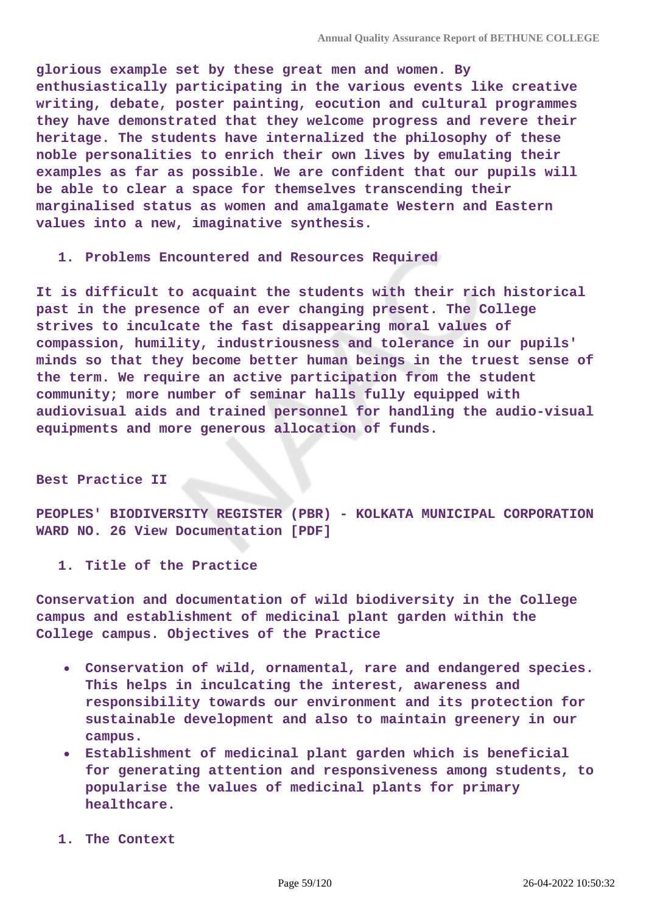**glorious example set by these great men and women. By enthusiastically participating in the various events like creative writing, debate, poster painting, eocution and cultural programmes they have demonstrated that they welcome progress and revere their heritage. The students have internalized the philosophy of these noble personalities to enrich their own lives by emulating their examples as far as possible. We are confident that our pupils will be able to clear a space for themselves transcending their marginalised status as women and amalgamate Western and Eastern values into a new, imaginative synthesis.**

1. **Problems Encountered and Resources Required**

**It is difficult to acquaint the students with their rich historical past in the presence of an ever changing present. The College strives to inculcate the fast disappearing moral values of compassion, humility, industriousness and tolerance in our pupils' minds so that they become better human beings in the truest sense of the term. We require an active participation from the student community; more number of seminar halls fully equipped with audiovisual aids and trained personnel for handling the audio-visual equipments and more generous allocation of funds.**

**Best Practice II**

**PEOPLES' BIODIVERSITY REGISTER (PBR) - KOLKATA MUNICIPAL CORPORATION WARD NO. 26 View Documentation [PDF]**

1. **Title of the Practice**

**Conservation and documentation of wild biodiversity in the College campus and establishment of medicinal plant garden within the College campus. Objectives of the Practice**

- **Conservation of wild, ornamental, rare and endangered species. This helps in inculcating the interest, awareness and responsibility towards our environment and its protection for sustainable development and also to maintain greenery in our campus.**
- **Establishment of medicinal plant garden which is beneficial for generating attention and responsiveness among students, to popularise the values of medicinal plants for primary healthcare.**

1. **The Context**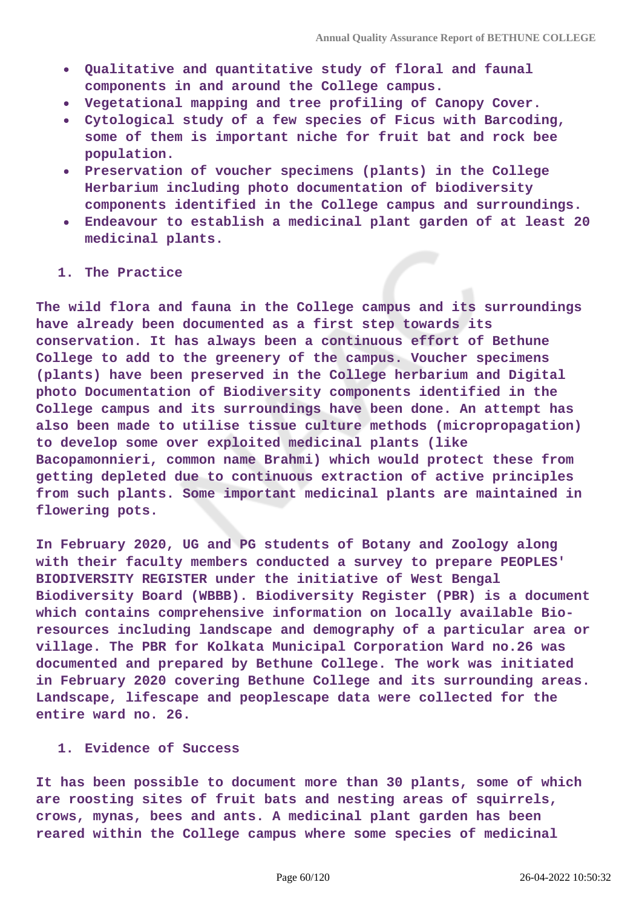- Qualitative and quantitative study of floral and faunal components in and around the College campus.
- Vegetational mapping and tree profiling of Canopy Cover.
- Cytological study of a few species of Ficus with Barcoding, some of them is important niche for fruit bat and rock bee population.
- Preservation of voucher specimens (plants) in the College Herbarium including photo documentation of biodiversity components identified in the College campus and surroundings.
- Endeavour to establish a medicinal plant garden of at least 20 medicinal plants.

1. The Practice

The wild flora and fauna in the College campus and its surroundings have already been documented as a first step towards its conservation. It has always been a continuous effort of Bethune College to add to the greenery of the campus. Voucher specimens (plants) have been preserved in the College herbarium and Digital photo Documentation of Biodiversity components identified in the College campus and its surroundings have been done. An attempt has also been made to utilise tissue culture methods (micropropagation) to develop some over exploited medicinal plants (like Bacopamonnieri, common name Brahmi) which would protect these from getting depleted due to continuous extraction of active principles from such plants. Some important medicinal plants are maintained in flowering pots.

In February 2020, UG and PG students of Botany and Zoology along with their faculty members conducted a survey to prepare PEOPLES' BIODIVERSITY REGISTER under the initiative of West Bengal Biodiversity Board (WBBB). Biodiversity Register (PBR) is a document which contains comprehensive information on locally available Bio-resources including landscape and demography of a particular area or village. The PBR for Kolkata Municipal Corporation Ward no.26 was documented and prepared by Bethune College. The work was initiated in February 2020 covering Bethune College and its surrounding areas. Landscape, lifescape and peoplescape data were collected for the entire ward no. 26.

1. Evidence of Success

It has been possible to document more than 30 plants, some of which are roosting sites of fruit bats and nesting areas of squirrels, crows, mynas, bees and ants. A medicinal plant garden has been reared within the College campus where some species of medicinal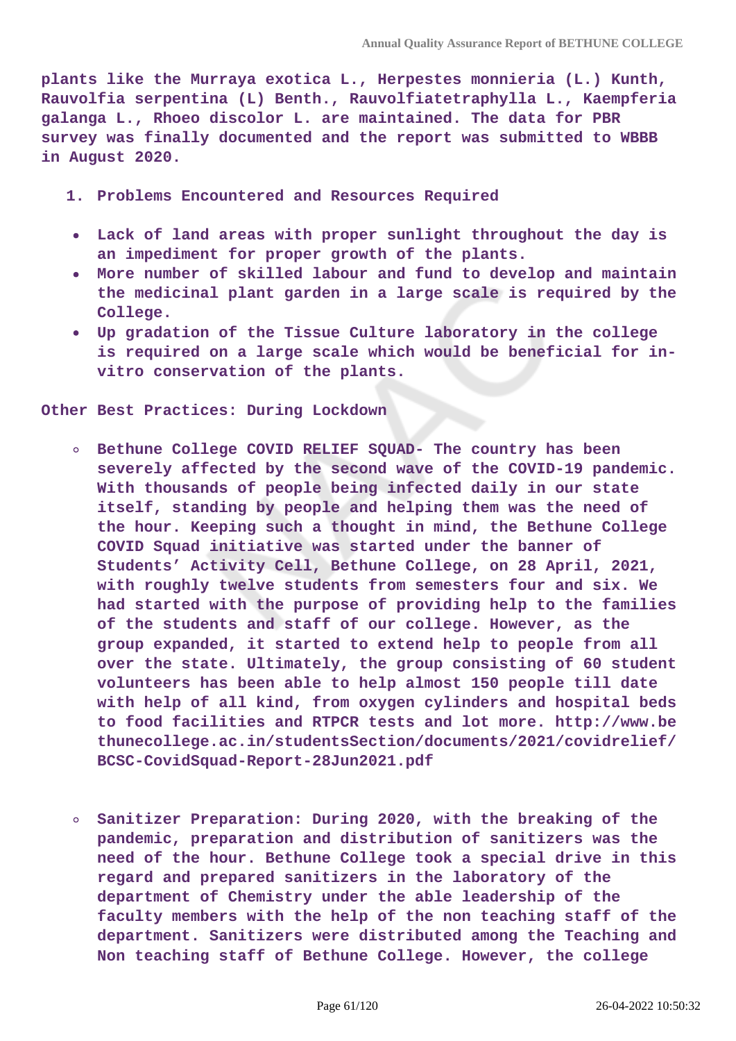**plants like the Murraya exotica L., Herpestes monnieria (L.) Kunth, Rauvolfia serpentina (L) Benth., Rauvolfiatetraphylla L., Kaempferia galanga L., Rhoeo discolor L. are maintained. The data for PBR survey was finally documented and the report was submitted to WBBB in August 2020.**

1. **Problems Encountered and Resources Required**

- **Lack of land areas with proper sunlight throughout the day is an impediment for proper growth of the plants.**
- **More number of skilled labour and fund to develop and maintain the medicinal plant garden in a large scale is required by the College.**
- **Up gradation of the Tissue Culture laboratory in the college is required on a large scale which would be beneficial for in-vitro conservation of the plants.**

**Other Best Practices: During Lockdown**

- **Bethune College COVID RELIEF SQUAD- The country has been severely affected by the second wave of the COVID-19 pandemic. With thousands of people being infected daily in our state itself, standing by people and helping them was the need of the hour. Keeping such a thought in mind, the Bethune College COVID Squad initiative was started under the banner of Students' Activity Cell, Bethune College, on 28 April, 2021, with roughly twelve students from semesters four and six. We had started with the purpose of providing help to the families of the students and staff of our college. However, as the group expanded, it started to extend help to people from all over the state. Ultimately, the group consisting of 60 student volunteers has been able to help almost 150 people till date with help of all kind, from oxygen cylinders and hospital beds to food facilities and RTPCR tests and lot more. http://www.bethunecollege.ac.in/studentsSection/documents/2021/covidrelief/BCSC-CovidSquad-Report-28Jun2021.pdf**

- **Sanitizer Preparation: During 2020, with the breaking of the pandemic, preparation and distribution of sanitizers was the need of the hour. Bethune College took a special drive in this regard and prepared sanitizers in the laboratory of the department of Chemistry under the able leadership of the faculty members with the help of the non teaching staff of the department. Sanitizers were distributed among the Teaching and Non teaching staff of Bethune College. However, the college**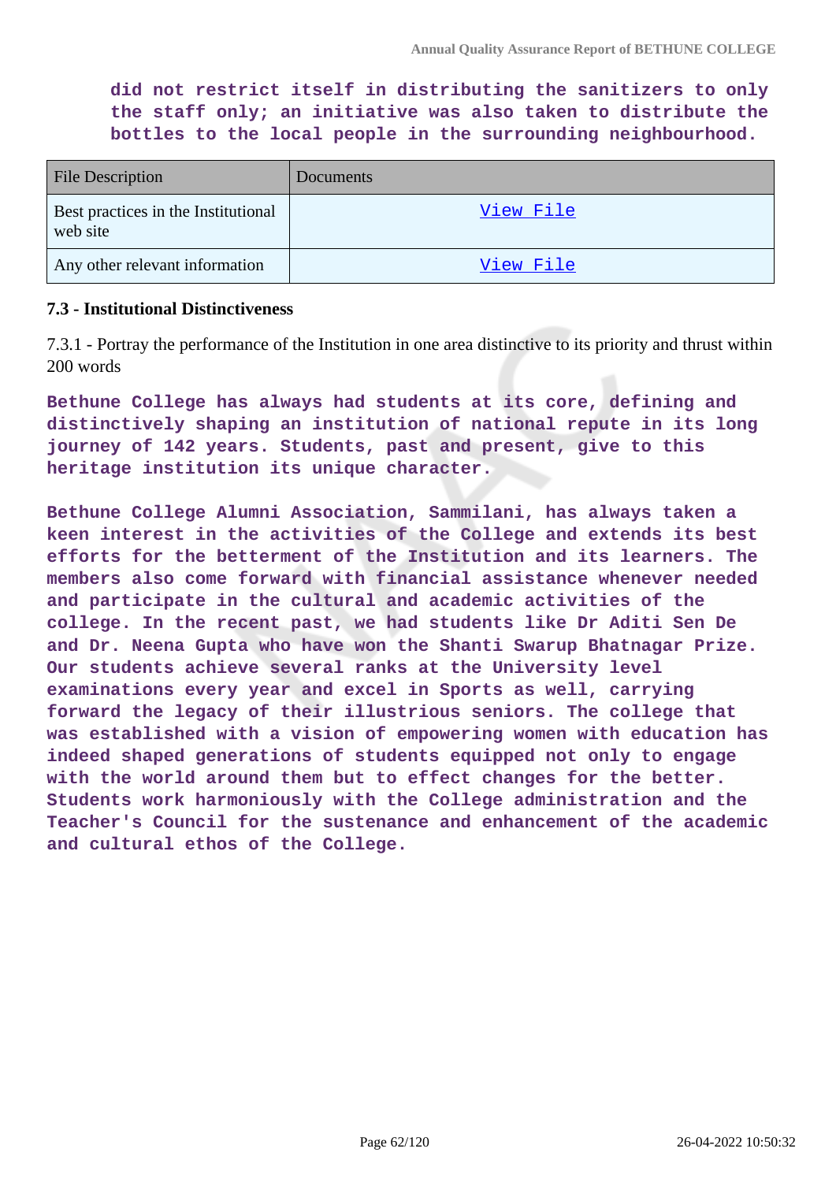did not restrict itself in distributing the sanitizers to only the staff only; an initiative was also taken to distribute the bottles to the local people in the surrounding neighbourhood.

| File Description | Documents |
| --- | --- |
| Best practices in the Institutional web site | View File |
| Any other relevant information | View File |

### 7.3 - Institutional Distinctiveness

7.3.1 - Portray the performance of the Institution in one area distinctive to its priority and thrust within 200 words

**Bethune College has always had students at its core, defining and distinctively shaping an institution of national repute in its long journey of 142 years. Students, past and present, give to this heritage institution its unique character.**

**Bethune College Alumni Association, Sammilani, has always taken a keen interest in the activities of the College and extends its best efforts for the betterment of the Institution and its learners. The members also come forward with financial assistance whenever needed and participate in the cultural and academic activities of the college. In the recent past, we had students like Dr Aditi Sen De and Dr. Neena Gupta who have won the Shanti Swarup Bhatnagar Prize. Our students achieve several ranks at the University level examinations every year and excel in Sports as well, carrying forward the legacy of their illustrious seniors. The college that was established with a vision of empowering women with education has indeed shaped generations of students equipped not only to engage with the world around them but to effect changes for the better. Students work harmoniously with the College administration and the Teacher's Council for the sustenance and enhancement of the academic and cultural ethos of the College.**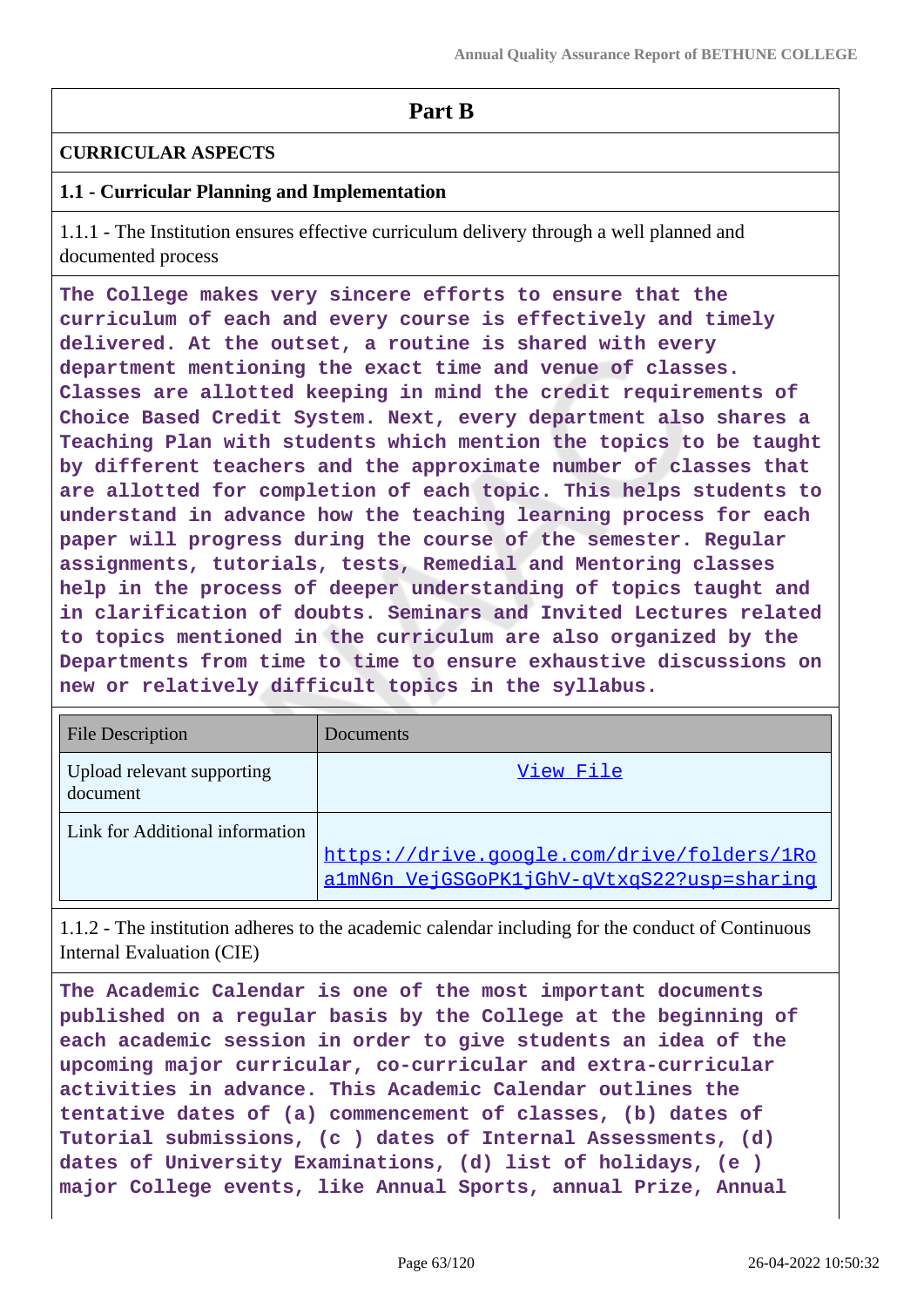# Part B

## CURRICULAR ASPECTS

### 1.1 - Curricular Planning and Implementation

1.1.1 - The Institution ensures effective curriculum delivery through a well planned and documented process

**The College makes very sincere efforts to ensure that the curriculum of each and every course is effectively and timely delivered. At the outset, a routine is shared with every department mentioning the exact time and venue of classes. Classes are allotted keeping in mind the credit requirements of Choice Based Credit System. Next, every department also shares a Teaching Plan with students which mention the topics to be taught by different teachers and the approximate number of classes that are allotted for completion of each topic. This helps students to understand in advance how the teaching learning process for each paper will progress during the course of the semester. Regular assignments, tutorials, tests, Remedial and Mentoring classes help in the process of deeper understanding of topics taught and in clarification of doubts. Seminars and Invited Lectures related to topics mentioned in the curriculum are also organized by the Departments from time to time to ensure exhaustive discussions on new or relatively difficult topics in the syllabus.**

| File Description | Documents |
|---|---|
| Upload relevant supporting document | View File |
| Link for Additional information | https://drive.google.com/drive/folders/1Roa1mN6n_VejGSGoPK1jGhV-qVtxqS22?usp=sharing |

1.1.2 - The institution adheres to the academic calendar including for the conduct of Continuous Internal Evaluation (CIE)

**The Academic Calendar is one of the most important documents published on a regular basis by the College at the beginning of each academic session in order to give students an idea of the upcoming major curricular, co-curricular and extra-curricular activities in advance. This Academic Calendar outlines the tentative dates of (a) commencement of classes, (b) dates of Tutorial submissions, (c ) dates of Internal Assessments, (d) dates of University Examinations, (d) list of holidays, (e ) major College events, like Annual Sports, annual Prize, Annual**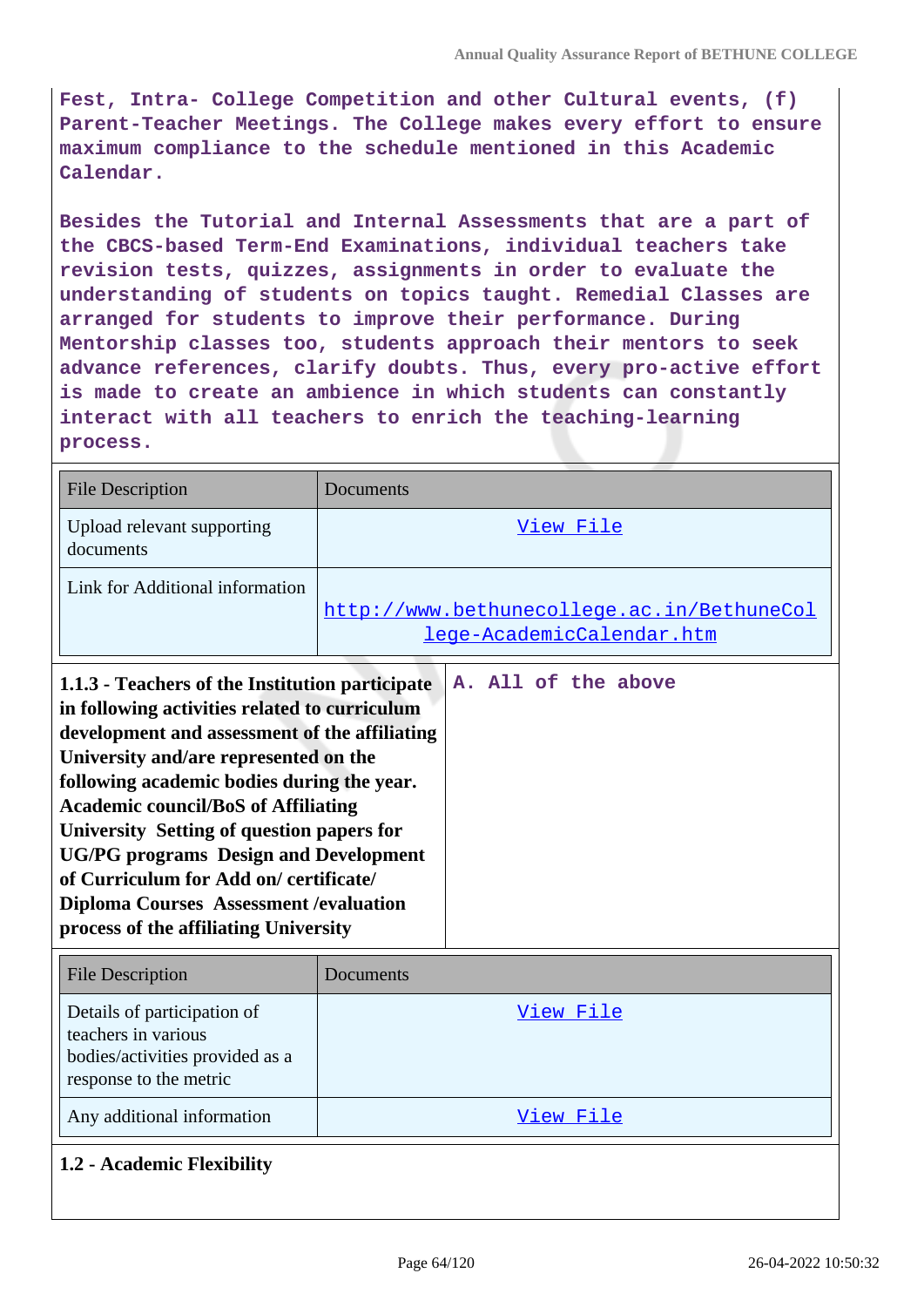Fest, Intra- College Competition and other Cultural events, (f) Parent-Teacher Meetings. The College makes every effort to ensure maximum compliance to the schedule mentioned in this Academic Calendar.

Besides the Tutorial and Internal Assessments that are a part of the CBCS-based Term-End Examinations, individual teachers take revision tests, quizzes, assignments in order to evaluate the understanding of students on topics taught. Remedial Classes are arranged for students to improve their performance. During Mentorship classes too, students approach their mentors to seek advance references, clarify doubts. Thus, every pro-active effort is made to create an ambience in which students can constantly interact with all teachers to enrich the teaching-learning process.

| File Description | Documents |
| --- | --- |
| Upload relevant supporting documents | View File |
| Link for Additional information | http://www.bethunecollege.ac.in/BethuneCollege-AcademicCalendar.htm |

| **1.1.3 - Teachers of the Institution participate in following activities related to curriculum development and assessment of the affiliating University and/are represented on the following academic bodies during the year. Academic council/BoS of Affiliating University Setting of question papers for UG/PG programs Design and Development of Curriculum for Add on/ certificate/ Diploma Courses Assessment /evaluation process of the affiliating University** | A. All of the above |
| --- | --- |

| File Description | Documents |
| --- | --- |
| Details of participation of teachers in various bodies/activities provided as a response to the metric | View File |
| Any additional information | View File |

**1.2 - Academic Flexibility**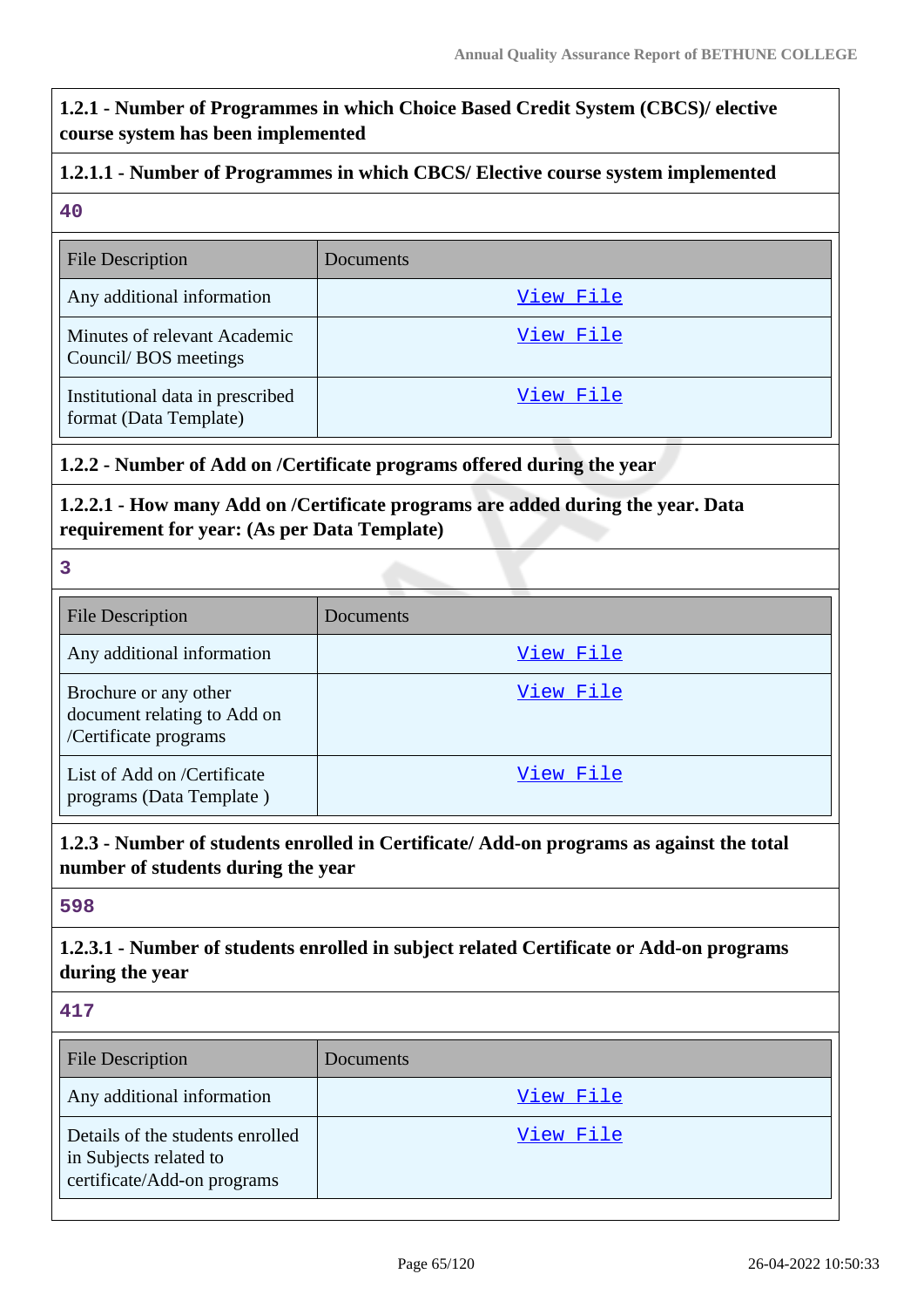**1.2.1 - Number of Programmes in which Choice Based Credit System (CBCS)/ elective course system has been implemented**

**1.2.1.1 - Number of Programmes in which CBCS/ Elective course system implemented**

**40**

| File Description | Documents |
|---|---|
| Any additional information | View File |
| Minutes of relevant Academic Council/ BOS meetings | View File |
| Institutional data in prescribed format (Data Template) | View File |

**1.2.2 - Number of Add on /Certificate programs offered during the year**

**1.2.2.1 - How many Add on /Certificate programs are added during the year. Data requirement for year: (As per Data Template)**

**3**

| File Description | Documents |
|---|---|
| Any additional information | View File |
| Brochure or any other document relating to Add on /Certificate programs | View File |
| List of Add on /Certificate programs (Data Template ) | View File |

**1.2.3 - Number of students enrolled in Certificate/ Add-on programs as against the total number of students during the year**

**598**

**1.2.3.1 - Number of students enrolled in subject related Certificate or Add-on programs during the year**

**417**

| File Description | Documents |
|---|---|
| Any additional information | View File |
| Details of the students enrolled in Subjects related to certificate/Add-on programs | View File |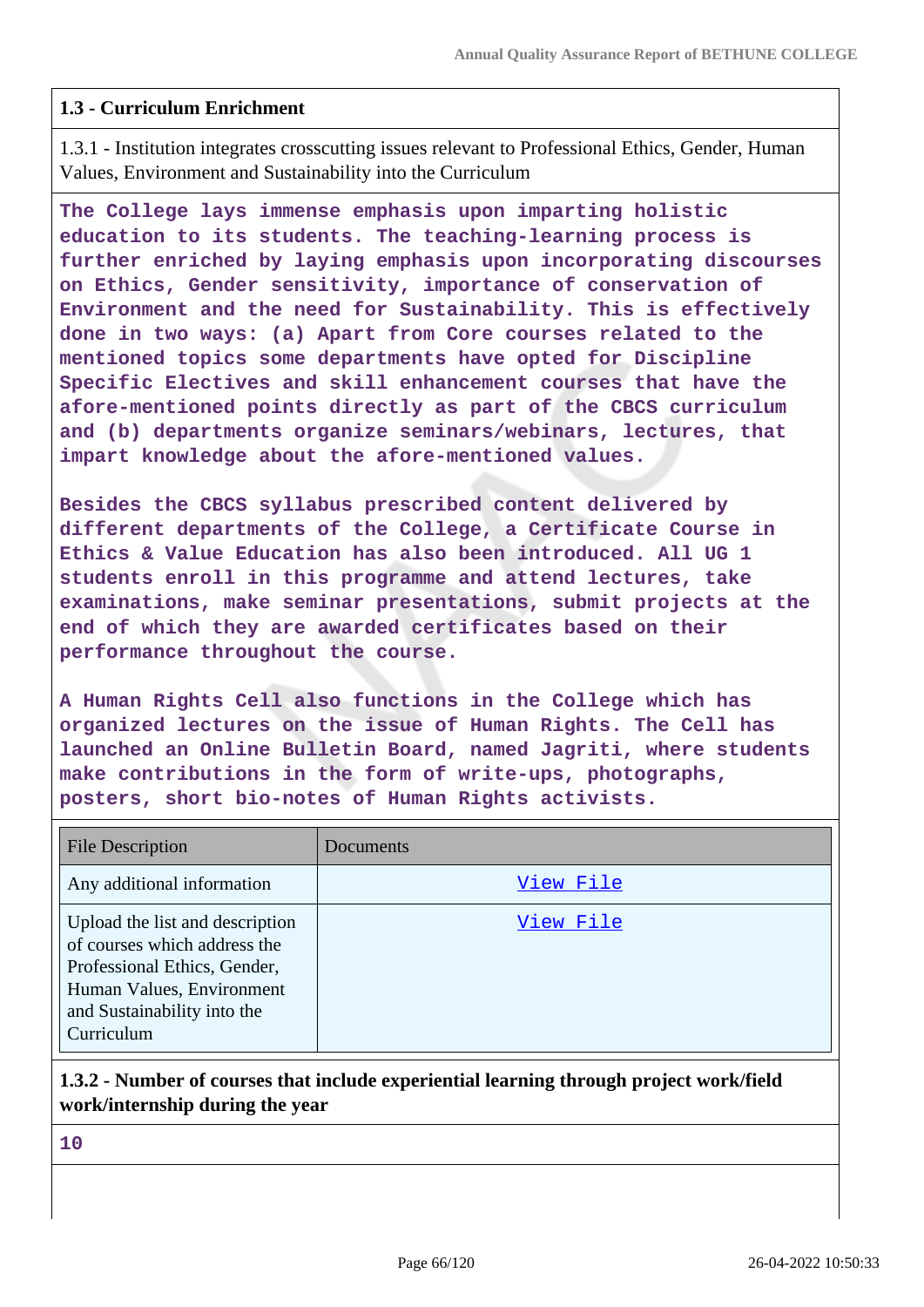### 1.3 - Curriculum Enrichment

1.3.1 - Institution integrates crosscutting issues relevant to Professional Ethics, Gender, Human Values, Environment and Sustainability into the Curriculum

**The College lays immense emphasis upon imparting holistic education to its students. The teaching-learning process is further enriched by laying emphasis upon incorporating discourses on Ethics, Gender sensitivity, importance of conservation of Environment and the need for Sustainability. This is effectively done in two ways: (a) Apart from Core courses related to the mentioned topics some departments have opted for Discipline Specific Electives and skill enhancement courses that have the afore-mentioned points directly as part of the CBCS curriculum and (b) departments organize seminars/webinars, lectures, that impart knowledge about the afore-mentioned values.**

**Besides the CBCS syllabus prescribed content delivered by different departments of the College, a Certificate Course in Ethics & Value Education has also been introduced. All UG 1 students enroll in this programme and attend lectures, take examinations, make seminar presentations, submit projects at the end of which they are awarded certificates based on their performance throughout the course.**

**A Human Rights Cell also functions in the College which has organized lectures on the issue of Human Rights. The Cell has launched an Online Bulletin Board, named Jagriti, where students make contributions in the form of write-ups, photographs, posters, short bio-notes of Human Rights activists.**

| File Description | Documents |
|---|---|
| Any additional information | View File |
| Upload the list and description of courses which address the Professional Ethics, Gender, Human Values, Environment and Sustainability into the Curriculum | View File |

**1.3.2 - Number of courses that include experiential learning through project work/field work/internship during the year**

**10**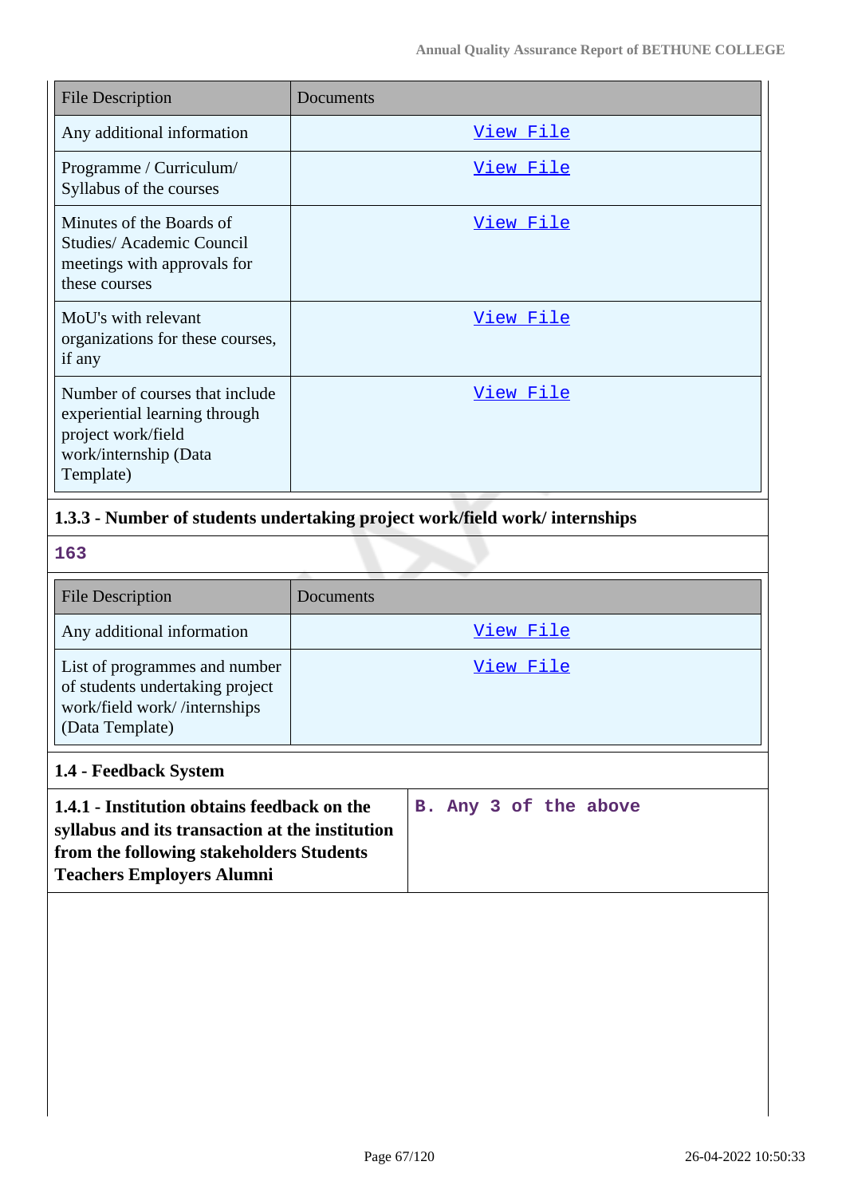| File Description | Documents |
|---|---|
| Any additional information | View File |
| Programme / Curriculum/ Syllabus of the courses | View File |
| Minutes of the Boards of Studies/ Academic Council meetings with approvals for these courses | View File |
| MoU's with relevant organizations for these courses, if any | View File |
| Number of courses that include experiential learning through project work/field work/internship (Data Template) | View File |

**1.3.3 - Number of students undertaking project work/field work/ internships**

163

| File Description | Documents |
|---|---|
| Any additional information | View File |
| List of programmes and number of students undertaking project work/field work/ /internships (Data Template) | View File |

**1.4 - Feedback System**

| **1.4.1 - Institution obtains feedback on the syllabus and its transaction at the institution from the following stakeholders Students Teachers Employers Alumni** | B. Any 3 of the above |
|---|---|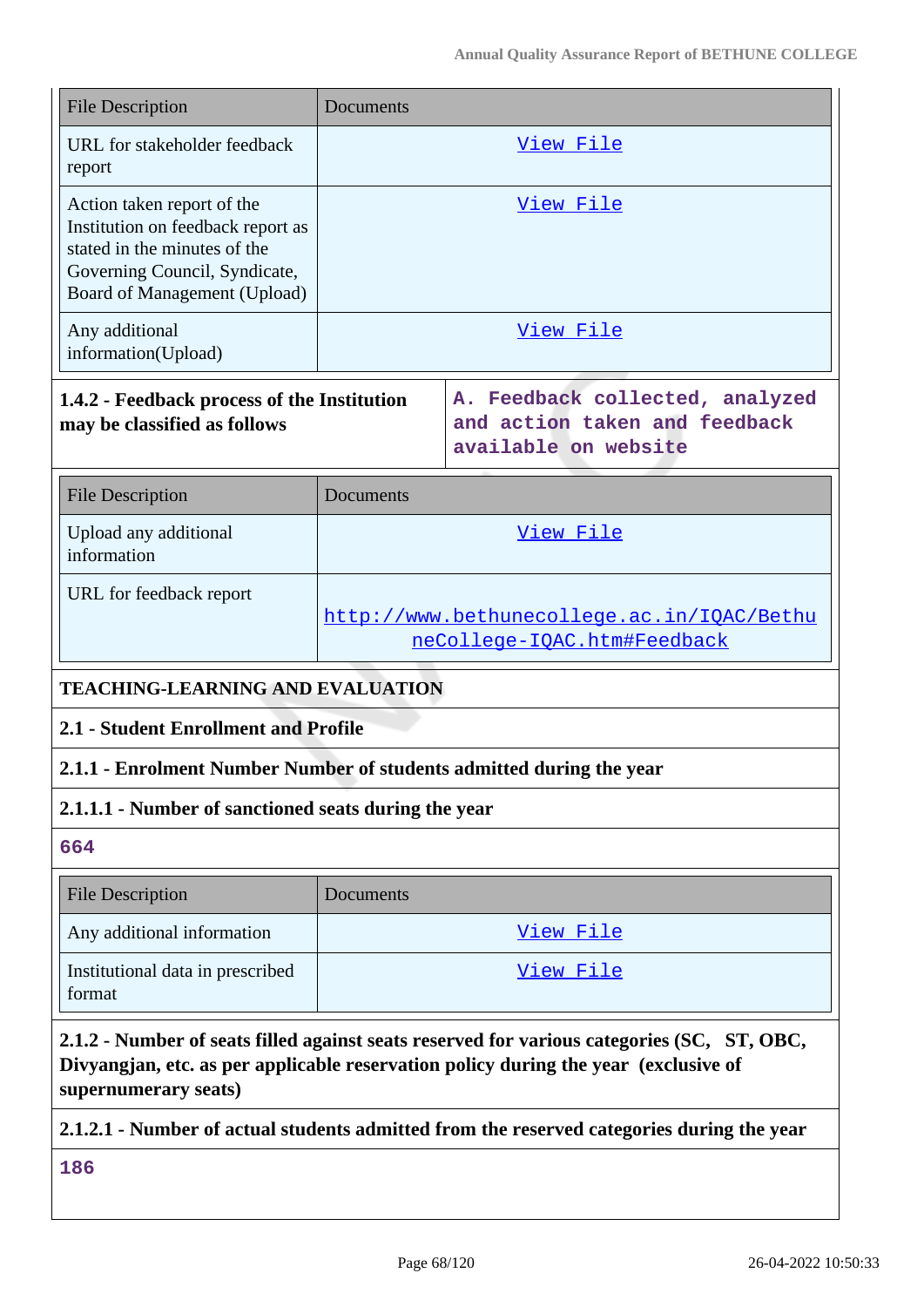| File Description | Documents |
|---|---|
| URL for stakeholder feedback report | View File |
| Action taken report of the Institution on feedback report as stated in the minutes of the Governing Council, Syndicate, Board of Management (Upload) | View File |
| Any additional information(Upload) | View File |

| **1.4.2 - Feedback process of the Institution may be classified as follows** | A. Feedback collected, analyzed and action taken and feedback available on website |
|---|---|

| File Description | Documents |
|---|---|
| Upload any additional information | View File |
| URL for feedback report | http://www.bethunecollege.ac.in/IQAC/BethuneCollege-IQAC.htm#Feedback |

## TEACHING-LEARNING AND EVALUATION

### 2.1 - Student Enrollment and Profile

**2.1.1 - Enrolment Number Number of students admitted during the year**

**2.1.1.1 - Number of sanctioned seats during the year**

664

| File Description | Documents |
|---|---|
| Any additional information | View File |
| Institutional data in prescribed format | View File |

**2.1.2 - Number of seats filled against seats reserved for various categories (SC, ST, OBC, Divyangjan, etc. as per applicable reservation policy during the year (exclusive of supernumerary seats)**

**2.1.2.1 - Number of actual students admitted from the reserved categories during the year**

186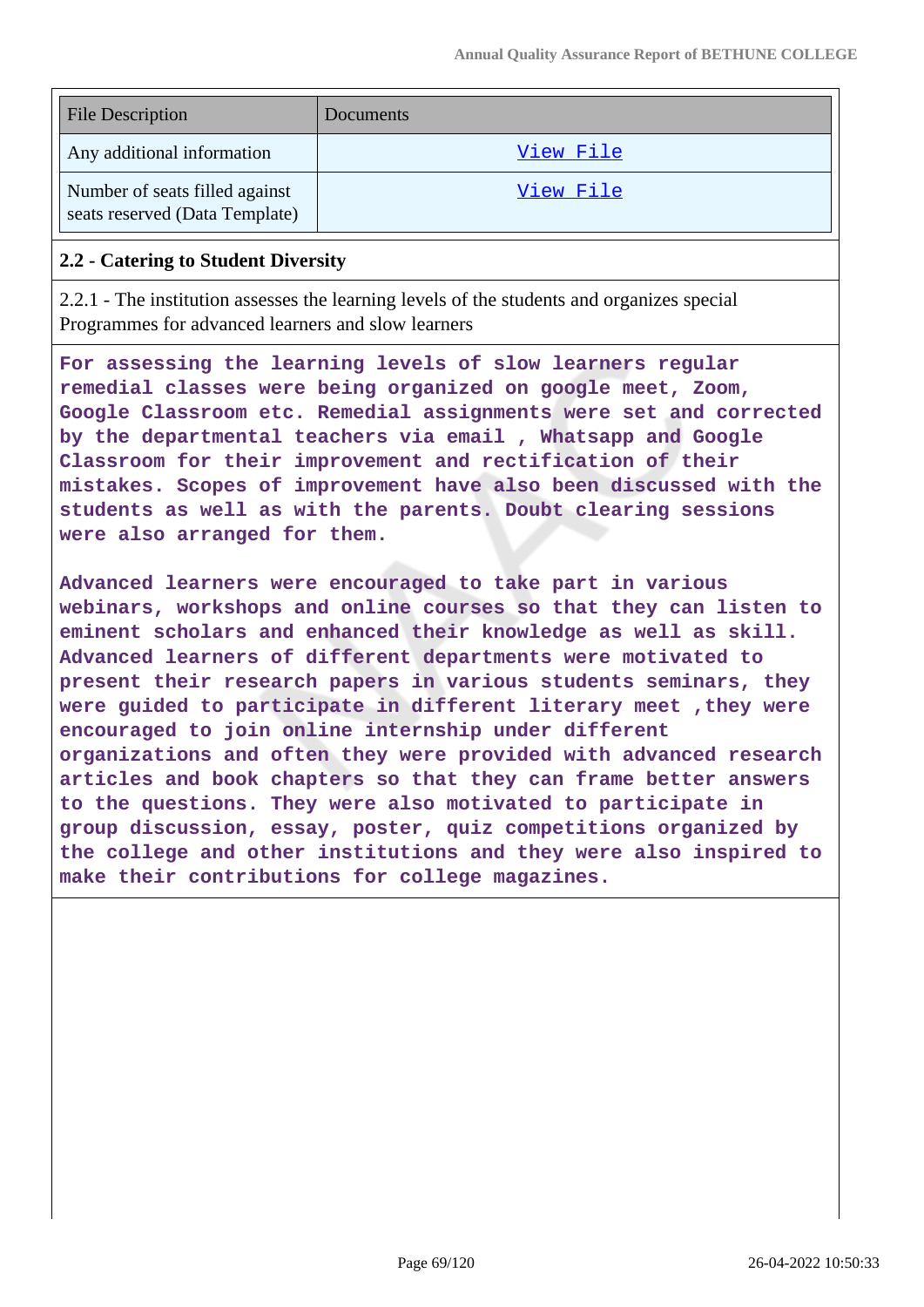| File Description | Documents |
|---|---|
| Any additional information | View File |
| Number of seats filled against seats reserved (Data Template) | View File |

**2.2 - Catering to Student Diversity**

2.2.1 - The institution assesses the learning levels of the students and organizes special Programmes for advanced learners and slow learners

For assessing the learning levels of slow learners regular remedial classes were being organized on google meet, Zoom, Google Classroom etc. Remedial assignments were set and corrected by the departmental teachers via email , Whatsapp and Google Classroom for their improvement and rectification of their mistakes. Scopes of improvement have also been discussed with the students as well as with the parents. Doubt clearing sessions were also arranged for them.

Advanced learners were encouraged to take part in various webinars, workshops and online courses so that they can listen to eminent scholars and enhanced their knowledge as well as skill. Advanced learners of different departments were motivated to present their research papers in various students seminars, they were guided to participate in different literary meet ,they were encouraged to join online internship under different organizations and often they were provided with advanced research articles and book chapters so that they can frame better answers to the questions. They were also motivated to participate in group discussion, essay, poster, quiz competitions organized by the college and other institutions and they were also inspired to make their contributions for college magazines.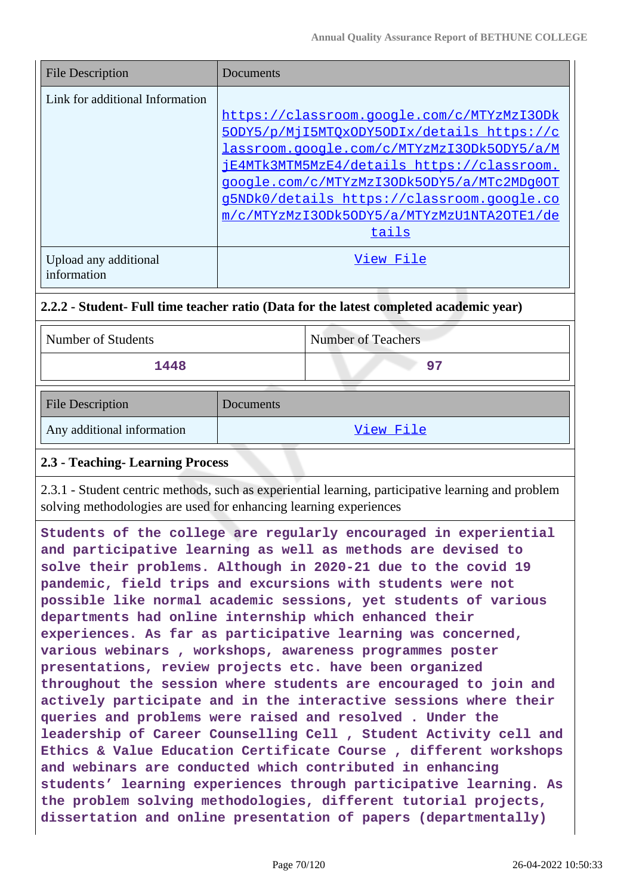| File Description | Documents |
| --- | --- |
| Link for additional Information | https://classroom.google.com/c/MTYzMzI3ODk5ODY5/p/MjI5MTQxODY5ODIx/details https://classroom.google.com/c/MTYzMzI3ODk5ODY5/a/MjE4MTk3MTM5MzE4/details https://classroom.google.com/c/MTYzMzI3ODk5ODY5/a/MTc2MDg0OTg5NDk0/details https://classroom.google.com/c/MTYzMzI3ODk5ODY5/a/MTYzMzU1NTA2OTE1/details |
| Upload any additional information | View File |

### 2.2.2 - Student- Full time teacher ratio (Data for the latest completed academic year)

| Number of Students | Number of Teachers |
| --- | --- |
| 1448 | 97 |

| File Description | Documents |
| --- | --- |
| Any additional information | View File |

## 2.3 - Teaching- Learning Process

2.3.1 - Student centric methods, such as experiential learning, participative learning and problem solving methodologies are used for enhancing learning experiences

Students of the college are regularly encouraged in experiential and participative learning as well as methods are devised to solve their problems. Although in 2020-21 due to the covid 19 pandemic, field trips and excursions with students were not possible like normal academic sessions, yet students of various departments had online internship which enhanced their experiences. As far as participative learning was concerned, various webinars , workshops, awareness programmes poster presentations, review projects etc. have been organized throughout the session where students are encouraged to join and actively participate and in the interactive sessions where their queries and problems were raised and resolved . Under the leadership of Career Counselling Cell , Student Activity cell and Ethics & Value Education Certificate Course , different workshops and webinars are conducted which contributed in enhancing students' learning experiences through participative learning. As the problem solving methodologies, different tutorial projects, dissertation and online presentation of papers (departmentally)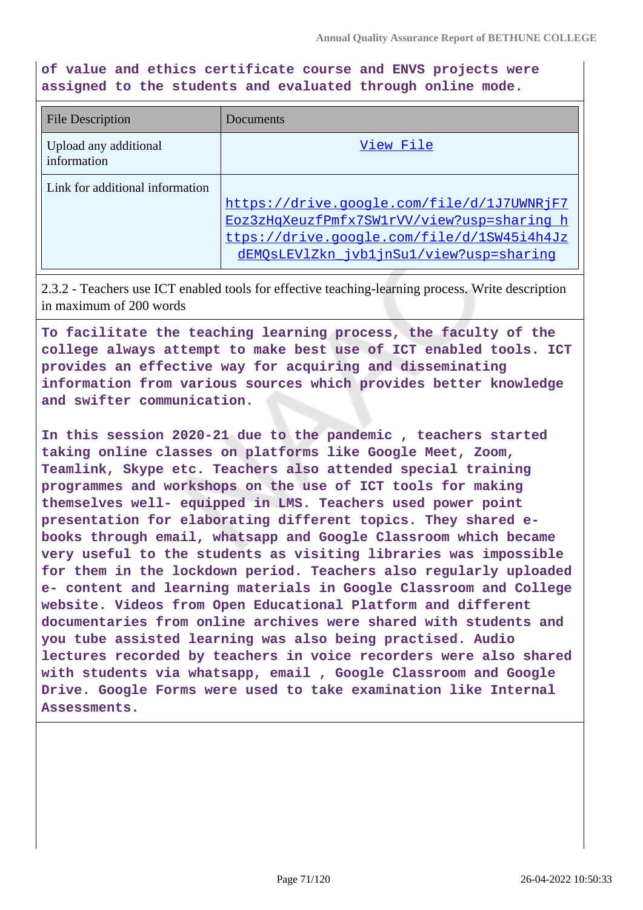of value and ethics certificate course and ENVS projects were assigned to the students and evaluated through online mode.

| File Description | Documents |
|---|---|
| Upload any additional information | View File |
| Link for additional information | https://drive.google.com/file/d/1J7UWNRjF7Eoz3zHqXeuzfPmfx7SW1rVV/view?usp=sharing https://drive.google.com/file/d/1SW45i4h4JzdEMQsLEVlZkn_jvb1jnSu1/view?usp=sharing |

2.3.2 - Teachers use ICT enabled tools for effective teaching-learning process. Write description in maximum of 200 words

To facilitate the teaching learning process, the faculty of the college always attempt to make best use of ICT enabled tools. ICT provides an effective way for acquiring and disseminating information from various sources which provides better knowledge and swifter communication.

In this session 2020-21 due to the pandemic , teachers started taking online classes on platforms like Google Meet, Zoom, Teamlink, Skype etc. Teachers also attended special training programmes and workshops on the use of ICT tools for making themselves well- equipped in LMS. Teachers used power point presentation for elaborating different topics. They shared e-books through email, whatsapp and Google Classroom which became very useful to the students as visiting libraries was impossible for them in the lockdown period. Teachers also regularly uploaded e- content and learning materials in Google Classroom and College website. Videos from Open Educational Platform and different documentaries from online archives were shared with students and you tube assisted learning was also being practised. Audio lectures recorded by teachers in voice recorders were also shared with students via whatsapp, email , Google Classroom and Google Drive. Google Forms were used to take examination like Internal Assessments.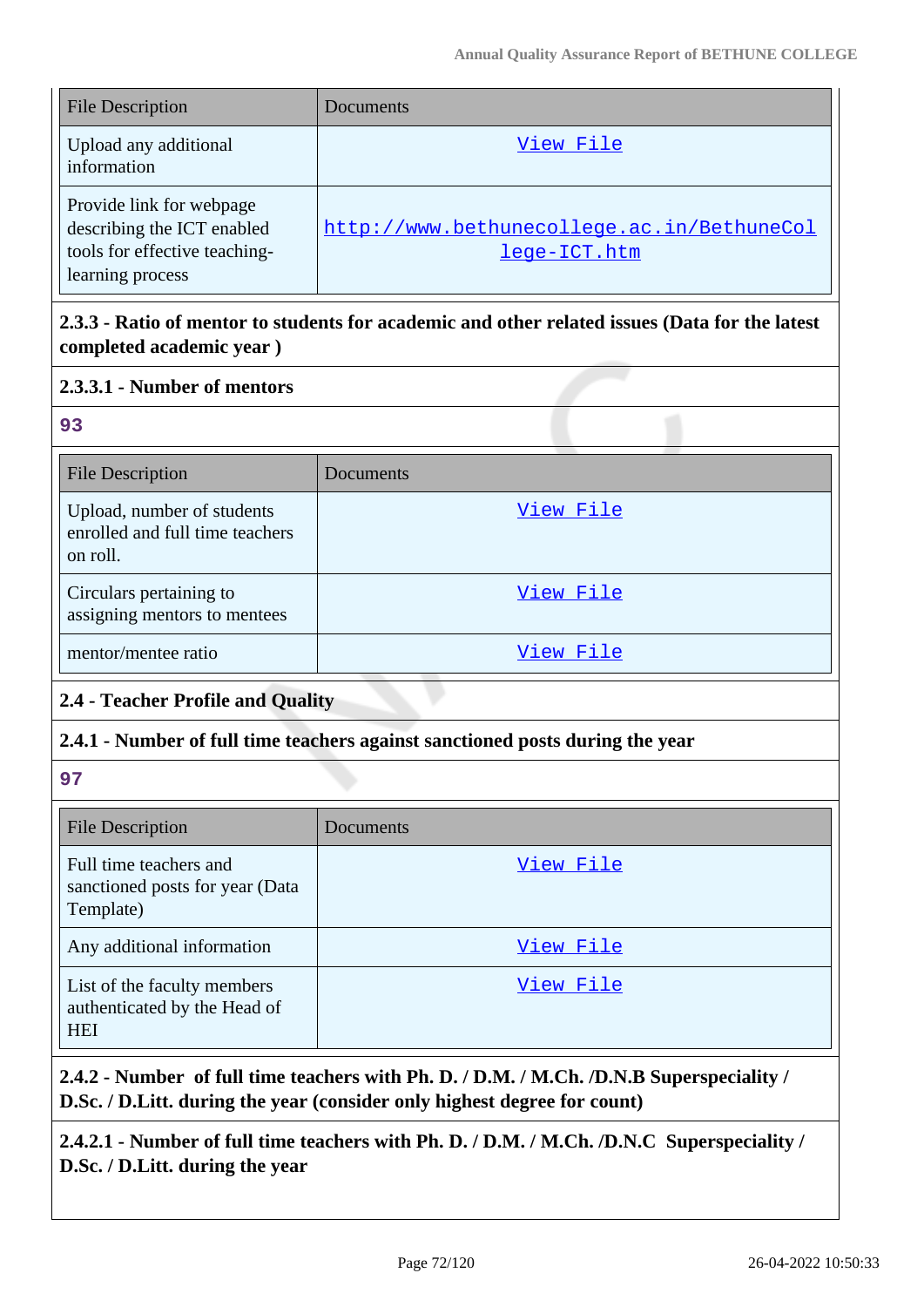| File Description | Documents |
|---|---|
| Upload any additional information | View File |
| Provide link for webpage describing the ICT enabled tools for effective teaching-learning process | http://www.bethunecollege.ac.in/BethuneCollege-ICT.htm |

**2.3.3 - Ratio of mentor to students for academic and other related issues (Data for the latest completed academic year )**

**2.3.3.1 - Number of mentors**

93

| File Description | Documents |
|---|---|
| Upload, number of students enrolled and full time teachers on roll. | View File |
| Circulars pertaining to assigning mentors to mentees | View File |
| mentor/mentee ratio | View File |

**2.4 - Teacher Profile and Quality**

**2.4.1 - Number of full time teachers against sanctioned posts during the year**

97

| File Description | Documents |
|---|---|
| Full time teachers and sanctioned posts for year (Data Template) | View File |
| Any additional information | View File |
| List of the faculty members authenticated by the Head of HEI | View File |

**2.4.2 - Number of full time teachers with Ph. D. / D.M. / M.Ch. /D.N.B Superspeciality / D.Sc. / D.Litt. during the year (consider only highest degree for count)**

**2.4.2.1 - Number of full time teachers with Ph. D. / D.M. / M.Ch. /D.N.C Superspeciality / D.Sc. / D.Litt. during the year**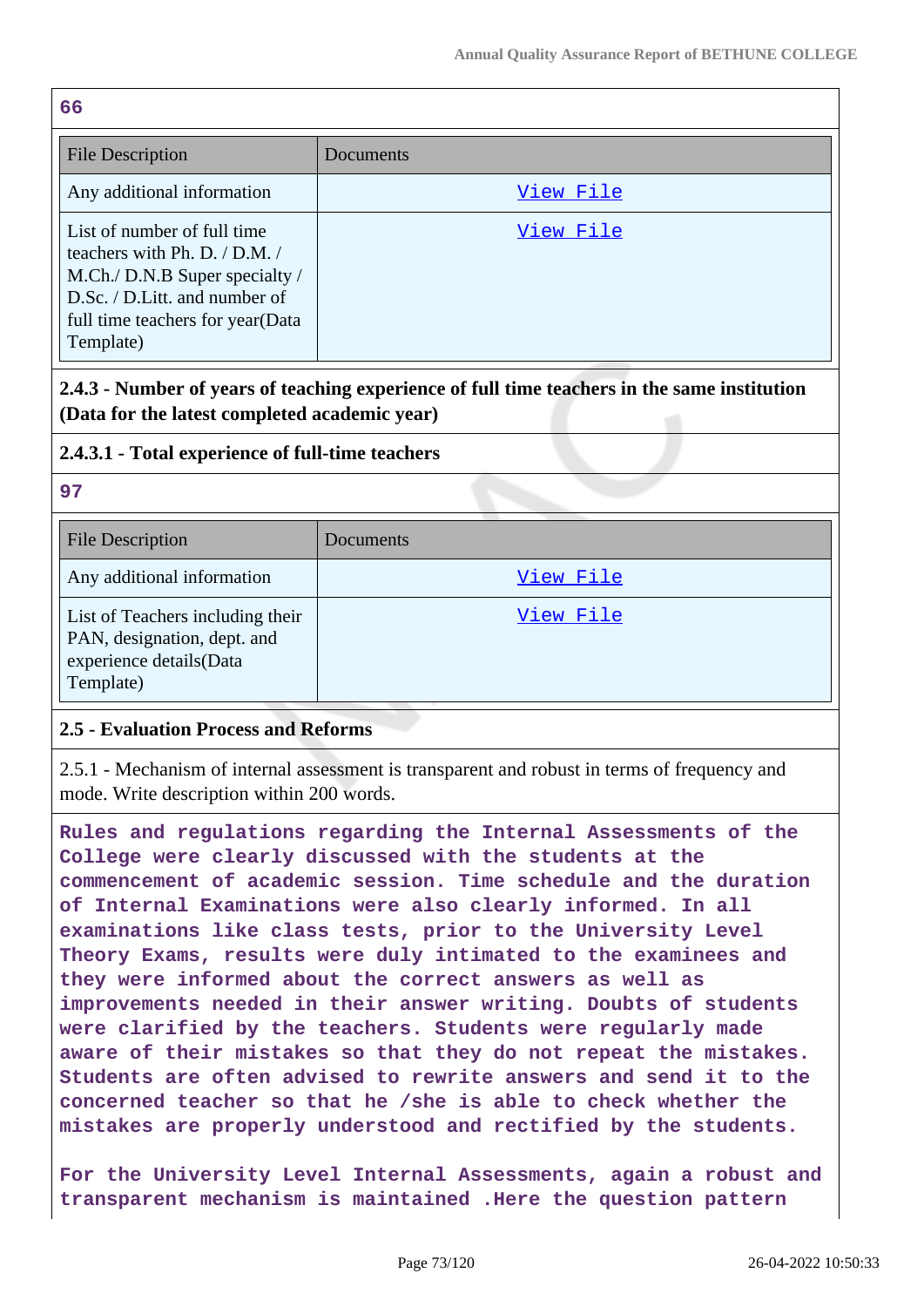66

| File Description | Documents |
| --- | --- |
| Any additional information | View File |
| List of number of full time teachers with Ph. D. / D.M. / M.Ch./ D.N.B Super specialty / D.Sc. / D.Litt. and number of full time teachers for year(Data Template) | View File |

**2.4.3 - Number of years of teaching experience of full time teachers in the same institution (Data for the latest completed academic year)**

**2.4.3.1 - Total experience of full-time teachers**

97

| File Description | Documents |
| --- | --- |
| Any additional information | View File |
| List of Teachers including their PAN, designation, dept. and experience details(Data Template) | View File |

**2.5 - Evaluation Process and Reforms**

2.5.1 - Mechanism of internal assessment is transparent and robust in terms of frequency and mode. Write description within 200 words.

Rules and regulations regarding the Internal Assessments of the College were clearly discussed with the students at the commencement of academic session. Time schedule and the duration of Internal Examinations were also clearly informed. In all examinations like class tests, prior to the University Level Theory Exams, results were duly intimated to the examinees and they were informed about the correct answers as well as improvements needed in their answer writing. Doubts of students were clarified by the teachers. Students were regularly made aware of their mistakes so that they do not repeat the mistakes. Students are often advised to rewrite answers and send it to the concerned teacher so that he /she is able to check whether the mistakes are properly understood and rectified by the students.

For the University Level Internal Assessments, again a robust and transparent mechanism is maintained .Here the question pattern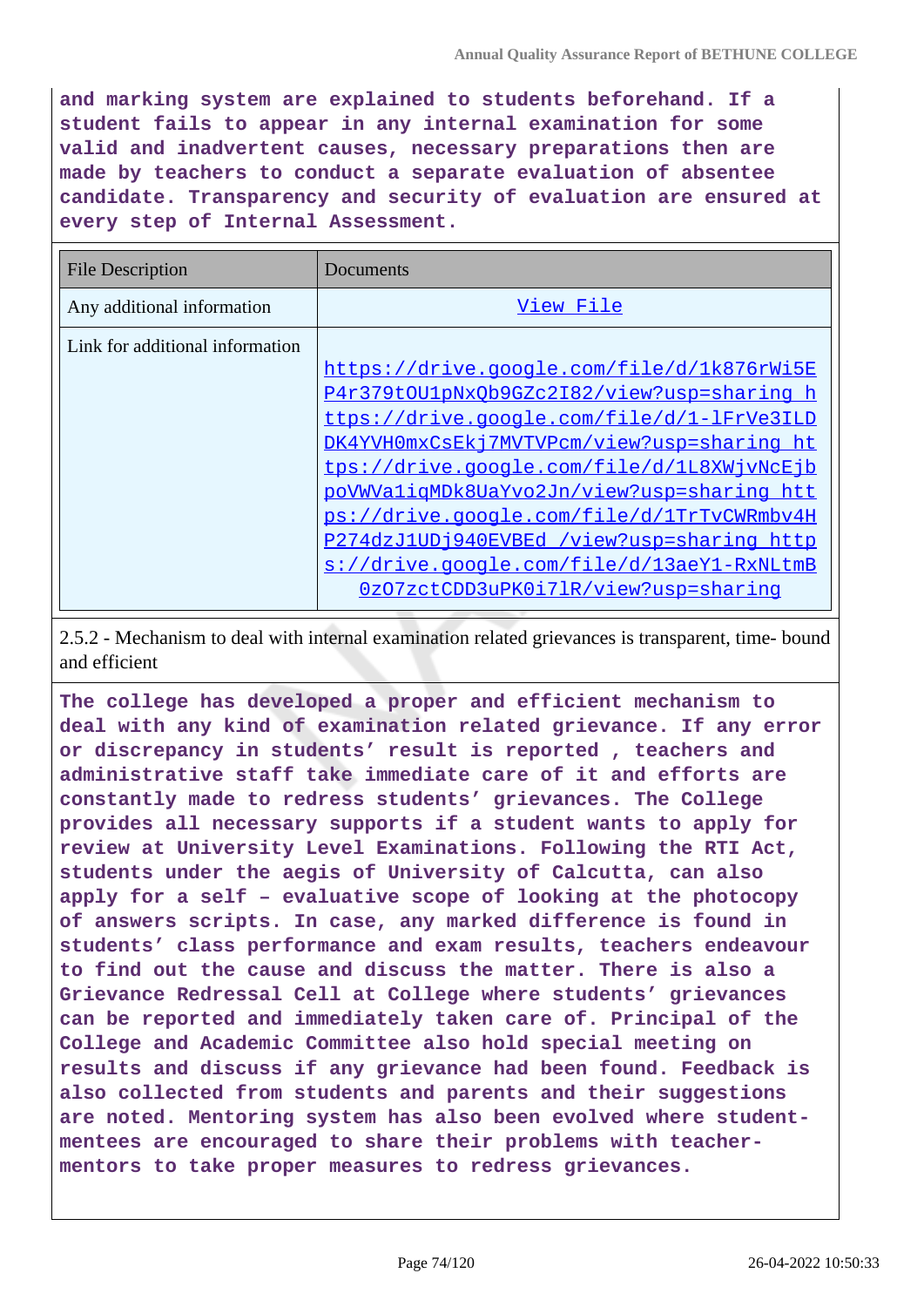**and marking system are explained to students beforehand. If a student fails to appear in any internal examination for some valid and inadvertent causes, necessary preparations then are made by teachers to conduct a separate evaluation of absentee candidate. Transparency and security of evaluation are ensured at every step of Internal Assessment.**

| File Description | Documents |
| --- | --- |
| Any additional information | View File |
| Link for additional information | https://drive.google.com/file/d/1k876rWi5EP4r379tOU1pNxQb9GZc2I82/view?usp=sharing https://drive.google.com/file/d/1-lFrVe3ILDDK4YVH0mxCsEkj7MVTVPcm/view?usp=sharing https://drive.google.com/file/d/1L8XWjvNcEjbpoVWVa1iqMDk8UaYvo2Jn/view?usp=sharing https://drive.google.com/file/d/1TrTvCWRmbv4HP274dzJ1UDj940EVBEd_/view?usp=sharing https://drive.google.com/file/d/13aeY1-RxNLtmB0zO7zctCDD3uPK0i7lR/view?usp=sharing |

2.5.2 - Mechanism to deal with internal examination related grievances is transparent, time- bound and efficient

**The college has developed a proper and efficient mechanism to deal with any kind of examination related grievance. If any error or discrepancy in students' result is reported , teachers and administrative staff take immediate care of it and efforts are constantly made to redress students' grievances. The College provides all necessary supports if a student wants to apply for review at University Level Examinations. Following the RTI Act, students under the aegis of University of Calcutta, can also apply for a self – evaluative scope of looking at the photocopy of answers scripts. In case, any marked difference is found in students' class performance and exam results, teachers endeavour to find out the cause and discuss the matter. There is also a Grievance Redressal Cell at College where students' grievances can be reported and immediately taken care of. Principal of the College and Academic Committee also hold special meeting on results and discuss if any grievance had been found. Feedback is also collected from students and parents and their suggestions are noted. Mentoring system has also been evolved where student-mentees are encouraged to share their problems with teacher-mentors to take proper measures to redress grievances.**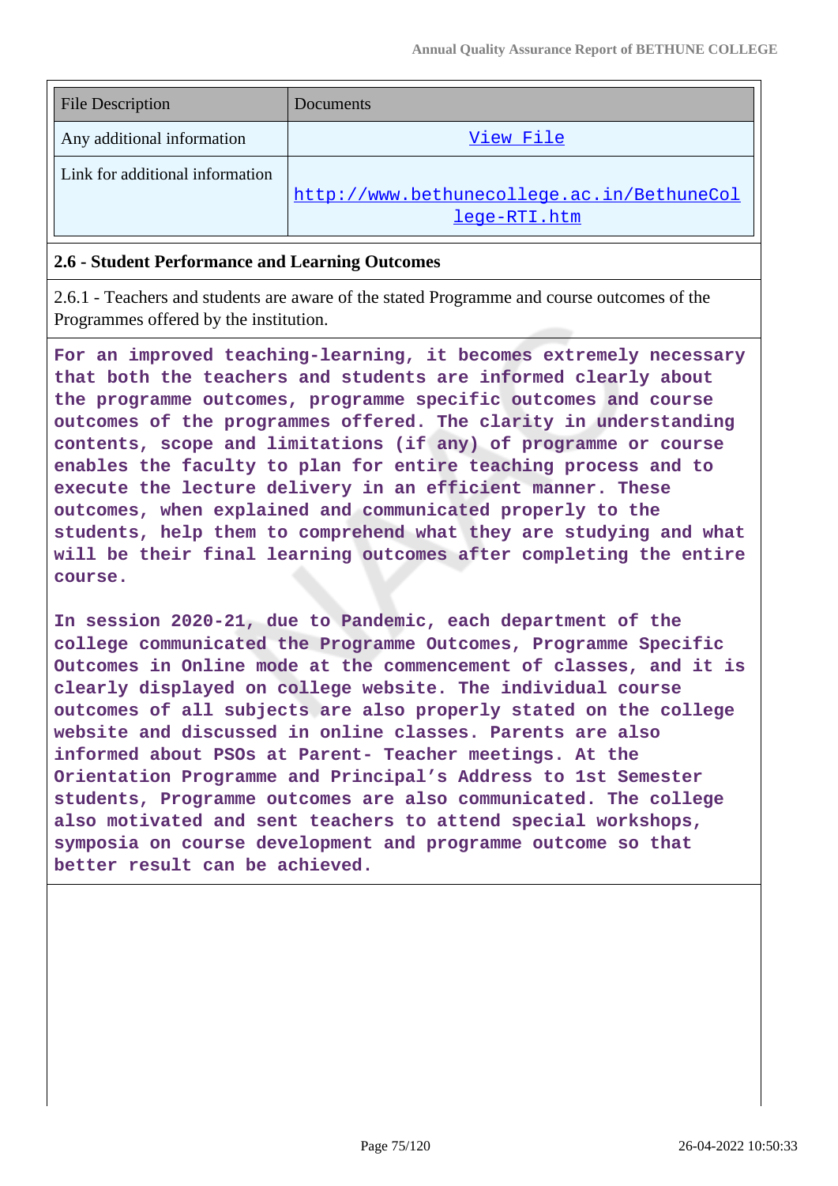| File Description | Documents |
|---|---|
| Any additional information | View File |
| Link for additional information | http://www.bethunecollege.ac.in/BethuneCollege-RTI.htm |

## 2.6 - Student Performance and Learning Outcomes

2.6.1 - Teachers and students are aware of the stated Programme and course outcomes of the Programmes offered by the institution.

**For an improved teaching-learning, it becomes extremely necessary that both the teachers and students are informed clearly about the programme outcomes, programme specific outcomes and course outcomes of the programmes offered. The clarity in understanding contents, scope and limitations (if any) of programme or course enables the faculty to plan for entire teaching process and to execute the lecture delivery in an efficient manner. These outcomes, when explained and communicated properly to the students, help them to comprehend what they are studying and what will be their final learning outcomes after completing the entire course.**

**In session 2020-21, due to Pandemic, each department of the college communicated the Programme Outcomes, Programme Specific Outcomes in Online mode at the commencement of classes, and it is clearly displayed on college website. The individual course outcomes of all subjects are also properly stated on the college website and discussed in online classes. Parents are also informed about PSOs at Parent- Teacher meetings. At the Orientation Programme and Principal's Address to 1st Semester students, Programme outcomes are also communicated. The college also motivated and sent teachers to attend special workshops, symposia on course development and programme outcome so that better result can be achieved.**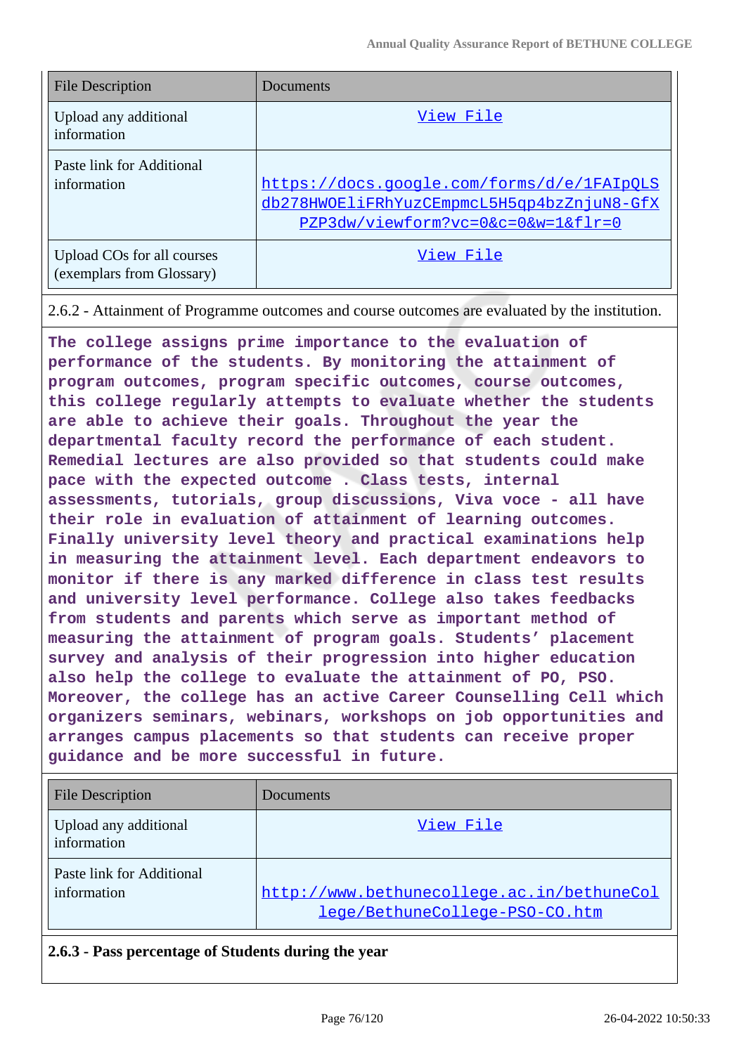| File Description | Documents |
| --- | --- |
| Upload any additional information | View File |
| Paste link for Additional information | https://docs.google.com/forms/d/e/1FAIpQLSdb278HWOEliFRhYuzCEmpmcL5H5qp4bzZnjuN8-GfXPZP3dw/viewform?vc=0&c=0&w=1&flr=0 |
| Upload COs for all courses (exemplars from Glossary) | View File |

2.6.2 - Attainment of Programme outcomes and course outcomes are evaluated by the institution.

**The college assigns prime importance to the evaluation of performance of the students. By monitoring the attainment of program outcomes, program specific outcomes, course outcomes, this college regularly attempts to evaluate whether the students are able to achieve their goals. Throughout the year the departmental faculty record the performance of each student. Remedial lectures are also provided so that students could make pace with the expected outcome . Class tests, internal assessments, tutorials, group discussions, Viva voce - all have their role in evaluation of attainment of learning outcomes. Finally university level theory and practical examinations help in measuring the attainment level. Each department endeavors to monitor if there is any marked difference in class test results and university level performance. College also takes feedbacks from students and parents which serve as important method of measuring the attainment of program goals. Students' placement survey and analysis of their progression into higher education also help the college to evaluate the attainment of PO, PSO. Moreover, the college has an active Career Counselling Cell which organizers seminars, webinars, workshops on job opportunities and arranges campus placements so that students can receive proper guidance and be more successful in future.**

| File Description | Documents |
| --- | --- |
| Upload any additional information | View File |
| Paste link for Additional information | http://www.bethunecollege.ac.in/bethuneCollege/BethuneCollege-PSO-CO.htm |

**2.6.3 - Pass percentage of Students during the year**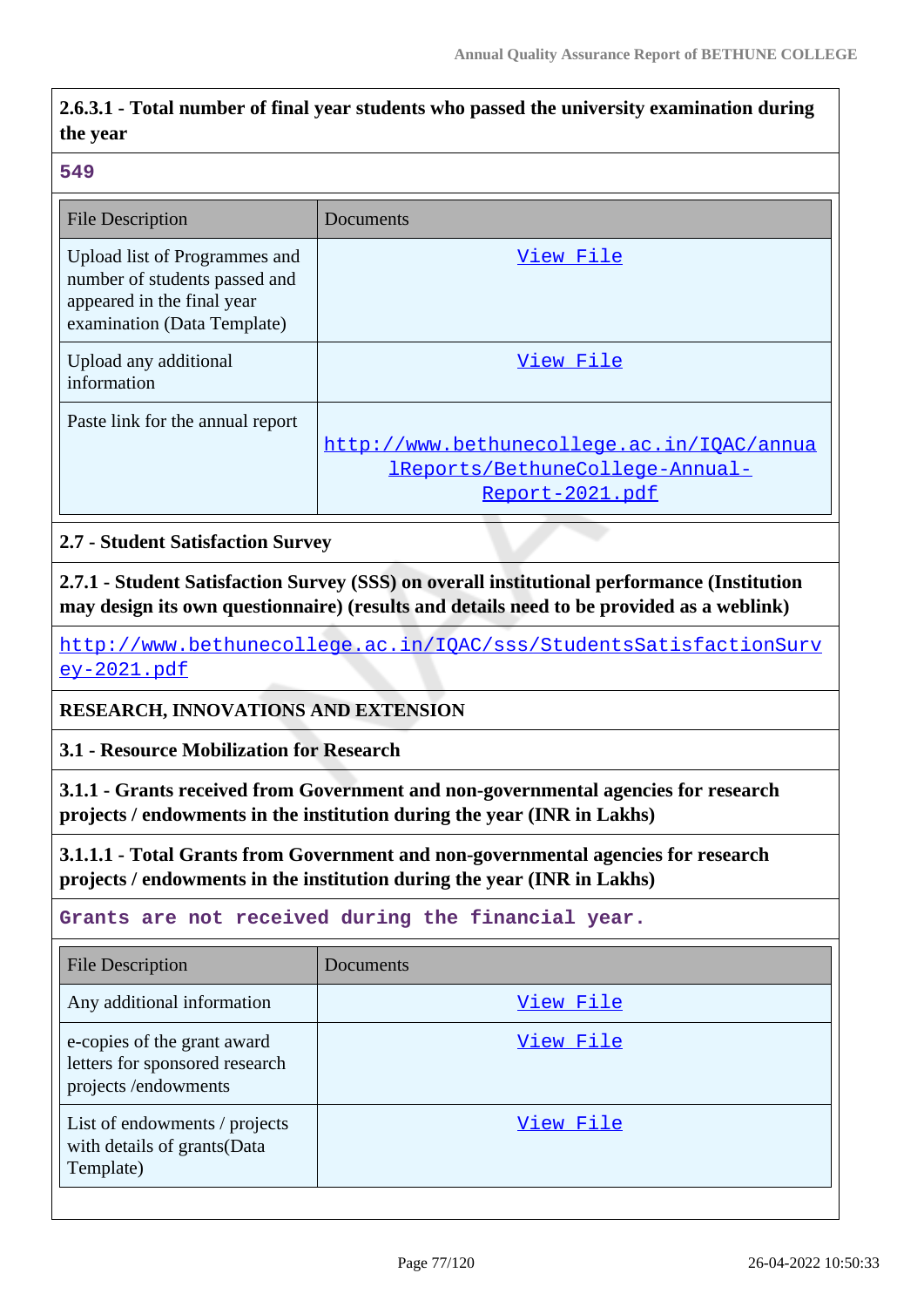**2.6.3.1 - Total number of final year students who passed the university examination during the year**

549

| File Description | Documents |
| --- | --- |
| Upload list of Programmes and number of students passed and appeared in the final year examination (Data Template) | View File |
| Upload any additional information | View File |
| Paste link for the annual report | http://www.bethunecollege.ac.in/IQAC/annualReports/BethuneCollege-Annual-Report-2021.pdf |

**2.7 - Student Satisfaction Survey**

**2.7.1 - Student Satisfaction Survey (SSS) on overall institutional performance (Institution may design its own questionnaire) (results and details need to be provided as a weblink)**

http://www.bethunecollege.ac.in/IQAC/sss/StudentsSatisfactionSurvey-2021.pdf

**RESEARCH, INNOVATIONS AND EXTENSION**

**3.1 - Resource Mobilization for Research**

**3.1.1 - Grants received from Government and non-governmental agencies for research projects / endowments in the institution during the year (INR in Lakhs)**

**3.1.1.1 - Total Grants from Government and non-governmental agencies for research projects / endowments in the institution during the year (INR in Lakhs)**

Grants are not received during the financial year.

| File Description | Documents |
| --- | --- |
| Any additional information | View File |
| e-copies of the grant award letters for sponsored research projects /endowments | View File |
| List of endowments / projects with details of grants(Data Template) | View File |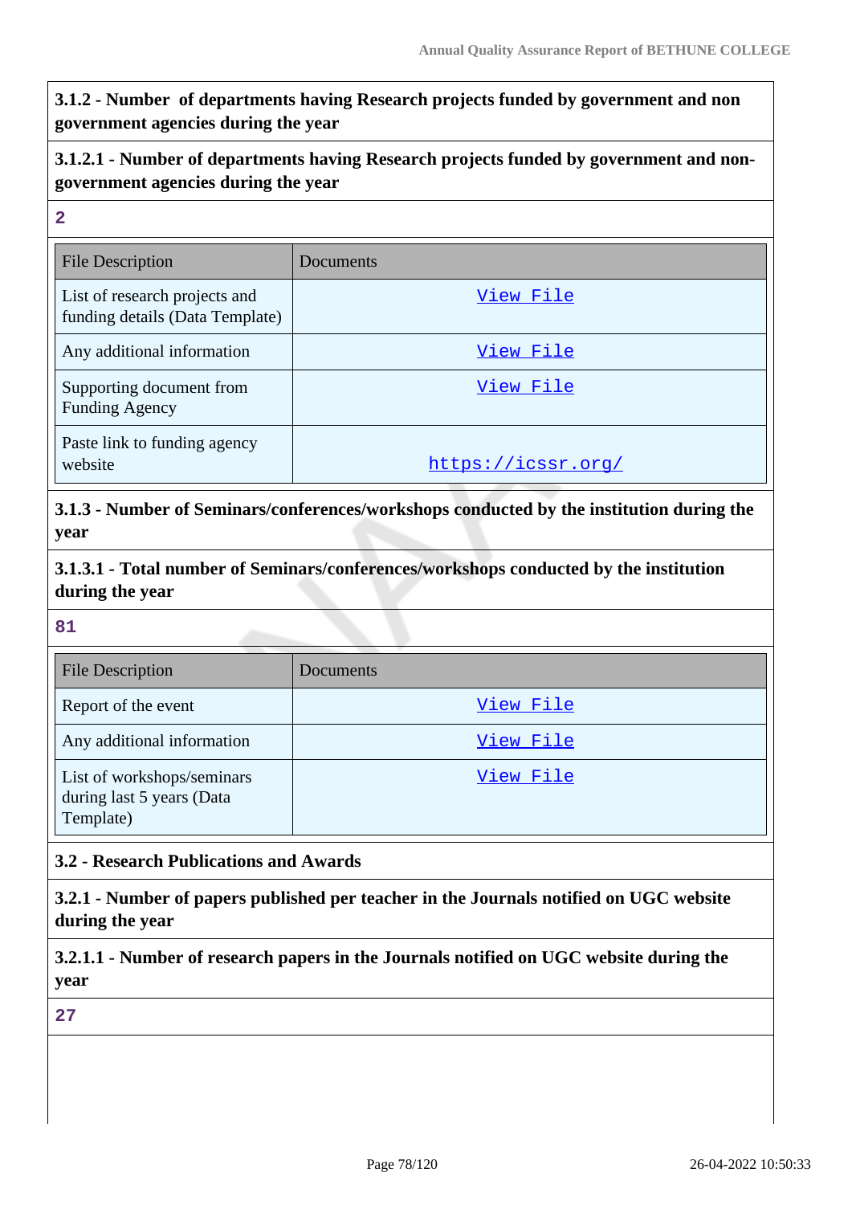**3.1.2 - Number of departments having Research projects funded by government and non government agencies during the year**

**3.1.2.1 - Number of departments having Research projects funded by government and non-government agencies during the year**

**2**

| File Description | Documents |
|---|---|
| List of research projects and funding details (Data Template) | View File |
| Any additional information | View File |
| Supporting document from Funding Agency | View File |
| Paste link to funding agency website | https://icssr.org/ |

**3.1.3 - Number of Seminars/conferences/workshops conducted by the institution during the year**

**3.1.3.1 - Total number of Seminars/conferences/workshops conducted by the institution during the year**

**81**

| File Description | Documents |
|---|---|
| Report of the event | View File |
| Any additional information | View File |
| List of workshops/seminars during last 5 years (Data Template) | View File |

**3.2 - Research Publications and Awards**

**3.2.1 - Number of papers published per teacher in the Journals notified on UGC website during the year**

**3.2.1.1 - Number of research papers in the Journals notified on UGC website during the year**

**27**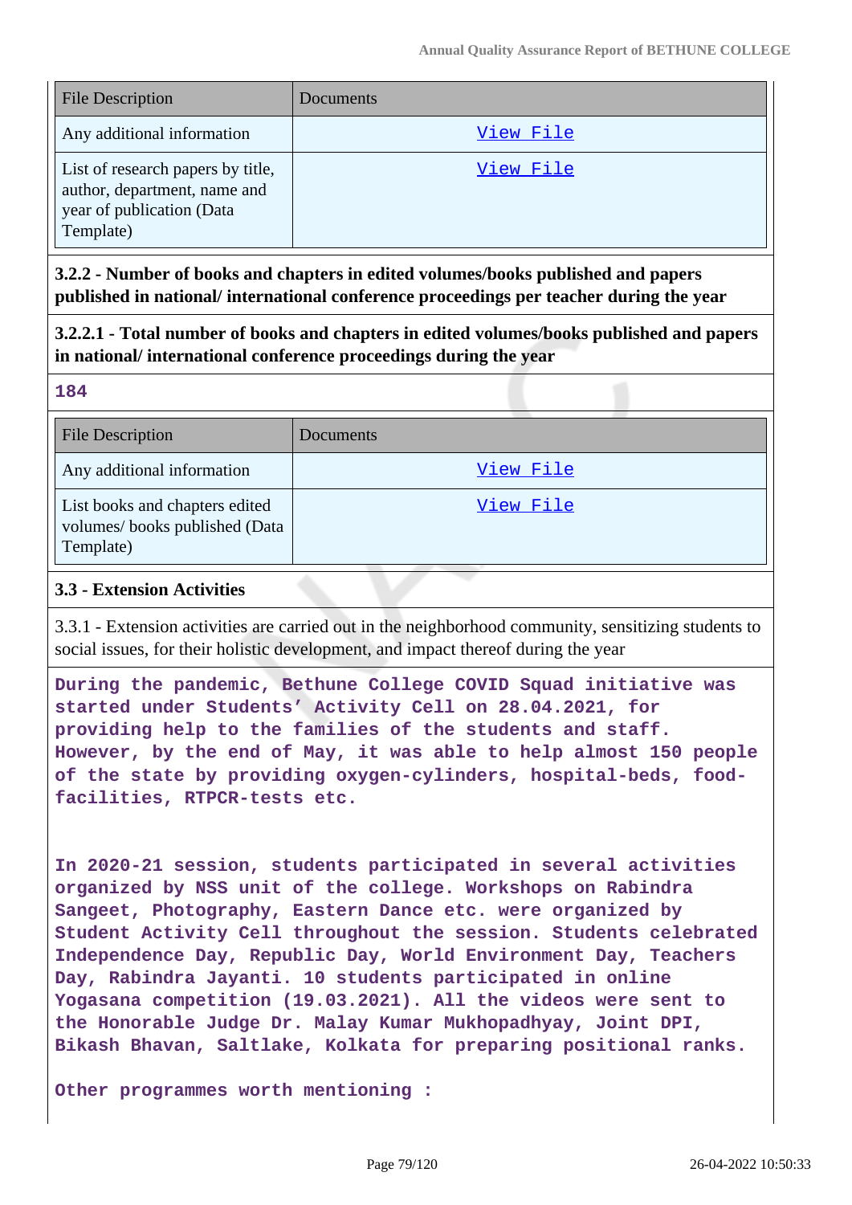| File Description | Documents |
|---|---|
| Any additional information | View File |
| List of research papers by title, author, department, name and year of publication (Data Template) | View File |

**3.2.2 - Number of books and chapters in edited volumes/books published and papers published in national/ international conference proceedings per teacher during the year**

**3.2.2.1 - Total number of books and chapters in edited volumes/books published and papers in national/ international conference proceedings during the year**

**184**

| File Description | Documents |
|---|---|
| Any additional information | View File |
| List books and chapters edited volumes/ books published (Data Template) | View File |

**3.3 - Extension Activities**

3.3.1 - Extension activities are carried out in the neighborhood community, sensitizing students to social issues, for their holistic development, and impact thereof during the year

**During the pandemic, Bethune College COVID Squad initiative was started under Students' Activity Cell on 28.04.2021, for providing help to the families of the students and staff. However, by the end of May, it was able to help almost 150 people of the state by providing oxygen-cylinders, hospital-beds, food-facilities, RTPCR-tests etc.**

**In 2020-21 session, students participated in several activities organized by NSS unit of the college. Workshops on Rabindra Sangeet, Photography, Eastern Dance etc. were organized by Student Activity Cell throughout the session. Students celebrated Independence Day, Republic Day, World Environment Day, Teachers Day, Rabindra Jayanti. 10 students participated in online Yogasana competition (19.03.2021). All the videos were sent to the Honorable Judge Dr. Malay Kumar Mukhopadhyay, Joint DPI, Bikash Bhavan, Saltlake, Kolkata for preparing positional ranks.**

**Other programmes worth mentioning :**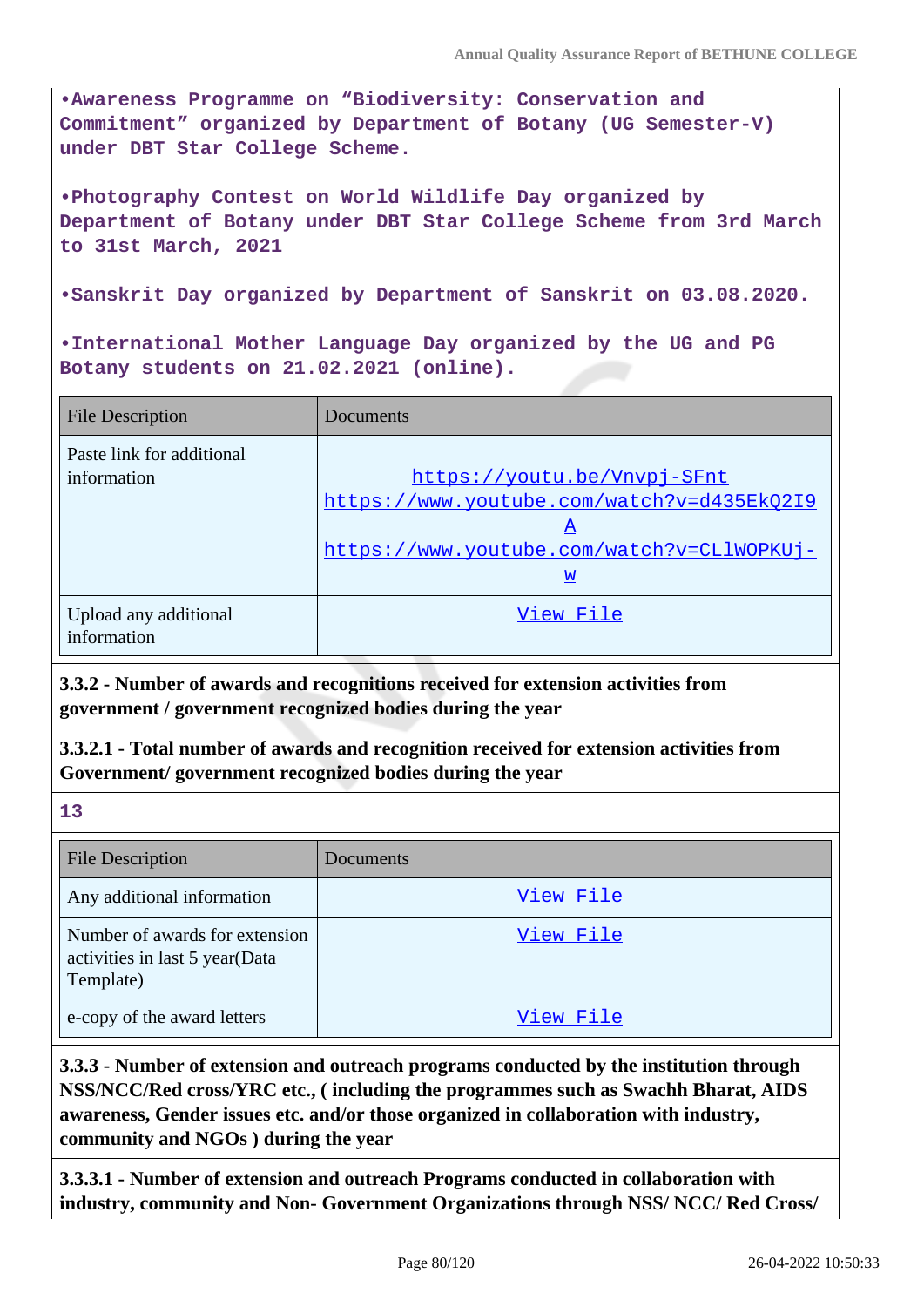•Awareness Programme on “Biodiversity: Conservation and Commitment” organized by Department of Botany (UG Semester-V) under DBT Star College Scheme.

•Photography Contest on World Wildlife Day organized by Department of Botany under DBT Star College Scheme from 3rd March to 31st March, 2021

•Sanskrit Day organized by Department of Sanskrit on 03.08.2020.

•International Mother Language Day organized by the UG and PG Botany students on 21.02.2021 (online).

| File Description | Documents |
|---|---|
| Paste link for additional information | https://youtu.be/Vnvpj-SFnt https://www.youtube.com/watch?v=d435EkQ2I9A https://www.youtube.com/watch?v=CLlWOPKUj-w |
| Upload any additional information | View File |

**3.3.2 - Number of awards and recognitions received for extension activities from government / government recognized bodies during the year**

**3.3.2.1 - Total number of awards and recognition received for extension activities from Government/ government recognized bodies during the year**

**13**

| File Description | Documents |
|---|---|
| Any additional information | View File |
| Number of awards for extension activities in last 5 year(Data Template) | View File |
| e-copy of the award letters | View File |

**3.3.3 - Number of extension and outreach programs conducted by the institution through NSS/NCC/Red cross/YRC etc., ( including the programmes such as Swachh Bharat, AIDS awareness, Gender issues etc. and/or those organized in collaboration with industry, community and NGOs ) during the year**

**3.3.3.1 - Number of extension and outreach Programs conducted in collaboration with industry, community and Non- Government Organizations through NSS/ NCC/ Red Cross/**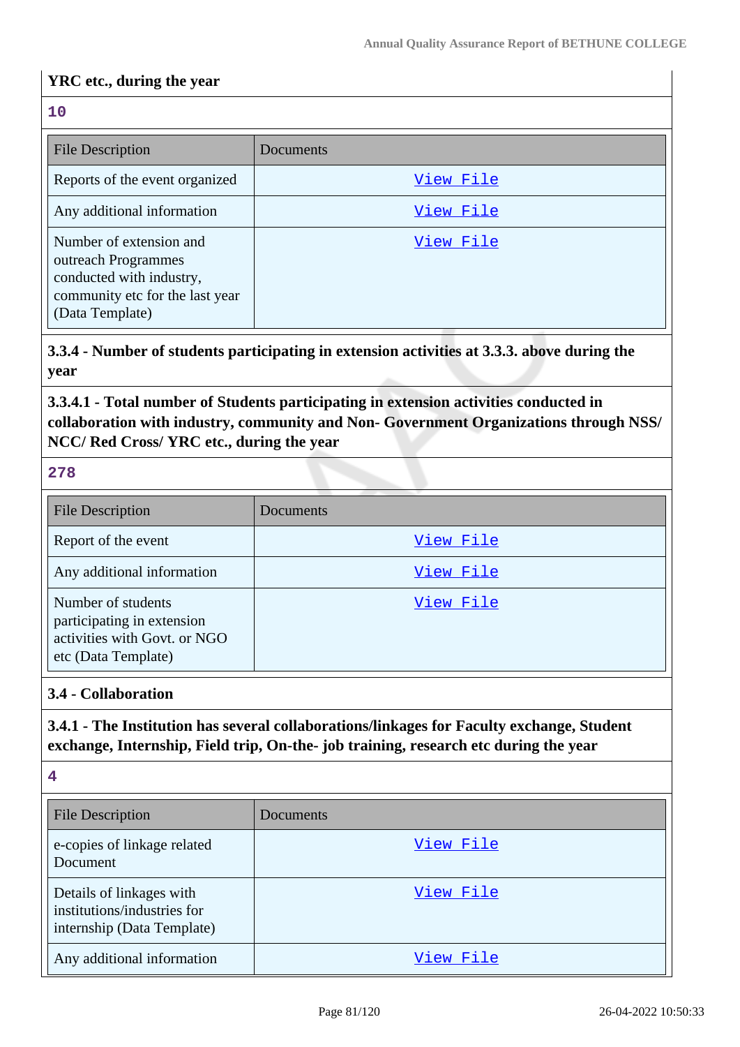**YRC etc., during the year**

**10**

| File Description | Documents |
| --- | --- |
| Reports of the event organized | View File |
| Any additional information | View File |
| Number of extension and outreach Programmes conducted with industry, community etc for the last year (Data Template) | View File |

**3.3.4 - Number of students participating in extension activities at 3.3.3. above during the year**

**3.3.4.1 - Total number of Students participating in extension activities conducted in collaboration with industry, community and Non- Government Organizations through NSS/ NCC/ Red Cross/ YRC etc., during the year**

**278**

| File Description | Documents |
| --- | --- |
| Report of the event | View File |
| Any additional information | View File |
| Number of students participating in extension activities with Govt. or NGO etc (Data Template) | View File |

## 3.4 - Collaboration

**3.4.1 - The Institution has several collaborations/linkages for Faculty exchange, Student exchange, Internship, Field trip, On-the- job training, research etc during the year**

**4**

| File Description | Documents |
| --- | --- |
| e-copies of linkage related Document | View File |
| Details of linkages with institutions/industries for internship (Data Template) | View File |
| Any additional information | View File |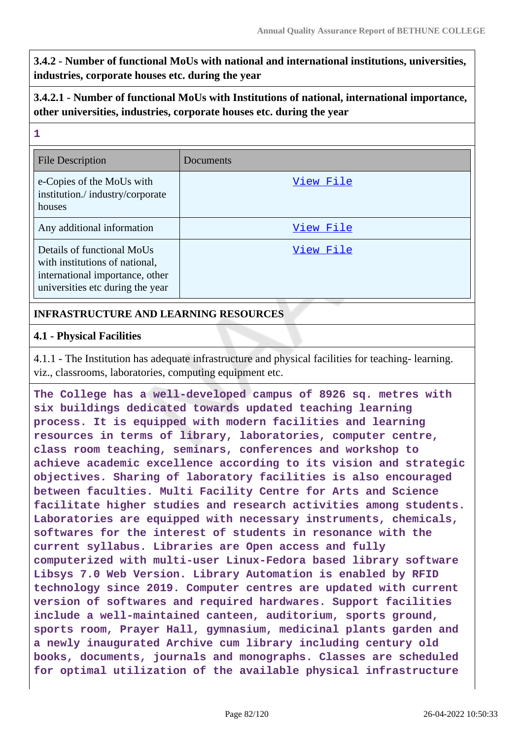**3.4.2 - Number of functional MoUs with national and international institutions, universities, industries, corporate houses etc. during the year**

**3.4.2.1 - Number of functional MoUs with Institutions of national, international importance, other universities, industries, corporate houses etc. during the year**

1

| File Description | Documents |
|---|---|
| e-Copies of the MoUs with institution./ industry/corporate houses | View File |
| Any additional information | View File |
| Details of functional MoUs with institutions of national, international importance, other universities etc during the year | View File |

**INFRASTRUCTURE AND LEARNING RESOURCES**

**4.1 - Physical Facilities**

4.1.1 - The Institution has adequate infrastructure and physical facilities for teaching- learning. viz., classrooms, laboratories, computing equipment etc.

The College has a well-developed campus of 8926 sq. metres with six buildings dedicated towards updated teaching learning process. It is equipped with modern facilities and learning resources in terms of library, laboratories, computer centre, class room teaching, seminars, conferences and workshop to achieve academic excellence according to its vision and strategic objectives. Sharing of laboratory facilities is also encouraged between faculties. Multi Facility Centre for Arts and Science facilitate higher studies and research activities among students. Laboratories are equipped with necessary instruments, chemicals, softwares for the interest of students in resonance with the current syllabus. Libraries are Open access and fully computerized with multi-user Linux-Fedora based library software Libsys 7.0 Web Version. Library Automation is enabled by RFID technology since 2019. Computer centres are updated with current version of softwares and required hardwares. Support facilities include a well-maintained canteen, auditorium, sports ground, sports room, Prayer Hall, gymnasium, medicinal plants garden and a newly inaugurated Archive cum library including century old books, documents, journals and monographs. Classes are scheduled for optimal utilization of the available physical infrastructure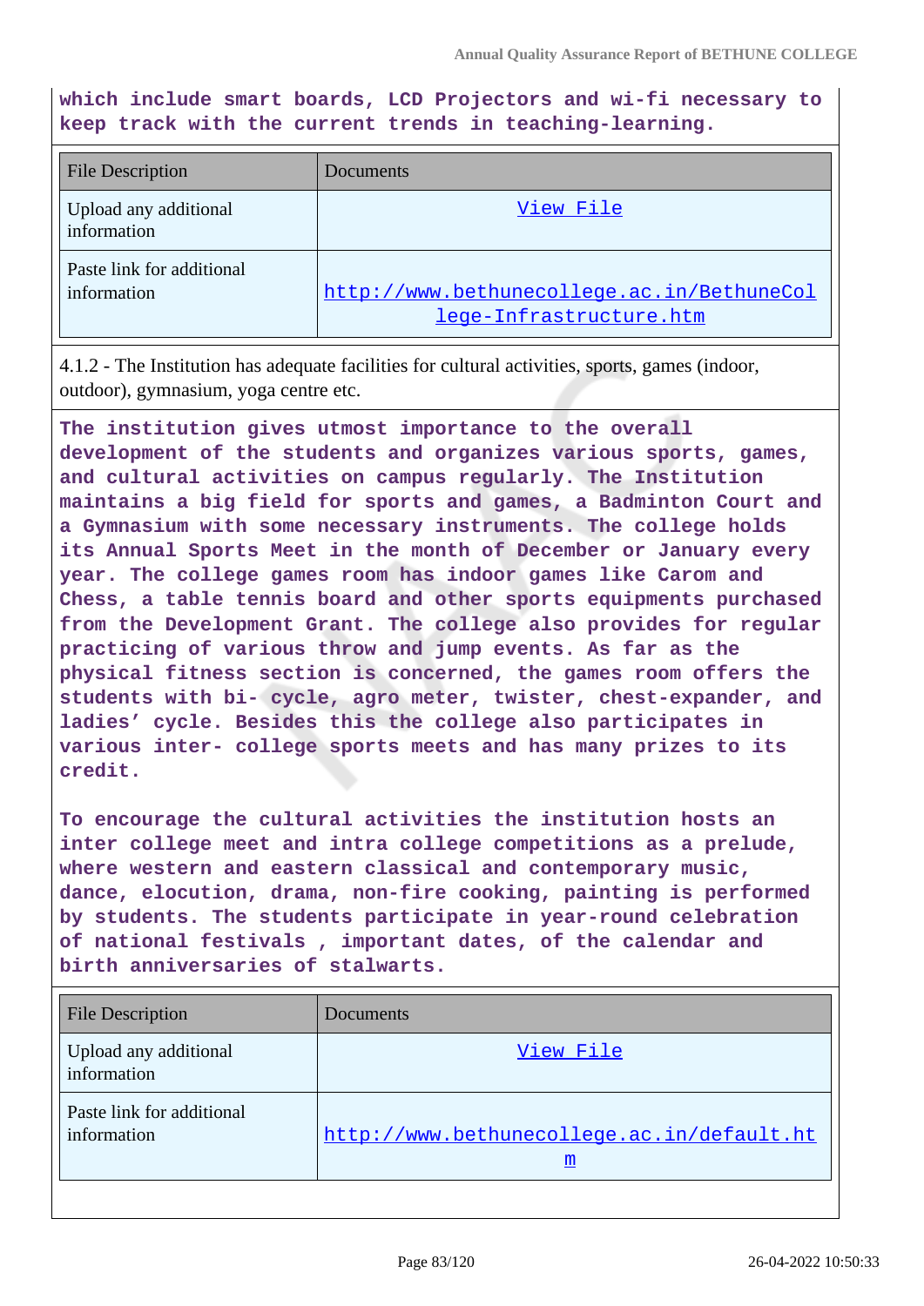**which include smart boards, LCD Projectors and wi-fi necessary to keep track with the current trends in teaching-learning.**

| File Description | Documents |
| --- | --- |
| Upload any additional information | View File |
| Paste link for additional information | http://www.bethunecollege.ac.in/BethuneCollege-Infrastructure.htm |

4.1.2 - The Institution has adequate facilities for cultural activities, sports, games (indoor, outdoor), gymnasium, yoga centre etc.

**The institution gives utmost importance to the overall development of the students and organizes various sports, games, and cultural activities on campus regularly. The Institution maintains a big field for sports and games, a Badminton Court and a Gymnasium with some necessary instruments. The college holds its Annual Sports Meet in the month of December or January every year. The college games room has indoor games like Carom and Chess, a table tennis board and other sports equipments purchased from the Development Grant. The college also provides for regular practicing of various throw and jump events. As far as the physical fitness section is concerned, the games room offers the students with bi- cycle, agro meter, twister, chest-expander, and ladies' cycle. Besides this the college also participates in various inter- college sports meets and has many prizes to its credit.**

**To encourage the cultural activities the institution hosts an inter college meet and intra college competitions as a prelude, where western and eastern classical and contemporary music, dance, elocution, drama, non-fire cooking, painting is performed by students. The students participate in year-round celebration of national festivals , important dates, of the calendar and birth anniversaries of stalwarts.**

| File Description | Documents |
| --- | --- |
| Upload any additional information | View File |
| Paste link for additional information | http://www.bethunecollege.ac.in/default.htm |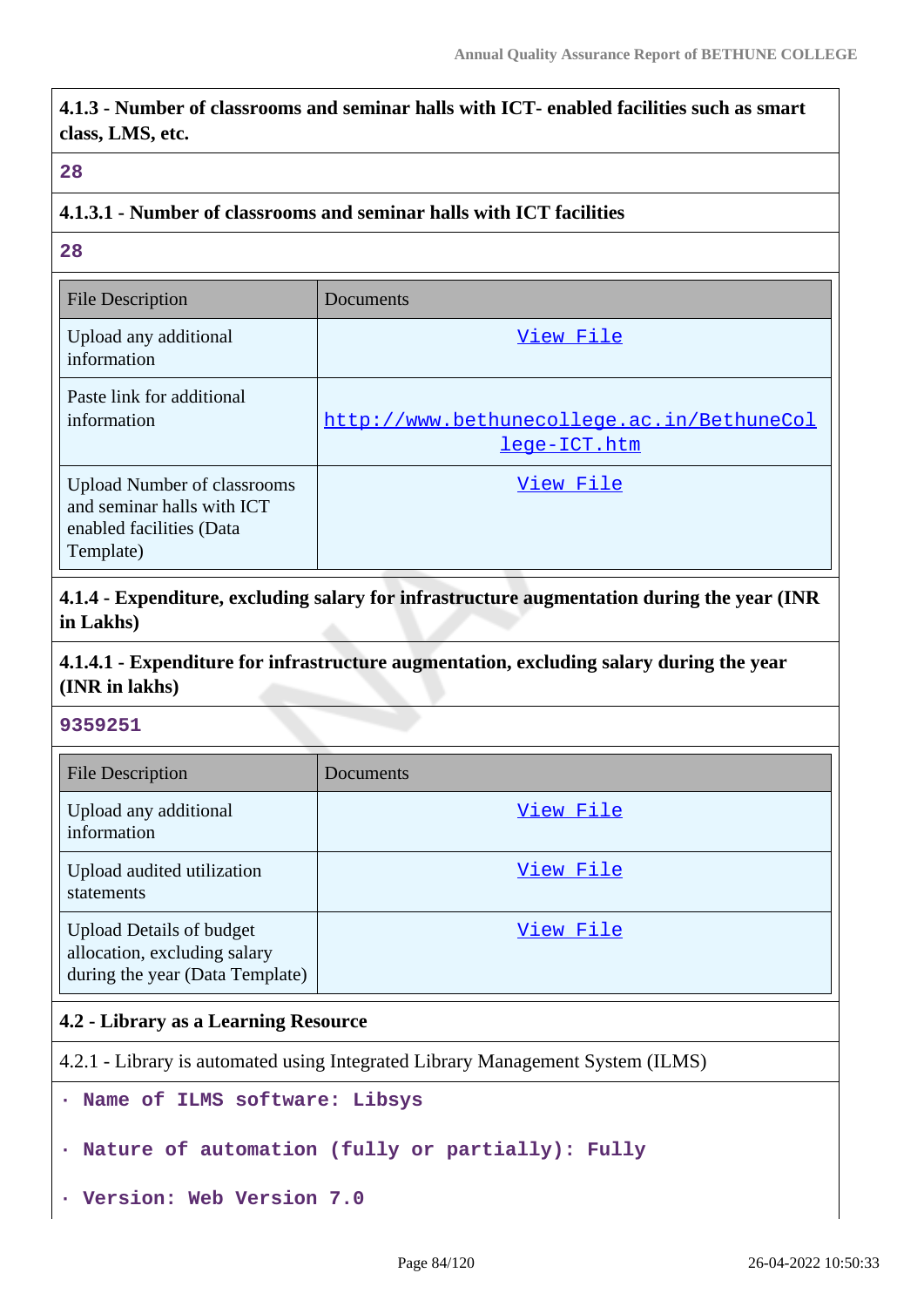**4.1.3 - Number of classrooms and seminar halls with ICT- enabled facilities such as smart class, LMS, etc.**

**28**

**4.1.3.1 - Number of classrooms and seminar halls with ICT facilities**

**28**

| File Description | Documents |
|---|---|
| Upload any additional information | View File |
| Paste link for additional information | http://www.bethunecollege.ac.in/BethuneCollege-ICT.htm |
| Upload Number of classrooms and seminar halls with ICT enabled facilities (Data Template) | View File |

**4.1.4 - Expenditure, excluding salary for infrastructure augmentation during the year (INR in Lakhs)**

**4.1.4.1 - Expenditure for infrastructure augmentation, excluding salary during the year (INR in lakhs)**

**9359251**

| File Description | Documents |
|---|---|
| Upload any additional information | View File |
| Upload audited utilization statements | View File |
| Upload Details of budget allocation, excluding salary during the year (Data Template) | View File |

**4.2 - Library as a Learning Resource**

4.2.1 - Library is automated using Integrated Library Management System (ILMS)

- **Name of ILMS software: Libsys**
- **Nature of automation (fully or partially): Fully**
- **Version: Web Version 7.0**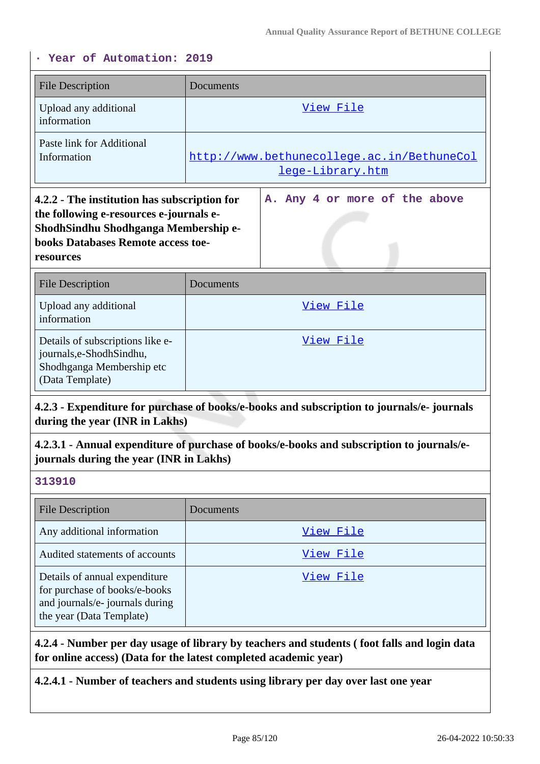· **Year of Automation: 2019**

| File Description | Documents |
|---|---|
| Upload any additional information | View File |
| Paste link for Additional Information | http://www.bethunecollege.ac.in/BethuneCollege-Library.htm |

| **4.2.2 - The institution has subscription for the following e-resources e-journals e-ShodhSindhu Shodhganga Membership e-books Databases Remote access toe-resources** | A. Any 4 or more of the above |
|---|---|

| File Description | Documents |
|---|---|
| Upload any additional information | View File |
| Details of subscriptions like e-journals,e-ShodhSindhu, Shodhganga Membership etc (Data Template) | View File |

**4.2.3 - Expenditure for purchase of books/e-books and subscription to journals/e- journals during the year (INR in Lakhs)**

**4.2.3.1 - Annual expenditure of purchase of books/e-books and subscription to journals/e-journals during the year (INR in Lakhs)**

**313910**

| File Description | Documents |
|---|---|
| Any additional information | View File |
| Audited statements of accounts | View File |
| Details of annual expenditure for purchase of books/e-books and journals/e- journals during the year (Data Template) | View File |

**4.2.4 - Number per day usage of library by teachers and students ( foot falls and login data for online access) (Data for the latest completed academic year)**

**4.2.4.1 - Number of teachers and students using library per day over last one year**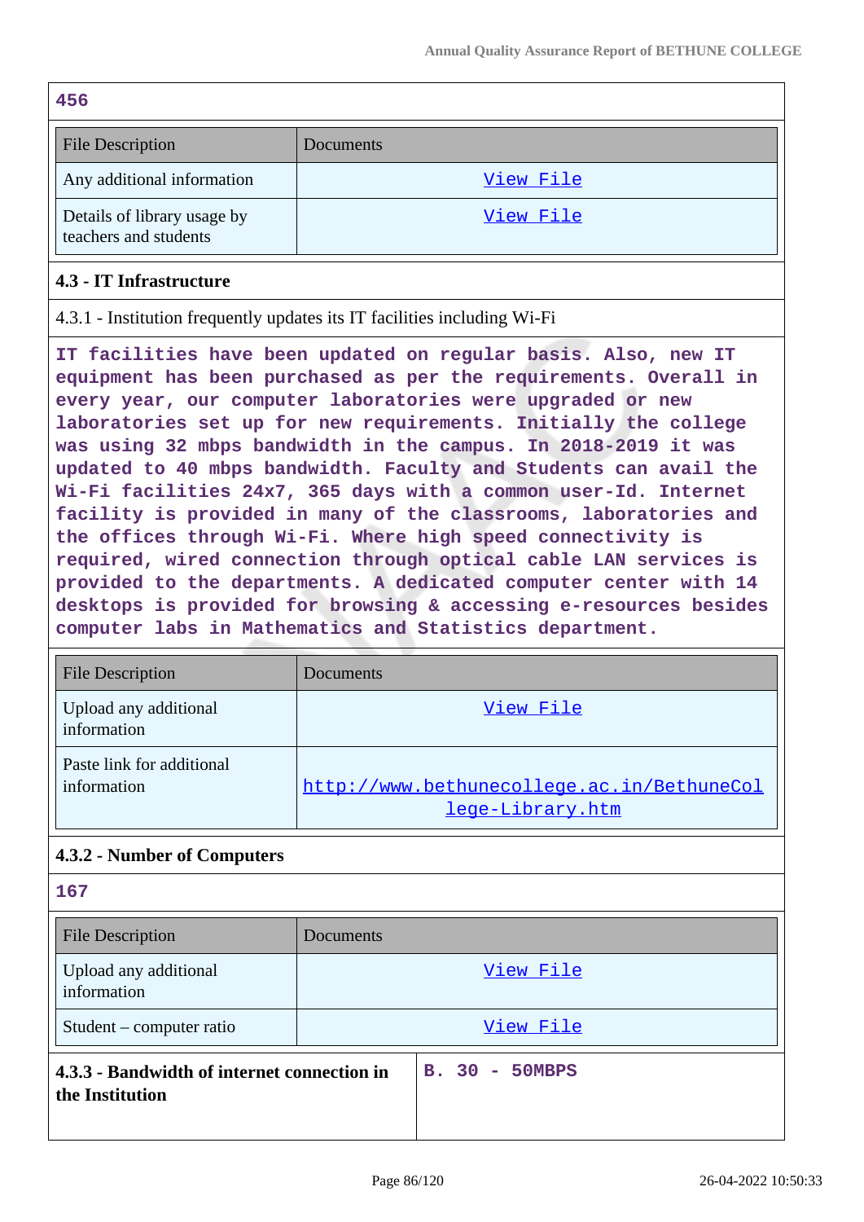**456**

| File Description | Documents |
|---|---|
| Any additional information | View File |
| Details of library usage by teachers and students | View File |

### 4.3 - IT Infrastructure

4.3.1 - Institution frequently updates its IT facilities including Wi-Fi

**IT facilities have been updated on regular basis. Also, new IT equipment has been purchased as per the requirements. Overall in every year, our computer laboratories were upgraded or new laboratories set up for new requirements. Initially the college was using 32 mbps bandwidth in the campus. In 2018-2019 it was updated to 40 mbps bandwidth. Faculty and Students can avail the Wi-Fi facilities 24x7, 365 days with a common user-Id. Internet facility is provided in many of the classrooms, laboratories and the offices through Wi-Fi. Where high speed connectivity is required, wired connection through optical cable LAN services is provided to the departments. A dedicated computer center with 14 desktops is provided for browsing & accessing e-resources besides computer labs in Mathematics and Statistics department.**

| File Description | Documents |
|---|---|
| Upload any additional information | View File |
| Paste link for additional information | http://www.bethunecollege.ac.in/BethuneCollege-Library.htm |

### 4.3.2 - Number of Computers

**167**

| File Description | Documents |
|---|---|
| Upload any additional information | View File |
| Student – computer ratio | View File |

| **4.3.3 - Bandwidth of internet connection in the Institution** | **B. 30 - 50MBPS** |
|---|---|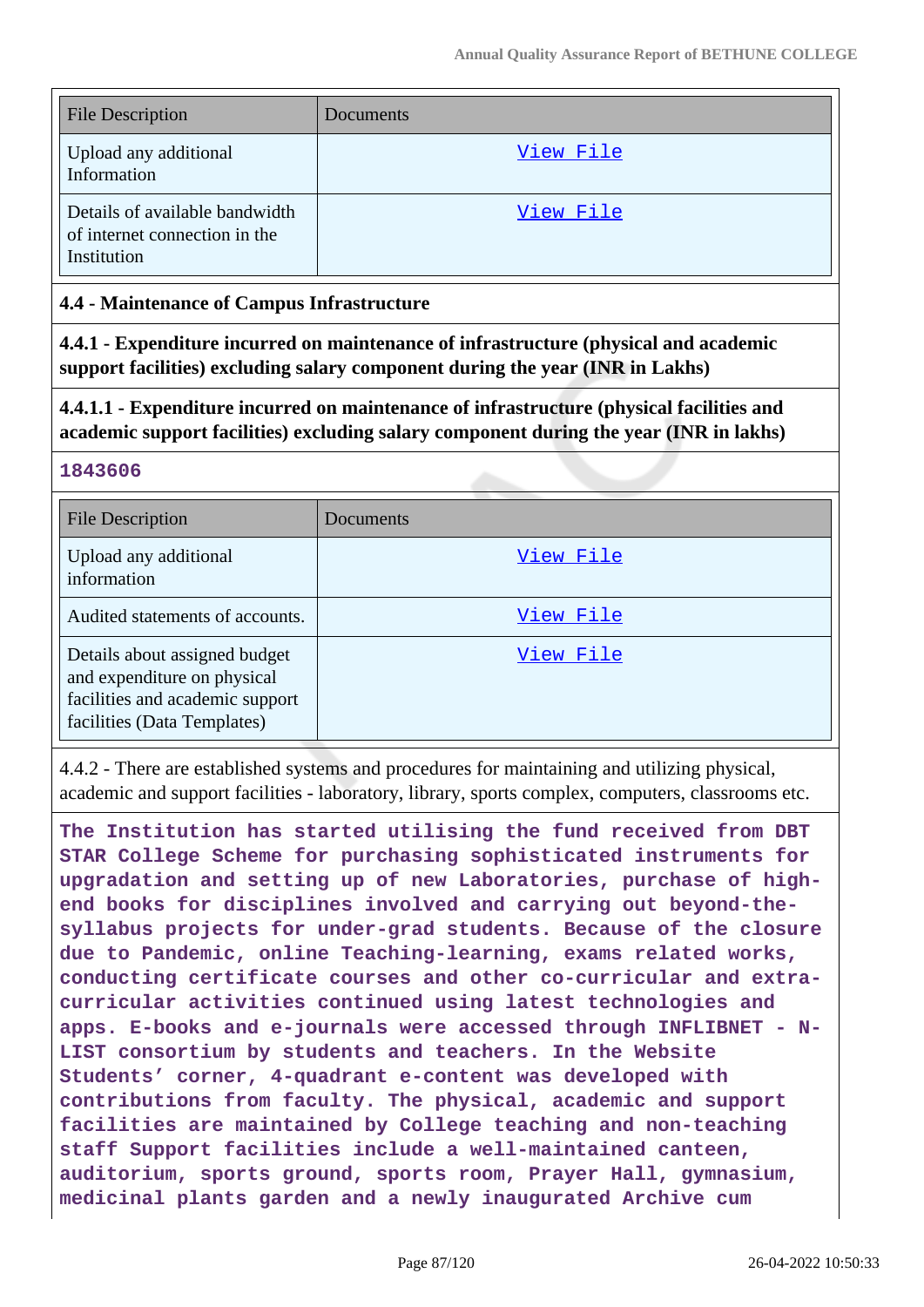| File Description | Documents |
| --- | --- |
| Upload any additional Information | View File |
| Details of available bandwidth of internet connection in the Institution | View File |

**4.4 - Maintenance of Campus Infrastructure**

**4.4.1 - Expenditure incurred on maintenance of infrastructure (physical and academic support facilities) excluding salary component during the year (INR in Lakhs)**

**4.4.1.1 - Expenditure incurred on maintenance of infrastructure (physical facilities and academic support facilities) excluding salary component during the year (INR in lakhs)**

**1843606**

| File Description | Documents |
| --- | --- |
| Upload any additional information | View File |
| Audited statements of accounts. | View File |
| Details about assigned budget and expenditure on physical facilities and academic support facilities (Data Templates) | View File |

4.4.2 - There are established systems and procedures for maintaining and utilizing physical, academic and support facilities - laboratory, library, sports complex, computers, classrooms etc.

**The Institution has started utilising the fund received from DBT STAR College Scheme for purchasing sophisticated instruments for upgradation and setting up of new Laboratories, purchase of high-end books for disciplines involved and carrying out beyond-the-syllabus projects for under-grad students. Because of the closure due to Pandemic, online Teaching-learning, exams related works, conducting certificate courses and other co-curricular and extra-curricular activities continued using latest technologies and apps. E-books and e-journals were accessed through INFLIBNET - N-LIST consortium by students and teachers. In the Website Students' corner, 4-quadrant e-content was developed with contributions from faculty. The physical, academic and support facilities are maintained by College teaching and non-teaching staff Support facilities include a well-maintained canteen, auditorium, sports ground, sports room, Prayer Hall, gymnasium, medicinal plants garden and a newly inaugurated Archive cum**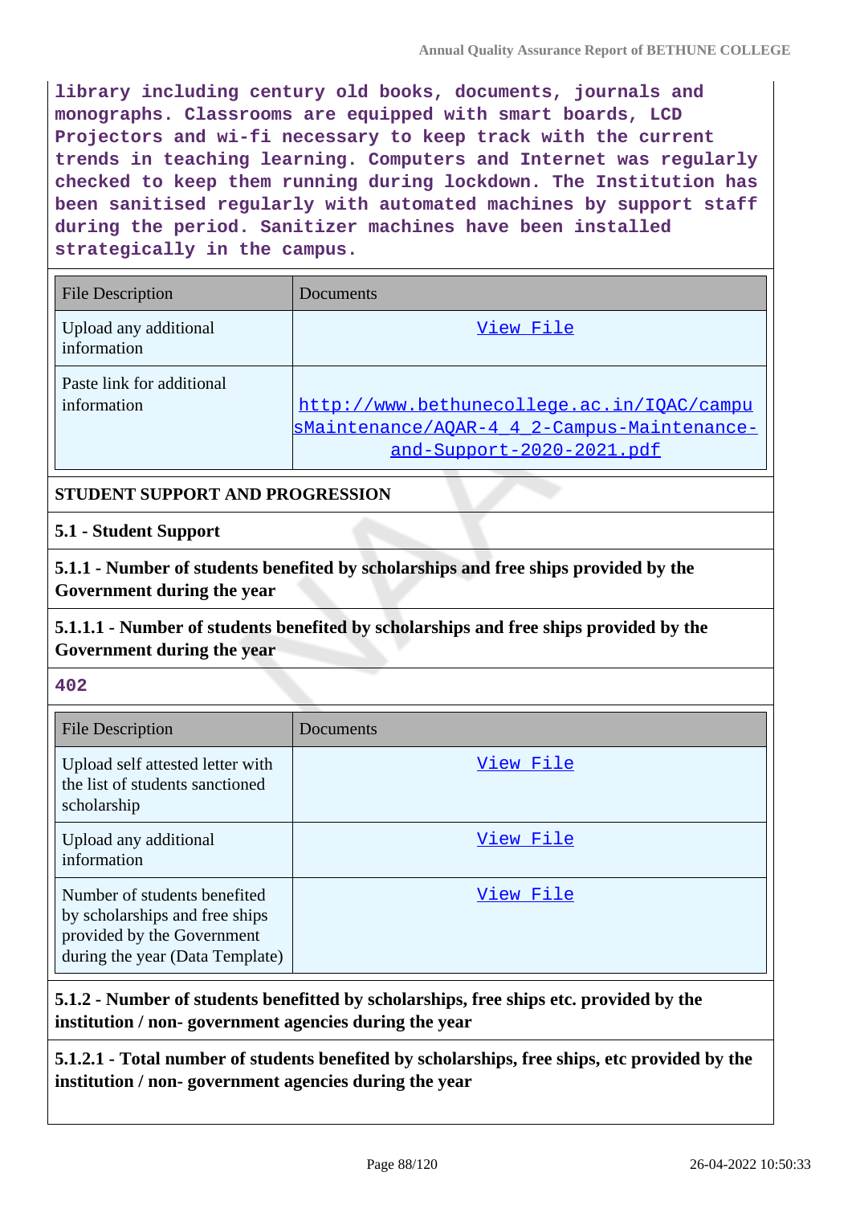library including century old books, documents, journals and monographs. Classrooms are equipped with smart boards, LCD Projectors and wi-fi necessary to keep track with the current trends in teaching learning. Computers and Internet was regularly checked to keep them running during lockdown. The Institution has been sanitised regularly with automated machines by support staff during the period. Sanitizer machines have been installed strategically in the campus.

| File Description | Documents |
| --- | --- |
| Upload any additional information | View File |
| Paste link for additional information | http://www.bethunecollege.ac.in/IQAC/campusMaintenance/AQAR-4_4_2-Campus-Maintenance-and-Support-2020-2021.pdf |

**STUDENT SUPPORT AND PROGRESSION**

**5.1 - Student Support**

**5.1.1 - Number of students benefited by scholarships and free ships provided by the Government during the year**

**5.1.1.1 - Number of students benefited by scholarships and free ships provided by the Government during the year**

402

| File Description | Documents |
| --- | --- |
| Upload self attested letter with the list of students sanctioned scholarship | View File |
| Upload any additional information | View File |
| Number of students benefited by scholarships and free ships provided by the Government during the year (Data Template) | View File |

**5.1.2 - Number of students benefitted by scholarships, free ships etc. provided by the institution / non- government agencies during the year**

**5.1.2.1 - Total number of students benefited by scholarships, free ships, etc provided by the institution / non- government agencies during the year**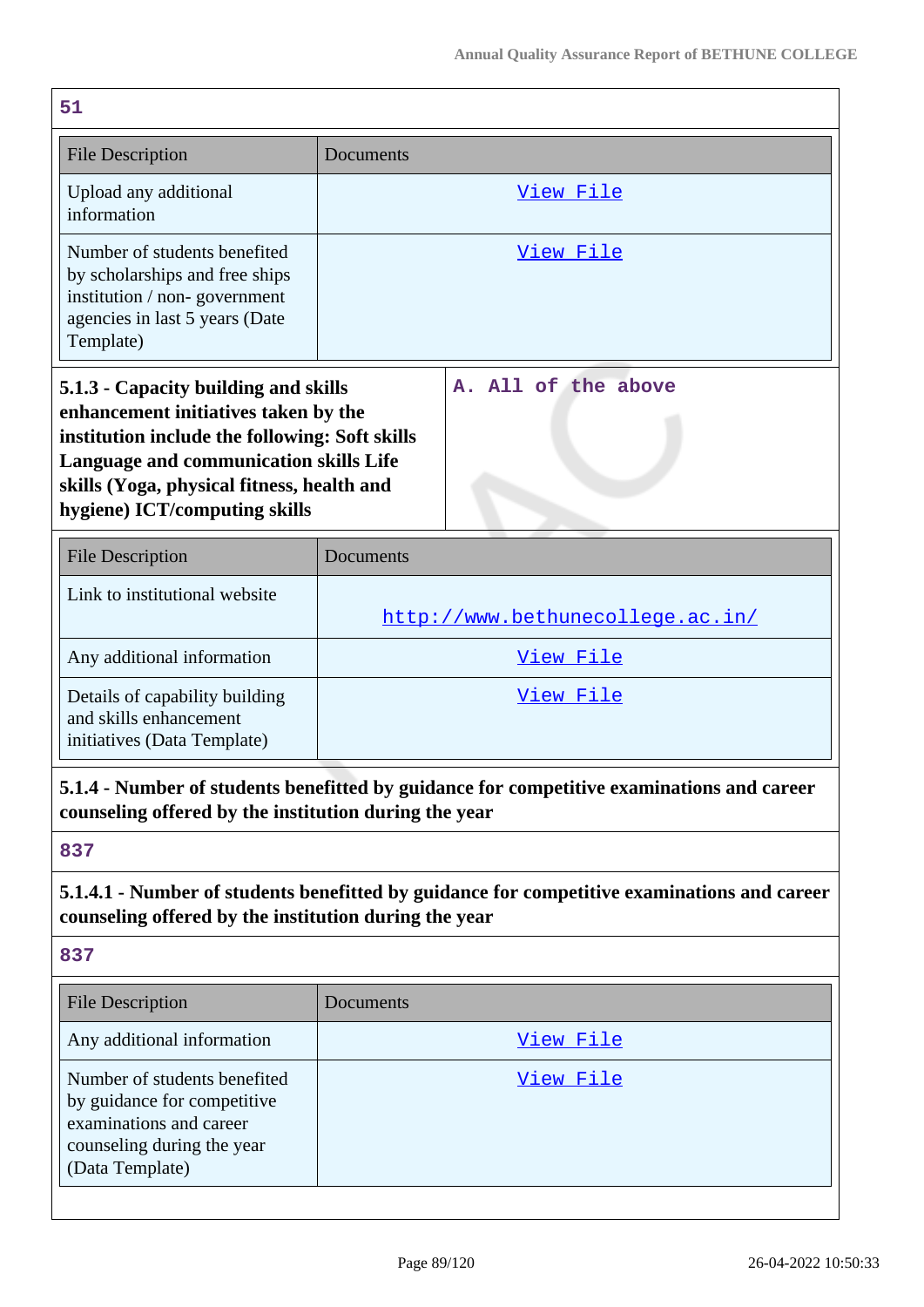51

| File Description | Documents |
|---|---|
| Upload any additional information | View File |
| Number of students benefited by scholarships and free ships institution / non- government agencies in last 5 years (Date Template) | View File |

**5.1.3 - Capacity building and skills enhancement initiatives taken by the institution include the following: Soft skills Language and communication skills Life skills (Yoga, physical fitness, health and hygiene) ICT/computing skills**

A. All of the above

| File Description | Documents |
|---|---|
| Link to institutional website | http://www.bethunecollege.ac.in/ |
| Any additional information | View File |
| Details of capability building and skills enhancement initiatives (Data Template) | View File |

**5.1.4 - Number of students benefitted by guidance for competitive examinations and career counseling offered by the institution during the year**

837

**5.1.4.1 - Number of students benefitted by guidance for competitive examinations and career counseling offered by the institution during the year**

837

| File Description | Documents |
|---|---|
| Any additional information | View File |
| Number of students benefited by guidance for competitive examinations and career counseling during the year (Data Template) | View File |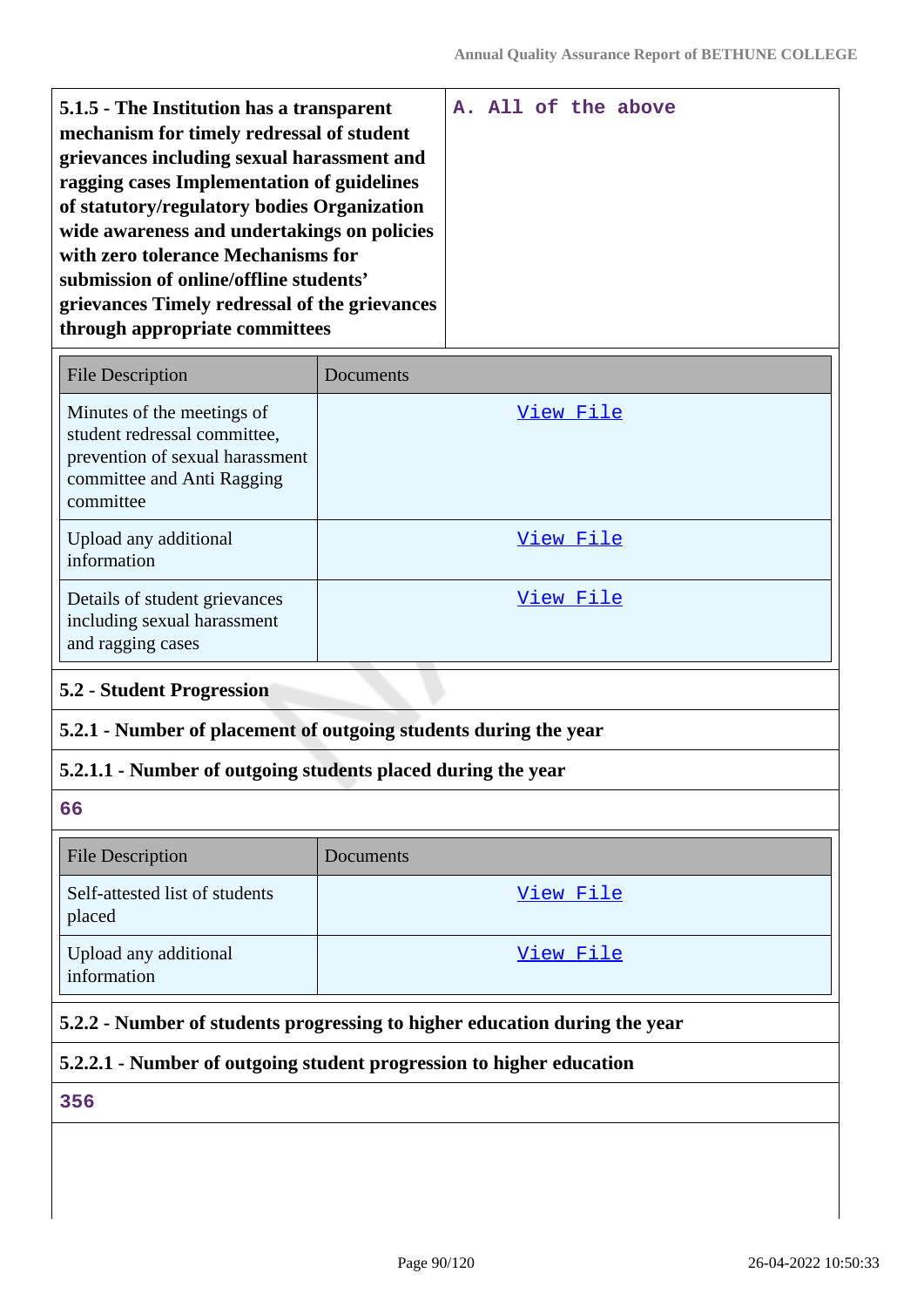| **5.1.5 - The Institution has a transparent mechanism for timely redressal of student grievances including sexual harassment and ragging cases Implementation of guidelines of statutory/regulatory bodies Organization wide awareness and undertakings on policies with zero tolerance Mechanisms for submission of online/offline students' grievances Timely redressal of the grievances through appropriate committees** | A. All of the above |
|---|---|

| File Description | Documents |
|---|---|
| Minutes of the meetings of student redressal committee, prevention of sexual harassment committee and Anti Ragging committee | View File |
| Upload any additional information | View File |
| Details of student grievances including sexual harassment and ragging cases | View File |

## 5.2 - Student Progression

### 5.2.1 - Number of placement of outgoing students during the year

#### 5.2.1.1 - Number of outgoing students placed during the year

66

| File Description | Documents |
|---|---|
| Self-attested list of students placed | View File |
| Upload any additional information | View File |

### 5.2.2 - Number of students progressing to higher education during the year

#### 5.2.2.1 - Number of outgoing student progression to higher education

356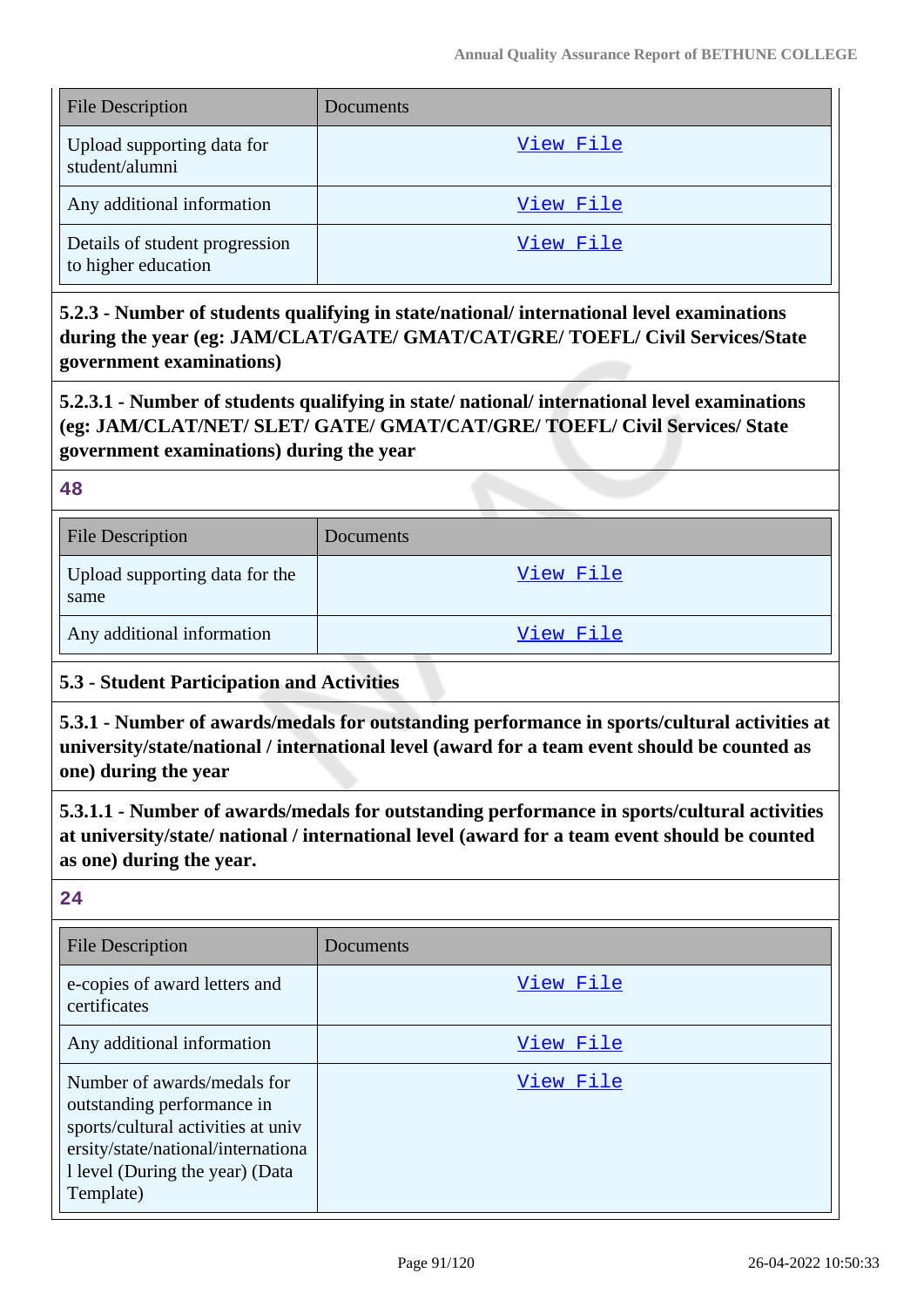| File Description | Documents |
|---|---|
| Upload supporting data for student/alumni | View File |
| Any additional information | View File |
| Details of student progression to higher education | View File |

**5.2.3 - Number of students qualifying in state/national/ international level examinations during the year (eg: JAM/CLAT/GATE/ GMAT/CAT/GRE/ TOEFL/ Civil Services/State government examinations)**

**5.2.3.1 - Number of students qualifying in state/ national/ international level examinations (eg: JAM/CLAT/NET/ SLET/ GATE/ GMAT/CAT/GRE/ TOEFL/ Civil Services/ State government examinations) during the year**

48

| File Description | Documents |
|---|---|
| Upload supporting data for the same | View File |
| Any additional information | View File |

**5.3 - Student Participation and Activities**

**5.3.1 - Number of awards/medals for outstanding performance in sports/cultural activities at university/state/national / international level (award for a team event should be counted as one) during the year**

**5.3.1.1 - Number of awards/medals for outstanding performance in sports/cultural activities at university/state/ national / international level (award for a team event should be counted as one) during the year.**

24

| File Description | Documents |
|---|---|
| e-copies of award letters and certificates | View File |
| Any additional information | View File |
| Number of awards/medals for outstanding performance in sports/cultural activities at university/state/national/international level (During the year) (Data Template) | View File |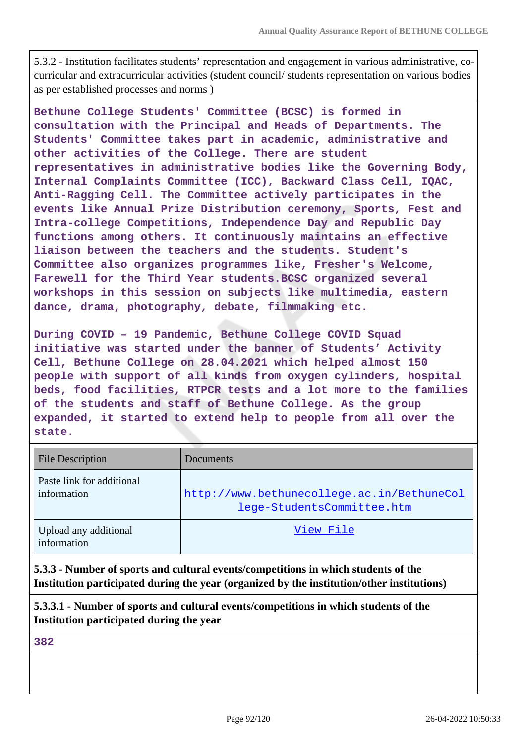5.3.2 - Institution facilitates students' representation and engagement in various administrative, co-curricular and extracurricular activities (student council/ students representation on various bodies as per established processes and norms )

**Bethune College Students' Committee (BCSC) is formed in consultation with the Principal and Heads of Departments. The Students' Committee takes part in academic, administrative and other activities of the College. There are student representatives in administrative bodies like the Governing Body, Internal Complaints Committee (ICC), Backward Class Cell, IQAC, Anti-Ragging Cell. The Committee actively participates in the events like Annual Prize Distribution ceremony, Sports, Fest and Intra-college Competitions, Independence Day and Republic Day functions among others. It continuously maintains an effective liaison between the teachers and the students. Student's Committee also organizes programmes like, Fresher's Welcome, Farewell for the Third Year students.BCSC organized several workshops in this session on subjects like multimedia, eastern dance, drama, photography, debate, filmmaking etc.**

**During COVID – 19 Pandemic, Bethune College COVID Squad initiative was started under the banner of Students' Activity Cell, Bethune College on 28.04.2021 which helped almost 150 people with support of all kinds from oxygen cylinders, hospital beds, food facilities, RTPCR tests and a lot more to the families of the students and staff of Bethune College. As the group expanded, it started to extend help to people from all over the state.**

| File Description | Documents |
| --- | --- |
| Paste link for additional information | http://www.bethunecollege.ac.in/BethuneCollege-StudentsCommittee.htm |
| Upload any additional information | View File |

**5.3.3 - Number of sports and cultural events/competitions in which students of the Institution participated during the year (organized by the institution/other institutions)**

**5.3.3.1 - Number of sports and cultural events/competitions in which students of the Institution participated during the year**

**382**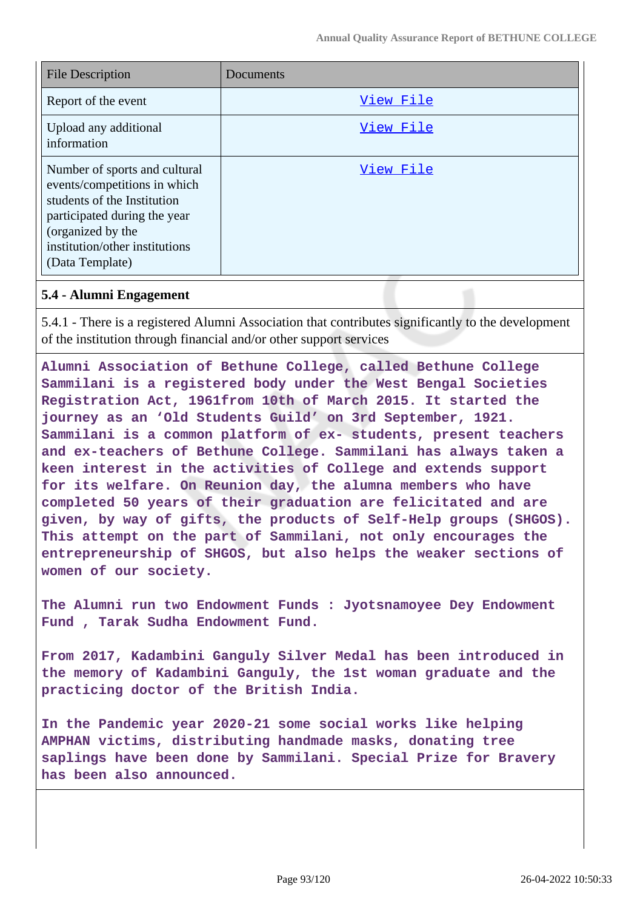| File Description | Documents |
| --- | --- |
| Report of the event | View File |
| Upload any additional information | View File |
| Number of sports and cultural events/competitions in which students of the Institution participated during the year (organized by the institution/other institutions (Data Template) | View File |

### 5.4 - Alumni Engagement

5.4.1 - There is a registered Alumni Association that contributes significantly to the development of the institution through financial and/or other support services

**Alumni Association of Bethune College, called Bethune College Sammilani is a registered body under the West Bengal Societies Registration Act, 1961from 10th of March 2015. It started the journey as an 'Old Students Guild' on 3rd September, 1921. Sammilani is a common platform of ex- students, present teachers and ex-teachers of Bethune College. Sammilani has always taken a keen interest in the activities of College and extends support for its welfare. On Reunion day, the alumna members who have completed 50 years of their graduation are felicitated and are given, by way of gifts, the products of Self-Help groups (SHGOS). This attempt on the part of Sammilani, not only encourages the entrepreneurship of SHGOS, but also helps the weaker sections of women of our society.**

**The Alumni run two Endowment Funds : Jyotsnamoyee Dey Endowment Fund , Tarak Sudha Endowment Fund.**

**From 2017, Kadambini Ganguly Silver Medal has been introduced in the memory of Kadambini Ganguly, the 1st woman graduate and the practicing doctor of the British India.**

**In the Pandemic year 2020-21 some social works like helping AMPHAN victims, distributing handmade masks, donating tree saplings have been done by Sammilani. Special Prize for Bravery has been also announced.**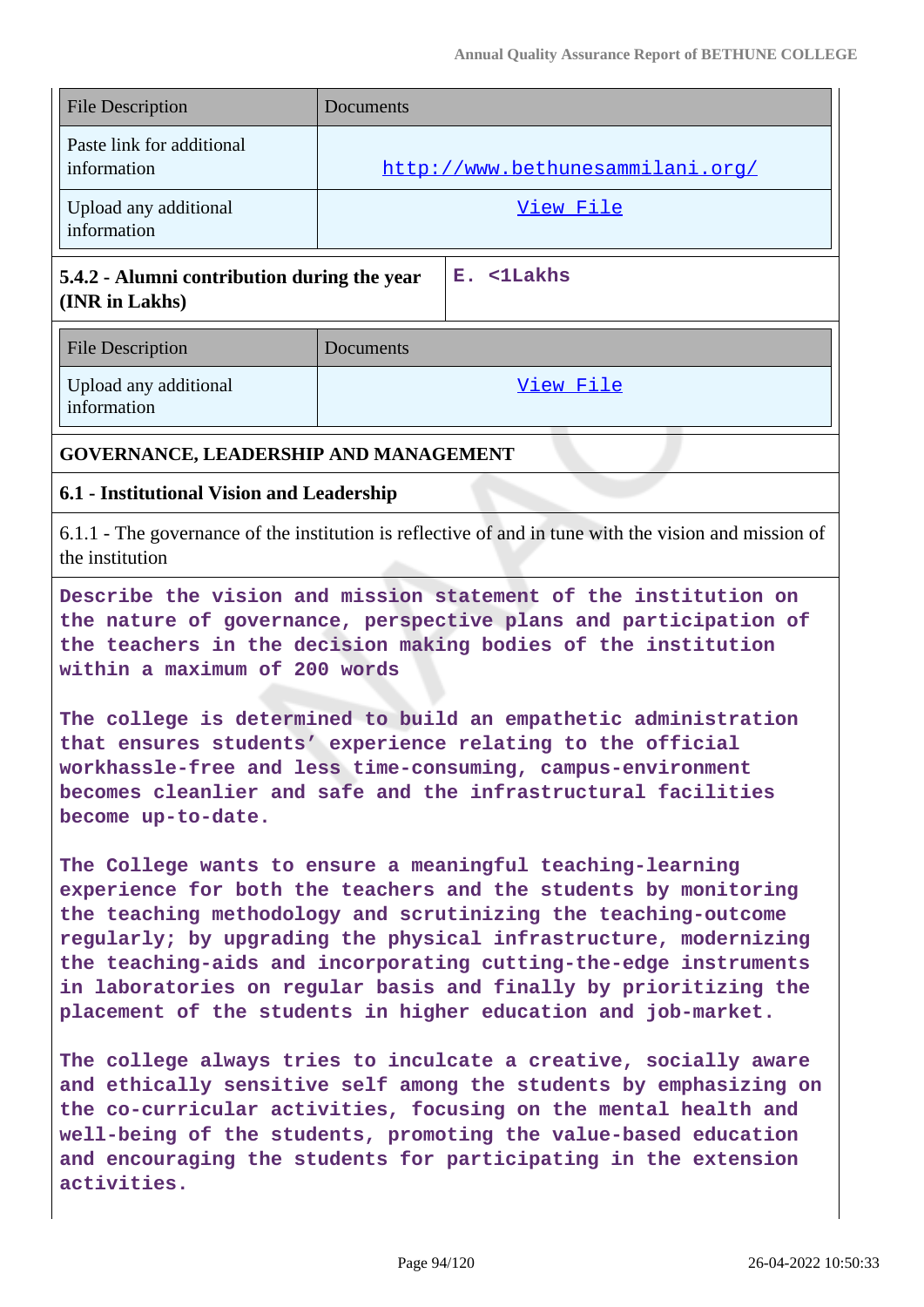| File Description | Documents |
|---|---|
| Paste link for additional information | http://www.bethunesammilani.org/ |
| Upload any additional information | View File |

| 5.4.2 - Alumni contribution during the year (INR in Lakhs) | E. <1Lakhs |
|---|---|

| File Description | Documents |
|---|---|
| Upload any additional information | View File |

**GOVERNANCE, LEADERSHIP AND MANAGEMENT**

**6.1 - Institutional Vision and Leadership**

6.1.1 - The governance of the institution is reflective of and in tune with the vision and mission of the institution

**Describe the vision and mission statement of the institution on the nature of governance, perspective plans and participation of the teachers in the decision making bodies of the institution within a maximum of 200 words**

The college is determined to build an empathetic administration that ensures students' experience relating to the official workhassle-free and less time-consuming, campus-environment becomes cleanlier and safe and the infrastructural facilities become up-to-date.

The College wants to ensure a meaningful teaching-learning experience for both the teachers and the students by monitoring the teaching methodology and scrutinizing the teaching-outcome regularly; by upgrading the physical infrastructure, modernizing the teaching-aids and incorporating cutting-the-edge instruments in laboratories on regular basis and finally by prioritizing the placement of the students in higher education and job-market.

The college always tries to inculcate a creative, socially aware and ethically sensitive self among the students by emphasizing on the co-curricular activities, focusing on the mental health and well-being of the students, promoting the value-based education and encouraging the students for participating in the extension activities.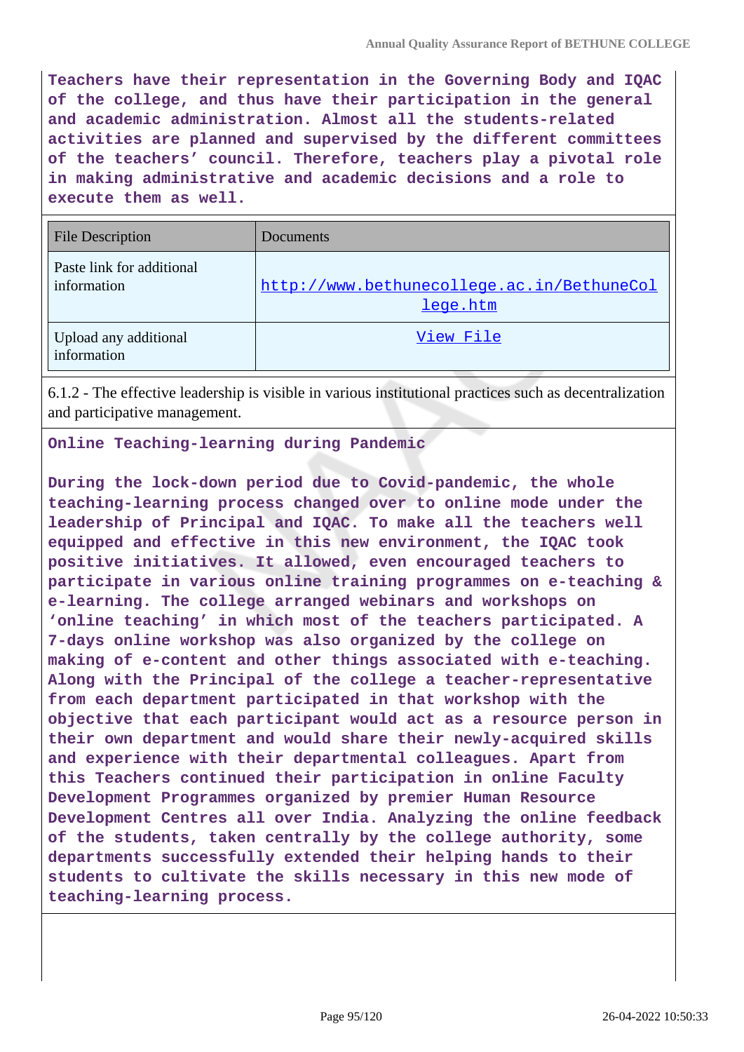**Teachers have their representation in the Governing Body and IQAC of the college, and thus have their participation in the general and academic administration. Almost all the students-related activities are planned and supervised by the different committees of the teachers' council. Therefore, teachers play a pivotal role in making administrative and academic decisions and a role to execute them as well.**

| File Description | Documents |
|---|---|
| Paste link for additional information | http://www.bethunecollege.ac.in/BethuneCollege.htm |
| Upload any additional information | View File |

6.1.2 - The effective leadership is visible in various institutional practices such as decentralization and participative management.

**Online Teaching-learning during Pandemic**

**During the lock-down period due to Covid-pandemic, the whole teaching-learning process changed over to online mode under the leadership of Principal and IQAC. To make all the teachers well equipped and effective in this new environment, the IQAC took positive initiatives. It allowed, even encouraged teachers to participate in various online training programmes on e-teaching & e-learning. The college arranged webinars and workshops on 'online teaching' in which most of the teachers participated. A 7-days online workshop was also organized by the college on making of e-content and other things associated with e-teaching. Along with the Principal of the college a teacher-representative from each department participated in that workshop with the objective that each participant would act as a resource person in their own department and would share their newly-acquired skills and experience with their departmental colleagues. Apart from this Teachers continued their participation in online Faculty Development Programmes organized by premier Human Resource Development Centres all over India. Analyzing the online feedback of the students, taken centrally by the college authority, some departments successfully extended their helping hands to their students to cultivate the skills necessary in this new mode of teaching-learning process.**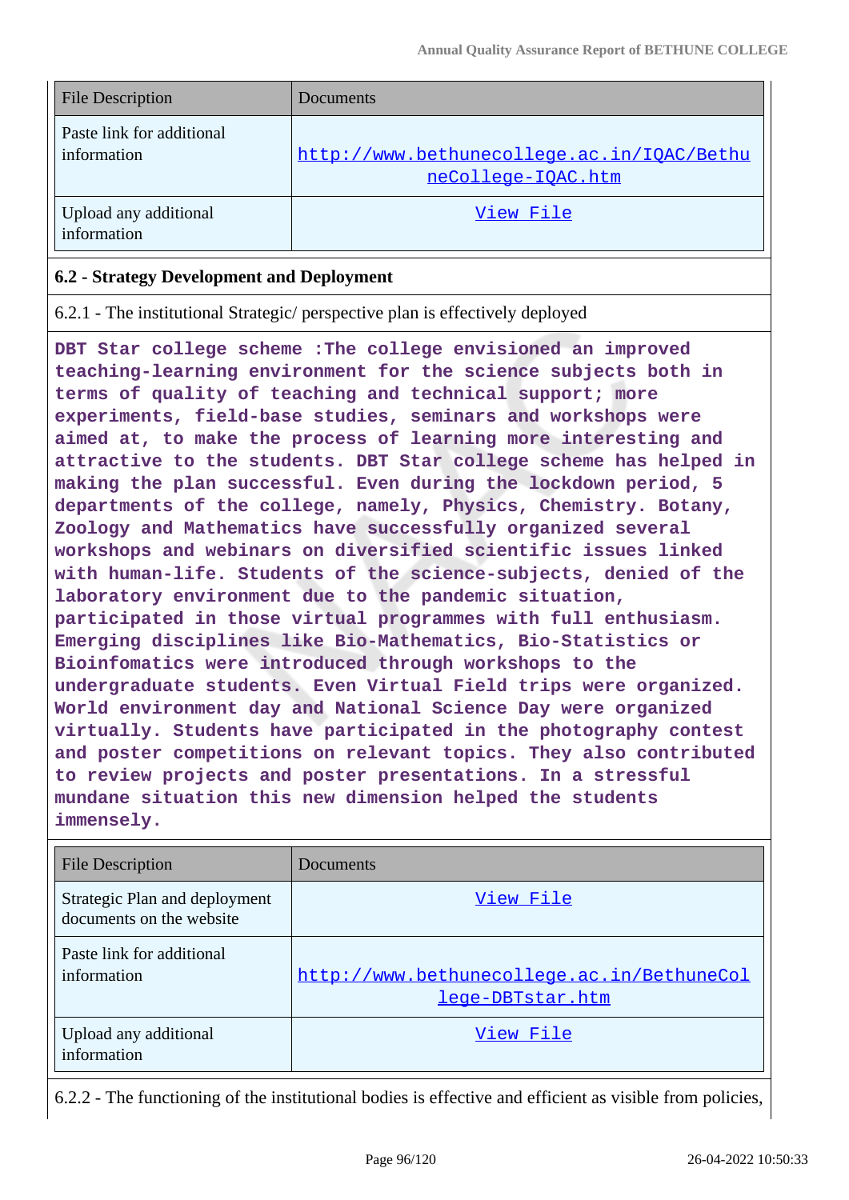| File Description | Documents |
|---|---|
| Paste link for additional information | http://www.bethunecollege.ac.in/IQAC/BethuneCollege-IQAC.htm |
| Upload any additional information | View File |

**6.2 - Strategy Development and Deployment**

6.2.1 - The institutional Strategic/ perspective plan is effectively deployed

**DBT Star college scheme :The college envisioned an improved teaching-learning environment for the science subjects both in terms of quality of teaching and technical support; more experiments, field-base studies, seminars and workshops were aimed at, to make the process of learning more interesting and attractive to the students. DBT Star college scheme has helped in making the plan successful. Even during the lockdown period, 5 departments of the college, namely, Physics, Chemistry. Botany, Zoology and Mathematics have successfully organized several workshops and webinars on diversified scientific issues linked with human-life. Students of the science-subjects, denied of the laboratory environment due to the pandemic situation, participated in those virtual programmes with full enthusiasm. Emerging disciplines like Bio-Mathematics, Bio-Statistics or Bioinfomatics were introduced through workshops to the undergraduate students. Even Virtual Field trips were organized. World environment day and National Science Day were organized virtually. Students have participated in the photography contest and poster competitions on relevant topics. They also contributed to review projects and poster presentations. In a stressful mundane situation this new dimension helped the students immensely.**

| File Description | Documents |
|---|---|
| Strategic Plan and deployment documents on the website | View File |
| Paste link for additional information | http://www.bethunecollege.ac.in/BethuneCollege-DBTstar.htm |
| Upload any additional information | View File |

6.2.2 - The functioning of the institutional bodies is effective and efficient as visible from policies,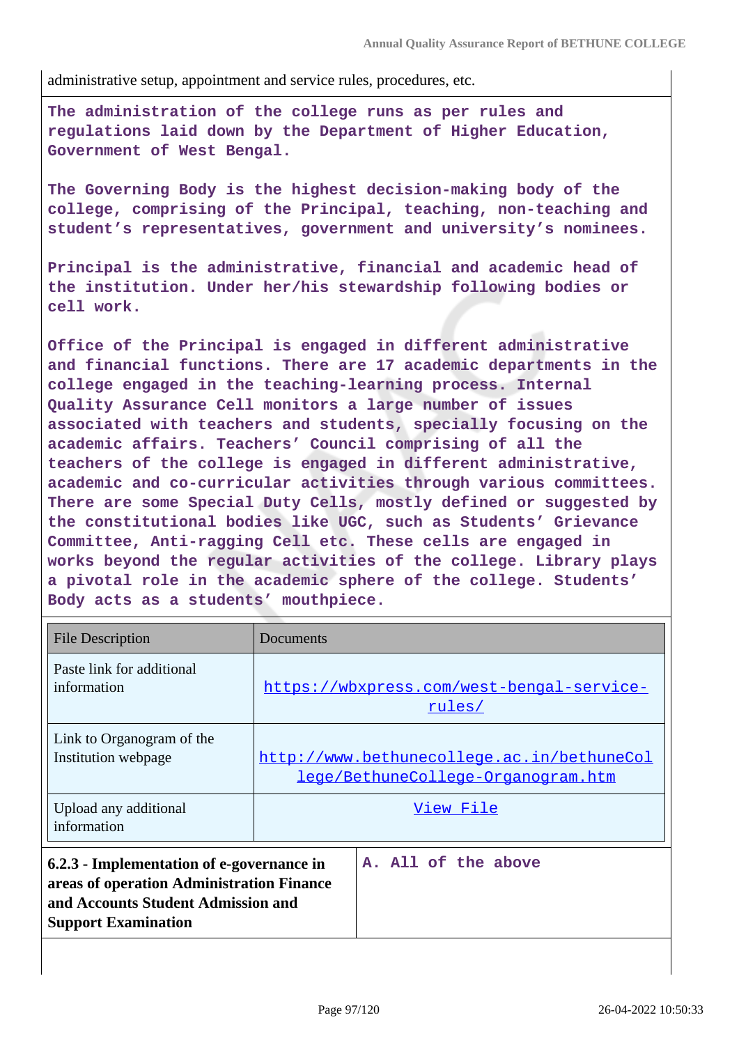administrative setup, appointment and service rules, procedures, etc.

The administration of the college runs as per rules and regulations laid down by the Department of Higher Education, Government of West Bengal.

The Governing Body is the highest decision-making body of the college, comprising of the Principal, teaching, non-teaching and student's representatives, government and university's nominees.

Principal is the administrative, financial and academic head of the institution. Under her/his stewardship following bodies or cell work.

Office of the Principal is engaged in different administrative and financial functions. There are 17 academic departments in the college engaged in the teaching-learning process. Internal Quality Assurance Cell monitors a large number of issues associated with teachers and students, specially focusing on the academic affairs. Teachers' Council comprising of all the teachers of the college is engaged in different administrative, academic and co-curricular activities through various committees. There are some Special Duty Cells, mostly defined or suggested by the constitutional bodies like UGC, such as Students' Grievance Committee, Anti-ragging Cell etc. These cells are engaged in works beyond the regular activities of the college. Library plays a pivotal role in the academic sphere of the college. Students' Body acts as a students' mouthpiece.

| File Description | Documents |
|---|---|
| Paste link for additional information | https://wbxpress.com/west-bengal-service-rules/ |
| Link to Organogram of the Institution webpage | http://www.bethunecollege.ac.in/bethuneCollege/BethuneCollege-Organogram.htm |
| Upload any additional information | View File |

| **6.2.3 - Implementation of e-governance in areas of operation Administration Finance and Accounts Student Admission and Support Examination** | A. All of the above |
|---|---|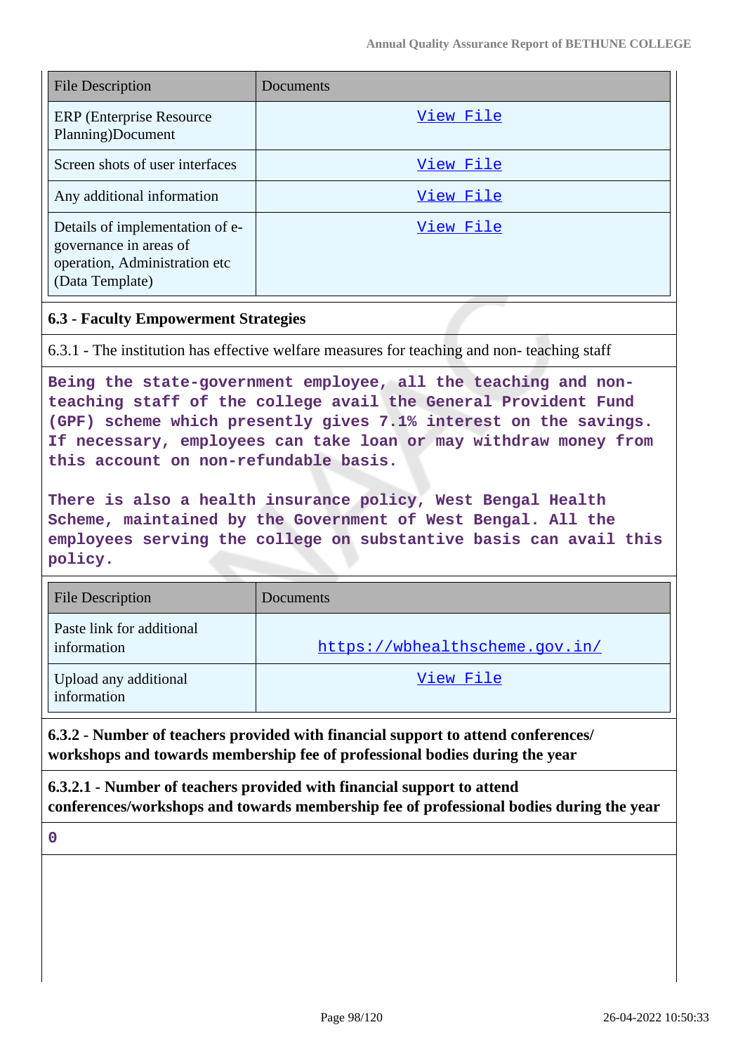| File Description | Documents |
|---|---|
| ERP (Enterprise Resource Planning)Document | View File |
| Screen shots of user interfaces | View File |
| Any additional information | View File |
| Details of implementation of e-governance in areas of operation, Administration etc (Data Template) | View File |

### 6.3 - Faculty Empowerment Strategies

6.3.1 - The institution has effective welfare measures for teaching and non- teaching staff

Being the state-government employee, all the teaching and non-teaching staff of the college avail the General Provident Fund (GPF) scheme which presently gives 7.1% interest on the savings. If necessary, employees can take loan or may withdraw money from this account on non-refundable basis.

There is also a health insurance policy, West Bengal Health Scheme, maintained by the Government of West Bengal. All the employees serving the college on substantive basis can avail this policy.

| File Description | Documents |
|---|---|
| Paste link for additional information | https://wbhealthscheme.gov.in/ |
| Upload any additional information | View File |

**6.3.2 - Number of teachers provided with financial support to attend conferences/ workshops and towards membership fee of professional bodies during the year**

**6.3.2.1 - Number of teachers provided with financial support to attend conferences/workshops and towards membership fee of professional bodies during the year**

0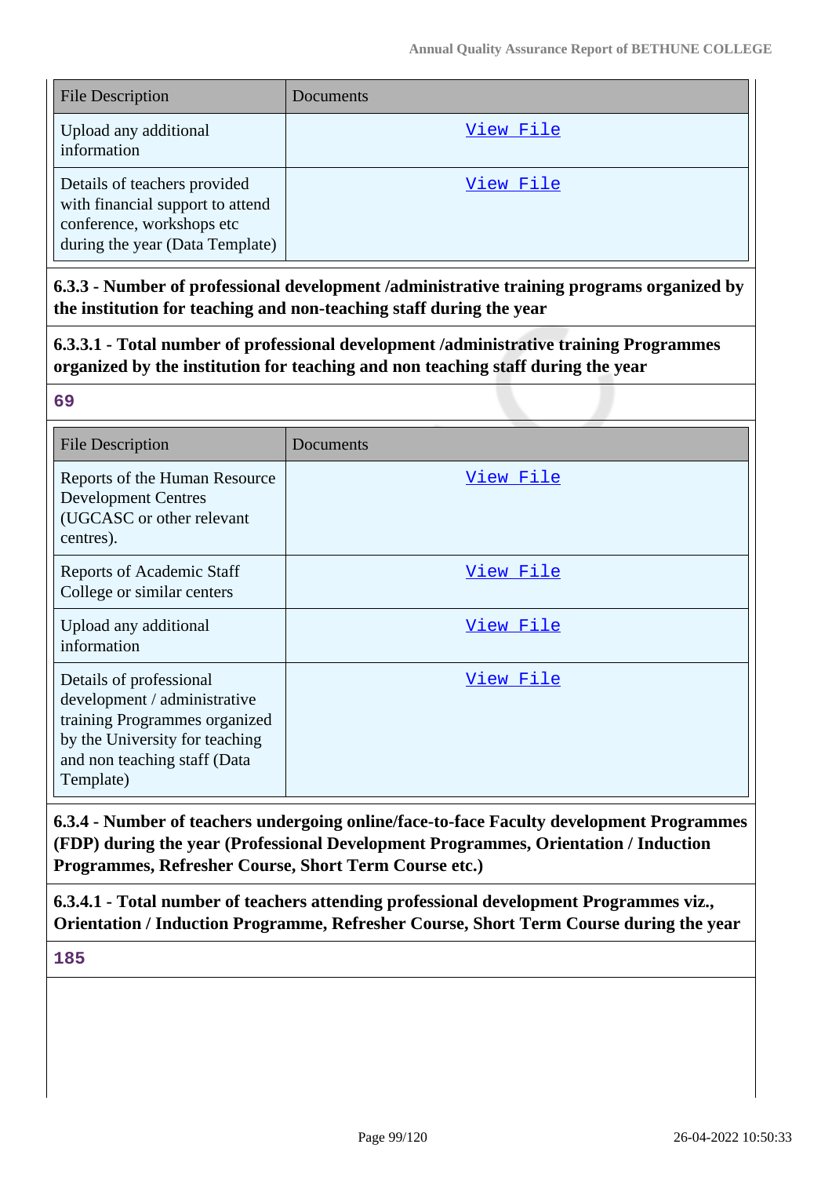| File Description | Documents |
| --- | --- |
| Upload any additional information | View File |
| Details of teachers provided with financial support to attend conference, workshops etc during the year (Data Template) | View File |

**6.3.3 - Number of professional development /administrative training programs organized by the institution for teaching and non-teaching staff during the year**

**6.3.3.1 - Total number of professional development /administrative training Programmes organized by the institution for teaching and non teaching staff during the year**

69

| File Description | Documents |
| --- | --- |
| Reports of the Human Resource Development Centres (UGCASC or other relevant centres). | View File |
| Reports of Academic Staff College or similar centers | View File |
| Upload any additional information | View File |
| Details of professional development / administrative training Programmes organized by the University for teaching and non teaching staff (Data Template) | View File |

**6.3.4 - Number of teachers undergoing online/face-to-face Faculty development Programmes (FDP) during the year (Professional Development Programmes, Orientation / Induction Programmes, Refresher Course, Short Term Course etc.)**

**6.3.4.1 - Total number of teachers attending professional development Programmes viz., Orientation / Induction Programme, Refresher Course, Short Term Course during the year**

185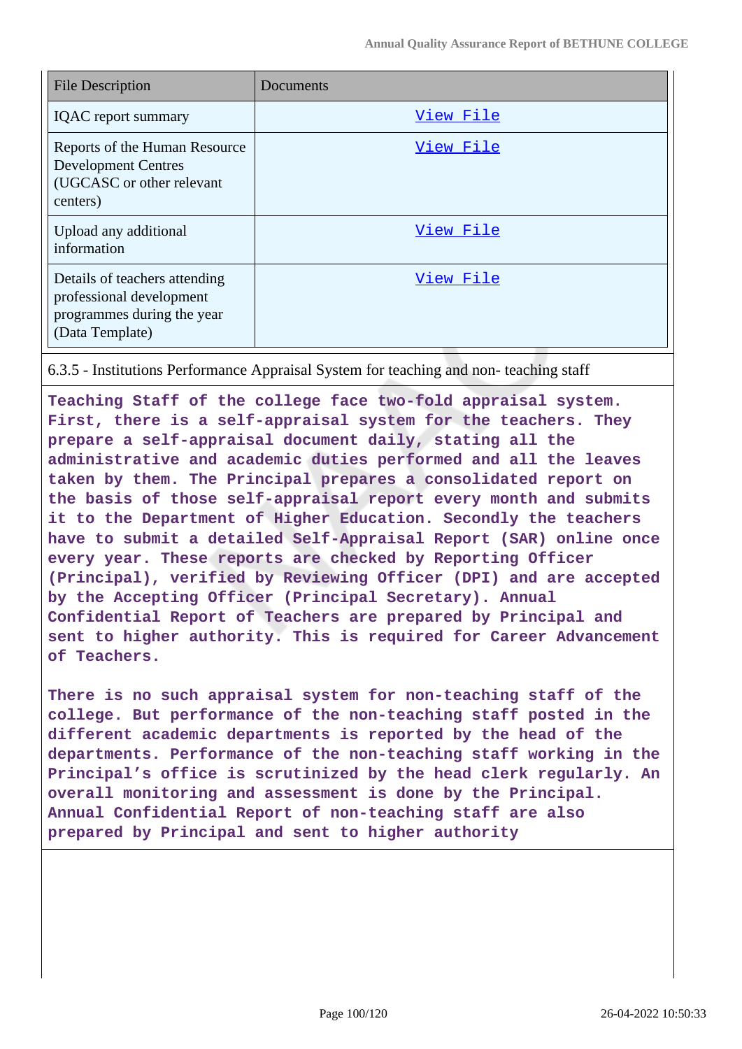| File Description | Documents |
| --- | --- |
| IQAC report summary | View File |
| Reports of the Human Resource Development Centres (UGCASC or other relevant centers) | View File |
| Upload any additional information | View File |
| Details of teachers attending professional development programmes during the year (Data Template) | View File |

6.3.5 - Institutions Performance Appraisal System for teaching and non- teaching staff

**Teaching Staff of the college face two-fold appraisal system. First, there is a self-appraisal system for the teachers. They prepare a self-appraisal document daily, stating all the administrative and academic duties performed and all the leaves taken by them. The Principal prepares a consolidated report on the basis of those self-appraisal report every month and submits it to the Department of Higher Education. Secondly the teachers have to submit a detailed Self-Appraisal Report (SAR) online once every year. These reports are checked by Reporting Officer (Principal), verified by Reviewing Officer (DPI) and are accepted by the Accepting Officer (Principal Secretary). Annual Confidential Report of Teachers are prepared by Principal and sent to higher authority. This is required for Career Advancement of Teachers.**

**There is no such appraisal system for non-teaching staff of the college. But performance of the non-teaching staff posted in the different academic departments is reported by the head of the departments. Performance of the non-teaching staff working in the Principal's office is scrutinized by the head clerk regularly. An overall monitoring and assessment is done by the Principal. Annual Confidential Report of non-teaching staff are also prepared by Principal and sent to higher authority**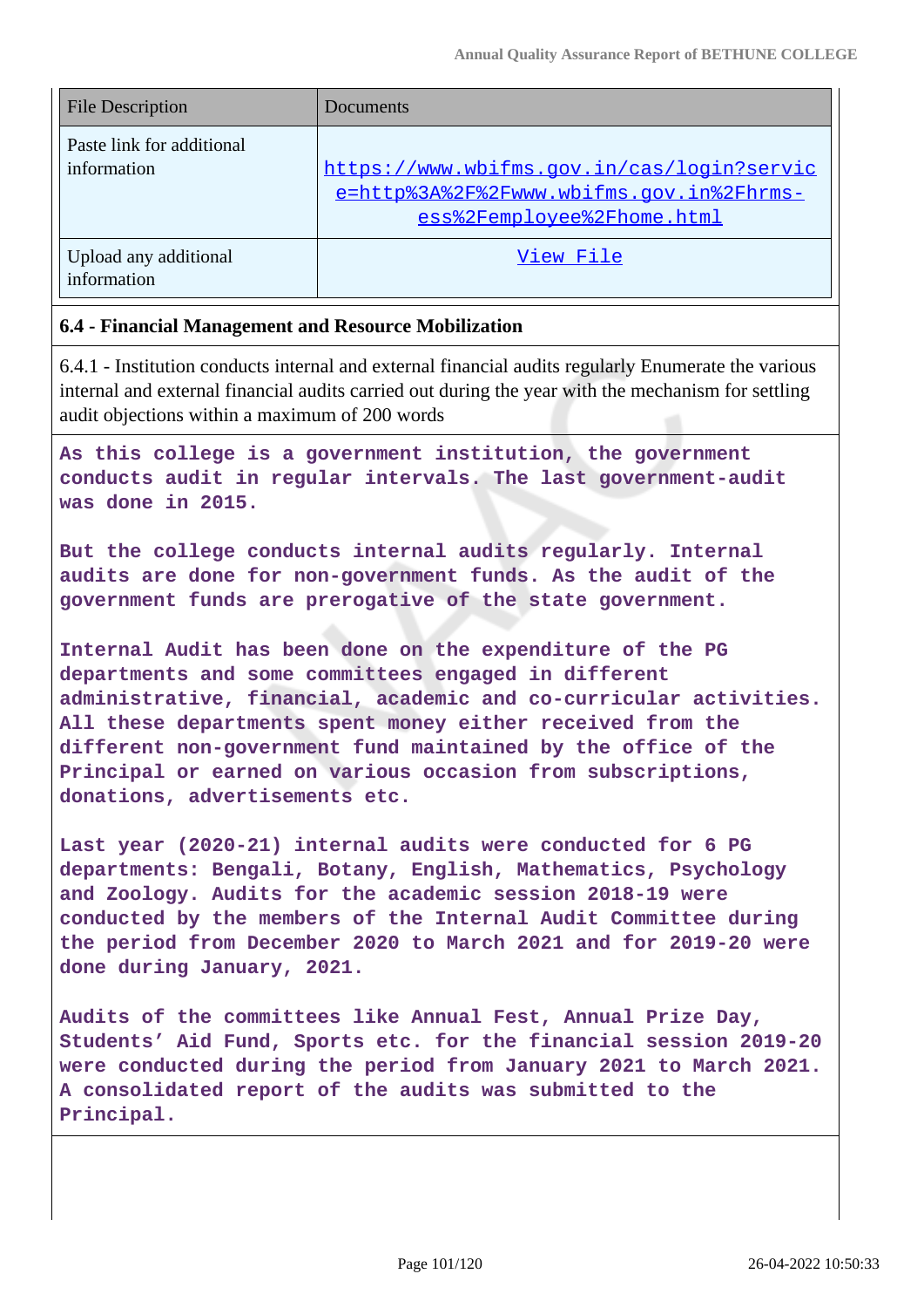| File Description | Documents |
| --- | --- |
| Paste link for additional information | https://www.wbifms.gov.in/cas/login?service=http%3A%2F%2Fwww.wbifms.gov.in%2Fhrms-ess%2Femployee%2Fhome.html |
| Upload any additional information | View File |

**6.4 - Financial Management and Resource Mobilization**

6.4.1 - Institution conducts internal and external financial audits regularly Enumerate the various internal and external financial audits carried out during the year with the mechanism for settling audit objections within a maximum of 200 words

As this college is a government institution, the government conducts audit in regular intervals. The last government-audit was done in 2015.

But the college conducts internal audits regularly. Internal audits are done for non-government funds. As the audit of the government funds are prerogative of the state government.

Internal Audit has been done on the expenditure of the PG departments and some committees engaged in different administrative, financial, academic and co-curricular activities. All these departments spent money either received from the different non-government fund maintained by the office of the Principal or earned on various occasion from subscriptions, donations, advertisements etc.

Last year (2020-21) internal audits were conducted for 6 PG departments: Bengali, Botany, English, Mathematics, Psychology and Zoology. Audits for the academic session 2018-19 were conducted by the members of the Internal Audit Committee during the period from December 2020 to March 2021 and for 2019-20 were done during January, 2021.

Audits of the committees like Annual Fest, Annual Prize Day, Students' Aid Fund, Sports etc. for the financial session 2019-20 were conducted during the period from January 2021 to March 2021. A consolidated report of the audits was submitted to the Principal.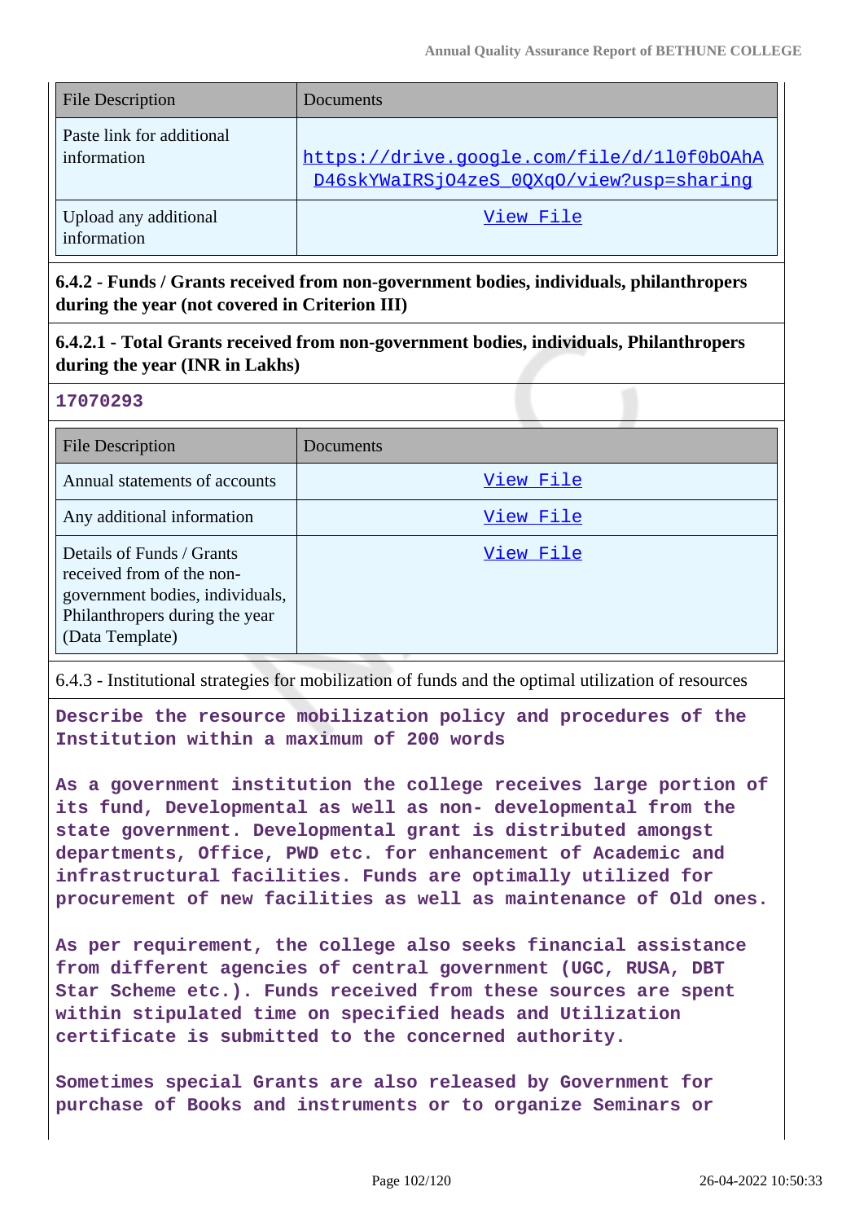| File Description | Documents |
|---|---|
| Paste link for additional information | https://drive.google.com/file/d/1l0f0bOAhAD46skYWaIRSjO4zeS_0QXqO/view?usp=sharing |
| Upload any additional information | View File |

**6.4.2 - Funds / Grants received from non-government bodies, individuals, philanthropers during the year (not covered in Criterion III)**

**6.4.2.1 - Total Grants received from non-government bodies, individuals, Philanthropers during the year (INR in Lakhs)**

**17070293**

| File Description | Documents |
|---|---|
| Annual statements of accounts | View File |
| Any additional information | View File |
| Details of Funds / Grants received from of the non-government bodies, individuals, Philanthropers during the year (Data Template) | View File |

6.4.3 - Institutional strategies for mobilization of funds and the optimal utilization of resources

**Describe the resource mobilization policy and procedures of the Institution within a maximum of 200 words**

As a government institution the college receives large portion of its fund, Developmental as well as non- developmental from the state government. Developmental grant is distributed amongst departments, Office, PWD etc. for enhancement of Academic and infrastructural facilities. Funds are optimally utilized for procurement of new facilities as well as maintenance of Old ones.

As per requirement, the college also seeks financial assistance from different agencies of central government (UGC, RUSA, DBT Star Scheme etc.). Funds received from these sources are spent within stipulated time on specified heads and Utilization certificate is submitted to the concerned authority.

Sometimes special Grants are also released by Government for purchase of Books and instruments or to organize Seminars or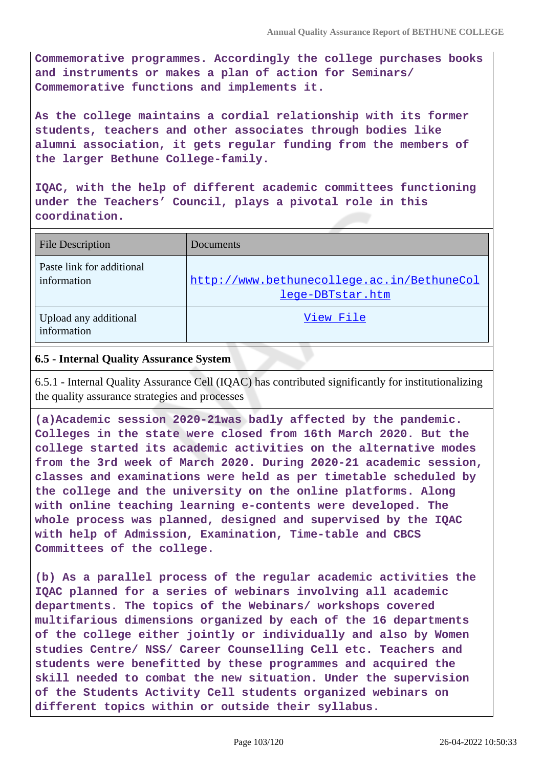**Commemorative programmes. Accordingly the college purchases books and instruments or makes a plan of action for Seminars/ Commemorative functions and implements it.**

**As the college maintains a cordial relationship with its former students, teachers and other associates through bodies like alumni association, it gets regular funding from the members of the larger Bethune College-family.**

**IQAC, with the help of different academic committees functioning under the Teachers' Council, plays a pivotal role in this coordination.**

| File Description | Documents |
| --- | --- |
| Paste link for additional information | http://www.bethunecollege.ac.in/BethuneCollege-DBTstar.htm |
| Upload any additional information | View File |

### 6.5 - Internal Quality Assurance System

6.5.1 - Internal Quality Assurance Cell (IQAC) has contributed significantly for institutionalizing the quality assurance strategies and processes

**(a)Academic session 2020-21was badly affected by the pandemic. Colleges in the state were closed from 16th March 2020. But the college started its academic activities on the alternative modes from the 3rd week of March 2020. During 2020-21 academic session, classes and examinations were held as per timetable scheduled by the college and the university on the online platforms. Along with online teaching learning e-contents were developed. The whole process was planned, designed and supervised by the IQAC with help of Admission, Examination, Time-table and CBCS Committees of the college.**

**(b) As a parallel process of the regular academic activities the IQAC planned for a series of webinars involving all academic departments. The topics of the Webinars/ workshops covered multifarious dimensions organized by each of the 16 departments of the college either jointly or individually and also by Women studies Centre/ NSS/ Career Counselling Cell etc. Teachers and students were benefitted by these programmes and acquired the skill needed to combat the new situation. Under the supervision of the Students Activity Cell students organized webinars on different topics within or outside their syllabus.**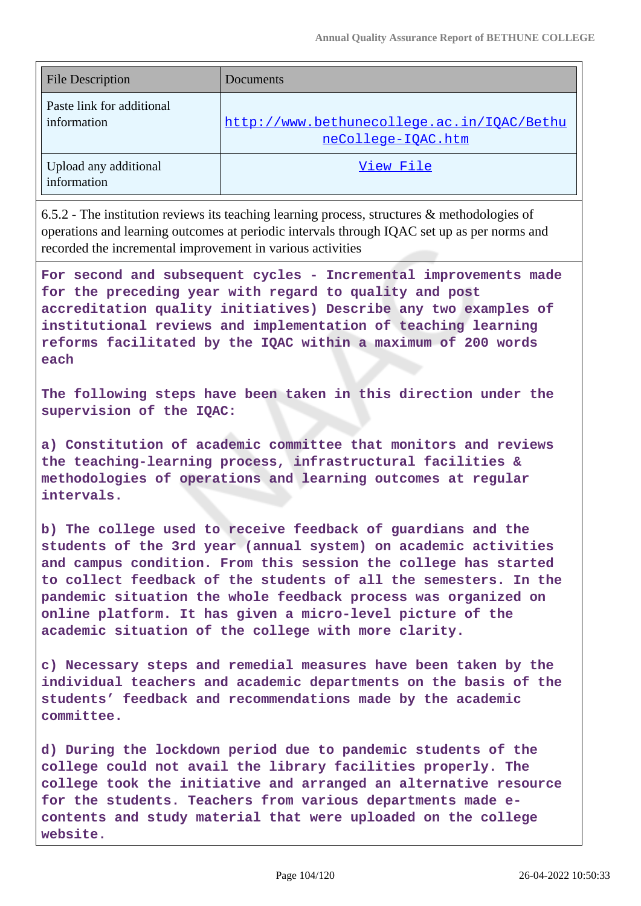| File Description | Documents |
| --- | --- |
| Paste link for additional information | http://www.bethunecollege.ac.in/IQAC/BethuneCollege-IQAC.htm |
| Upload any additional information | View File |

6.5.2 - The institution reviews its teaching learning process, structures & methodologies of operations and learning outcomes at periodic intervals through IQAC set up as per norms and recorded the incremental improvement in various activities

**For second and subsequent cycles - Incremental improvements made for the preceding year with regard to quality and post accreditation quality initiatives) Describe any two examples of institutional reviews and implementation of teaching learning reforms facilitated by the IQAC within a maximum of 200 words each**

**The following steps have been taken in this direction under the supervision of the IQAC:**

**a) Constitution of academic committee that monitors and reviews the teaching-learning process, infrastructural facilities & methodologies of operations and learning outcomes at regular intervals.**

**b) The college used to receive feedback of guardians and the students of the 3rd year (annual system) on academic activities and campus condition. From this session the college has started to collect feedback of the students of all the semesters. In the pandemic situation the whole feedback process was organized on online platform. It has given a micro-level picture of the academic situation of the college with more clarity.**

**c) Necessary steps and remedial measures have been taken by the individual teachers and academic departments on the basis of the students' feedback and recommendations made by the academic committee.**

**d) During the lockdown period due to pandemic students of the college could not avail the library facilities properly. The college took the initiative and arranged an alternative resource for the students. Teachers from various departments made e-contents and study material that were uploaded on the college website.**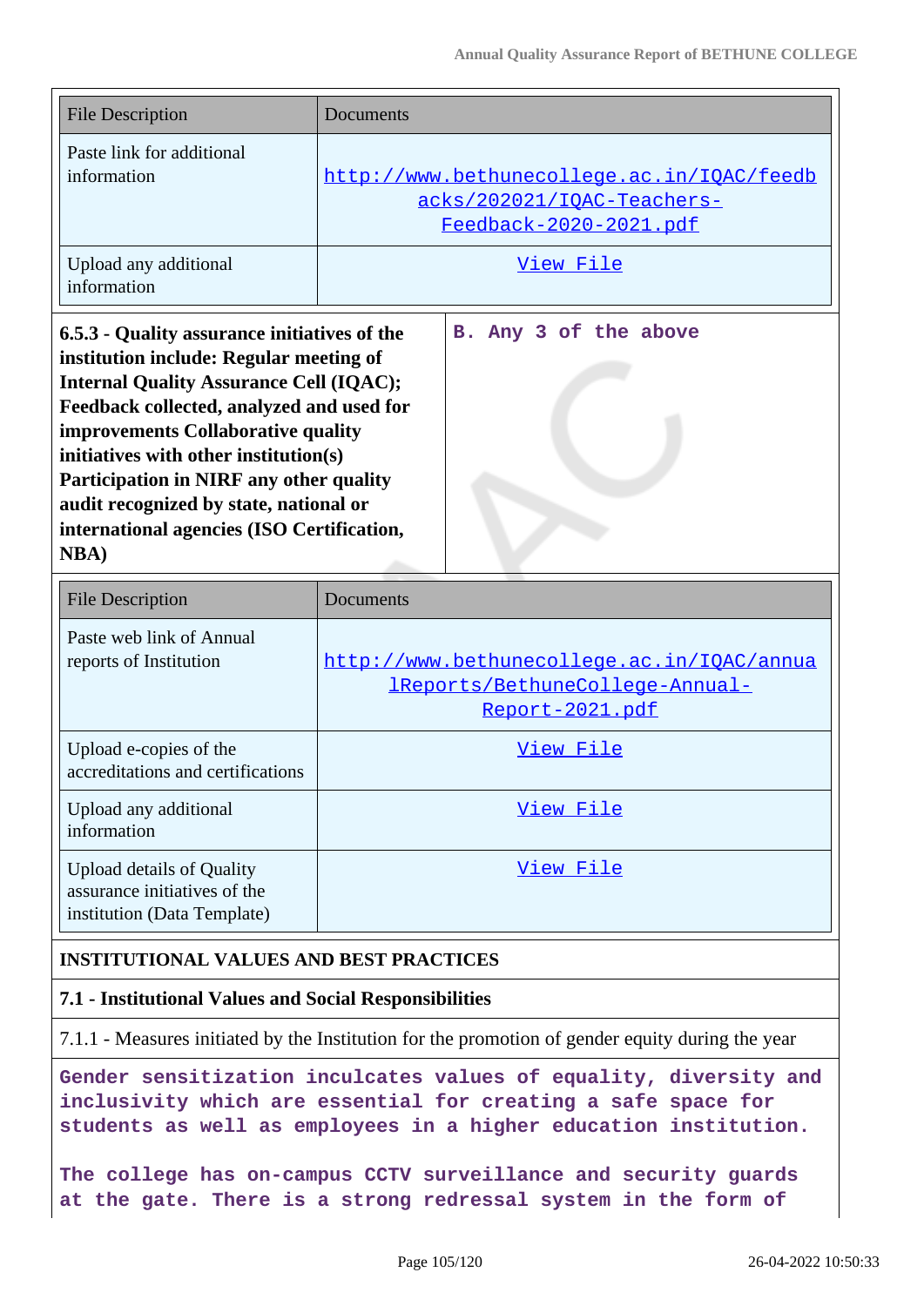| File Description | Documents |
|---|---|
| Paste link for additional information | http://www.bethunecollege.ac.in/IQAC/feedbacks/202021/IQAC-Teachers-Feedback-2020-2021.pdf |
| Upload any additional information | View File |

| **6.5.3 - Quality assurance initiatives of the institution include: Regular meeting of Internal Quality Assurance Cell (IQAC); Feedback collected, analyzed and used for improvements Collaborative quality initiatives with other institution(s) Participation in NIRF any other quality audit recognized by state, national or international agencies (ISO Certification, NBA)** | **B. Any 3 of the above** |
|---|---|

| File Description | Documents |
|---|---|
| Paste web link of Annual reports of Institution | http://www.bethunecollege.ac.in/IQAC/annualReports/BethuneCollege-Annual-Report-2021.pdf |
| Upload e-copies of the accreditations and certifications | View File |
| Upload any additional information | View File |
| Upload details of Quality assurance initiatives of the institution (Data Template) | View File |

## INSTITUTIONAL VALUES AND BEST PRACTICES

### 7.1 - Institutional Values and Social Responsibilities

7.1.1 - Measures initiated by the Institution for the promotion of gender equity during the year

**Gender sensitization inculcates values of equality, diversity and inclusivity which are essential for creating a safe space for students as well as employees in a higher education institution.**

**The college has on-campus CCTV surveillance and security guards at the gate. There is a strong redressal system in the form of**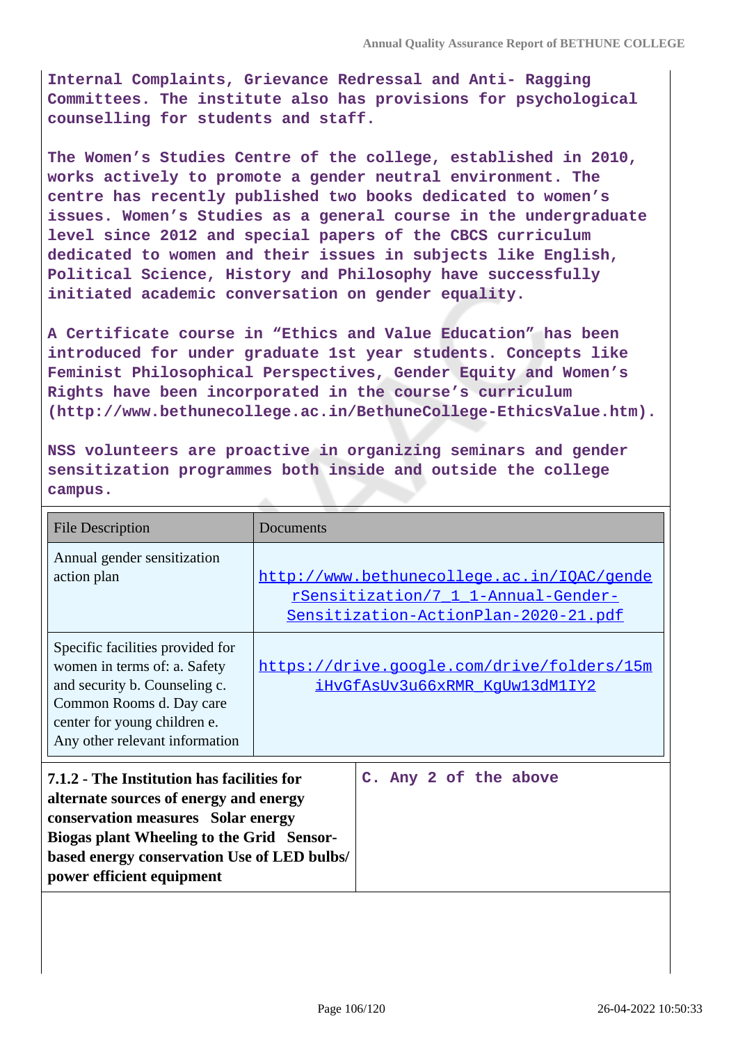**Internal Complaints, Grievance Redressal and Anti- Ragging Committees. The institute also has provisions for psychological counselling for students and staff.**

**The Women's Studies Centre of the college, established in 2010, works actively to promote a gender neutral environment. The centre has recently published two books dedicated to women's issues. Women's Studies as a general course in the undergraduate level since 2012 and special papers of the CBCS curriculum dedicated to women and their issues in subjects like English, Political Science, History and Philosophy have successfully initiated academic conversation on gender equality.**

**A Certificate course in "Ethics and Value Education" has been introduced for under graduate 1st year students. Concepts like Feminist Philosophical Perspectives, Gender Equity and Women's Rights have been incorporated in the course's curriculum (http://www.bethunecollege.ac.in/BethuneCollege-EthicsValue.htm).**

**NSS volunteers are proactive in organizing seminars and gender sensitization programmes both inside and outside the college campus.**

| File Description | Documents |
| --- | --- |
| Annual gender sensitization action plan | http://www.bethunecollege.ac.in/IQAC/genderSensitization/7_1_1-Annual-Gender-Sensitization-ActionPlan-2020-21.pdf |
| Specific facilities provided for women in terms of: a. Safety and security b. Counseling c. Common Rooms d. Day care center for young children e. Any other relevant information | https://drive.google.com/drive/folders/15miHvGfAsUv3u66xRMR_KgUw13dM1IY2 |

| **7.1.2 - The Institution has facilities for alternate sources of energy and energy conservation measures Solar energy Biogas plant Wheeling to the Grid Sensor-based energy conservation Use of LED bulbs/ power efficient equipment** | **C. Any 2 of the above** |
| --- | --- |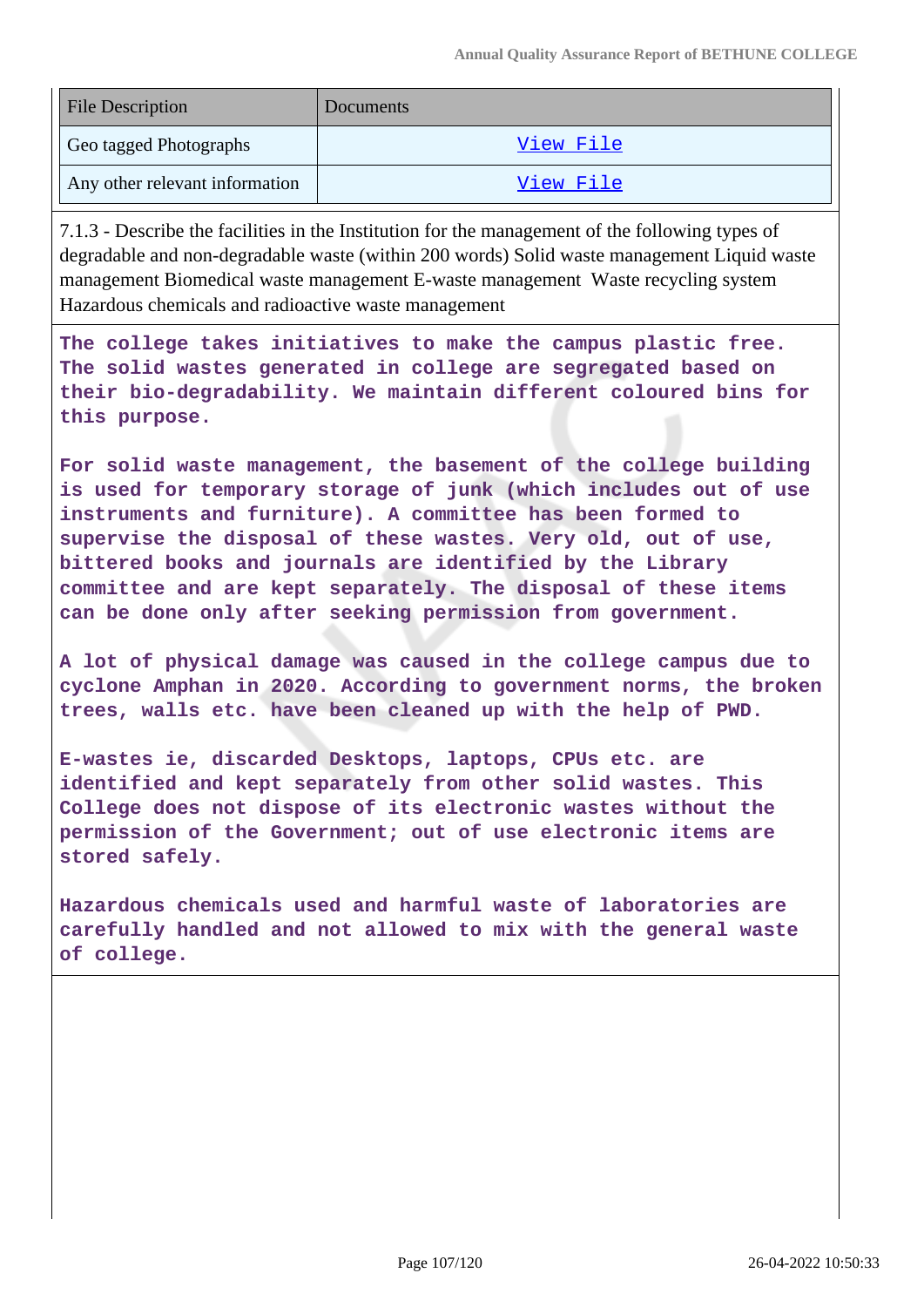| File Description | Documents |
| --- | --- |
| Geo tagged Photographs | View File |
| Any other relevant information | View File |

7.1.3 - Describe the facilities in the Institution for the management of the following types of degradable and non-degradable waste (within 200 words) Solid waste management Liquid waste management Biomedical waste management E-waste management Waste recycling system Hazardous chemicals and radioactive waste management

The college takes initiatives to make the campus plastic free. The solid wastes generated in college are segregated based on their bio-degradability. We maintain different coloured bins for this purpose.

For solid waste management, the basement of the college building is used for temporary storage of junk (which includes out of use instruments and furniture). A committee has been formed to supervise the disposal of these wastes. Very old, out of use, bittered books and journals are identified by the Library committee and are kept separately. The disposal of these items can be done only after seeking permission from government.

A lot of physical damage was caused in the college campus due to cyclone Amphan in 2020. According to government norms, the broken trees, walls etc. have been cleaned up with the help of PWD.

E-wastes ie, discarded Desktops, laptops, CPUs etc. are identified and kept separately from other solid wastes. This College does not dispose of its electronic wastes without the permission of the Government; out of use electronic items are stored safely.

Hazardous chemicals used and harmful waste of laboratories are carefully handled and not allowed to mix with the general waste of college.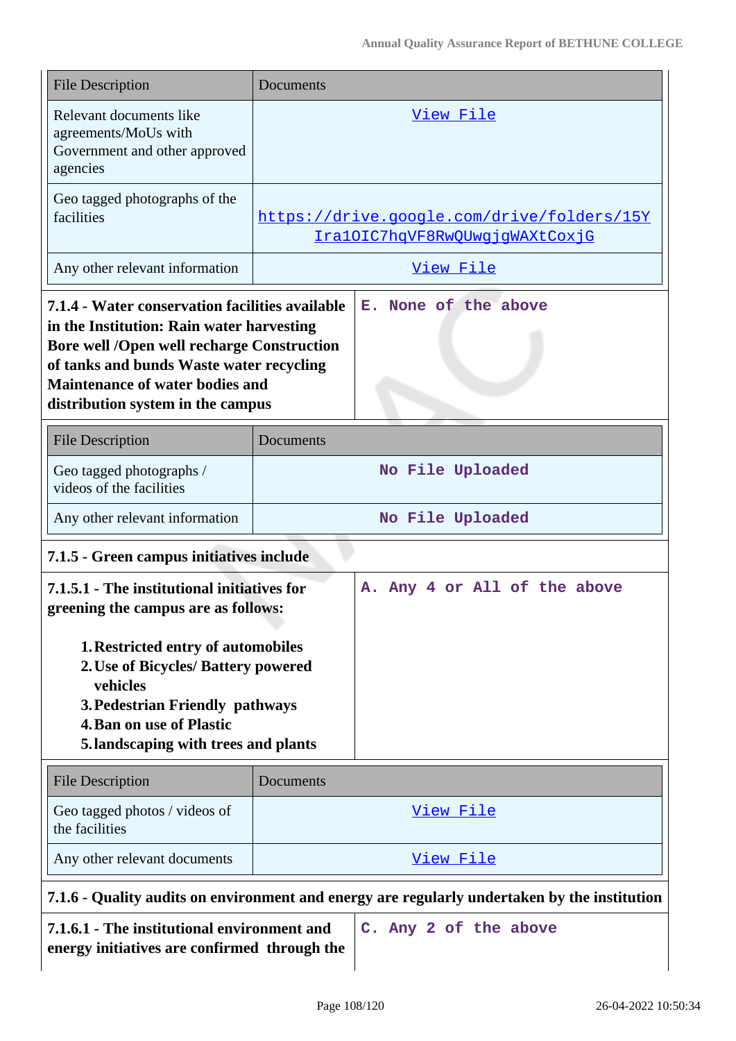| File Description | Documents |
| --- | --- |
| Relevant documents like agreements/MoUs with Government and other approved agencies | View File |
| Geo tagged photographs of the facilities | https://drive.google.com/drive/folders/15YIra1OIC7hqVF8RwQUwgjgWAXtCoxjG |
| Any other relevant information | View File |

| **7.1.4 - Water conservation facilities available in the Institution: Rain water harvesting Bore well /Open well recharge Construction of tanks and bunds Waste water recycling Maintenance of water bodies and distribution system in the campus** | E. None of the above |
| --- | --- |

| File Description | Documents |
| --- | --- |
| Geo tagged photographs / videos of the facilities | No File Uploaded |
| Any other relevant information | No File Uploaded |

**7.1.5 - Green campus initiatives include**

| **7.1.5.1 - The institutional initiatives for greening the campus are as follows:**<br><br>1. **Restricted entry of automobiles**<br>2. **Use of Bicycles/ Battery powered vehicles**<br>3. **Pedestrian Friendly pathways**<br>4. **Ban on use of Plastic**<br>5. **landscaping with trees and plants** | A. Any 4 or All of the above |
| --- | --- |

| File Description | Documents |
| --- | --- |
| Geo tagged photos / videos of the facilities | View File |
| Any other relevant documents | View File |

**7.1.6 - Quality audits on environment and energy are regularly undertaken by the institution**

| **7.1.6.1 - The institutional environment and energy initiatives are confirmed through the** | C. Any 2 of the above |
| --- | --- |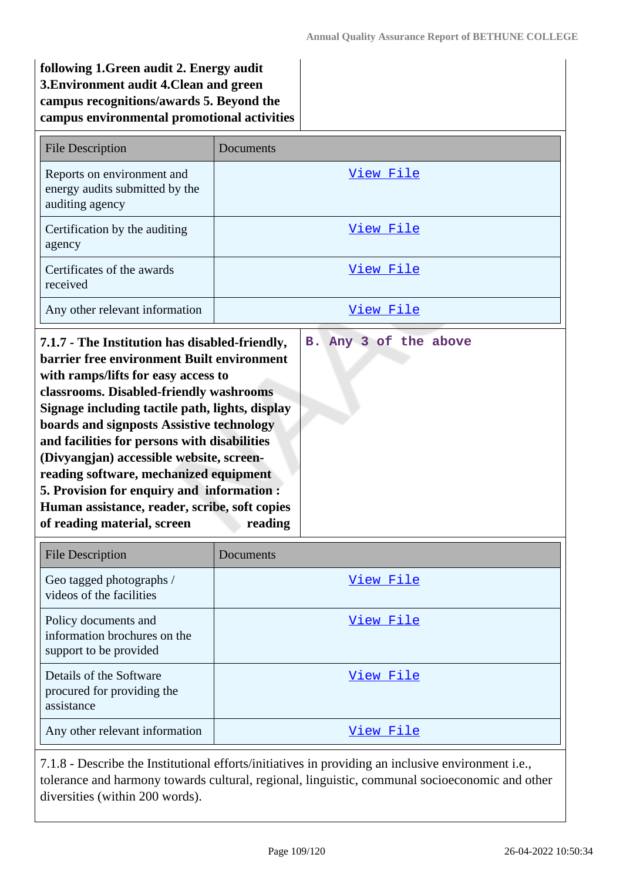| **following 1.Green audit 2. Energy audit 3.Environment audit 4.Clean and green campus recognitions/awards 5. Beyond the campus environmental promotional activities** | |
|---|---|

| File Description | Documents |
|---|---|
| Reports on environment and energy audits submitted by the auditing agency | View File |
| Certification by the auditing agency | View File |
| Certificates of the awards received | View File |
| Any other relevant information | View File |

| **7.1.7 - The Institution has disabled-friendly, barrier free environment Built environment with ramps/lifts for easy access to classrooms. Disabled-friendly washrooms Signage including tactile path, lights, display boards and signposts Assistive technology and facilities for persons with disabilities (Divyangjan) accessible website, screen-reading software, mechanized equipment 5. Provision for enquiry and information : Human assistance, reader, scribe, soft copies of reading material, screen reading** | **B. Any 3 of the above** |
|---|---|

| File Description | Documents |
|---|---|
| Geo tagged photographs / videos of the facilities | View File |
| Policy documents and information brochures on the support to be provided | View File |
| Details of the Software procured for providing the assistance | View File |
| Any other relevant information | View File |

7.1.8 - Describe the Institutional efforts/initiatives in providing an inclusive environment i.e., tolerance and harmony towards cultural, regional, linguistic, communal socioeconomic and other diversities (within 200 words).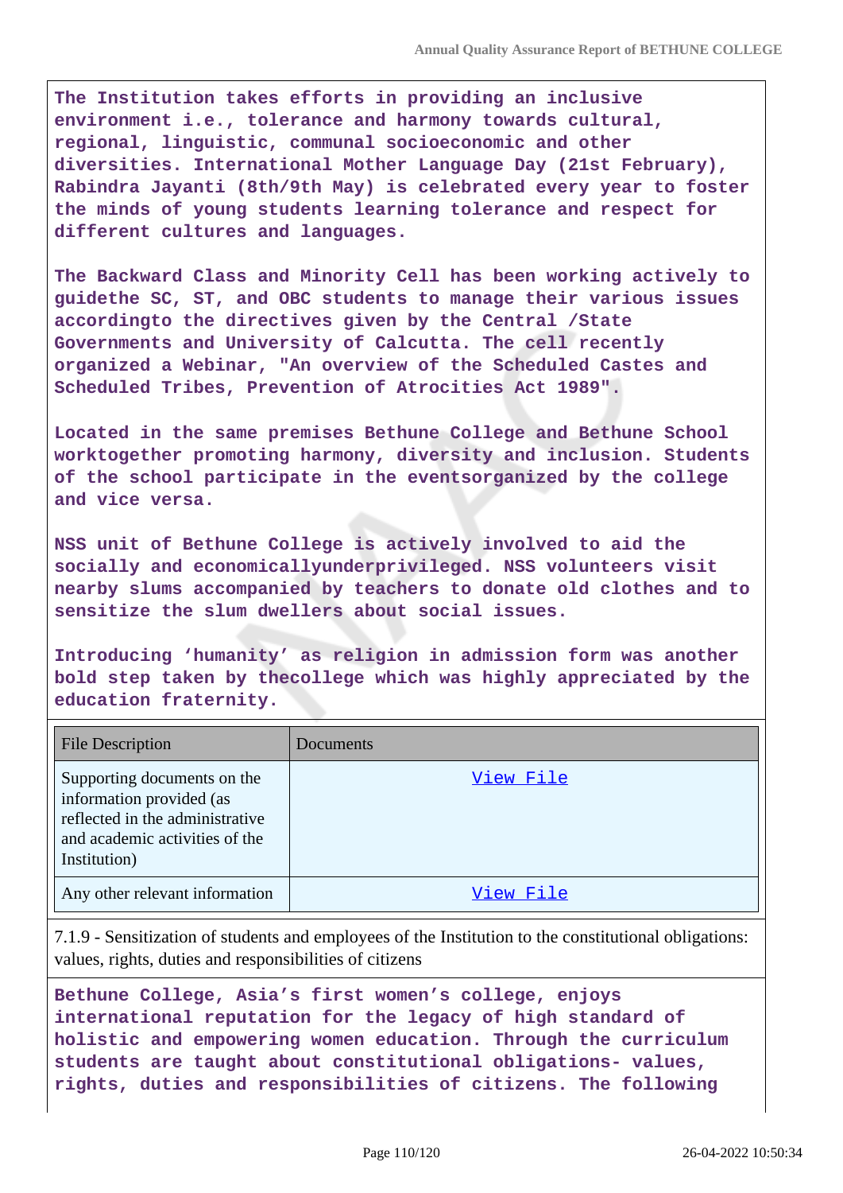The Institution takes efforts in providing an inclusive environment i.e., tolerance and harmony towards cultural, regional, linguistic, communal socioeconomic and other diversities. International Mother Language Day (21st February), Rabindra Jayanti (8th/9th May) is celebrated every year to foster the minds of young students learning tolerance and respect for different cultures and languages.

The Backward Class and Minority Cell has been working actively to guidethe SC, ST, and OBC students to manage their various issues accordingto the directives given by the Central /State Governments and University of Calcutta. The cell recently organized a Webinar, "An overview of the Scheduled Castes and Scheduled Tribes, Prevention of Atrocities Act 1989".

Located in the same premises Bethune College and Bethune School worktogether promoting harmony, diversity and inclusion. Students of the school participate in the eventsorganized by the college and vice versa.

NSS unit of Bethune College is actively involved to aid the socially and economicallyunderprivileged. NSS volunteers visit nearby slums accompanied by teachers to donate old clothes and to sensitize the slum dwellers about social issues.

Introducing 'humanity' as religion in admission form was another bold step taken by thecollege which was highly appreciated by the education fraternity.

| File Description | Documents |
| --- | --- |
| Supporting documents on the information provided (as reflected in the administrative and academic activities of the Institution) | View File |
| Any other relevant information | View File |

7.1.9 - Sensitization of students and employees of the Institution to the constitutional obligations: values, rights, duties and responsibilities of citizens

Bethune College, Asia's first women's college, enjoys international reputation for the legacy of high standard of holistic and empowering women education. Through the curriculum students are taught about constitutional obligations- values, rights, duties and responsibilities of citizens. The following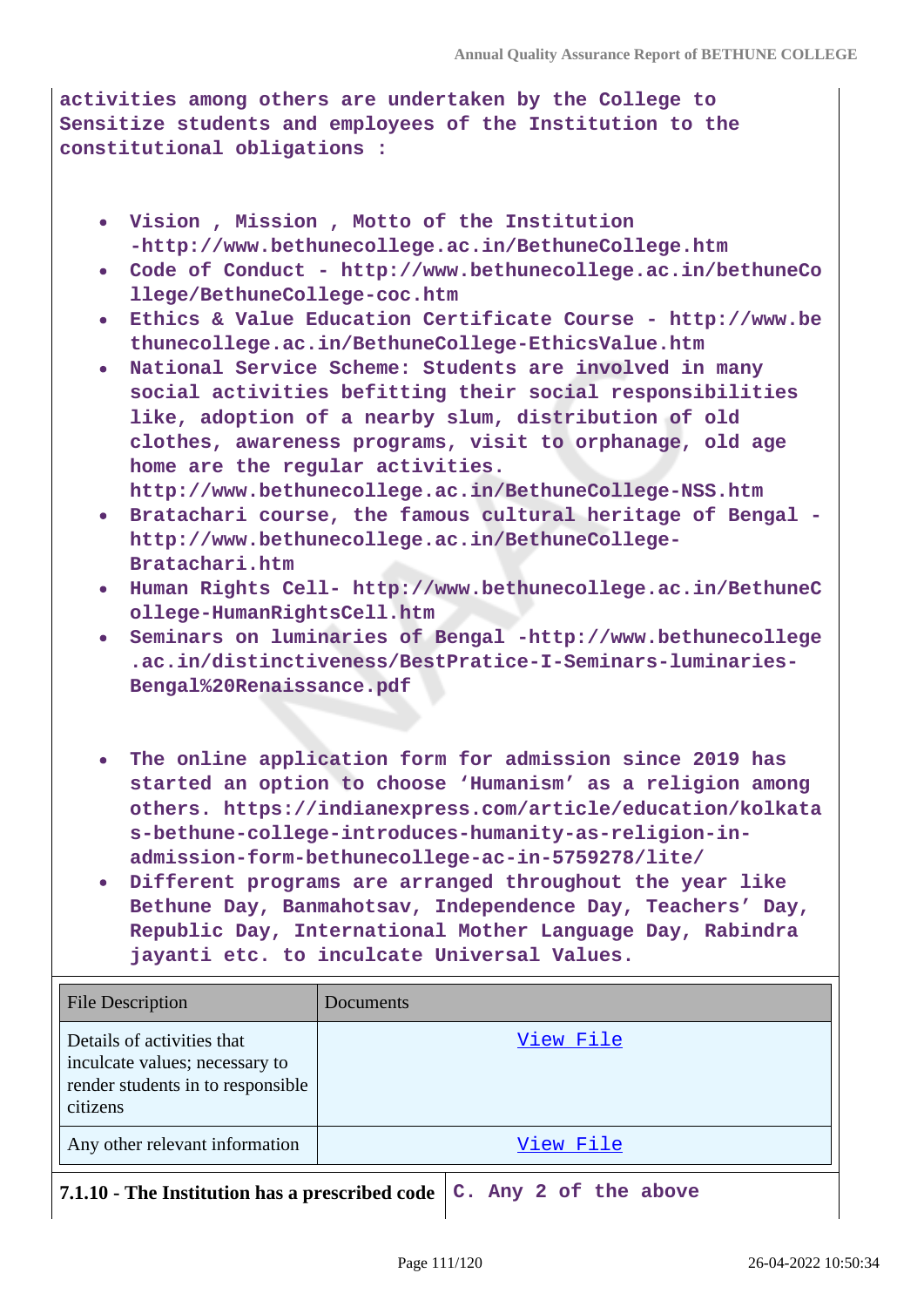**activities among others are undertaken by the College to Sensitize students and employees of the Institution to the constitutional obligations :**

- **Vision , Mission , Motto of the Institution -http://www.bethunecollege.ac.in/BethuneCollege.htm**
- **Code of Conduct - http://www.bethunecollege.ac.in/bethuneCollege/BethuneCollege-coc.htm**
- **Ethics & Value Education Certificate Course - http://www.bethunecollege.ac.in/BethuneCollege-EthicsValue.htm**
- **National Service Scheme: Students are involved in many social activities befitting their social responsibilities like, adoption of a nearby slum, distribution of old clothes, awareness programs, visit to orphanage, old age home are the regular activities. http://www.bethunecollege.ac.in/BethuneCollege-NSS.htm**
- **Bratachari course, the famous cultural heritage of Bengal - http://www.bethunecollege.ac.in/BethuneCollege-Bratachari.htm**
- **Human Rights Cell- http://www.bethunecollege.ac.in/BethuneCollege-HumanRightsCell.htm**
- **Seminars on luminaries of Bengal -http://www.bethunecollege.ac.in/distinctiveness/BestPratice-I-Seminars-luminaries-Bengal%20Renaissance.pdf**

- **The online application form for admission since 2019 has started an option to choose 'Humanism' as a religion among others. https://indianexpress.com/article/education/kolkatas-bethune-college-introduces-humanity-as-religion-in-admission-form-bethunecollege-ac-in-5759278/lite/**
- **Different programs are arranged throughout the year like Bethune Day, Banmahotsav, Independence Day, Teachers' Day, Republic Day, International Mother Language Day, Rabindra jayanti etc. to inculcate Universal Values.**

| File Description | Documents |
| --- | --- |
| Details of activities that inculcate values; necessary to render students in to responsible citizens | View File |
| Any other relevant information | View File |

| **7.1.10 - The Institution has a prescribed code** | **C. Any 2 of the above** |
| --- | --- |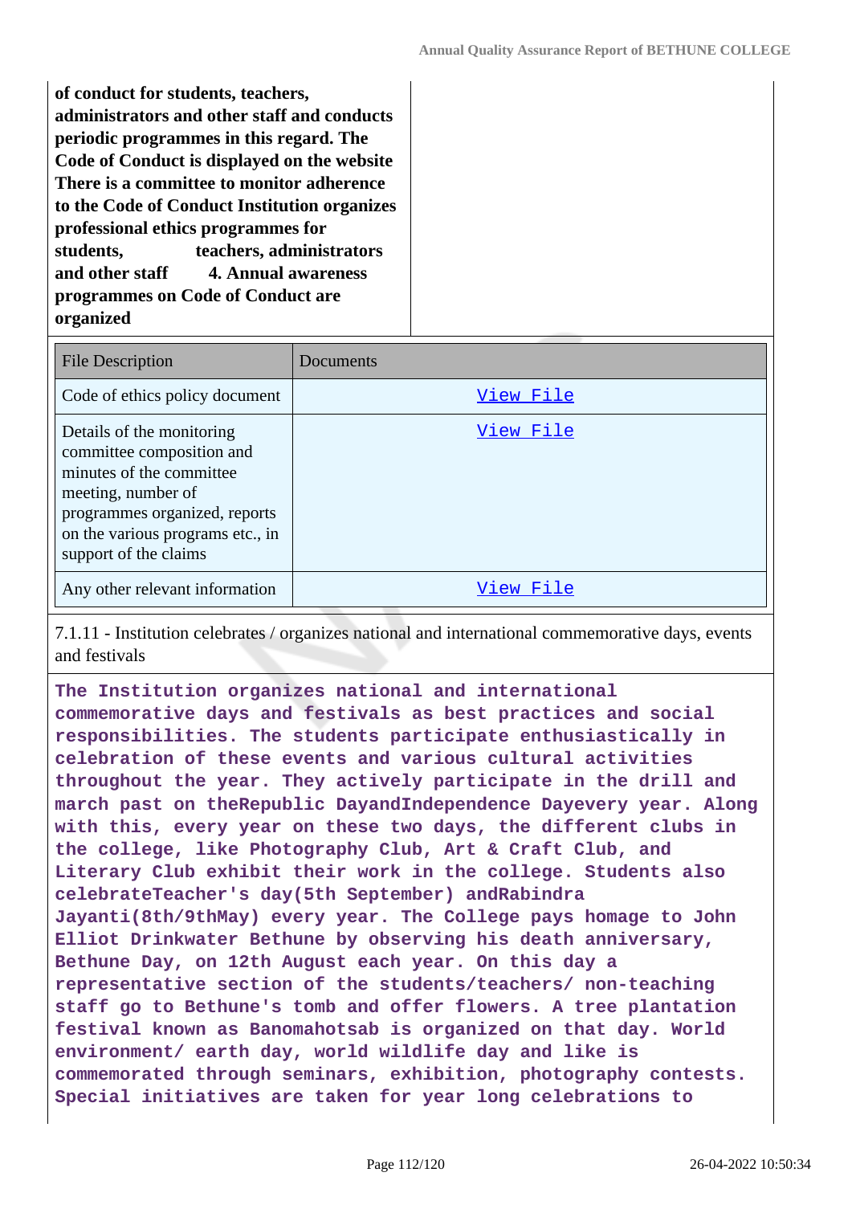**of conduct for students, teachers, administrators and other staff and conducts periodic programmes in this regard. The Code of Conduct is displayed on the website There is a committee to monitor adherence to the Code of Conduct Institution organizes professional ethics programmes for students, teachers, administrators and other staff 4. Annual awareness programmes on Code of Conduct are organized**

| File Description | Documents |
|---|---|
| Code of ethics policy document | View File |
| Details of the monitoring committee composition and minutes of the committee meeting, number of programmes organized, reports on the various programs etc., in support of the claims | View File |
| Any other relevant information | View File |

7.1.11 - Institution celebrates / organizes national and international commemorative days, events and festivals

**The Institution organizes national and international commemorative days and festivals as best practices and social responsibilities. The students participate enthusiastically in celebration of these events and various cultural activities throughout the year. They actively participate in the drill and march past on theRepublic DayandIndependence Dayevery year. Along with this, every year on these two days, the different clubs in the college, like Photography Club, Art & Craft Club, and Literary Club exhibit their work in the college. Students also celebrateTeacher's day(5th September) andRabindra Jayanti(8th/9thMay) every year. The College pays homage to John Elliot Drinkwater Bethune by observing his death anniversary, Bethune Day, on 12th August each year. On this day a representative section of the students/teachers/ non-teaching staff go to Bethune's tomb and offer flowers. A tree plantation festival known as Banomahotsab is organized on that day. World environment/ earth day, world wildlife day and like is commemorated through seminars, exhibition, photography contests. Special initiatives are taken for year long celebrations to**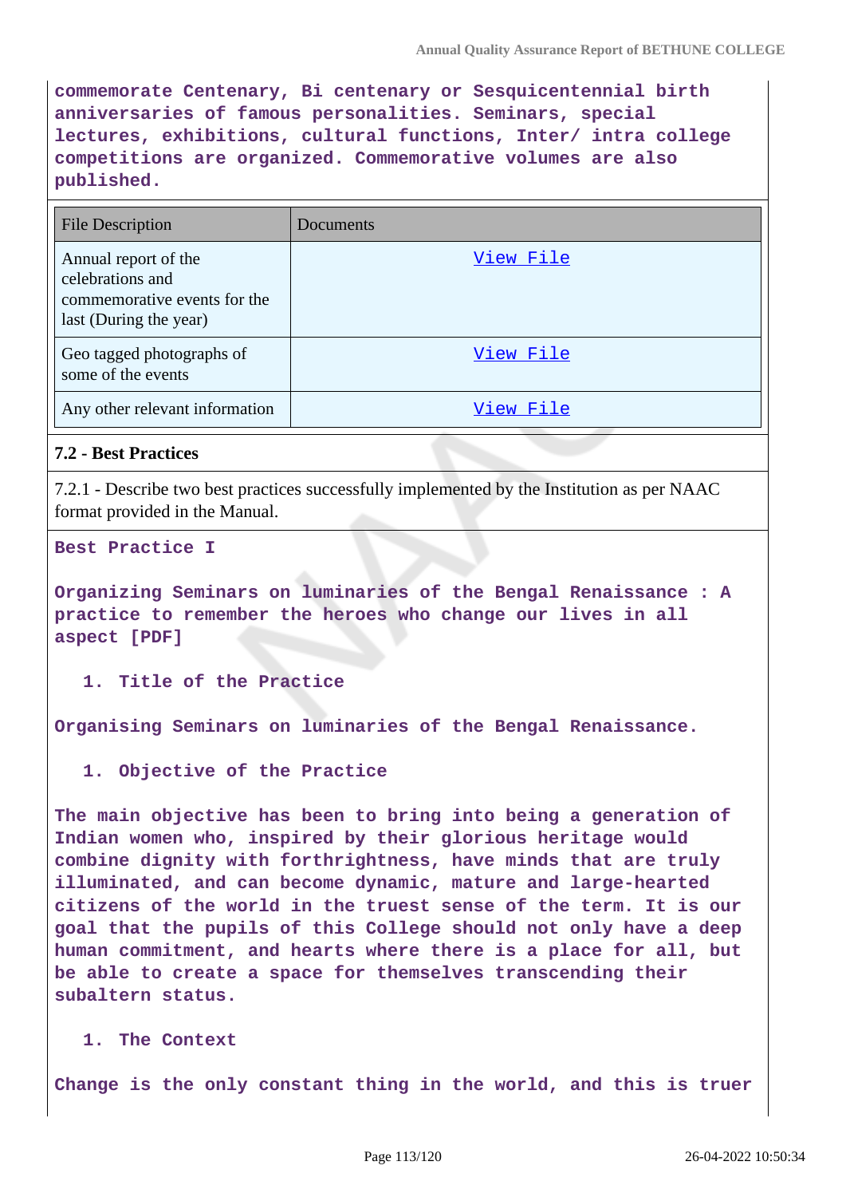commemorate Centenary, Bi centenary or Sesquicentennial birth anniversaries of famous personalities. Seminars, special lectures, exhibitions, cultural functions, Inter/ intra college competitions are organized. Commemorative volumes are also published.

| File Description | Documents |
|---|---|
| Annual report of the celebrations and commemorative events for the last (During the year) | View File |
| Geo tagged photographs of some of the events | View File |
| Any other relevant information | View File |

### 7.2 - Best Practices

7.2.1 - Describe two best practices successfully implemented by the Institution as per NAAC format provided in the Manual.

**Best Practice I**

**Organizing Seminars on luminaries of the Bengal Renaissance : A practice to remember the heroes who change our lives in all aspect [PDF]**

1. **Title of the Practice**

Organising Seminars on luminaries of the Bengal Renaissance.

1. **Objective of the Practice**

The main objective has been to bring into being a generation of Indian women who, inspired by their glorious heritage would combine dignity with forthrightness, have minds that are truly illuminated, and can become dynamic, mature and large-hearted citizens of the world in the truest sense of the term. It is our goal that the pupils of this College should not only have a deep human commitment, and hearts where there is a place for all, but be able to create a space for themselves transcending their subaltern status.

1. **The Context**

Change is the only constant thing in the world, and this is truer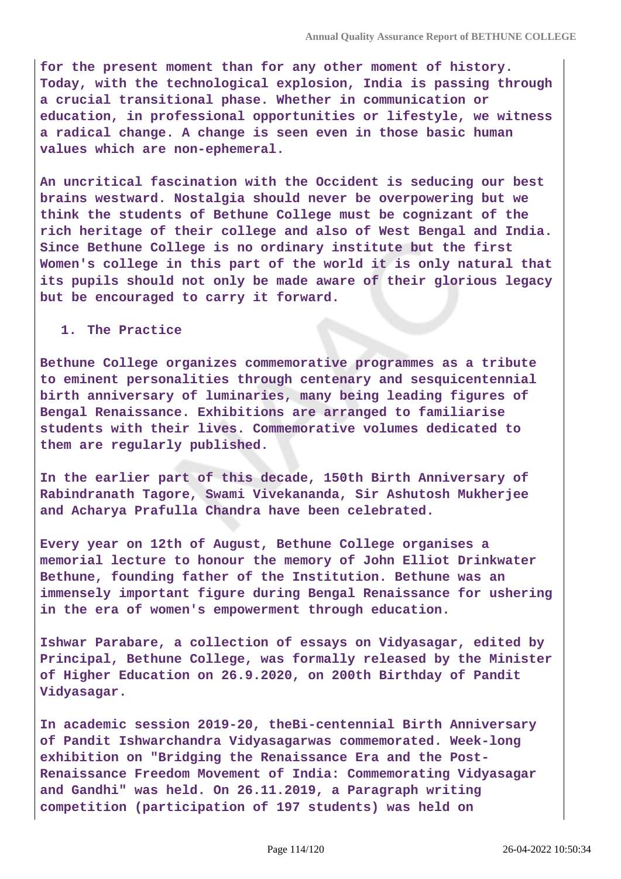for the present moment than for any other moment of history. Today, with the technological explosion, India is passing through a crucial transitional phase. Whether in communication or education, in professional opportunities or lifestyle, we witness a radical change. A change is seen even in those basic human values which are non-ephemeral.

An uncritical fascination with the Occident is seducing our best brains westward. Nostalgia should never be overpowering but we think the students of Bethune College must be cognizant of the rich heritage of their college and also of West Bengal and India. Since Bethune College is no ordinary institute but the first Women's college in this part of the world it is only natural that its pupils should not only be made aware of their glorious legacy but be encouraged to carry it forward.

1. The Practice

Bethune College organizes commemorative programmes as a tribute to eminent personalities through centenary and sesquicentennial birth anniversary of luminaries, many being leading figures of Bengal Renaissance. Exhibitions are arranged to familiarise students with their lives. Commemorative volumes dedicated to them are regularly published.

In the earlier part of this decade, 150th Birth Anniversary of Rabindranath Tagore, Swami Vivekananda, Sir Ashutosh Mukherjee and Acharya Prafulla Chandra have been celebrated.

Every year on 12th of August, Bethune College organises a memorial lecture to honour the memory of John Elliot Drinkwater Bethune, founding father of the Institution. Bethune was an immensely important figure during Bengal Renaissance for ushering in the era of women's empowerment through education.

Ishwar Parabare, a collection of essays on Vidyasagar, edited by Principal, Bethune College, was formally released by the Minister of Higher Education on 26.9.2020, on 200th Birthday of Pandit Vidyasagar.

In academic session 2019-20, theBi-centennial Birth Anniversary of Pandit Ishwarchandra Vidyasagarwas commemorated. Week-long exhibition on "Bridging the Renaissance Era and the Post-Renaissance Freedom Movement of India: Commemorating Vidyasagar and Gandhi" was held. On 26.11.2019, a Paragraph writing competition (participation of 197 students) was held on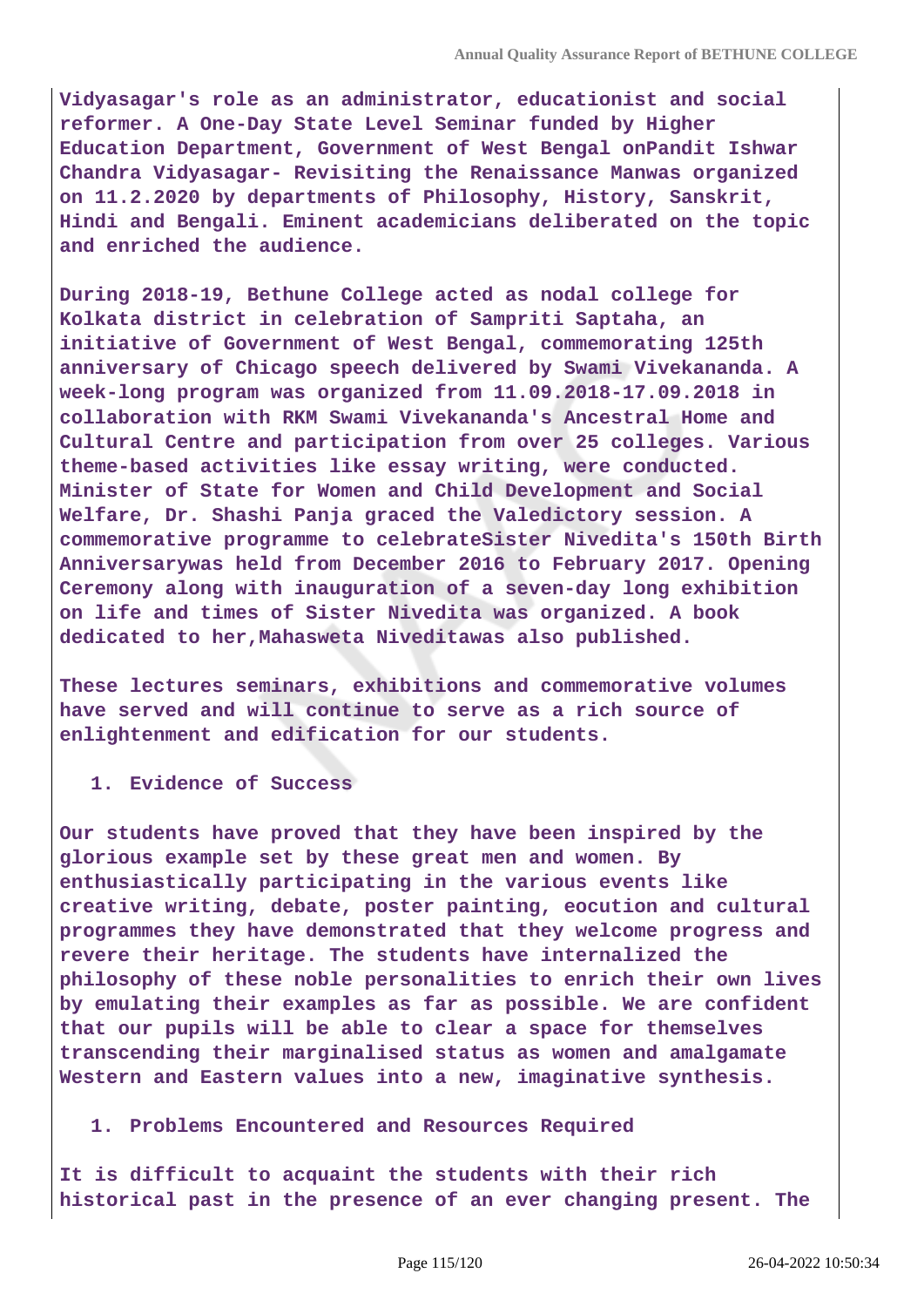Vidyasagar's role as an administrator, educationist and social reformer. A One-Day State Level Seminar funded by Higher Education Department, Government of West Bengal onPandit Ishwar Chandra Vidyasagar- Revisiting the Renaissance Manwas organized on 11.2.2020 by departments of Philosophy, History, Sanskrit, Hindi and Bengali. Eminent academicians deliberated on the topic and enriched the audience.

During 2018-19, Bethune College acted as nodal college for Kolkata district in celebration of Sampriti Saptaha, an initiative of Government of West Bengal, commemorating 125th anniversary of Chicago speech delivered by Swami Vivekananda. A week-long program was organized from 11.09.2018-17.09.2018 in collaboration with RKM Swami Vivekananda's Ancestral Home and Cultural Centre and participation from over 25 colleges. Various theme-based activities like essay writing, were conducted. Minister of State for Women and Child Development and Social Welfare, Dr. Shashi Panja graced the Valedictory session. A commemorative programme to celebrateSister Nivedita's 150th Birth Anniversarywas held from December 2016 to February 2017. Opening Ceremony along with inauguration of a seven-day long exhibition on life and times of Sister Nivedita was organized. A book dedicated to her,Mahasweta Niveditawas also published.

These lectures seminars, exhibitions and commemorative volumes have served and will continue to serve as a rich source of enlightenment and edification for our students.

1. Evidence of Success

Our students have proved that they have been inspired by the glorious example set by these great men and women. By enthusiastically participating in the various events like creative writing, debate, poster painting, eocution and cultural programmes they have demonstrated that they welcome progress and revere their heritage. The students have internalized the philosophy of these noble personalities to enrich their own lives by emulating their examples as far as possible. We are confident that our pupils will be able to clear a space for themselves transcending their marginalised status as women and amalgamate Western and Eastern values into a new, imaginative synthesis.

1. Problems Encountered and Resources Required

It is difficult to acquaint the students with their rich historical past in the presence of an ever changing present. The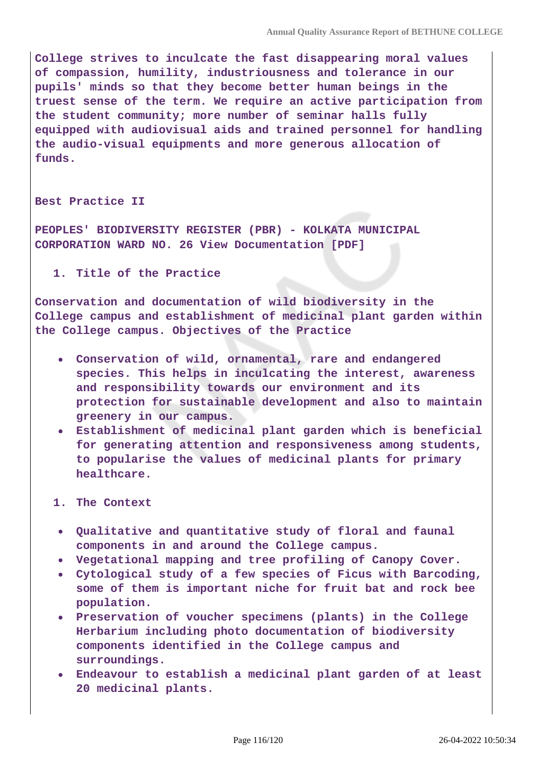College strives to inculcate the fast disappearing moral values of compassion, humility, industriousness and tolerance in our pupils' minds so that they become better human beings in the truest sense of the term. We require an active participation from the student community; more number of seminar halls fully equipped with audiovisual aids and trained personnel for handling the audio-visual equipments and more generous allocation of funds.

**Best Practice II**

**PEOPLES' BIODIVERSITY REGISTER (PBR) - KOLKATA MUNICIPAL CORPORATION WARD NO. 26 View Documentation [PDF]**

1. Title of the Practice

Conservation and documentation of wild biodiversity in the College campus and establishment of medicinal plant garden within the College campus. Objectives of the Practice

- Conservation of wild, ornamental, rare and endangered species. This helps in inculcating the interest, awareness and responsibility towards our environment and its protection for sustainable development and also to maintain greenery in our campus.
- Establishment of medicinal plant garden which is beneficial for generating attention and responsiveness among students, to popularise the values of medicinal plants for primary healthcare.

1. The Context

- Qualitative and quantitative study of floral and faunal components in and around the College campus.
- Vegetational mapping and tree profiling of Canopy Cover.
- Cytological study of a few species of Ficus with Barcoding, some of them is important niche for fruit bat and rock bee population.
- Preservation of voucher specimens (plants) in the College Herbarium including photo documentation of biodiversity components identified in the College campus and surroundings.
- Endeavour to establish a medicinal plant garden of at least 20 medicinal plants.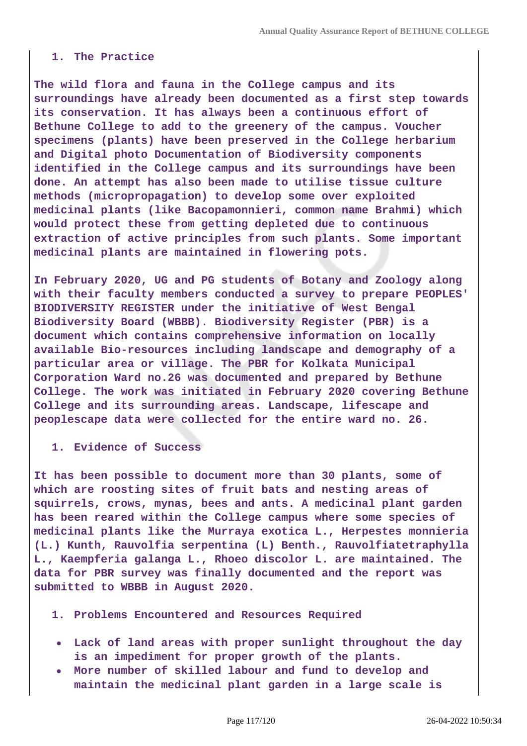1. The Practice

**The wild flora and fauna in the College campus and its surroundings have already been documented as a first step towards its conservation. It has always been a continuous effort of Bethune College to add to the greenery of the campus. Voucher specimens (plants) have been preserved in the College herbarium and Digital photo Documentation of Biodiversity components identified in the College campus and its surroundings have been done. An attempt has also been made to utilise tissue culture methods (micropropagation) to develop some over exploited medicinal plants (like Bacopamonnieri, common name Brahmi) which would protect these from getting depleted due to continuous extraction of active principles from such plants. Some important medicinal plants are maintained in flowering pots.**

**In February 2020, UG and PG students of Botany and Zoology along with their faculty members conducted a survey to prepare PEOPLES' BIODIVERSITY REGISTER under the initiative of West Bengal Biodiversity Board (WBBB). Biodiversity Register (PBR) is a document which contains comprehensive information on locally available Bio-resources including landscape and demography of a particular area or village. The PBR for Kolkata Municipal Corporation Ward no.26 was documented and prepared by Bethune College. The work was initiated in February 2020 covering Bethune College and its surrounding areas. Landscape, lifescape and peoplescape data were collected for the entire ward no. 26.**

1. Evidence of Success

**It has been possible to document more than 30 plants, some of which are roosting sites of fruit bats and nesting areas of squirrels, crows, mynas, bees and ants. A medicinal plant garden has been reared within the College campus where some species of medicinal plants like the Murraya exotica L., Herpestes monnieria (L.) Kunth, Rauvolfia serpentina (L) Benth., Rauvolfiatetraphylla L., Kaempferia galanga L., Rhoeo discolor L. are maintained. The data for PBR survey was finally documented and the report was submitted to WBBB in August 2020.**

1. Problems Encountered and Resources Required

- **Lack of land areas with proper sunlight throughout the day is an impediment for proper growth of the plants.**
- **More number of skilled labour and fund to develop and maintain the medicinal plant garden in a large scale is**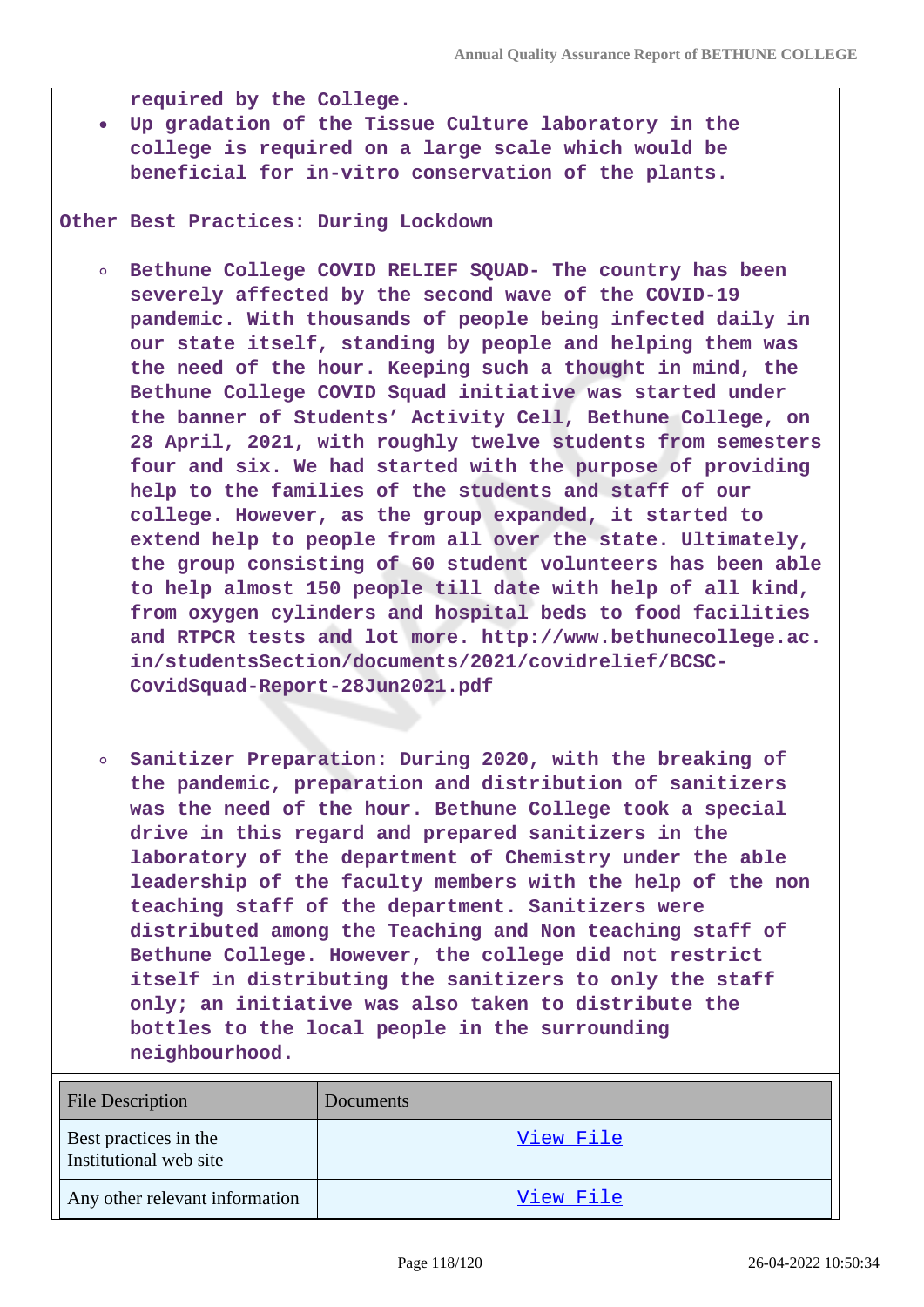required by the College.

- Up gradation of the Tissue Culture laboratory in the college is required on a large scale which would be beneficial for in-vitro conservation of the plants.

Other Best Practices: During Lockdown

- Bethune College COVID RELIEF SQUAD- The country has been severely affected by the second wave of the COVID-19 pandemic. With thousands of people being infected daily in our state itself, standing by people and helping them was the need of the hour. Keeping such a thought in mind, the Bethune College COVID Squad initiative was started under the banner of Students' Activity Cell, Bethune College, on 28 April, 2021, with roughly twelve students from semesters four and six. We had started with the purpose of providing help to the families of the students and staff of our college. However, as the group expanded, it started to extend help to people from all over the state. Ultimately, the group consisting of 60 student volunteers has been able to help almost 150 people till date with help of all kind, from oxygen cylinders and hospital beds to food facilities and RTPCR tests and lot more. http://www.bethunecollege.ac.in/studentsSection/documents/2021/covidrelief/BCSC-CovidSquad-Report-28Jun2021.pdf

- Sanitizer Preparation: During 2020, with the breaking of the pandemic, preparation and distribution of sanitizers was the need of the hour. Bethune College took a special drive in this regard and prepared sanitizers in the laboratory of the department of Chemistry under the able leadership of the faculty members with the help of the non teaching staff of the department. Sanitizers were distributed among the Teaching and Non teaching staff of Bethune College. However, the college did not restrict itself in distributing the sanitizers to only the staff only; an initiative was also taken to distribute the bottles to the local people in the surrounding neighbourhood.

| File Description | Documents |
|---|---|
| Best practices in the Institutional web site | View File |
| Any other relevant information | View File |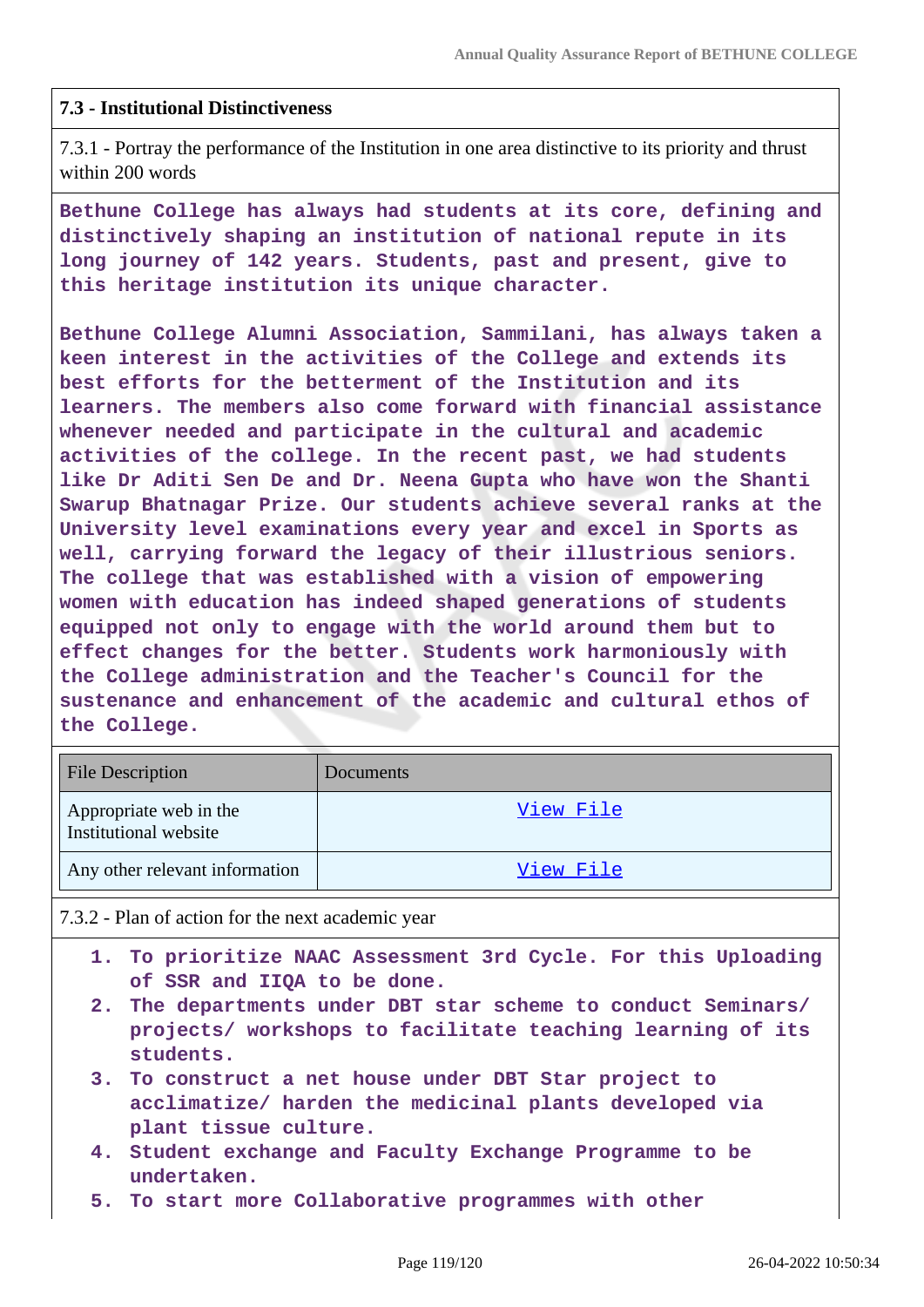### 7.3 - Institutional Distinctiveness

7.3.1 - Portray the performance of the Institution in one area distinctive to its priority and thrust within 200 words

**Bethune College has always had students at its core, defining and distinctively shaping an institution of national repute in its long journey of 142 years. Students, past and present, give to this heritage institution its unique character.**

**Bethune College Alumni Association, Sammilani, has always taken a keen interest in the activities of the College and extends its best efforts for the betterment of the Institution and its learners. The members also come forward with financial assistance whenever needed and participate in the cultural and academic activities of the college. In the recent past, we had students like Dr Aditi Sen De and Dr. Neena Gupta who have won the Shanti Swarup Bhatnagar Prize. Our students achieve several ranks at the University level examinations every year and excel in Sports as well, carrying forward the legacy of their illustrious seniors. The college that was established with a vision of empowering women with education has indeed shaped generations of students equipped not only to engage with the world around them but to effect changes for the better. Students work harmoniously with the College administration and the Teacher's Council for the sustenance and enhancement of the academic and cultural ethos of the College.**

| File Description | Documents |
|---|---|
| Appropriate web in the Institutional website | View File |
| Any other relevant information | View File |

7.3.2 - Plan of action for the next academic year

1. **To prioritize NAAC Assessment 3rd Cycle. For this Uploading of SSR and IIQA to be done.**
2. **The departments under DBT star scheme to conduct Seminars/ projects/ workshops to facilitate teaching learning of its students.**
3. **To construct a net house under DBT Star project to acclimatize/ harden the medicinal plants developed via plant tissue culture.**
4. **Student exchange and Faculty Exchange Programme to be undertaken.**
5. **To start more Collaborative programmes with other**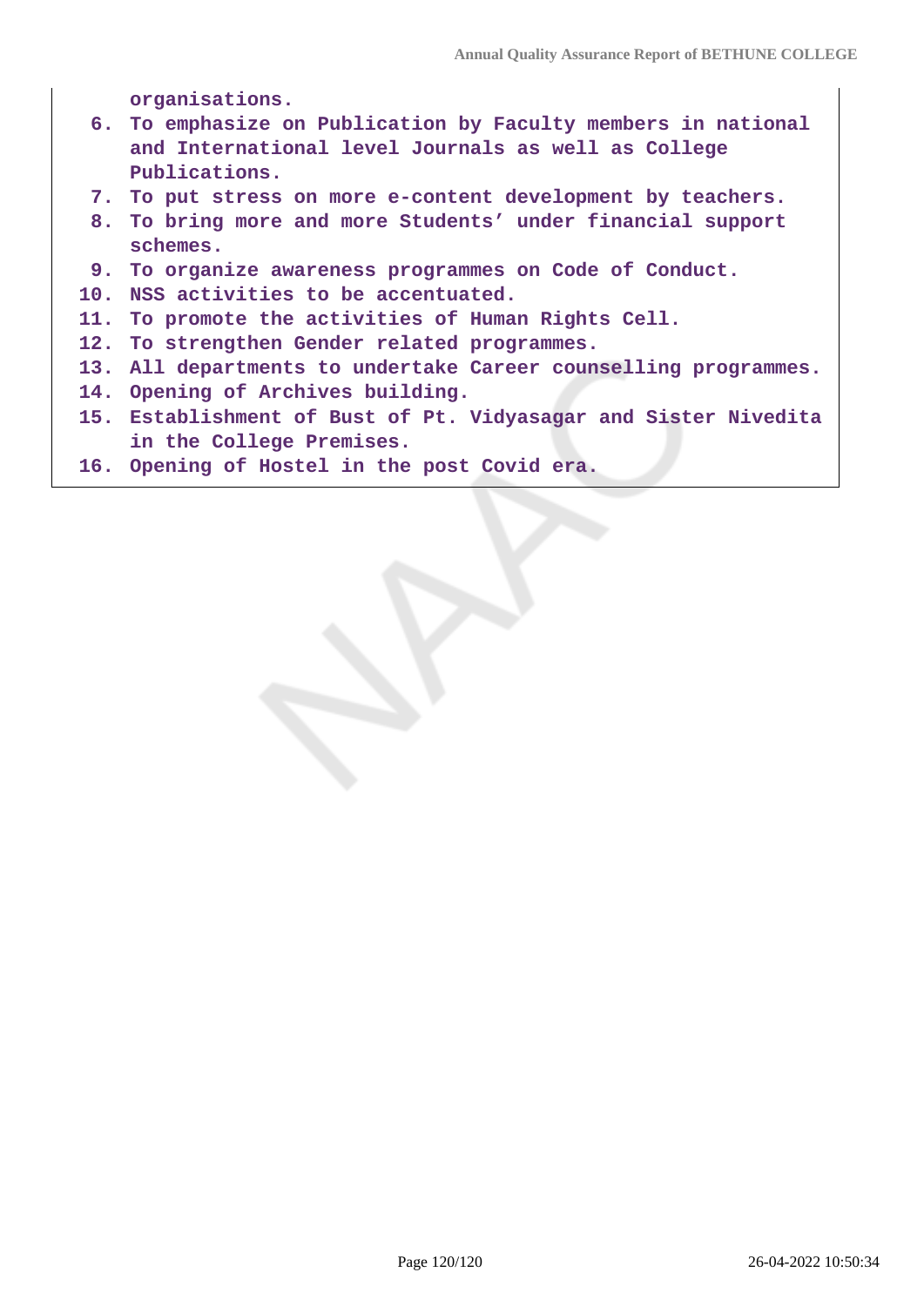organisations.

6. To emphasize on Publication by Faculty members in national and International level Journals as well as College Publications.
7. To put stress on more e-content development by teachers.
8. To bring more and more Students' under financial support schemes.
9. To organize awareness programmes on Code of Conduct.
10. NSS activities to be accentuated.
11. To promote the activities of Human Rights Cell.
12. To strengthen Gender related programmes.
13. All departments to undertake Career counselling programmes.
14. Opening of Archives building.
15. Establishment of Bust of Pt. Vidyasagar and Sister Nivedita in the College Premises.
16. Opening of Hostel in the post Covid era.